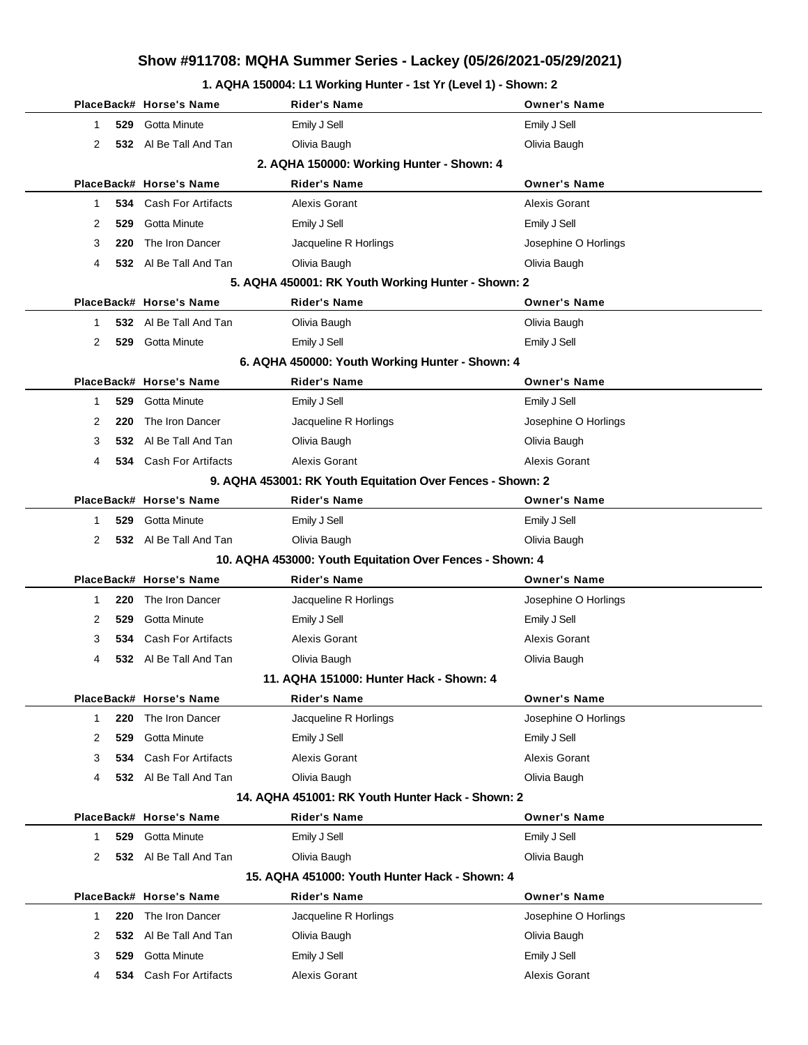# Show #911708: MQHA Summer Series - Lackey (05/26/2021-05/29/2021)

## 1. AQHA 150004: L1 Working Hunter - 1st Yr (Level 1) - Shown: 2

| Place | Back# | Horse's Name | Rider's Name | Owner's Name |
|---|---|---|---|---|
| 1 | 529 | Gotta Minute | Emily J Sell | Emily J Sell |
| 2 | 532 | Al Be Tall And Tan | Olivia Baugh | Olivia Baugh |

## 2. AQHA 150000: Working Hunter - Shown: 4

| Place | Back# | Horse's Name | Rider's Name | Owner's Name |
|---|---|---|---|---|
| 1 | 534 | Cash For Artifacts | Alexis Gorant | Alexis Gorant |
| 2 | 529 | Gotta Minute | Emily J Sell | Emily J Sell |
| 3 | 220 | The Iron Dancer | Jacqueline R Horlings | Josephine O Horlings |
| 4 | 532 | Al Be Tall And Tan | Olivia Baugh | Olivia Baugh |

## 5. AQHA 450001: RK Youth Working Hunter - Shown: 2

| Place | Back# | Horse's Name | Rider's Name | Owner's Name |
|---|---|---|---|---|
| 1 | 532 | Al Be Tall And Tan | Olivia Baugh | Olivia Baugh |
| 2 | 529 | Gotta Minute | Emily J Sell | Emily J Sell |

## 6. AQHA 450000: Youth Working Hunter - Shown: 4

| Place | Back# | Horse's Name | Rider's Name | Owner's Name |
|---|---|---|---|---|
| 1 | 529 | Gotta Minute | Emily J Sell | Emily J Sell |
| 2 | 220 | The Iron Dancer | Jacqueline R Horlings | Josephine O Horlings |
| 3 | 532 | Al Be Tall And Tan | Olivia Baugh | Olivia Baugh |
| 4 | 534 | Cash For Artifacts | Alexis Gorant | Alexis Gorant |

## 9. AQHA 453001: RK Youth Equitation Over Fences - Shown: 2

| Place | Back# | Horse's Name | Rider's Name | Owner's Name |
|---|---|---|---|---|
| 1 | 529 | Gotta Minute | Emily J Sell | Emily J Sell |
| 2 | 532 | Al Be Tall And Tan | Olivia Baugh | Olivia Baugh |

## 10. AQHA 453000: Youth Equitation Over Fences - Shown: 4

| Place | Back# | Horse's Name | Rider's Name | Owner's Name |
|---|---|---|---|---|
| 1 | 220 | The Iron Dancer | Jacqueline R Horlings | Josephine O Horlings |
| 2 | 529 | Gotta Minute | Emily J Sell | Emily J Sell |
| 3 | 534 | Cash For Artifacts | Alexis Gorant | Alexis Gorant |
| 4 | 532 | Al Be Tall And Tan | Olivia Baugh | Olivia Baugh |

## 11. AQHA 151000: Hunter Hack - Shown: 4

| Place | Back# | Horse's Name | Rider's Name | Owner's Name |
|---|---|---|---|---|
| 1 | 220 | The Iron Dancer | Jacqueline R Horlings | Josephine O Horlings |
| 2 | 529 | Gotta Minute | Emily J Sell | Emily J Sell |
| 3 | 534 | Cash For Artifacts | Alexis Gorant | Alexis Gorant |
| 4 | 532 | Al Be Tall And Tan | Olivia Baugh | Olivia Baugh |

## 14. AQHA 451001: RK Youth Hunter Hack - Shown: 2

| Place | Back# | Horse's Name | Rider's Name | Owner's Name |
|---|---|---|---|---|
| 1 | 529 | Gotta Minute | Emily J Sell | Emily J Sell |
| 2 | 532 | Al Be Tall And Tan | Olivia Baugh | Olivia Baugh |

## 15. AQHA 451000: Youth Hunter Hack - Shown: 4

| Place | Back# | Horse's Name | Rider's Name | Owner's Name |
|---|---|---|---|---|
| 1 | 220 | The Iron Dancer | Jacqueline R Horlings | Josephine O Horlings |
| 2 | 532 | Al Be Tall And Tan | Olivia Baugh | Olivia Baugh |
| 3 | 529 | Gotta Minute | Emily J Sell | Emily J Sell |
| 4 | 534 | Cash For Artifacts | Alexis Gorant | Alexis Gorant |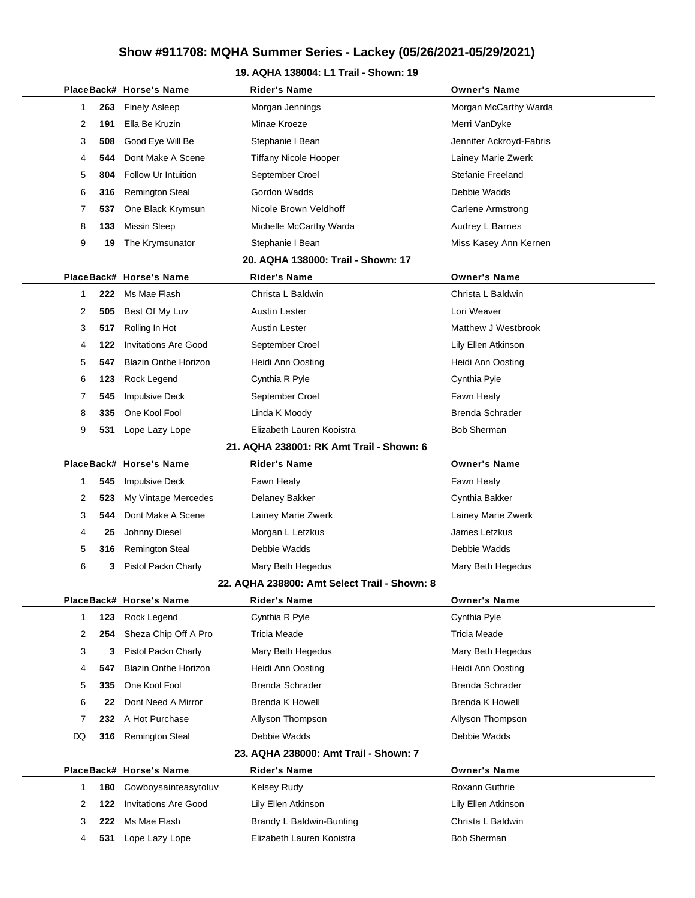# Show #911708: MQHA Summer Series - Lackey (05/26/2021-05/29/2021)

## 19. AQHA 138004: L1 Trail - Shown: 19

| Place | Back# | Horse's Name | Rider's Name | Owner's Name |
|---|---|---|---|---|
| 1 | 263 | Finely Asleep | Morgan Jennings | Morgan McCarthy Warda |
| 2 | 191 | Ella Be Kruzin | Minae Kroeze | Merri VanDyke |
| 3 | 508 | Good Eye Will Be | Stephanie I Bean | Jennifer Ackroyd-Fabris |
| 4 | 544 | Dont Make A Scene | Tiffany Nicole Hooper | Lainey Marie Zwerk |
| 5 | 804 | Follow Ur Intuition | September Croel | Stefanie Freeland |
| 6 | 316 | Remington Steal | Gordon Wadds | Debbie Wadds |
| 7 | 537 | One Black Krymsun | Nicole Brown Veldhoff | Carlene Armstrong |
| 8 | 133 | Missin Sleep | Michelle McCarthy Warda | Audrey L Barnes |
| 9 | 19 | The Krymsunator | Stephanie I Bean | Miss Kasey Ann Kernen |

## 20. AQHA 138000: Trail - Shown: 17

| Place | Back# | Horse's Name | Rider's Name | Owner's Name |
|---|---|---|---|---|
| 1 | 222 | Ms Mae Flash | Christa L Baldwin | Christa L Baldwin |
| 2 | 505 | Best Of My Luv | Austin Lester | Lori Weaver |
| 3 | 517 | Rolling In Hot | Austin Lester | Matthew J Westbrook |
| 4 | 122 | Invitations Are Good | September Croel | Lily Ellen Atkinson |
| 5 | 547 | Blazin Onthe Horizon | Heidi Ann Oosting | Heidi Ann Oosting |
| 6 | 123 | Rock Legend | Cynthia R Pyle | Cynthia Pyle |
| 7 | 545 | Impulsive Deck | September Croel | Fawn Healy |
| 8 | 335 | One Kool Fool | Linda K Moody | Brenda Schrader |
| 9 | 531 | Lope Lazy Lope | Elizabeth Lauren Kooistra | Bob Sherman |

## 21. AQHA 238001: RK Amt Trail - Shown: 6

| Place | Back# | Horse's Name | Rider's Name | Owner's Name |
|---|---|---|---|---|
| 1 | 545 | Impulsive Deck | Fawn Healy | Fawn Healy |
| 2 | 523 | My Vintage Mercedes | Delaney Bakker | Cynthia Bakker |
| 3 | 544 | Dont Make A Scene | Lainey Marie Zwerk | Lainey Marie Zwerk |
| 4 | 25 | Johnny Diesel | Morgan L Letzkus | James Letzkus |
| 5 | 316 | Remington Steal | Debbie Wadds | Debbie Wadds |
| 6 | 3 | Pistol Packn Charly | Mary Beth Hegedus | Mary Beth Hegedus |

## 22. AQHA 238800: Amt Select Trail - Shown: 8

| Place | Back# | Horse's Name | Rider's Name | Owner's Name |
|---|---|---|---|---|
| 1 | 123 | Rock Legend | Cynthia R Pyle | Cynthia Pyle |
| 2 | 254 | Sheza Chip Off A Pro | Tricia Meade | Tricia Meade |
| 3 | 3 | Pistol Packn Charly | Mary Beth Hegedus | Mary Beth Hegedus |
| 4 | 547 | Blazin Onthe Horizon | Heidi Ann Oosting | Heidi Ann Oosting |
| 5 | 335 | One Kool Fool | Brenda Schrader | Brenda Schrader |
| 6 | 22 | Dont Need A Mirror | Brenda K Howell | Brenda K Howell |
| 7 | 232 | A Hot Purchase | Allyson Thompson | Allyson Thompson |
| DQ | 316 | Remington Steal | Debbie Wadds | Debbie Wadds |

## 23. AQHA 238000: Amt Trail - Shown: 7

| Place | Back# | Horse's Name | Rider's Name | Owner's Name |
|---|---|---|---|---|
| 1 | 180 | Cowboysainteasytoluv | Kelsey Rudy | Roxann Guthrie |
| 2 | 122 | Invitations Are Good | Lily Ellen Atkinson | Lily Ellen Atkinson |
| 3 | 222 | Ms Mae Flash | Brandy L Baldwin-Bunting | Christa L Baldwin |
| 4 | 531 | Lope Lazy Lope | Elizabeth Lauren Kooistra | Bob Sherman |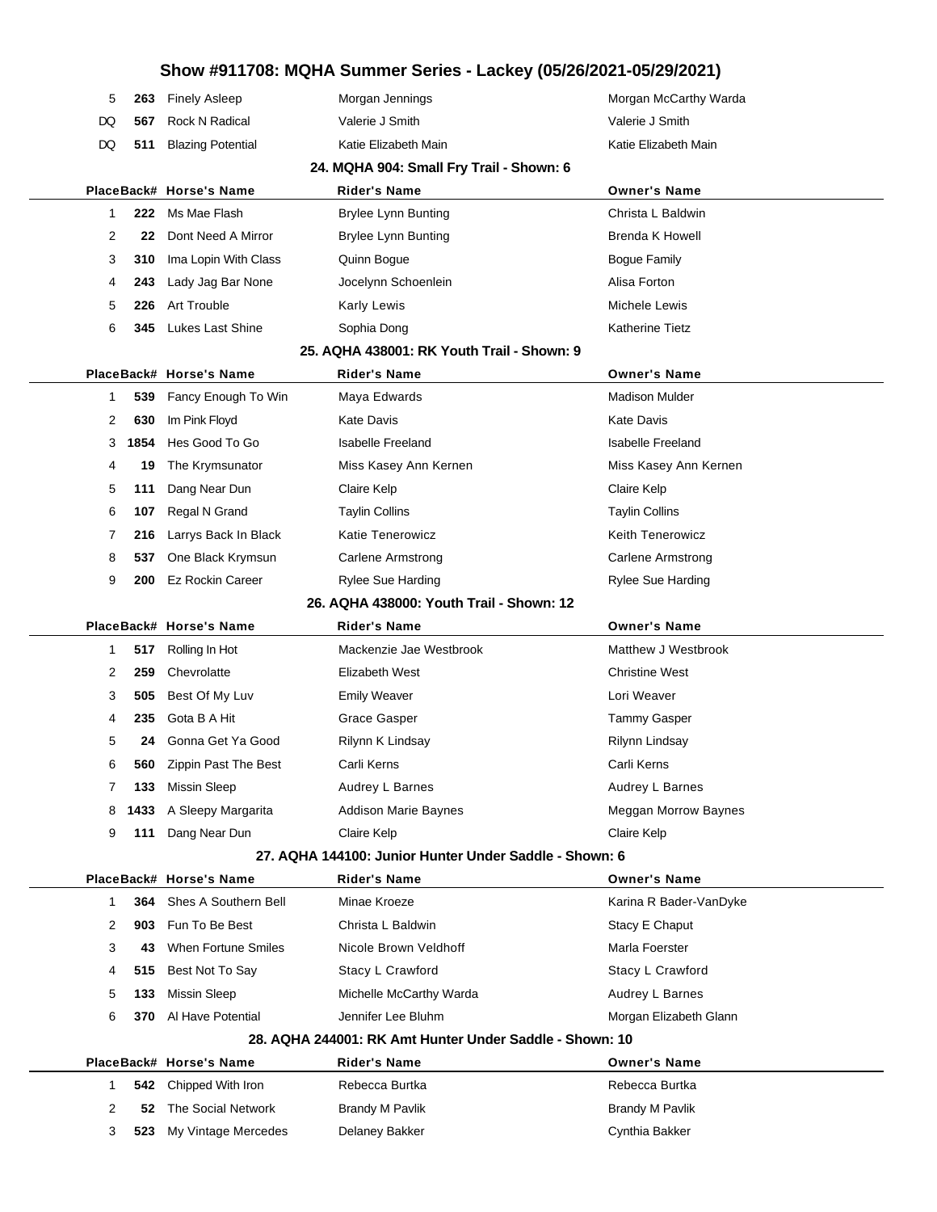# Show #911708: MQHA Summer Series - Lackey (05/26/2021-05/29/2021)

| Place | Back# | Horse's Name | Rider's Name | Owner's Name |
|---|---|---|---|---|
| 5 | 263 | Finely Asleep | Morgan Jennings | Morgan McCarthy Warda |
| DQ | 567 | Rock N Radical | Valerie J Smith | Valerie J Smith |
| DQ | 511 | Blazing Potential | Katie Elizabeth Main | Katie Elizabeth Main |

### 24. MQHA 904: Small Fry Trail - Shown: 6

| Place | Back# | Horse's Name | Rider's Name | Owner's Name |
|---|---|---|---|---|
| 1 | 222 | Ms Mae Flash | Brylee Lynn Bunting | Christa L Baldwin |
| 2 | 22 | Dont Need A Mirror | Brylee Lynn Bunting | Brenda K Howell |
| 3 | 310 | Ima Lopin With Class | Quinn Bogue | Bogue Family |
| 4 | 243 | Lady Jag Bar None | Jocelynn Schoenlein | Alisa Forton |
| 5 | 226 | Art Trouble | Karly Lewis | Michele Lewis |
| 6 | 345 | Lukes Last Shine | Sophia Dong | Katherine Tietz |

### 25. AQHA 438001: RK Youth Trail - Shown: 9

| Place | Back# | Horse's Name | Rider's Name | Owner's Name |
|---|---|---|---|---|
| 1 | 539 | Fancy Enough To Win | Maya Edwards | Madison Mulder |
| 2 | 630 | Im Pink Floyd | Kate Davis | Kate Davis |
| 3 | 1854 | Hes Good To Go | Isabelle Freeland | Isabelle Freeland |
| 4 | 19 | The Krymsunator | Miss Kasey Ann Kernen | Miss Kasey Ann Kernen |
| 5 | 111 | Dang Near Dun | Claire Kelp | Claire Kelp |
| 6 | 107 | Regal N Grand | Taylin Collins | Taylin Collins |
| 7 | 216 | Larrys Back In Black | Katie Tenerowicz | Keith Tenerowicz |
| 8 | 537 | One Black Krymsun | Carlene Armstrong | Carlene Armstrong |
| 9 | 200 | Ez Rockin Career | Rylee Sue Harding | Rylee Sue Harding |

### 26. AQHA 438000: Youth Trail - Shown: 12

| Place | Back# | Horse's Name | Rider's Name | Owner's Name |
|---|---|---|---|---|
| 1 | 517 | Rolling In Hot | Mackenzie Jae Westbrook | Matthew J Westbrook |
| 2 | 259 | Chevrolatte | Elizabeth West | Christine West |
| 3 | 505 | Best Of My Luv | Emily Weaver | Lori Weaver |
| 4 | 235 | Gota B A Hit | Grace Gasper | Tammy Gasper |
| 5 | 24 | Gonna Get Ya Good | Rilynn K Lindsay | Rilynn Lindsay |
| 6 | 560 | Zippin Past The Best | Carli Kerns | Carli Kerns |
| 7 | 133 | Missin Sleep | Audrey L Barnes | Audrey L Barnes |
| 8 | 1433 | A Sleepy Margarita | Addison Marie Baynes | Meggan Morrow Baynes |
| 9 | 111 | Dang Near Dun | Claire Kelp | Claire Kelp |

### 27. AQHA 144100: Junior Hunter Under Saddle - Shown: 6

| Place | Back# | Horse's Name | Rider's Name | Owner's Name |
|---|---|---|---|---|
| 1 | 364 | Shes A Southern Bell | Minae Kroeze | Karina R Bader-VanDyke |
| 2 | 903 | Fun To Be Best | Christa L Baldwin | Stacy E Chaput |
| 3 | 43 | When Fortune Smiles | Nicole Brown Veldhoff | Marla Foerster |
| 4 | 515 | Best Not To Say | Stacy L Crawford | Stacy L Crawford |
| 5 | 133 | Missin Sleep | Michelle McCarthy Warda | Audrey L Barnes |
| 6 | 370 | Al Have Potential | Jennifer Lee Bluhm | Morgan Elizabeth Glann |

### 28. AQHA 244001: RK Amt Hunter Under Saddle - Shown: 10

| Place | Back# | Horse's Name | Rider's Name | Owner's Name |
|---|---|---|---|---|
| 1 | 542 | Chipped With Iron | Rebecca Burtka | Rebecca Burtka |
| 2 | 52 | The Social Network | Brandy M Pavlik | Brandy M Pavlik |
| 3 | 523 | My Vintage Mercedes | Delaney Bakker | Cynthia Bakker |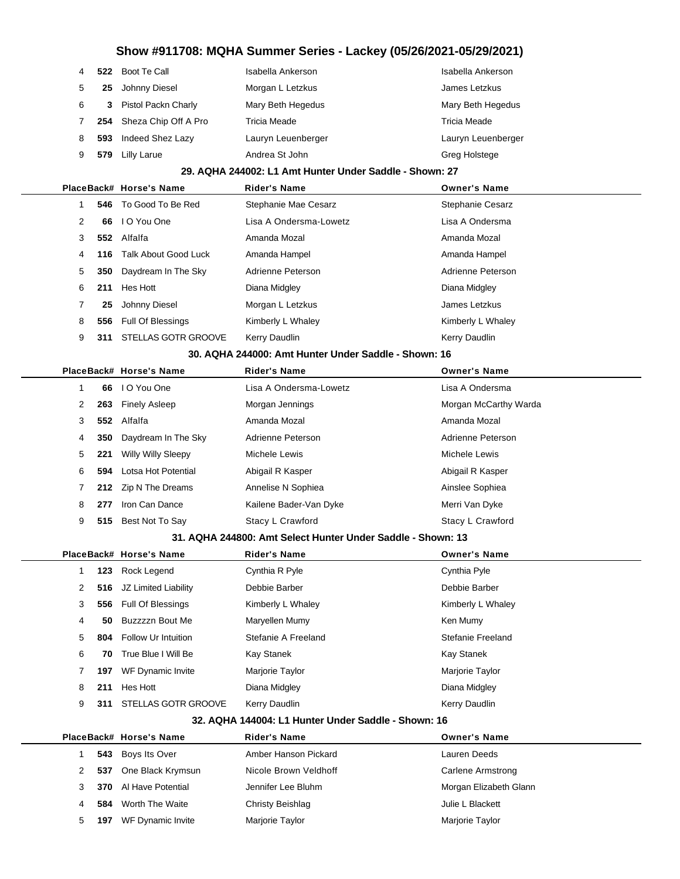| Place | Back# | Horse's Name | Rider's Name | Owner's Name |
|---|---|---|---|---|
| 4 | 522 | Boot Te Call | Isabella Ankerson | Isabella Ankerson |
| 5 | 25 | Johnny Diesel | Morgan L Letzkus | James Letzkus |
| 6 | 3 | Pistol Packn Charly | Mary Beth Hegedus | Mary Beth Hegedus |
| 7 | 254 | Sheza Chip Off A Pro | Tricia Meade | Tricia Meade |
| 8 | 593 | Indeed Shez Lazy | Lauryn Leuenberger | Lauryn Leuenberger |
| 9 | 579 | Lilly Larue | Andrea St John | Greg Holstege |

### 29. AQHA 244002: L1 Amt Hunter Under Saddle - Shown: 27

| Place | Back# | Horse's Name | Rider's Name | Owner's Name |
|---|---|---|---|---|
| 1 | 546 | To Good To Be Red | Stephanie Mae Cesarz | Stephanie Cesarz |
| 2 | 66 | I O You One | Lisa A Ondersma-Lowetz | Lisa A Ondersma |
| 3 | 552 | Alfalfa | Amanda Mozal | Amanda Mozal |
| 4 | 116 | Talk About Good Luck | Amanda Hampel | Amanda Hampel |
| 5 | 350 | Daydream In The Sky | Adrienne Peterson | Adrienne Peterson |
| 6 | 211 | Hes Hott | Diana Midgley | Diana Midgley |
| 7 | 25 | Johnny Diesel | Morgan L Letzkus | James Letzkus |
| 8 | 556 | Full Of Blessings | Kimberly L Whaley | Kimberly L Whaley |
| 9 | 311 | STELLAS GOTR GROOVE | Kerry Daudlin | Kerry Daudlin |

### 30. AQHA 244000: Amt Hunter Under Saddle - Shown: 16

| Place | Back# | Horse's Name | Rider's Name | Owner's Name |
|---|---|---|---|---|
| 1 | 66 | I O You One | Lisa A Ondersma-Lowetz | Lisa A Ondersma |
| 2 | 263 | Finely Asleep | Morgan Jennings | Morgan McCarthy Warda |
| 3 | 552 | Alfalfa | Amanda Mozal | Amanda Mozal |
| 4 | 350 | Daydream In The Sky | Adrienne Peterson | Adrienne Peterson |
| 5 | 221 | Willy Willy Sleepy | Michele Lewis | Michele Lewis |
| 6 | 594 | Lotsa Hot Potential | Abigail R Kasper | Abigail R Kasper |
| 7 | 212 | Zip N The Dreams | Annelise N Sophiea | Ainslee Sophiea |
| 8 | 277 | Iron Can Dance | Kailene Bader-Van Dyke | Merri Van Dyke |
| 9 | 515 | Best Not To Say | Stacy L Crawford | Stacy L Crawford |

### 31. AQHA 244800: Amt Select Hunter Under Saddle - Shown: 13

| Place | Back# | Horse's Name | Rider's Name | Owner's Name |
|---|---|---|---|---|
| 1 | 123 | Rock Legend | Cynthia R Pyle | Cynthia Pyle |
| 2 | 516 | JZ Limited Liability | Debbie Barber | Debbie Barber |
| 3 | 556 | Full Of Blessings | Kimberly L Whaley | Kimberly L Whaley |
| 4 | 50 | Buzzzzn Bout Me | Maryellen Mumy | Ken Mumy |
| 5 | 804 | Follow Ur Intuition | Stefanie A Freeland | Stefanie Freeland |
| 6 | 70 | True Blue I Will Be | Kay Stanek | Kay Stanek |
| 7 | 197 | WF Dynamic Invite | Marjorie Taylor | Marjorie Taylor |
| 8 | 211 | Hes Hott | Diana Midgley | Diana Midgley |
| 9 | 311 | STELLAS GOTR GROOVE | Kerry Daudlin | Kerry Daudlin |

### 32. AQHA 144004: L1 Hunter Under Saddle - Shown: 16

| Place | Back# | Horse's Name | Rider's Name | Owner's Name |
|---|---|---|---|---|
| 1 | 543 | Boys Its Over | Amber Hanson Pickard | Lauren Deeds |
| 2 | 537 | One Black Krymsun | Nicole Brown Veldhoff | Carlene Armstrong |
| 3 | 370 | Al Have Potential | Jennifer Lee Bluhm | Morgan Elizabeth Glann |
| 4 | 584 | Worth The Waite | Christy Beishlag | Julie L Blackett |
| 5 | 197 | WF Dynamic Invite | Marjorie Taylor | Marjorie Taylor |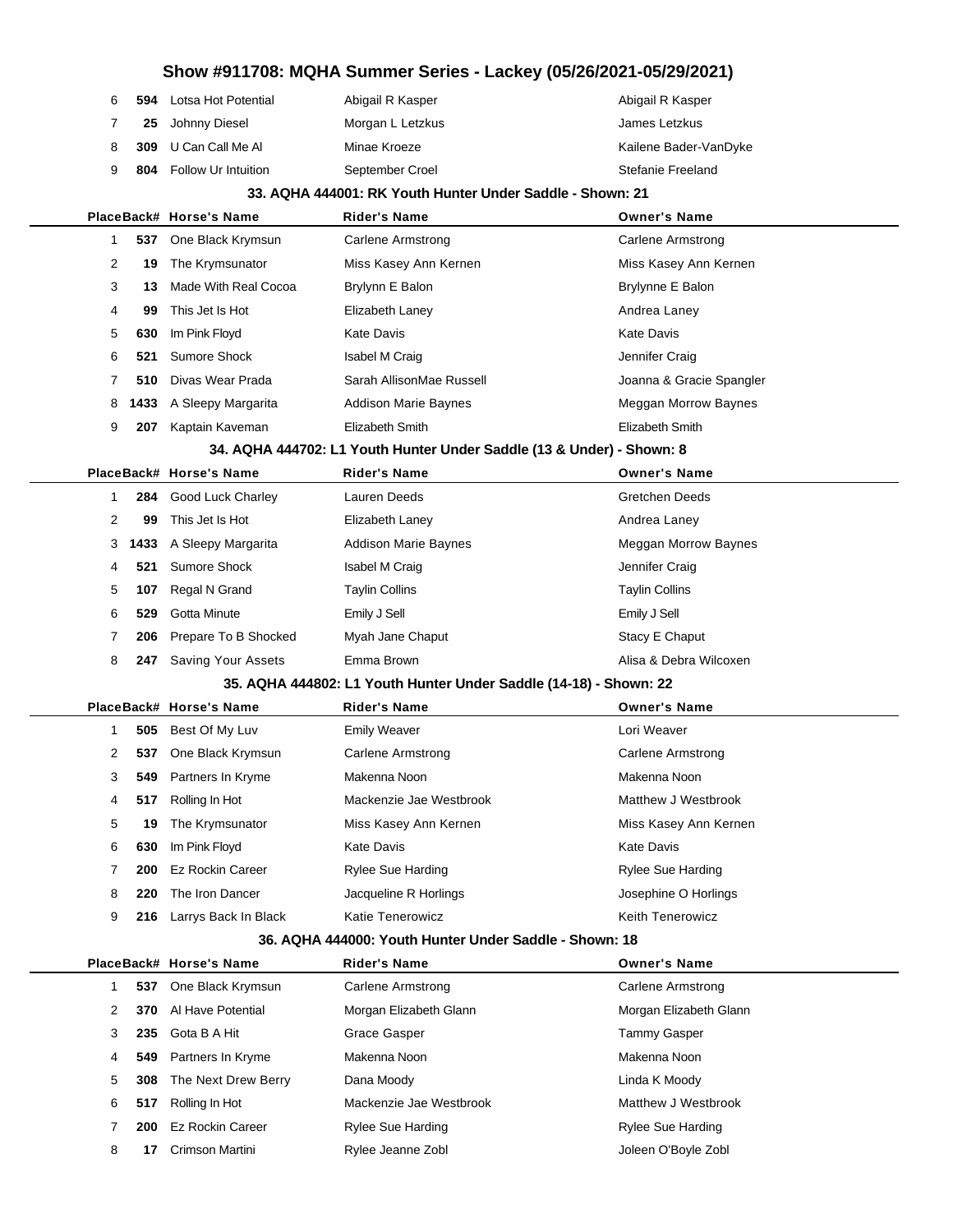# Show #911708: MQHA Summer Series - Lackey (05/26/2021-05/29/2021)

| Place | Back# | Horse's Name | Rider's Name | Owner's Name |
|---|---|---|---|---|
| 6 | 594 | Lotsa Hot Potential | Abigail R Kasper | Abigail R Kasper |
| 7 | 25 | Johnny Diesel | Morgan L Letzkus | James Letzkus |
| 8 | 309 | U Can Call Me Al | Minae Kroeze | Kailene Bader-VanDyke |
| 9 | 804 | Follow Ur Intuition | September Croel | Stefanie Freeland |

### 33. AQHA 444001: RK Youth Hunter Under Saddle - Shown: 21

| Place | Back# | Horse's Name | Rider's Name | Owner's Name |
|---|---|---|---|---|
| 1 | 537 | One Black Krymsun | Carlene Armstrong | Carlene Armstrong |
| 2 | 19 | The Krymsunator | Miss Kasey Ann Kernen | Miss Kasey Ann Kernen |
| 3 | 13 | Made With Real Cocoa | Brylynn E Balon | Brylynne E Balon |
| 4 | 99 | This Jet Is Hot | Elizabeth Laney | Andrea Laney |
| 5 | 630 | Im Pink Floyd | Kate Davis | Kate Davis |
| 6 | 521 | Sumore Shock | Isabel M Craig | Jennifer Craig |
| 7 | 510 | Divas Wear Prada | Sarah AllisonMae Russell | Joanna & Gracie Spangler |
| 8 | 1433 | A Sleepy Margarita | Addison Marie Baynes | Meggan Morrow Baynes |
| 9 | 207 | Kaptain Kaveman | Elizabeth Smith | Elizabeth Smith |

### 34. AQHA 444702: L1 Youth Hunter Under Saddle (13 & Under) - Shown: 8

| Place | Back# | Horse's Name | Rider's Name | Owner's Name |
|---|---|---|---|---|
| 1 | 284 | Good Luck Charley | Lauren Deeds | Gretchen Deeds |
| 2 | 99 | This Jet Is Hot | Elizabeth Laney | Andrea Laney |
| 3 | 1433 | A Sleepy Margarita | Addison Marie Baynes | Meggan Morrow Baynes |
| 4 | 521 | Sumore Shock | Isabel M Craig | Jennifer Craig |
| 5 | 107 | Regal N Grand | Taylin Collins | Taylin Collins |
| 6 | 529 | Gotta Minute | Emily J Sell | Emily J Sell |
| 7 | 206 | Prepare To B Shocked | Myah Jane Chaput | Stacy E Chaput |
| 8 | 247 | Saving Your Assets | Emma Brown | Alisa & Debra Wilcoxen |

### 35. AQHA 444802: L1 Youth Hunter Under Saddle (14-18) - Shown: 22

| Place | Back# | Horse's Name | Rider's Name | Owner's Name |
|---|---|---|---|---|
| 1 | 505 | Best Of My Luv | Emily Weaver | Lori Weaver |
| 2 | 537 | One Black Krymsun | Carlene Armstrong | Carlene Armstrong |
| 3 | 549 | Partners In Kryme | Makenna Noon | Makenna Noon |
| 4 | 517 | Rolling In Hot | Mackenzie Jae Westbrook | Matthew J Westbrook |
| 5 | 19 | The Krymsunator | Miss Kasey Ann Kernen | Miss Kasey Ann Kernen |
| 6 | 630 | Im Pink Floyd | Kate Davis | Kate Davis |
| 7 | 200 | Ez Rockin Career | Rylee Sue Harding | Rylee Sue Harding |
| 8 | 220 | The Iron Dancer | Jacqueline R Horlings | Josephine O Horlings |
| 9 | 216 | Larrys Back In Black | Katie Tenerowicz | Keith Tenerowicz |

### 36. AQHA 444000: Youth Hunter Under Saddle - Shown: 18

| Place | Back# | Horse's Name | Rider's Name | Owner's Name |
|---|---|---|---|---|
| 1 | 537 | One Black Krymsun | Carlene Armstrong | Carlene Armstrong |
| 2 | 370 | Al Have Potential | Morgan Elizabeth Glann | Morgan Elizabeth Glann |
| 3 | 235 | Gota B A Hit | Grace Gasper | Tammy Gasper |
| 4 | 549 | Partners In Kryme | Makenna Noon | Makenna Noon |
| 5 | 308 | The Next Drew Berry | Dana Moody | Linda K Moody |
| 6 | 517 | Rolling In Hot | Mackenzie Jae Westbrook | Matthew J Westbrook |
| 7 | 200 | Ez Rockin Career | Rylee Sue Harding | Rylee Sue Harding |
| 8 | 17 | Crimson Martini | Rylee Jeanne Zobl | Joleen O'Boyle Zobl |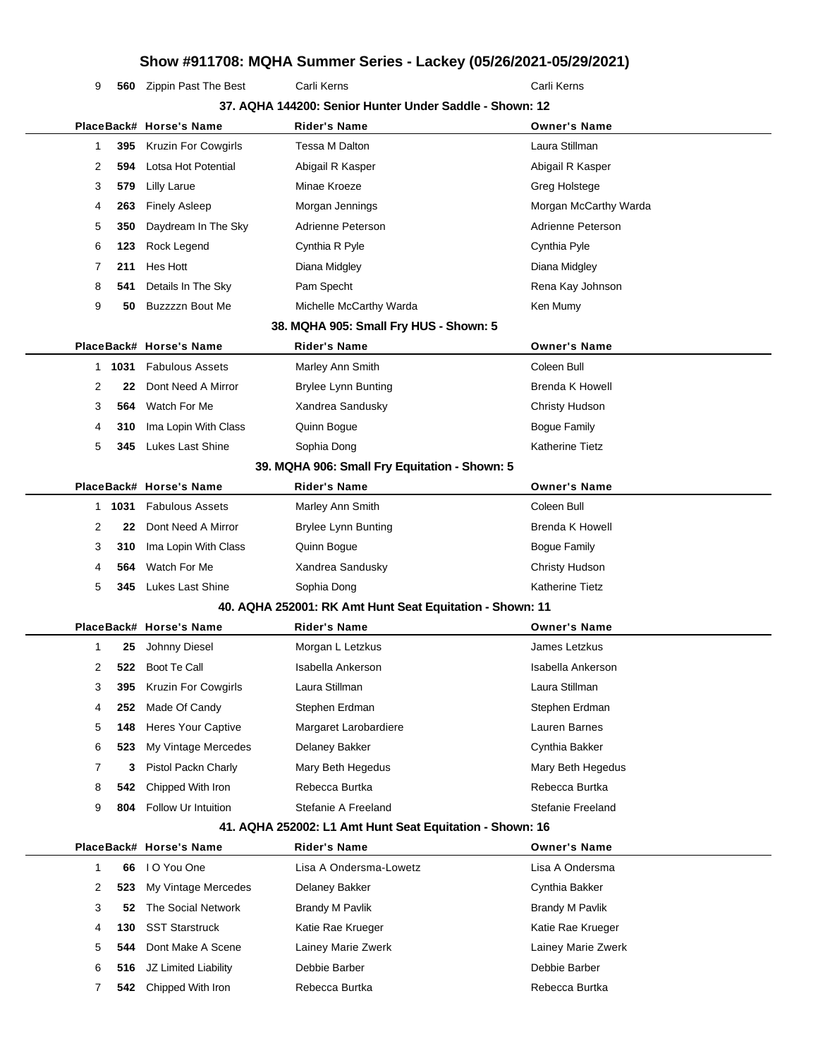# Show #911708: MQHA Summer Series - Lackey (05/26/2021-05/29/2021)

| Place | Back# | Horse's Name | Rider's Name | Owner's Name |
|---|---|---|---|---|
| 9 | 560 | Zippin Past The Best | Carli Kerns | Carli Kerns |

### 37. AQHA 144200: Senior Hunter Under Saddle - Shown: 12

| Place | Back# | Horse's Name | Rider's Name | Owner's Name |
|---|---|---|---|---|
| 1 | 395 | Kruzin For Cowgirls | Tessa M Dalton | Laura Stillman |
| 2 | 594 | Lotsa Hot Potential | Abigail R Kasper | Abigail R Kasper |
| 3 | 579 | Lilly Larue | Minae Kroeze | Greg Holstege |
| 4 | 263 | Finely Asleep | Morgan Jennings | Morgan McCarthy Warda |
| 5 | 350 | Daydream In The Sky | Adrienne Peterson | Adrienne Peterson |
| 6 | 123 | Rock Legend | Cynthia R Pyle | Cynthia Pyle |
| 7 | 211 | Hes Hott | Diana Midgley | Diana Midgley |
| 8 | 541 | Details In The Sky | Pam Specht | Rena Kay Johnson |
| 9 | 50 | Buzzzzn Bout Me | Michelle McCarthy Warda | Ken Mumy |

### 38. MQHA 905: Small Fry HUS - Shown: 5

| Place | Back# | Horse's Name | Rider's Name | Owner's Name |
|---|---|---|---|---|
| 1 | 1031 | Fabulous Assets | Marley Ann Smith | Coleen Bull |
| 2 | 22 | Dont Need A Mirror | Brylee Lynn Bunting | Brenda K Howell |
| 3 | 564 | Watch For Me | Xandrea Sandusky | Christy Hudson |
| 4 | 310 | Ima Lopin With Class | Quinn Bogue | Bogue Family |
| 5 | 345 | Lukes Last Shine | Sophia Dong | Katherine Tietz |

### 39. MQHA 906: Small Fry Equitation - Shown: 5

| Place | Back# | Horse's Name | Rider's Name | Owner's Name |
|---|---|---|---|---|
| 1 | 1031 | Fabulous Assets | Marley Ann Smith | Coleen Bull |
| 2 | 22 | Dont Need A Mirror | Brylee Lynn Bunting | Brenda K Howell |
| 3 | 310 | Ima Lopin With Class | Quinn Bogue | Bogue Family |
| 4 | 564 | Watch For Me | Xandrea Sandusky | Christy Hudson |
| 5 | 345 | Lukes Last Shine | Sophia Dong | Katherine Tietz |

### 40. AQHA 252001: RK Amt Hunt Seat Equitation - Shown: 11

| Place | Back# | Horse's Name | Rider's Name | Owner's Name |
|---|---|---|---|---|
| 1 | 25 | Johnny Diesel | Morgan L Letzkus | James Letzkus |
| 2 | 522 | Boot Te Call | Isabella Ankerson | Isabella Ankerson |
| 3 | 395 | Kruzin For Cowgirls | Laura Stillman | Laura Stillman |
| 4 | 252 | Made Of Candy | Stephen Erdman | Stephen Erdman |
| 5 | 148 | Heres Your Captive | Margaret Larobardiere | Lauren Barnes |
| 6 | 523 | My Vintage Mercedes | Delaney Bakker | Cynthia Bakker |
| 7 | 3 | Pistol Packn Charly | Mary Beth Hegedus | Mary Beth Hegedus |
| 8 | 542 | Chipped With Iron | Rebecca Burtka | Rebecca Burtka |
| 9 | 804 | Follow Ur Intuition | Stefanie A Freeland | Stefanie Freeland |

### 41. AQHA 252002: L1 Amt Hunt Seat Equitation - Shown: 16

| Place | Back# | Horse's Name | Rider's Name | Owner's Name |
|---|---|---|---|---|
| 1 | 66 | I O You One | Lisa A Ondersma-Lowetz | Lisa A Ondersma |
| 2 | 523 | My Vintage Mercedes | Delaney Bakker | Cynthia Bakker |
| 3 | 52 | The Social Network | Brandy M Pavlik | Brandy M Pavlik |
| 4 | 130 | SST Starstruck | Katie Rae Krueger | Katie Rae Krueger |
| 5 | 544 | Dont Make A Scene | Lainey Marie Zwerk | Lainey Marie Zwerk |
| 6 | 516 | JZ Limited Liability | Debbie Barber | Debbie Barber |
| 7 | 542 | Chipped With Iron | Rebecca Burtka | Rebecca Burtka |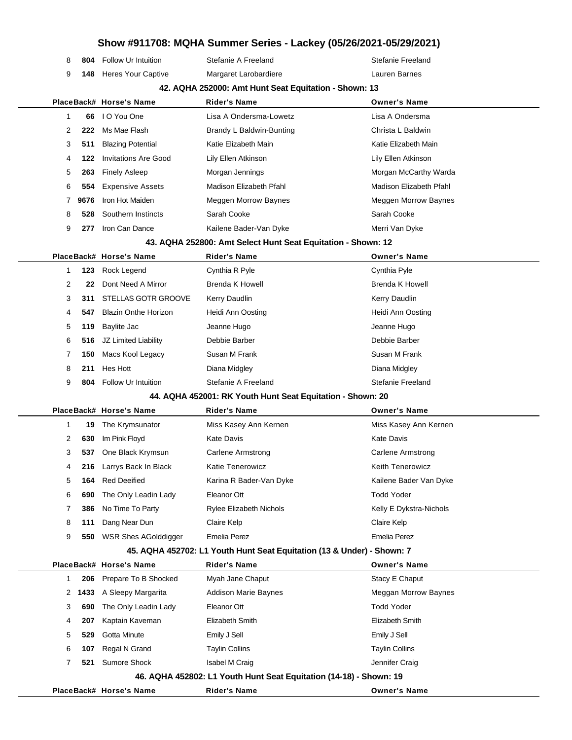# Show #911708: MQHA Summer Series - Lackey (05/26/2021-05/29/2021)

| Place | Back# | Horse's Name | Rider's Name | Owner's Name |
|---|---|---|---|---|
| 8 | 804 | Follow Ur Intuition | Stefanie A Freeland | Stefanie Freeland |
| 9 | 148 | Heres Your Captive | Margaret Larobardiere | Lauren Barnes |

## 42. AQHA 252000: Amt Hunt Seat Equitation - Shown: 13

| Place | Back# | Horse's Name | Rider's Name | Owner's Name |
|---|---|---|---|---|
| 1 | 66 | I O You One | Lisa A Ondersma-Lowetz | Lisa A Ondersma |
| 2 | 222 | Ms Mae Flash | Brandy L Baldwin-Bunting | Christa L Baldwin |
| 3 | 511 | Blazing Potential | Katie Elizabeth Main | Katie Elizabeth Main |
| 4 | 122 | Invitations Are Good | Lily Ellen Atkinson | Lily Ellen Atkinson |
| 5 | 263 | Finely Asleep | Morgan Jennings | Morgan McCarthy Warda |
| 6 | 554 | Expensive Assets | Madison Elizabeth Pfahl | Madison Elizabeth Pfahl |
| 7 | 9676 | Iron Hot Maiden | Meggen Morrow Baynes | Meggen Morrow Baynes |
| 8 | 528 | Southern Instincts | Sarah Cooke | Sarah Cooke |
| 9 | 277 | Iron Can Dance | Kailene Bader-Van Dyke | Merri Van Dyke |

## 43. AQHA 252800: Amt Select Hunt Seat Equitation - Shown: 12

| Place | Back# | Horse's Name | Rider's Name | Owner's Name |
|---|---|---|---|---|
| 1 | 123 | Rock Legend | Cynthia R Pyle | Cynthia Pyle |
| 2 | 22 | Dont Need A Mirror | Brenda K Howell | Brenda K Howell |
| 3 | 311 | STELLAS GOTR GROOVE | Kerry Daudlin | Kerry Daudlin |
| 4 | 547 | Blazin Onthe Horizon | Heidi Ann Oosting | Heidi Ann Oosting |
| 5 | 119 | Baylite Jac | Jeanne Hugo | Jeanne Hugo |
| 6 | 516 | JZ Limited Liability | Debbie Barber | Debbie Barber |
| 7 | 150 | Macs Kool Legacy | Susan M Frank | Susan M Frank |
| 8 | 211 | Hes Hott | Diana Midgley | Diana Midgley |
| 9 | 804 | Follow Ur Intuition | Stefanie A Freeland | Stefanie Freeland |

## 44. AQHA 452001: RK Youth Hunt Seat Equitation - Shown: 20

| Place | Back# | Horse's Name | Rider's Name | Owner's Name |
|---|---|---|---|---|
| 1 | 19 | The Krymsunator | Miss Kasey Ann Kernen | Miss Kasey Ann Kernen |
| 2 | 630 | Im Pink Floyd | Kate Davis | Kate Davis |
| 3 | 537 | One Black Krymsun | Carlene Armstrong | Carlene Armstrong |
| 4 | 216 | Larrys Back In Black | Katie Tenerowicz | Keith Tenerowicz |
| 5 | 164 | Red Deeified | Karina R Bader-Van Dyke | Kailene Bader Van Dyke |
| 6 | 690 | The Only Leadin Lady | Eleanor Ott | Todd Yoder |
| 7 | 386 | No Time To Party | Rylee Elizabeth Nichols | Kelly E Dykstra-Nichols |
| 8 | 111 | Dang Near Dun | Claire Kelp | Claire Kelp |
| 9 | 550 | WSR Shes AGolddigger | Emelia Perez | Emelia Perez |

## 45. AQHA 452702: L1 Youth Hunt Seat Equitation (13 & Under) - Shown: 7

| Place | Back# | Horse's Name | Rider's Name | Owner's Name |
|---|---|---|---|---|
| 1 | 206 | Prepare To B Shocked | Myah Jane Chaput | Stacy E Chaput |
| 2 | 1433 | A Sleepy Margarita | Addison Marie Baynes | Meggan Morrow Baynes |
| 3 | 690 | The Only Leadin Lady | Eleanor Ott | Todd Yoder |
| 4 | 207 | Kaptain Kaveman | Elizabeth Smith | Elizabeth Smith |
| 5 | 529 | Gotta Minute | Emily J Sell | Emily J Sell |
| 6 | 107 | Regal N Grand | Taylin Collins | Taylin Collins |
| 7 | 521 | Sumore Shock | Isabel M Craig | Jennifer Craig |

## 46. AQHA 452802: L1 Youth Hunt Seat Equitation (14-18) - Shown: 19

| Place | Back# | Horse's Name | Rider's Name | Owner's Name |
|---|---|---|---|---|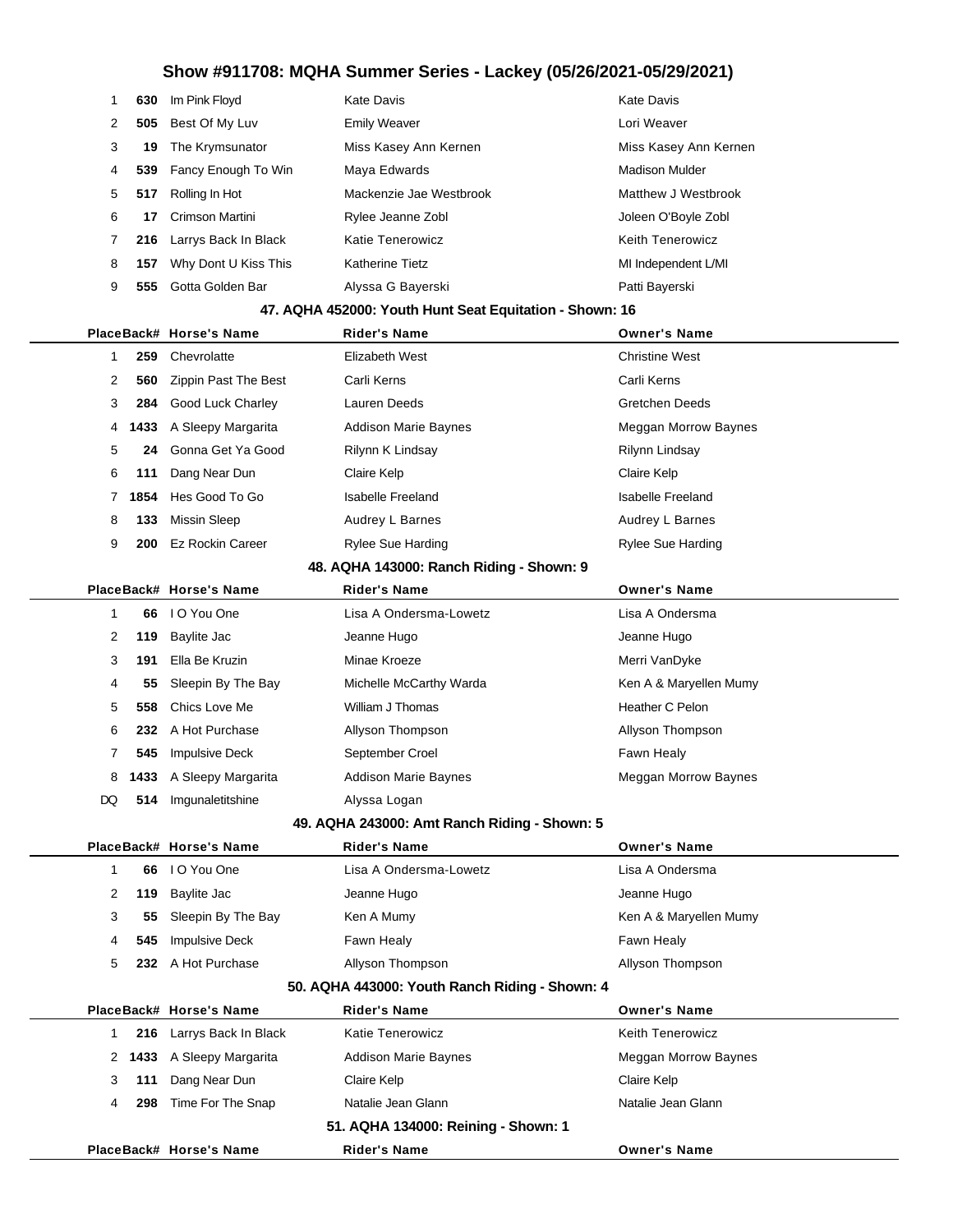# Show #911708: MQHA Summer Series - Lackey (05/26/2021-05/29/2021)

| Place | Back# | Horse's Name | Rider's Name | Owner's Name |
|---|---|---|---|---|
| 1 | 630 | Im Pink Floyd | Kate Davis | Kate Davis |
| 2 | 505 | Best Of My Luv | Emily Weaver | Lori Weaver |
| 3 | 19 | The Krymsunator | Miss Kasey Ann Kernen | Miss Kasey Ann Kernen |
| 4 | 539 | Fancy Enough To Win | Maya Edwards | Madison Mulder |
| 5 | 517 | Rolling In Hot | Mackenzie Jae Westbrook | Matthew J Westbrook |
| 6 | 17 | Crimson Martini | Rylee Jeanne Zobl | Joleen O'Boyle Zobl |
| 7 | 216 | Larrys Back In Black | Katie Tenerowicz | Keith Tenerowicz |
| 8 | 157 | Why Dont U Kiss This | Katherine Tietz | MI Independent L/MI |
| 9 | 555 | Gotta Golden Bar | Alyssa G Bayerski | Patti Bayerski |

### 47. AQHA 452000: Youth Hunt Seat Equitation - Shown: 16

| Place | Back# | Horse's Name | Rider's Name | Owner's Name |
|---|---|---|---|---|
| 1 | 259 | Chevrolatte | Elizabeth West | Christine West |
| 2 | 560 | Zippin Past The Best | Carli Kerns | Carli Kerns |
| 3 | 284 | Good Luck Charley | Lauren Deeds | Gretchen Deeds |
| 4 | 1433 | A Sleepy Margarita | Addison Marie Baynes | Meggan Morrow Baynes |
| 5 | 24 | Gonna Get Ya Good | Rilynn K Lindsay | Rilynn Lindsay |
| 6 | 111 | Dang Near Dun | Claire Kelp | Claire Kelp |
| 7 | 1854 | Hes Good To Go | Isabelle Freeland | Isabelle Freeland |
| 8 | 133 | Missin Sleep | Audrey L Barnes | Audrey L Barnes |
| 9 | 200 | Ez Rockin Career | Rylee Sue Harding | Rylee Sue Harding |

### 48. AQHA 143000: Ranch Riding - Shown: 9

| Place | Back# | Horse's Name | Rider's Name | Owner's Name |
|---|---|---|---|---|
| 1 | 66 | I O You One | Lisa A Ondersma-Lowetz | Lisa A Ondersma |
| 2 | 119 | Baylite Jac | Jeanne Hugo | Jeanne Hugo |
| 3 | 191 | Ella Be Kruzin | Minae Kroeze | Merri VanDyke |
| 4 | 55 | Sleepin By The Bay | Michelle McCarthy Warda | Ken A & Maryellen Mumy |
| 5 | 558 | Chics Love Me | William J Thomas | Heather C Pelon |
| 6 | 232 | A Hot Purchase | Allyson Thompson | Allyson Thompson |
| 7 | 545 | Impulsive Deck | September Croel | Fawn Healy |
| 8 | 1433 | A Sleepy Margarita | Addison Marie Baynes | Meggan Morrow Baynes |
| DQ | 514 | Imgunaletitshine | Alyssa Logan | |

### 49. AQHA 243000: Amt Ranch Riding - Shown: 5

| Place | Back# | Horse's Name | Rider's Name | Owner's Name |
|---|---|---|---|---|
| 1 | 66 | I O You One | Lisa A Ondersma-Lowetz | Lisa A Ondersma |
| 2 | 119 | Baylite Jac | Jeanne Hugo | Jeanne Hugo |
| 3 | 55 | Sleepin By The Bay | Ken A Mumy | Ken A & Maryellen Mumy |
| 4 | 545 | Impulsive Deck | Fawn Healy | Fawn Healy |
| 5 | 232 | A Hot Purchase | Allyson Thompson | Allyson Thompson |

### 50. AQHA 443000: Youth Ranch Riding - Shown: 4

| Place | Back# | Horse's Name | Rider's Name | Owner's Name |
|---|---|---|---|---|
| 1 | 216 | Larrys Back In Black | Katie Tenerowicz | Keith Tenerowicz |
| 2 | 1433 | A Sleepy Margarita | Addison Marie Baynes | Meggan Morrow Baynes |
| 3 | 111 | Dang Near Dun | Claire Kelp | Claire Kelp |
| 4 | 298 | Time For The Snap | Natalie Jean Glann | Natalie Jean Glann |

### 51. AQHA 134000: Reining - Shown: 1

| Place | Back# | Horse's Name | Rider's Name | Owner's Name |
|---|---|---|---|---|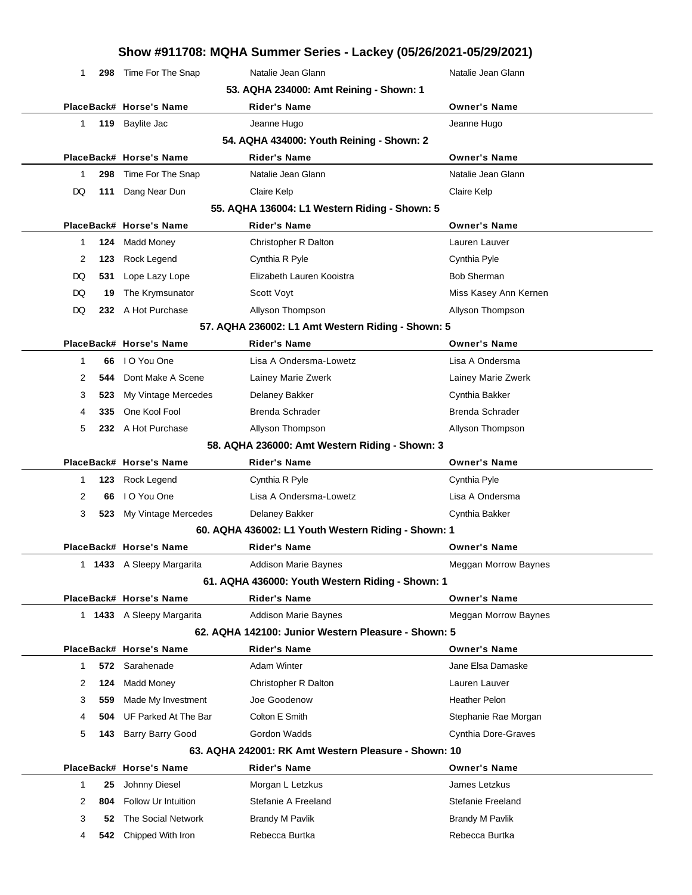# Show #911708: MQHA Summer Series - Lackey (05/26/2021-05/29/2021)

| Place | Back# | Horse's Name | Rider's Name | Owner's Name |
|---|---|---|---|---|
| 1 | **298** | Time For The Snap | Natalie Jean Glann | Natalie Jean Glann |

### 53. AQHA 234000: Amt Reining - Shown: 1

| Place | Back# | Horse's Name | Rider's Name | Owner's Name |
|---|---|---|---|---|
| 1 | **119** | Baylite Jac | Jeanne Hugo | Jeanne Hugo |

### 54. AQHA 434000: Youth Reining - Shown: 2

| Place | Back# | Horse's Name | Rider's Name | Owner's Name |
|---|---|---|---|---|
| 1 | **298** | Time For The Snap | Natalie Jean Glann | Natalie Jean Glann |
| DQ | **111** | Dang Near Dun | Claire Kelp | Claire Kelp |

### 55. AQHA 136004: L1 Western Riding - Shown: 5

| Place | Back# | Horse's Name | Rider's Name | Owner's Name |
|---|---|---|---|---|
| 1 | **124** | Madd Money | Christopher R Dalton | Lauren Lauver |
| 2 | **123** | Rock Legend | Cynthia R Pyle | Cynthia Pyle |
| DQ | **531** | Lope Lazy Lope | Elizabeth Lauren Kooistra | Bob Sherman |
| DQ | **19** | The Krymsunator | Scott Voyt | Miss Kasey Ann Kernen |
| DQ | **232** | A Hot Purchase | Allyson Thompson | Allyson Thompson |

### 57. AQHA 236002: L1 Amt Western Riding - Shown: 5

| Place | Back# | Horse's Name | Rider's Name | Owner's Name |
|---|---|---|---|---|
| 1 | **66** | I O You One | Lisa A Ondersma-Lowetz | Lisa A Ondersma |
| 2 | **544** | Dont Make A Scene | Lainey Marie Zwerk | Lainey Marie Zwerk |
| 3 | **523** | My Vintage Mercedes | Delaney Bakker | Cynthia Bakker |
| 4 | **335** | One Kool Fool | Brenda Schrader | Brenda Schrader |
| 5 | **232** | A Hot Purchase | Allyson Thompson | Allyson Thompson |

### 58. AQHA 236000: Amt Western Riding - Shown: 3

| Place | Back# | Horse's Name | Rider's Name | Owner's Name |
|---|---|---|---|---|
| 1 | **123** | Rock Legend | Cynthia R Pyle | Cynthia Pyle |
| 2 | **66** | I O You One | Lisa A Ondersma-Lowetz | Lisa A Ondersma |
| 3 | **523** | My Vintage Mercedes | Delaney Bakker | Cynthia Bakker |

### 60. AQHA 436002: L1 Youth Western Riding - Shown: 1

| Place | Back# | Horse's Name | Rider's Name | Owner's Name |
|---|---|---|---|---|
| 1 | **1433** | A Sleepy Margarita | Addison Marie Baynes | Meggan Morrow Baynes |

### 61. AQHA 436000: Youth Western Riding - Shown: 1

| Place | Back# | Horse's Name | Rider's Name | Owner's Name |
|---|---|---|---|---|
| 1 | **1433** | A Sleepy Margarita | Addison Marie Baynes | Meggan Morrow Baynes |

### 62. AQHA 142100: Junior Western Pleasure - Shown: 5

| Place | Back# | Horse's Name | Rider's Name | Owner's Name |
|---|---|---|---|---|
| 1 | **572** | Sarahenade | Adam Winter | Jane Elsa Damaske |
| 2 | **124** | Madd Money | Christopher R Dalton | Lauren Lauver |
| 3 | **559** | Made My Investment | Joe Goodenow | Heather Pelon |
| 4 | **504** | UF Parked At The Bar | Colton E Smith | Stephanie Rae Morgan |
| 5 | **143** | Barry Barry Good | Gordon Wadds | Cynthia Dore-Graves |

### 63. AQHA 242001: RK Amt Western Pleasure - Shown: 10

| Place | Back# | Horse's Name | Rider's Name | Owner's Name |
|---|---|---|---|---|
| 1 | **25** | Johnny Diesel | Morgan L Letzkus | James Letzkus |
| 2 | **804** | Follow Ur Intuition | Stefanie A Freeland | Stefanie Freeland |
| 3 | **52** | The Social Network | Brandy M Pavlik | Brandy M Pavlik |
| 4 | **542** | Chipped With Iron | Rebecca Burtka | Rebecca Burtka |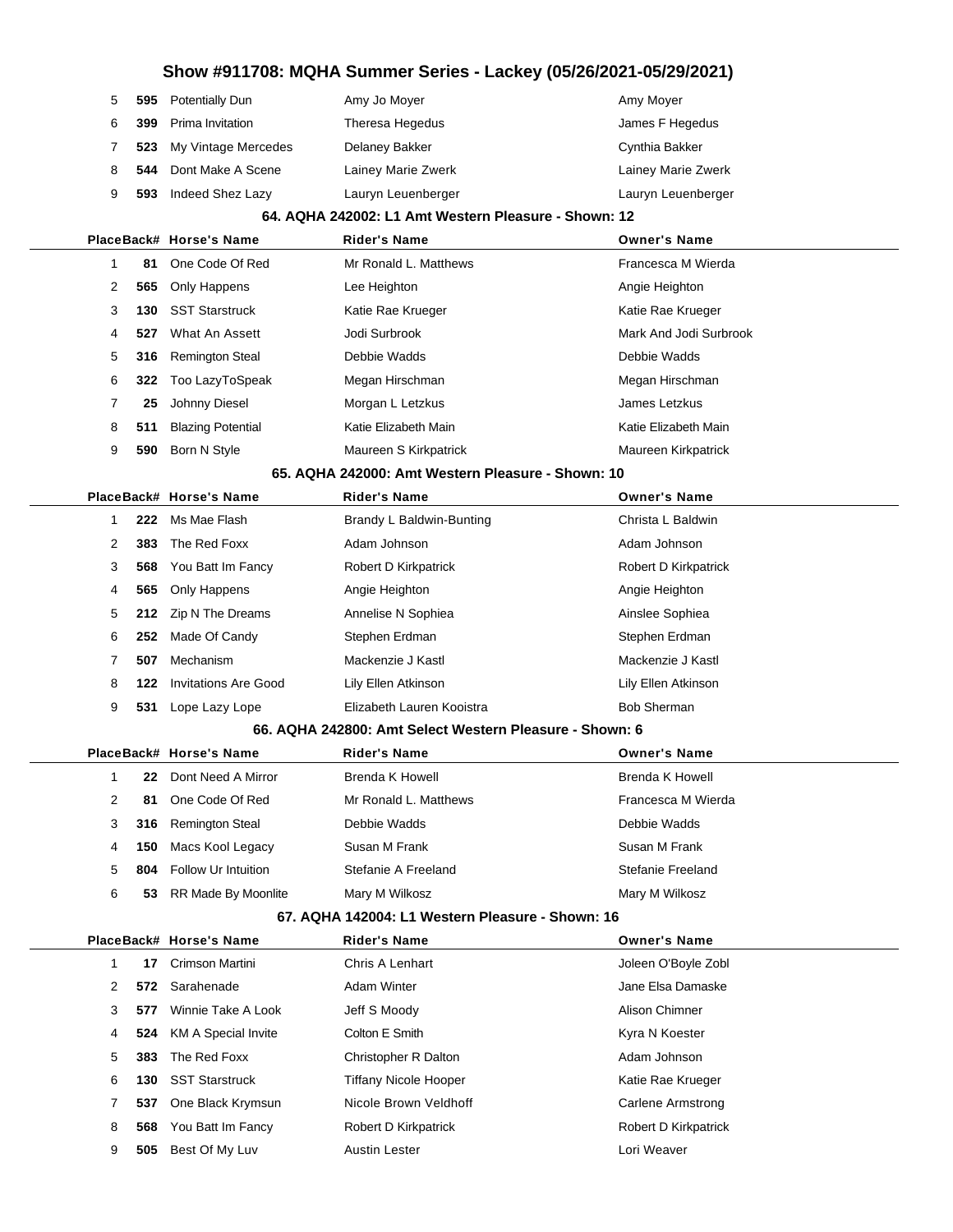| Place | Back# | Horse's Name | Rider's Name | Owner's Name |
|---|---|---|---|---|
| 5 | 595 | Potentially Dun | Amy Jo Moyer | Amy Moyer |
| 6 | 399 | Prima Invitation | Theresa Hegedus | James F Hegedus |
| 7 | 523 | My Vintage Mercedes | Delaney Bakker | Cynthia Bakker |
| 8 | 544 | Dont Make A Scene | Lainey Marie Zwerk | Lainey Marie Zwerk |
| 9 | 593 | Indeed Shez Lazy | Lauryn Leuenberger | Lauryn Leuenberger |

### 64. AQHA 242002: L1 Amt Western Pleasure - Shown: 12

| Place | Back# | Horse's Name | Rider's Name | Owner's Name |
|---|---|---|---|---|
| 1 | 81 | One Code Of Red | Mr Ronald L. Matthews | Francesca M Wierda |
| 2 | 565 | Only Happens | Lee Heighton | Angie Heighton |
| 3 | 130 | SST Starstruck | Katie Rae Krueger | Katie Rae Krueger |
| 4 | 527 | What An Assett | Jodi Surbrook | Mark And Jodi Surbrook |
| 5 | 316 | Remington Steal | Debbie Wadds | Debbie Wadds |
| 6 | 322 | Too LazyToSpeak | Megan Hirschman | Megan Hirschman |
| 7 | 25 | Johnny Diesel | Morgan L Letzkus | James Letzkus |
| 8 | 511 | Blazing Potential | Katie Elizabeth Main | Katie Elizabeth Main |
| 9 | 590 | Born N Style | Maureen S Kirkpatrick | Maureen Kirkpatrick |

### 65. AQHA 242000: Amt Western Pleasure - Shown: 10

| Place | Back# | Horse's Name | Rider's Name | Owner's Name |
|---|---|---|---|---|
| 1 | 222 | Ms Mae Flash | Brandy L Baldwin-Bunting | Christa L Baldwin |
| 2 | 383 | The Red Foxx | Adam Johnson | Adam Johnson |
| 3 | 568 | You Batt Im Fancy | Robert D Kirkpatrick | Robert D Kirkpatrick |
| 4 | 565 | Only Happens | Angie Heighton | Angie Heighton |
| 5 | 212 | Zip N The Dreams | Annelise N Sophiea | Ainslee Sophiea |
| 6 | 252 | Made Of Candy | Stephen Erdman | Stephen Erdman |
| 7 | 507 | Mechanism | Mackenzie J Kastl | Mackenzie J Kastl |
| 8 | 122 | Invitations Are Good | Lily Ellen Atkinson | Lily Ellen Atkinson |
| 9 | 531 | Lope Lazy Lope | Elizabeth Lauren Kooistra | Bob Sherman |

### 66. AQHA 242800: Amt Select Western Pleasure - Shown: 6

| Place | Back# | Horse's Name | Rider's Name | Owner's Name |
|---|---|---|---|---|
| 1 | 22 | Dont Need A Mirror | Brenda K Howell | Brenda K Howell |
| 2 | 81 | One Code Of Red | Mr Ronald L. Matthews | Francesca M Wierda |
| 3 | 316 | Remington Steal | Debbie Wadds | Debbie Wadds |
| 4 | 150 | Macs Kool Legacy | Susan M Frank | Susan M Frank |
| 5 | 804 | Follow Ur Intuition | Stefanie A Freeland | Stefanie Freeland |
| 6 | 53 | RR Made By Moonlite | Mary M Wilkosz | Mary M Wilkosz |

### 67. AQHA 142004: L1 Western Pleasure - Shown: 16

| Place | Back# | Horse's Name | Rider's Name | Owner's Name |
|---|---|---|---|---|
| 1 | 17 | Crimson Martini | Chris A Lenhart | Joleen O'Boyle Zobl |
| 2 | 572 | Sarahenade | Adam Winter | Jane Elsa Damaske |
| 3 | 577 | Winnie Take A Look | Jeff S Moody | Alison Chimner |
| 4 | 524 | KM A Special Invite | Colton E Smith | Kyra N Koester |
| 5 | 383 | The Red Foxx | Christopher R Dalton | Adam Johnson |
| 6 | 130 | SST Starstruck | Tiffany Nicole Hooper | Katie Rae Krueger |
| 7 | 537 | One Black Krymsun | Nicole Brown Veldhoff | Carlene Armstrong |
| 8 | 568 | You Batt Im Fancy | Robert D Kirkpatrick | Robert D Kirkpatrick |
| 9 | 505 | Best Of My Luv | Austin Lester | Lori Weaver |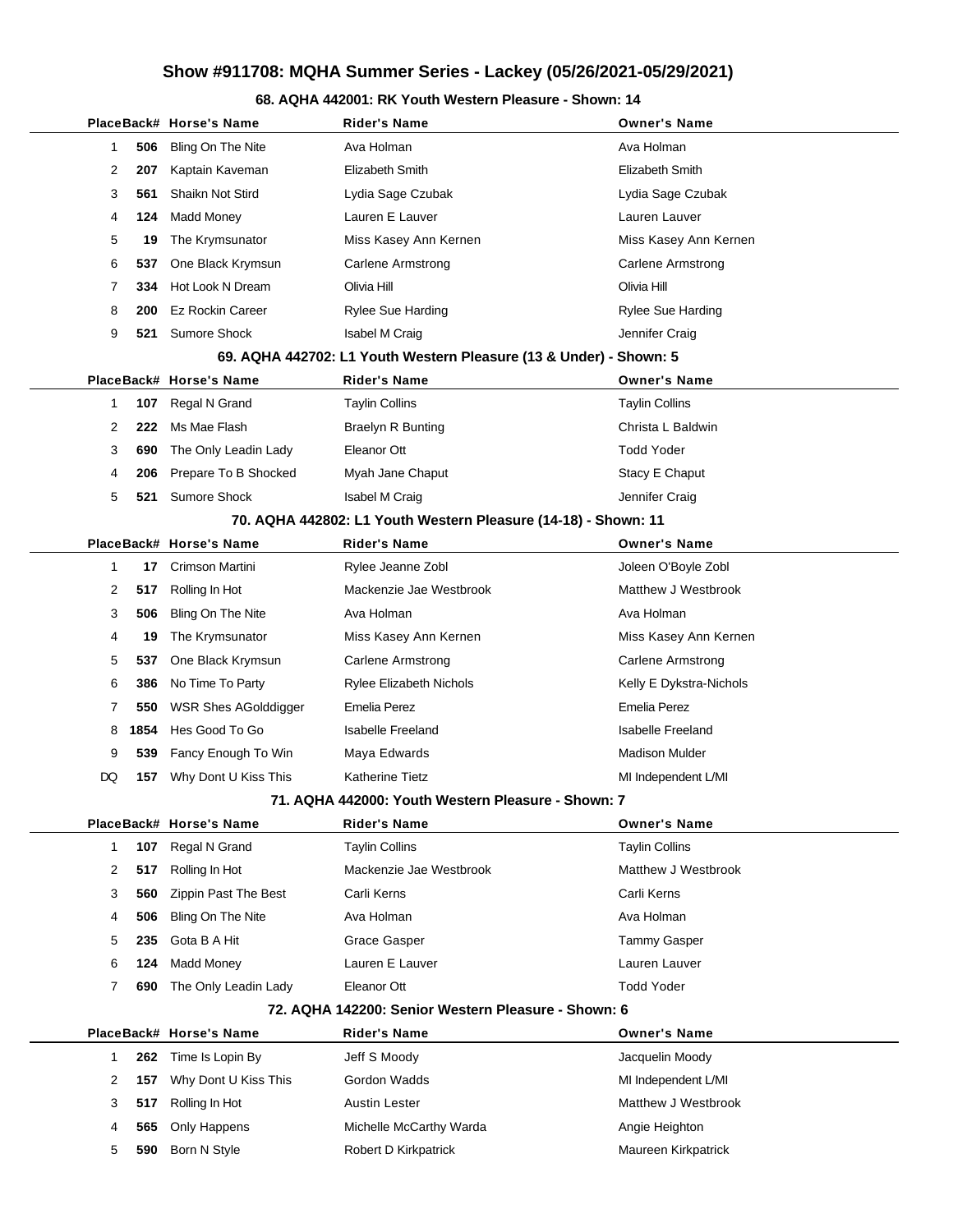# Show #911708: MQHA Summer Series - Lackey (05/26/2021-05/29/2021)

### 68. AQHA 442001: RK Youth Western Pleasure - Shown: 14

| Place | Back# | Horse's Name | Rider's Name | Owner's Name |
|---|---|---|---|---|
| 1 | 506 | Bling On The Nite | Ava Holman | Ava Holman |
| 2 | 207 | Kaptain Kaveman | Elizabeth Smith | Elizabeth Smith |
| 3 | 561 | Shaikn Not Stird | Lydia Sage Czubak | Lydia Sage Czubak |
| 4 | 124 | Madd Money | Lauren E Lauver | Lauren Lauver |
| 5 | 19 | The Krymsunator | Miss Kasey Ann Kernen | Miss Kasey Ann Kernen |
| 6 | 537 | One Black Krymsun | Carlene Armstrong | Carlene Armstrong |
| 7 | 334 | Hot Look N Dream | Olivia Hill | Olivia Hill |
| 8 | 200 | Ez Rockin Career | Rylee Sue Harding | Rylee Sue Harding |
| 9 | 521 | Sumore Shock | Isabel M Craig | Jennifer Craig |

### 69. AQHA 442702: L1 Youth Western Pleasure (13 & Under) - Shown: 5

| Place | Back# | Horse's Name | Rider's Name | Owner's Name |
|---|---|---|---|---|
| 1 | 107 | Regal N Grand | Taylin Collins | Taylin Collins |
| 2 | 222 | Ms Mae Flash | Braelyn R Bunting | Christa L Baldwin |
| 3 | 690 | The Only Leadin Lady | Eleanor Ott | Todd Yoder |
| 4 | 206 | Prepare To B Shocked | Myah Jane Chaput | Stacy E Chaput |
| 5 | 521 | Sumore Shock | Isabel M Craig | Jennifer Craig |

### 70. AQHA 442802: L1 Youth Western Pleasure (14-18) - Shown: 11

| Place | Back# | Horse's Name | Rider's Name | Owner's Name |
|---|---|---|---|---|
| 1 | 17 | Crimson Martini | Rylee Jeanne Zobl | Joleen O'Boyle Zobl |
| 2 | 517 | Rolling In Hot | Mackenzie Jae Westbrook | Matthew J Westbrook |
| 3 | 506 | Bling On The Nite | Ava Holman | Ava Holman |
| 4 | 19 | The Krymsunator | Miss Kasey Ann Kernen | Miss Kasey Ann Kernen |
| 5 | 537 | One Black Krymsun | Carlene Armstrong | Carlene Armstrong |
| 6 | 386 | No Time To Party | Rylee Elizabeth Nichols | Kelly E Dykstra-Nichols |
| 7 | 550 | WSR Shes AGolddigger | Emelia Perez | Emelia Perez |
| 8 | 1854 | Hes Good To Go | Isabelle Freeland | Isabelle Freeland |
| 9 | 539 | Fancy Enough To Win | Maya Edwards | Madison Mulder |
| DQ | 157 | Why Dont U Kiss This | Katherine Tietz | MI Independent L/MI |

### 71. AQHA 442000: Youth Western Pleasure - Shown: 7

| Place | Back# | Horse's Name | Rider's Name | Owner's Name |
|---|---|---|---|---|
| 1 | 107 | Regal N Grand | Taylin Collins | Taylin Collins |
| 2 | 517 | Rolling In Hot | Mackenzie Jae Westbrook | Matthew J Westbrook |
| 3 | 560 | Zippin Past The Best | Carli Kerns | Carli Kerns |
| 4 | 506 | Bling On The Nite | Ava Holman | Ava Holman |
| 5 | 235 | Gota B A Hit | Grace Gasper | Tammy Gasper |
| 6 | 124 | Madd Money | Lauren E Lauver | Lauren Lauver |
| 7 | 690 | The Only Leadin Lady | Eleanor Ott | Todd Yoder |

### 72. AQHA 142200: Senior Western Pleasure - Shown: 6

| Place | Back# | Horse's Name | Rider's Name | Owner's Name |
|---|---|---|---|---|
| 1 | 262 | Time Is Lopin By | Jeff S Moody | Jacquelin Moody |
| 2 | 157 | Why Dont U Kiss This | Gordon Wadds | MI Independent L/MI |
| 3 | 517 | Rolling In Hot | Austin Lester | Matthew J Westbrook |
| 4 | 565 | Only Happens | Michelle McCarthy Warda | Angie Heighton |
| 5 | 590 | Born N Style | Robert D Kirkpatrick | Maureen Kirkpatrick |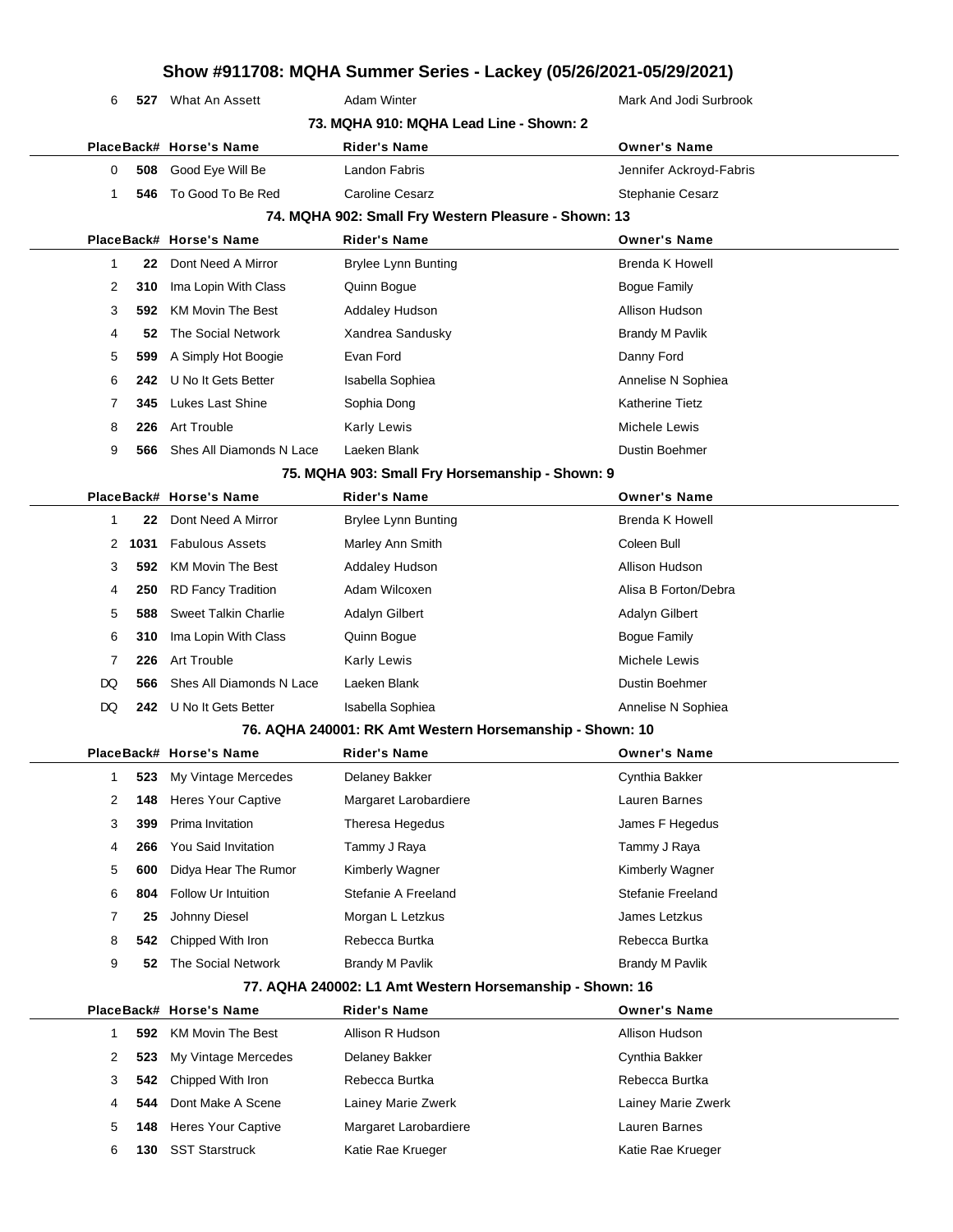# Show #911708: MQHA Summer Series - Lackey (05/26/2021-05/29/2021)

| Place | Back# | Horse's Name | Rider's Name | Owner's Name |
|---|---|---|---|---|
| 6 | 527 | What An Assett | Adam Winter | Mark And Jodi Surbrook |

### 73. MQHA 910: MQHA Lead Line - Shown: 2

| Place | Back# | Horse's Name | Rider's Name | Owner's Name |
|---|---|---|---|---|
| 0 | 508 | Good Eye Will Be | Landon Fabris | Jennifer Ackroyd-Fabris |
| 1 | 546 | To Good To Be Red | Caroline Cesarz | Stephanie Cesarz |

### 74. MQHA 902: Small Fry Western Pleasure - Shown: 13

| Place | Back# | Horse's Name | Rider's Name | Owner's Name |
|---|---|---|---|---|
| 1 | 22 | Dont Need A Mirror | Brylee Lynn Bunting | Brenda K Howell |
| 2 | 310 | Ima Lopin With Class | Quinn Bogue | Bogue Family |
| 3 | 592 | KM Movin The Best | Addaley Hudson | Allison Hudson |
| 4 | 52 | The Social Network | Xandrea Sandusky | Brandy M Pavlik |
| 5 | 599 | A Simply Hot Boogie | Evan Ford | Danny Ford |
| 6 | 242 | U No It Gets Better | Isabella Sophiea | Annelise N Sophiea |
| 7 | 345 | Lukes Last Shine | Sophia Dong | Katherine Tietz |
| 8 | 226 | Art Trouble | Karly Lewis | Michele Lewis |
| 9 | 566 | Shes All Diamonds N Lace | Laeken Blank | Dustin Boehmer |

### 75. MQHA 903: Small Fry Horsemanship - Shown: 9

| Place | Back# | Horse's Name | Rider's Name | Owner's Name |
|---|---|---|---|---|
| 1 | 22 | Dont Need A Mirror | Brylee Lynn Bunting | Brenda K Howell |
| 2 | 1031 | Fabulous Assets | Marley Ann Smith | Coleen Bull |
| 3 | 592 | KM Movin The Best | Addaley Hudson | Allison Hudson |
| 4 | 250 | RD Fancy Tradition | Adam Wilcoxen | Alisa B Forton/Debra |
| 5 | 588 | Sweet Talkin Charlie | Adalyn Gilbert | Adalyn Gilbert |
| 6 | 310 | Ima Lopin With Class | Quinn Bogue | Bogue Family |
| 7 | 226 | Art Trouble | Karly Lewis | Michele Lewis |
| DQ | 566 | Shes All Diamonds N Lace | Laeken Blank | Dustin Boehmer |
| DQ | 242 | U No It Gets Better | Isabella Sophiea | Annelise N Sophiea |

### 76. AQHA 240001: RK Amt Western Horsemanship - Shown: 10

| Place | Back# | Horse's Name | Rider's Name | Owner's Name |
|---|---|---|---|---|
| 1 | 523 | My Vintage Mercedes | Delaney Bakker | Cynthia Bakker |
| 2 | 148 | Heres Your Captive | Margaret Larobardiere | Lauren Barnes |
| 3 | 399 | Prima Invitation | Theresa Hegedus | James F Hegedus |
| 4 | 266 | You Said Invitation | Tammy J Raya | Tammy J Raya |
| 5 | 600 | Didya Hear The Rumor | Kimberly Wagner | Kimberly Wagner |
| 6 | 804 | Follow Ur Intuition | Stefanie A Freeland | Stefanie Freeland |
| 7 | 25 | Johnny Diesel | Morgan L Letzkus | James Letzkus |
| 8 | 542 | Chipped With Iron | Rebecca Burtka | Rebecca Burtka |
| 9 | 52 | The Social Network | Brandy M Pavlik | Brandy M Pavlik |

### 77. AQHA 240002: L1 Amt Western Horsemanship - Shown: 16

| Place | Back# | Horse's Name | Rider's Name | Owner's Name |
|---|---|---|---|---|
| 1 | 592 | KM Movin The Best | Allison R Hudson | Allison Hudson |
| 2 | 523 | My Vintage Mercedes | Delaney Bakker | Cynthia Bakker |
| 3 | 542 | Chipped With Iron | Rebecca Burtka | Rebecca Burtka |
| 4 | 544 | Dont Make A Scene | Lainey Marie Zwerk | Lainey Marie Zwerk |
| 5 | 148 | Heres Your Captive | Margaret Larobardiere | Lauren Barnes |
| 6 | 130 | SST Starstruck | Katie Rae Krueger | Katie Rae Krueger |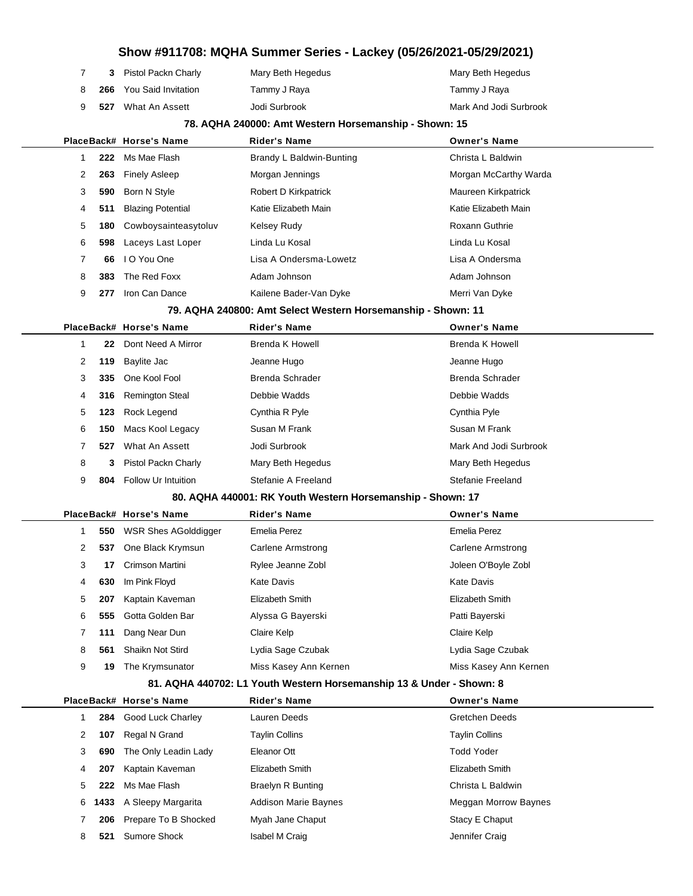| Place | Back# | Horse's Name | Rider's Name | Owner's Name |
|---|---|---|---|---|
| 7 | 3 | Pistol Packn Charly | Mary Beth Hegedus | Mary Beth Hegedus |
| 8 | 266 | You Said Invitation | Tammy J Raya | Tammy J Raya |
| 9 | 527 | What An Assett | Jodi Surbrook | Mark And Jodi Surbrook |

### 78. AQHA 240000: Amt Western Horsemanship - Shown: 15

| Place | Back# | Horse's Name | Rider's Name | Owner's Name |
|---|---|---|---|---|
| 1 | 222 | Ms Mae Flash | Brandy L Baldwin-Bunting | Christa L Baldwin |
| 2 | 263 | Finely Asleep | Morgan Jennings | Morgan McCarthy Warda |
| 3 | 590 | Born N Style | Robert D Kirkpatrick | Maureen Kirkpatrick |
| 4 | 511 | Blazing Potential | Katie Elizabeth Main | Katie Elizabeth Main |
| 5 | 180 | Cowboysainteasytoluv | Kelsey Rudy | Roxann Guthrie |
| 6 | 598 | Laceys Last Loper | Linda Lu Kosal | Linda Lu Kosal |
| 7 | 66 | I O You One | Lisa A Ondersma-Lowetz | Lisa A Ondersma |
| 8 | 383 | The Red Foxx | Adam Johnson | Adam Johnson |
| 9 | 277 | Iron Can Dance | Kailene Bader-Van Dyke | Merri Van Dyke |

### 79. AQHA 240800: Amt Select Western Horsemanship - Shown: 11

| Place | Back# | Horse's Name | Rider's Name | Owner's Name |
|---|---|---|---|---|
| 1 | 22 | Dont Need A Mirror | Brenda K Howell | Brenda K Howell |
| 2 | 119 | Baylite Jac | Jeanne Hugo | Jeanne Hugo |
| 3 | 335 | One Kool Fool | Brenda Schrader | Brenda Schrader |
| 4 | 316 | Remington Steal | Debbie Wadds | Debbie Wadds |
| 5 | 123 | Rock Legend | Cynthia R Pyle | Cynthia Pyle |
| 6 | 150 | Macs Kool Legacy | Susan M Frank | Susan M Frank |
| 7 | 527 | What An Assett | Jodi Surbrook | Mark And Jodi Surbrook |
| 8 | 3 | Pistol Packn Charly | Mary Beth Hegedus | Mary Beth Hegedus |
| 9 | 804 | Follow Ur Intuition | Stefanie A Freeland | Stefanie Freeland |

### 80. AQHA 440001: RK Youth Western Horsemanship - Shown: 17

| Place | Back# | Horse's Name | Rider's Name | Owner's Name |
|---|---|---|---|---|
| 1 | 550 | WSR Shes AGolddigger | Emelia Perez | Emelia Perez |
| 2 | 537 | One Black Krymsun | Carlene Armstrong | Carlene Armstrong |
| 3 | 17 | Crimson Martini | Rylee Jeanne Zobl | Joleen O'Boyle Zobl |
| 4 | 630 | Im Pink Floyd | Kate Davis | Kate Davis |
| 5 | 207 | Kaptain Kaveman | Elizabeth Smith | Elizabeth Smith |
| 6 | 555 | Gotta Golden Bar | Alyssa G Bayerski | Patti Bayerski |
| 7 | 111 | Dang Near Dun | Claire Kelp | Claire Kelp |
| 8 | 561 | Shaikn Not Stird | Lydia Sage Czubak | Lydia Sage Czubak |
| 9 | 19 | The Krymsunator | Miss Kasey Ann Kernen | Miss Kasey Ann Kernen |

### 81. AQHA 440702: L1 Youth Western Horsemanship 13 & Under - Shown: 8

| Place | Back# | Horse's Name | Rider's Name | Owner's Name |
|---|---|---|---|---|
| 1 | 284 | Good Luck Charley | Lauren Deeds | Gretchen Deeds |
| 2 | 107 | Regal N Grand | Taylin Collins | Taylin Collins |
| 3 | 690 | The Only Leadin Lady | Eleanor Ott | Todd Yoder |
| 4 | 207 | Kaptain Kaveman | Elizabeth Smith | Elizabeth Smith |
| 5 | 222 | Ms Mae Flash | Braelyn R Bunting | Christa L Baldwin |
| 6 | 1433 | A Sleepy Margarita | Addison Marie Baynes | Meggan Morrow Baynes |
| 7 | 206 | Prepare To B Shocked | Myah Jane Chaput | Stacy E Chaput |
| 8 | 521 | Sumore Shock | Isabel M Craig | Jennifer Craig |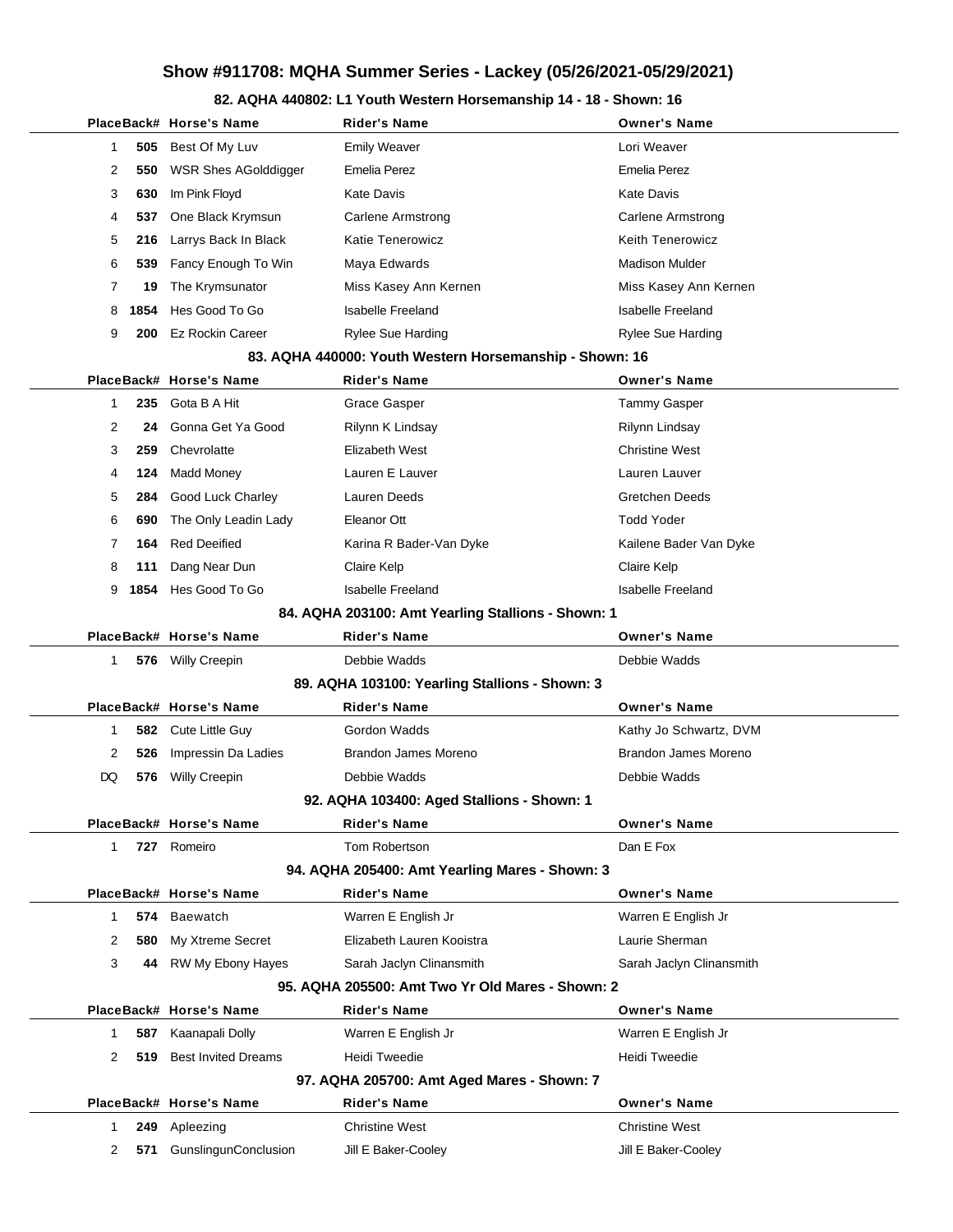# Show #911708: MQHA Summer Series - Lackey (05/26/2021-05/29/2021)

## 82. AQHA 440802: L1 Youth Western Horsemanship 14 - 18 - Shown: 16

| Place | Back# | Horse's Name | Rider's Name | Owner's Name |
|---|---|---|---|---|
| 1 | 505 | Best Of My Luv | Emily Weaver | Lori Weaver |
| 2 | 550 | WSR Shes AGolddigger | Emelia Perez | Emelia Perez |
| 3 | 630 | Im Pink Floyd | Kate Davis | Kate Davis |
| 4 | 537 | One Black Krymsun | Carlene Armstrong | Carlene Armstrong |
| 5 | 216 | Larrys Back In Black | Katie Tenerowicz | Keith Tenerowicz |
| 6 | 539 | Fancy Enough To Win | Maya Edwards | Madison Mulder |
| 7 | 19 | The Krymsunator | Miss Kasey Ann Kernen | Miss Kasey Ann Kernen |
| 8 | 1854 | Hes Good To Go | Isabelle Freeland | Isabelle Freeland |
| 9 | 200 | Ez Rockin Career | Rylee Sue Harding | Rylee Sue Harding |

## 83. AQHA 440000: Youth Western Horsemanship - Shown: 16

| Place | Back# | Horse's Name | Rider's Name | Owner's Name |
|---|---|---|---|---|
| 1 | 235 | Gota B A Hit | Grace Gasper | Tammy Gasper |
| 2 | 24 | Gonna Get Ya Good | Rilynn K Lindsay | Rilynn Lindsay |
| 3 | 259 | Chevrolatte | Elizabeth West | Christine West |
| 4 | 124 | Madd Money | Lauren E Lauver | Lauren Lauver |
| 5 | 284 | Good Luck Charley | Lauren Deeds | Gretchen Deeds |
| 6 | 690 | The Only Leadin Lady | Eleanor Ott | Todd Yoder |
| 7 | 164 | Red Deeified | Karina R Bader-Van Dyke | Kailene Bader Van Dyke |
| 8 | 111 | Dang Near Dun | Claire Kelp | Claire Kelp |
| 9 | 1854 | Hes Good To Go | Isabelle Freeland | Isabelle Freeland |

## 84. AQHA 203100: Amt Yearling Stallions - Shown: 1

| Place | Back# | Horse's Name | Rider's Name | Owner's Name |
|---|---|---|---|---|
| 1 | 576 | Willy Creepin | Debbie Wadds | Debbie Wadds |

## 89. AQHA 103100: Yearling Stallions - Shown: 3

| Place | Back# | Horse's Name | Rider's Name | Owner's Name |
|---|---|---|---|---|
| 1 | 582 | Cute Little Guy | Gordon Wadds | Kathy Jo Schwartz, DVM |
| 2 | 526 | Impressin Da Ladies | Brandon James Moreno | Brandon James Moreno |
| DQ | 576 | Willy Creepin | Debbie Wadds | Debbie Wadds |

## 92. AQHA 103400: Aged Stallions - Shown: 1

| Place | Back# | Horse's Name | Rider's Name | Owner's Name |
|---|---|---|---|---|
| 1 | 727 | Romeiro | Tom Robertson | Dan E Fox |

## 94. AQHA 205400: Amt Yearling Mares - Shown: 3

| Place | Back# | Horse's Name | Rider's Name | Owner's Name |
|---|---|---|---|---|
| 1 | 574 | Baewatch | Warren E English Jr | Warren E English Jr |
| 2 | 580 | My Xtreme Secret | Elizabeth Lauren Kooistra | Laurie Sherman |
| 3 | 44 | RW My Ebony Hayes | Sarah Jaclyn Clinansmith | Sarah Jaclyn Clinansmith |

## 95. AQHA 205500: Amt Two Yr Old Mares - Shown: 2

| Place | Back# | Horse's Name | Rider's Name | Owner's Name |
|---|---|---|---|---|
| 1 | 587 | Kaanapali Dolly | Warren E English Jr | Warren E English Jr |
| 2 | 519 | Best Invited Dreams | Heidi Tweedie | Heidi Tweedie |

## 97. AQHA 205700: Amt Aged Mares - Shown: 7

| Place | Back# | Horse's Name | Rider's Name | Owner's Name |
|---|---|---|---|---|
| 1 | 249 | Apleezing | Christine West | Christine West |
| 2 | 571 | GunslingunConclusion | Jill E Baker-Cooley | Jill E Baker-Cooley |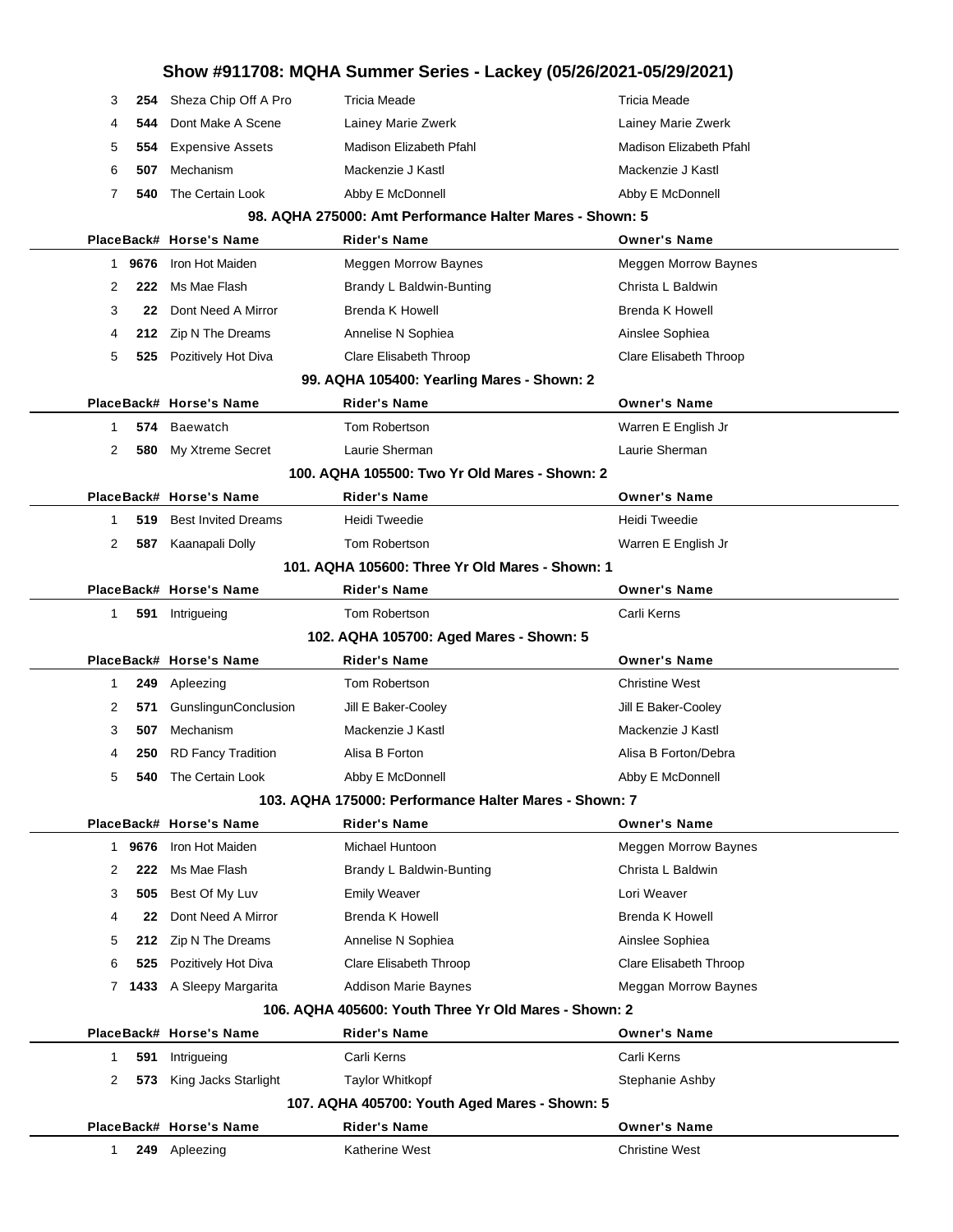# Show #911708: MQHA Summer Series - Lackey (05/26/2021-05/29/2021)

| Place | Back# | Horse's Name | Rider's Name | Owner's Name |
|---|---|---|---|---|
| 3 | 254 | Sheza Chip Off A Pro | Tricia Meade | Tricia Meade |
| 4 | 544 | Dont Make A Scene | Lainey Marie Zwerk | Lainey Marie Zwerk |
| 5 | 554 | Expensive Assets | Madison Elizabeth Pfahl | Madison Elizabeth Pfahl |
| 6 | 507 | Mechanism | Mackenzie J Kastl | Mackenzie J Kastl |
| 7 | 540 | The Certain Look | Abby E McDonnell | Abby E McDonnell |

### 98. AQHA 275000: Amt Performance Halter Mares - Shown: 5

| Place | Back# | Horse's Name | Rider's Name | Owner's Name |
|---|---|---|---|---|
| 1 | 9676 | Iron Hot Maiden | Meggen Morrow Baynes | Meggen Morrow Baynes |
| 2 | 222 | Ms Mae Flash | Brandy L Baldwin-Bunting | Christa L Baldwin |
| 3 | 22 | Dont Need A Mirror | Brenda K Howell | Brenda K Howell |
| 4 | 212 | Zip N The Dreams | Annelise N Sophiea | Ainslee Sophiea |
| 5 | 525 | Pozitively Hot Diva | Clare Elisabeth Throop | Clare Elisabeth Throop |

### 99. AQHA 105400: Yearling Mares - Shown: 2

| Place | Back# | Horse's Name | Rider's Name | Owner's Name |
|---|---|---|---|---|
| 1 | 574 | Baewatch | Tom Robertson | Warren E English Jr |
| 2 | 580 | My Xtreme Secret | Laurie Sherman | Laurie Sherman |

### 100. AQHA 105500: Two Yr Old Mares - Shown: 2

| Place | Back# | Horse's Name | Rider's Name | Owner's Name |
|---|---|---|---|---|
| 1 | 519 | Best Invited Dreams | Heidi Tweedie | Heidi Tweedie |
| 2 | 587 | Kaanapali Dolly | Tom Robertson | Warren E English Jr |

### 101. AQHA 105600: Three Yr Old Mares - Shown: 1

| Place | Back# | Horse's Name | Rider's Name | Owner's Name |
|---|---|---|---|---|
| 1 | 591 | Intrigueing | Tom Robertson | Carli Kerns |

### 102. AQHA 105700: Aged Mares - Shown: 5

| Place | Back# | Horse's Name | Rider's Name | Owner's Name |
|---|---|---|---|---|
| 1 | 249 | Apleezing | Tom Robertson | Christine West |
| 2 | 571 | GunslingunConclusion | Jill E Baker-Cooley | Jill E Baker-Cooley |
| 3 | 507 | Mechanism | Mackenzie J Kastl | Mackenzie J Kastl |
| 4 | 250 | RD Fancy Tradition | Alisa B Forton | Alisa B Forton/Debra |
| 5 | 540 | The Certain Look | Abby E McDonnell | Abby E McDonnell |

### 103. AQHA 175000: Performance Halter Mares - Shown: 7

| Place | Back# | Horse's Name | Rider's Name | Owner's Name |
|---|---|---|---|---|
| 1 | 9676 | Iron Hot Maiden | Michael Huntoon | Meggen Morrow Baynes |
| 2 | 222 | Ms Mae Flash | Brandy L Baldwin-Bunting | Christa L Baldwin |
| 3 | 505 | Best Of My Luv | Emily Weaver | Lori Weaver |
| 4 | 22 | Dont Need A Mirror | Brenda K Howell | Brenda K Howell |
| 5 | 212 | Zip N The Dreams | Annelise N Sophiea | Ainslee Sophiea |
| 6 | 525 | Pozitively Hot Diva | Clare Elisabeth Throop | Clare Elisabeth Throop |
| 7 | 1433 | A Sleepy Margarita | Addison Marie Baynes | Meggan Morrow Baynes |

### 106. AQHA 405600: Youth Three Yr Old Mares - Shown: 2

| Place | Back# | Horse's Name | Rider's Name | Owner's Name |
|---|---|---|---|---|
| 1 | 591 | Intrigueing | Carli Kerns | Carli Kerns |
| 2 | 573 | King Jacks Starlight | Taylor Whitkopf | Stephanie Ashby |

### 107. AQHA 405700: Youth Aged Mares - Shown: 5

| Place | Back# | Horse's Name | Rider's Name | Owner's Name |
|---|---|---|---|---|
| 1 | 249 | Apleezing | Katherine West | Christine West |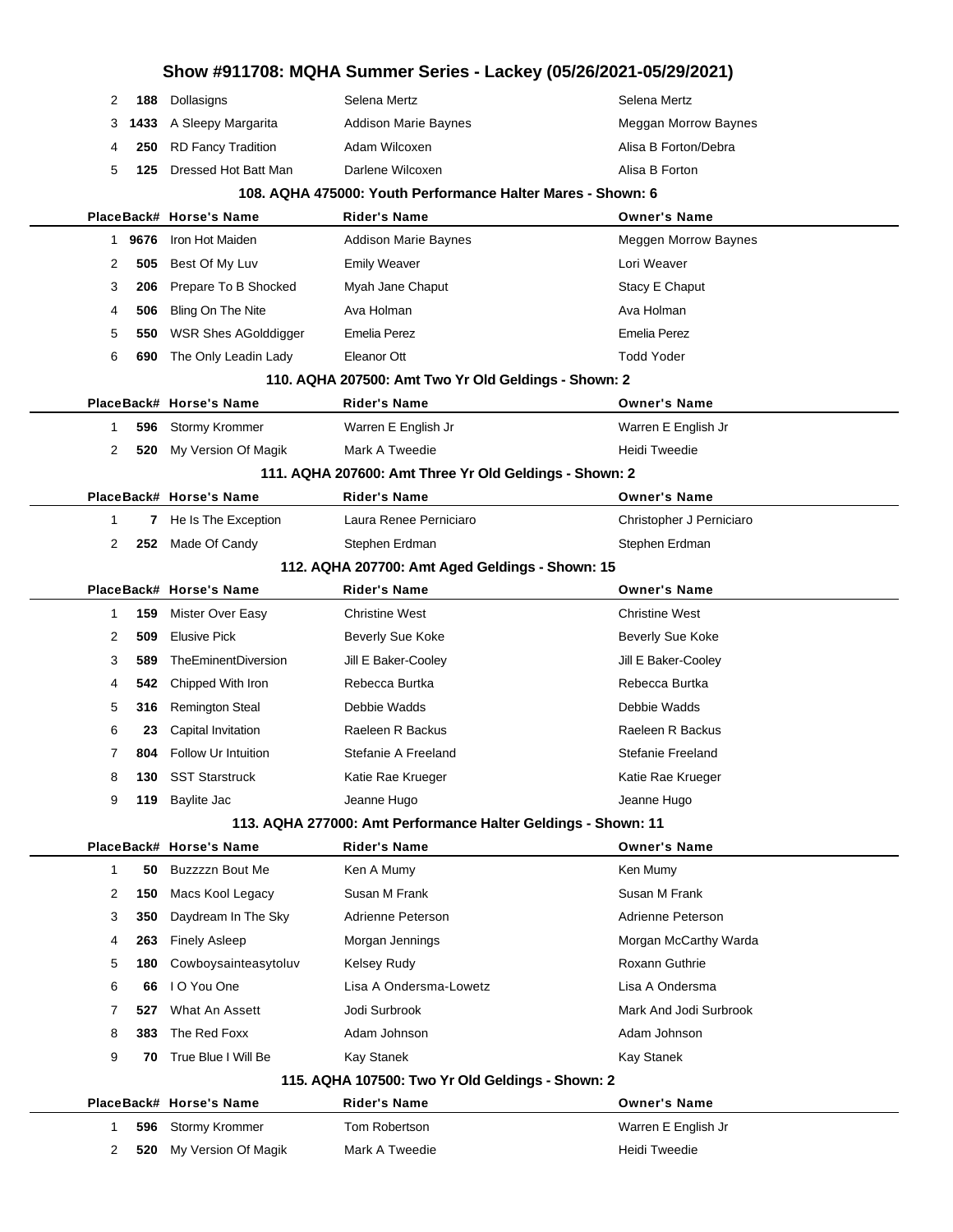# Show #911708: MQHA Summer Series - Lackey (05/26/2021-05/29/2021)

| Place | Back# | Horse's Name | Rider's Name | Owner's Name |
|---|---|---|---|---|
| 2 | 188 | Dollasigns | Selena Mertz | Selena Mertz |
| 3 | 1433 | A Sleepy Margarita | Addison Marie Baynes | Meggan Morrow Baynes |
| 4 | 250 | RD Fancy Tradition | Adam Wilcoxen | Alisa B Forton/Debra |
| 5 | 125 | Dressed Hot Batt Man | Darlene Wilcoxen | Alisa B Forton |

### 108. AQHA 475000: Youth Performance Halter Mares - Shown: 6

| Place | Back# | Horse's Name | Rider's Name | Owner's Name |
|---|---|---|---|---|
| 1 | 9676 | Iron Hot Maiden | Addison Marie Baynes | Meggen Morrow Baynes |
| 2 | 505 | Best Of My Luv | Emily Weaver | Lori Weaver |
| 3 | 206 | Prepare To B Shocked | Myah Jane Chaput | Stacy E Chaput |
| 4 | 506 | Bling On The Nite | Ava Holman | Ava Holman |
| 5 | 550 | WSR Shes AGolddigger | Emelia Perez | Emelia Perez |
| 6 | 690 | The Only Leadin Lady | Eleanor Ott | Todd Yoder |

### 110. AQHA 207500: Amt Two Yr Old Geldings - Shown: 2

| Place | Back# | Horse's Name | Rider's Name | Owner's Name |
|---|---|---|---|---|
| 1 | 596 | Stormy Krommer | Warren E English Jr | Warren E English Jr |
| 2 | 520 | My Version Of Magik | Mark A Tweedie | Heidi Tweedie |

### 111. AQHA 207600: Amt Three Yr Old Geldings - Shown: 2

| Place | Back# | Horse's Name | Rider's Name | Owner's Name |
|---|---|---|---|---|
| 1 | 7 | He Is The Exception | Laura Renee Perniciaro | Christopher J Perniciaro |
| 2 | 252 | Made Of Candy | Stephen Erdman | Stephen Erdman |

### 112. AQHA 207700: Amt Aged Geldings - Shown: 15

| Place | Back# | Horse's Name | Rider's Name | Owner's Name |
|---|---|---|---|---|
| 1 | 159 | Mister Over Easy | Christine West | Christine West |
| 2 | 509 | Elusive Pick | Beverly Sue Koke | Beverly Sue Koke |
| 3 | 589 | TheEminentDiversion | Jill E Baker-Cooley | Jill E Baker-Cooley |
| 4 | 542 | Chipped With Iron | Rebecca Burtka | Rebecca Burtka |
| 5 | 316 | Remington Steal | Debbie Wadds | Debbie Wadds |
| 6 | 23 | Capital Invitation | Raeleen R Backus | Raeleen R Backus |
| 7 | 804 | Follow Ur Intuition | Stefanie A Freeland | Stefanie Freeland |
| 8 | 130 | SST Starstruck | Katie Rae Krueger | Katie Rae Krueger |
| 9 | 119 | Baylite Jac | Jeanne Hugo | Jeanne Hugo |

### 113. AQHA 277000: Amt Performance Halter Geldings - Shown: 11

| Place | Back# | Horse's Name | Rider's Name | Owner's Name |
|---|---|---|---|---|
| 1 | 50 | Buzzzzn Bout Me | Ken A Mumy | Ken Mumy |
| 2 | 150 | Macs Kool Legacy | Susan M Frank | Susan M Frank |
| 3 | 350 | Daydream In The Sky | Adrienne Peterson | Adrienne Peterson |
| 4 | 263 | Finely Asleep | Morgan Jennings | Morgan McCarthy Warda |
| 5 | 180 | Cowboysainteasytoluv | Kelsey Rudy | Roxann Guthrie |
| 6 | 66 | I O You One | Lisa A Ondersma-Lowetz | Lisa A Ondersma |
| 7 | 527 | What An Assett | Jodi Surbrook | Mark And Jodi Surbrook |
| 8 | 383 | The Red Foxx | Adam Johnson | Adam Johnson |
| 9 | 70 | True Blue I Will Be | Kay Stanek | Kay Stanek |

### 115. AQHA 107500: Two Yr Old Geldings - Shown: 2

| Place | Back# | Horse's Name | Rider's Name | Owner's Name |
|---|---|---|---|---|
| 1 | 596 | Stormy Krommer | Tom Robertson | Warren E English Jr |
| 2 | 520 | My Version Of Magik | Mark A Tweedie | Heidi Tweedie |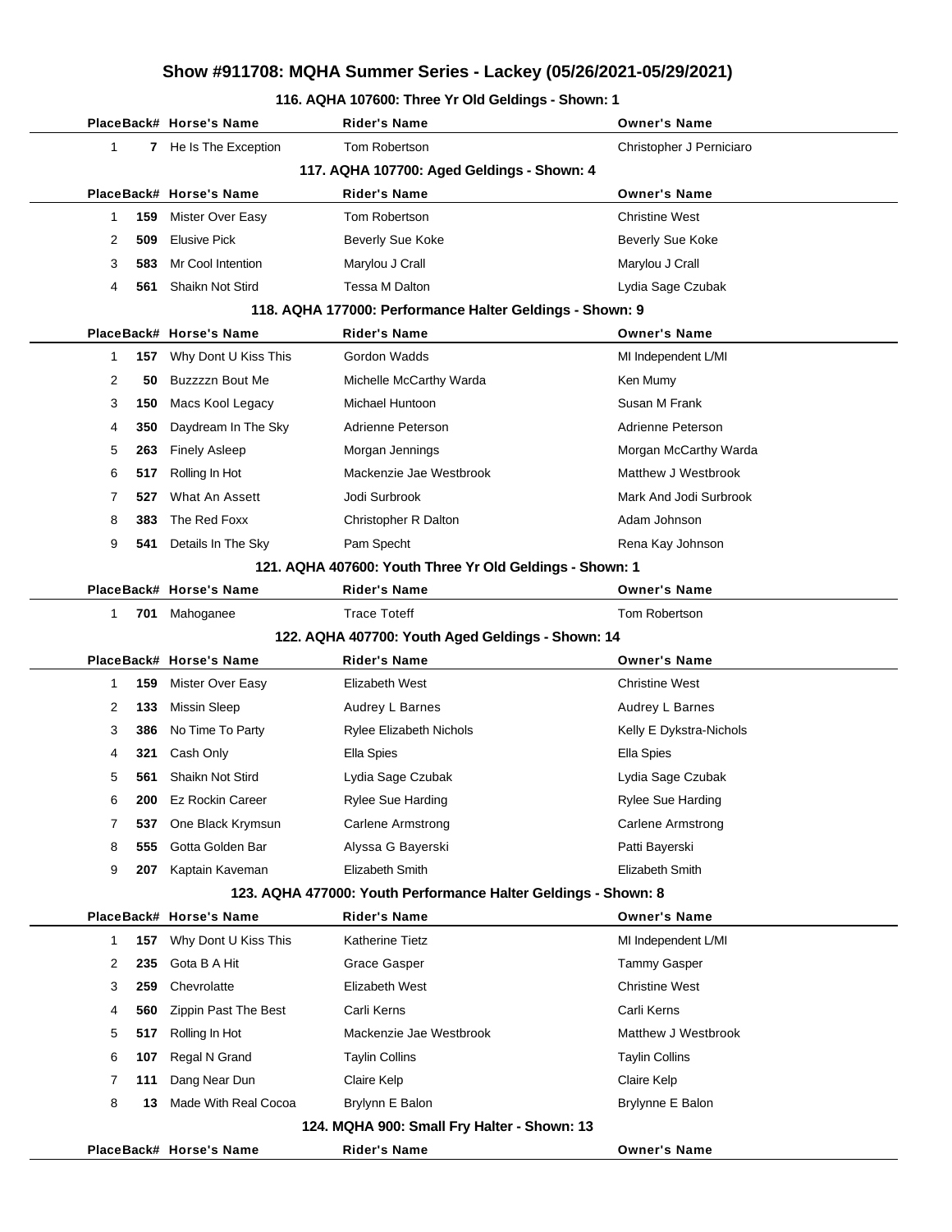# Show #911708: MQHA Summer Series - Lackey (05/26/2021-05/29/2021)

## 116. AQHA 107600: Three Yr Old Geldings - Shown: 1

| Place | Back# | Horse's Name | Rider's Name | Owner's Name |
|---|---|---|---|---|
| 1 | 7 | He Is The Exception | Tom Robertson | Christopher J Perniciaro |

## 117. AQHA 107700: Aged Geldings - Shown: 4

| Place | Back# | Horse's Name | Rider's Name | Owner's Name |
|---|---|---|---|---|
| 1 | 159 | Mister Over Easy | Tom Robertson | Christine West |
| 2 | 509 | Elusive Pick | Beverly Sue Koke | Beverly Sue Koke |
| 3 | 583 | Mr Cool Intention | Marylou J Crall | Marylou J Crall |
| 4 | 561 | Shaikn Not Stird | Tessa M Dalton | Lydia Sage Czubak |

## 118. AQHA 177000: Performance Halter Geldings - Shown: 9

| Place | Back# | Horse's Name | Rider's Name | Owner's Name |
|---|---|---|---|---|
| 1 | 157 | Why Dont U Kiss This | Gordon Wadds | MI Independent L/MI |
| 2 | 50 | Buzzzzn Bout Me | Michelle McCarthy Warda | Ken Mumy |
| 3 | 150 | Macs Kool Legacy | Michael Huntoon | Susan M Frank |
| 4 | 350 | Daydream In The Sky | Adrienne Peterson | Adrienne Peterson |
| 5 | 263 | Finely Asleep | Morgan Jennings | Morgan McCarthy Warda |
| 6 | 517 | Rolling In Hot | Mackenzie Jae Westbrook | Matthew J Westbrook |
| 7 | 527 | What An Assett | Jodi Surbrook | Mark And Jodi Surbrook |
| 8 | 383 | The Red Foxx | Christopher R Dalton | Adam Johnson |
| 9 | 541 | Details In The Sky | Pam Specht | Rena Kay Johnson |

## 121. AQHA 407600: Youth Three Yr Old Geldings - Shown: 1

| Place | Back# | Horse's Name | Rider's Name | Owner's Name |
|---|---|---|---|---|
| 1 | 701 | Mahoganee | Trace Toteff | Tom Robertson |

## 122. AQHA 407700: Youth Aged Geldings - Shown: 14

| Place | Back# | Horse's Name | Rider's Name | Owner's Name |
|---|---|---|---|---|
| 1 | 159 | Mister Over Easy | Elizabeth West | Christine West |
| 2 | 133 | Missin Sleep | Audrey L Barnes | Audrey L Barnes |
| 3 | 386 | No Time To Party | Rylee Elizabeth Nichols | Kelly E Dykstra-Nichols |
| 4 | 321 | Cash Only | Ella Spies | Ella Spies |
| 5 | 561 | Shaikn Not Stird | Lydia Sage Czubak | Lydia Sage Czubak |
| 6 | 200 | Ez Rockin Career | Rylee Sue Harding | Rylee Sue Harding |
| 7 | 537 | One Black Krymsun | Carlene Armstrong | Carlene Armstrong |
| 8 | 555 | Gotta Golden Bar | Alyssa G Bayerski | Patti Bayerski |
| 9 | 207 | Kaptain Kaveman | Elizabeth Smith | Elizabeth Smith |

## 123. AQHA 477000: Youth Performance Halter Geldings - Shown: 8

| Place | Back# | Horse's Name | Rider's Name | Owner's Name |
|---|---|---|---|---|
| 1 | 157 | Why Dont U Kiss This | Katherine Tietz | MI Independent L/MI |
| 2 | 235 | Gota B A Hit | Grace Gasper | Tammy Gasper |
| 3 | 259 | Chevrolatte | Elizabeth West | Christine West |
| 4 | 560 | Zippin Past The Best | Carli Kerns | Carli Kerns |
| 5 | 517 | Rolling In Hot | Mackenzie Jae Westbrook | Matthew J Westbrook |
| 6 | 107 | Regal N Grand | Taylin Collins | Taylin Collins |
| 7 | 111 | Dang Near Dun | Claire Kelp | Claire Kelp |
| 8 | 13 | Made With Real Cocoa | Brylynn E Balon | Brylynne E Balon |

## 124. MQHA 900: Small Fry Halter - Shown: 13

| Place | Back# | Horse's Name | Rider's Name | Owner's Name |
|---|---|---|---|---|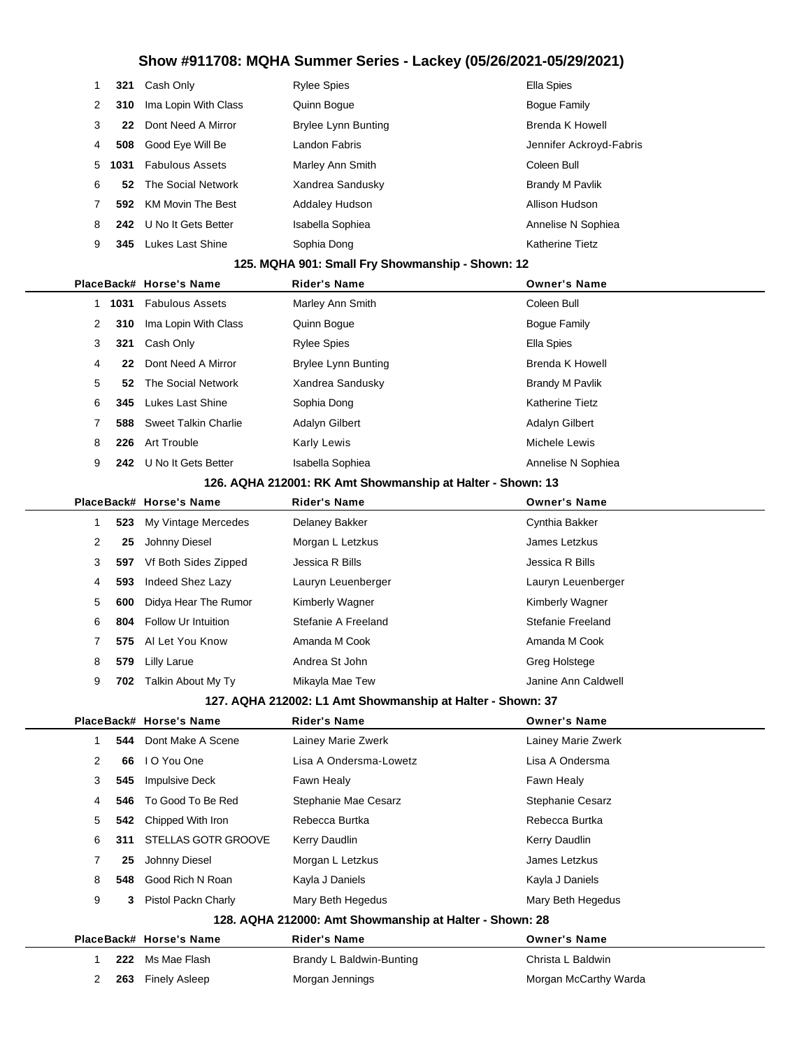| Place | Back# | Horse's Name | Rider's Name | Owner's Name |
|---|---|---|---|---|
| 1 | 321 | Cash Only | Rylee Spies | Ella Spies |
| 2 | 310 | Ima Lopin With Class | Quinn Bogue | Bogue Family |
| 3 | 22 | Dont Need A Mirror | Brylee Lynn Bunting | Brenda K Howell |
| 4 | 508 | Good Eye Will Be | Landon Fabris | Jennifer Ackroyd-Fabris |
| 5 | 1031 | Fabulous Assets | Marley Ann Smith | Coleen Bull |
| 6 | 52 | The Social Network | Xandrea Sandusky | Brandy M Pavlik |
| 7 | 592 | KM Movin The Best | Addaley Hudson | Allison Hudson |
| 8 | 242 | U No It Gets Better | Isabella Sophiea | Annelise N Sophiea |
| 9 | 345 | Lukes Last Shine | Sophia Dong | Katherine Tietz |

### 125. MQHA 901: Small Fry Showmanship - Shown: 12

| Place | Back# | Horse's Name | Rider's Name | Owner's Name |
|---|---|---|---|---|
| 1 | 1031 | Fabulous Assets | Marley Ann Smith | Coleen Bull |
| 2 | 310 | Ima Lopin With Class | Quinn Bogue | Bogue Family |
| 3 | 321 | Cash Only | Rylee Spies | Ella Spies |
| 4 | 22 | Dont Need A Mirror | Brylee Lynn Bunting | Brenda K Howell |
| 5 | 52 | The Social Network | Xandrea Sandusky | Brandy M Pavlik |
| 6 | 345 | Lukes Last Shine | Sophia Dong | Katherine Tietz |
| 7 | 588 | Sweet Talkin Charlie | Adalyn Gilbert | Adalyn Gilbert |
| 8 | 226 | Art Trouble | Karly Lewis | Michele Lewis |
| 9 | 242 | U No It Gets Better | Isabella Sophiea | Annelise N Sophiea |

### 126. AQHA 212001: RK Amt Showmanship at Halter - Shown: 13

| Place | Back# | Horse's Name | Rider's Name | Owner's Name |
|---|---|---|---|---|
| 1 | 523 | My Vintage Mercedes | Delaney Bakker | Cynthia Bakker |
| 2 | 25 | Johnny Diesel | Morgan L Letzkus | James Letzkus |
| 3 | 597 | Vf Both Sides Zipped | Jessica R Bills | Jessica R Bills |
| 4 | 593 | Indeed Shez Lazy | Lauryn Leuenberger | Lauryn Leuenberger |
| 5 | 600 | Didya Hear The Rumor | Kimberly Wagner | Kimberly Wagner |
| 6 | 804 | Follow Ur Intuition | Stefanie A Freeland | Stefanie Freeland |
| 7 | 575 | Al Let You Know | Amanda M Cook | Amanda M Cook |
| 8 | 579 | Lilly Larue | Andrea St John | Greg Holstege |
| 9 | 702 | Talkin About My Ty | Mikayla Mae Tew | Janine Ann Caldwell |

### 127. AQHA 212002: L1 Amt Showmanship at Halter - Shown: 37

| Place | Back# | Horse's Name | Rider's Name | Owner's Name |
|---|---|---|---|---|
| 1 | 544 | Dont Make A Scene | Lainey Marie Zwerk | Lainey Marie Zwerk |
| 2 | 66 | I O You One | Lisa A Ondersma-Lowetz | Lisa A Ondersma |
| 3 | 545 | Impulsive Deck | Fawn Healy | Fawn Healy |
| 4 | 546 | To Good To Be Red | Stephanie Mae Cesarz | Stephanie Cesarz |
| 5 | 542 | Chipped With Iron | Rebecca Burtka | Rebecca Burtka |
| 6 | 311 | STELLAS GOTR GROOVE | Kerry Daudlin | Kerry Daudlin |
| 7 | 25 | Johnny Diesel | Morgan L Letzkus | James Letzkus |
| 8 | 548 | Good Rich N Roan | Kayla J Daniels | Kayla J Daniels |
| 9 | 3 | Pistol Packn Charly | Mary Beth Hegedus | Mary Beth Hegedus |

### 128. AQHA 212000: Amt Showmanship at Halter - Shown: 28

| Place | Back# | Horse's Name | Rider's Name | Owner's Name |
|---|---|---|---|---|
| 1 | 222 | Ms Mae Flash | Brandy L Baldwin-Bunting | Christa L Baldwin |
| 2 | 263 | Finely Asleep | Morgan Jennings | Morgan McCarthy Warda |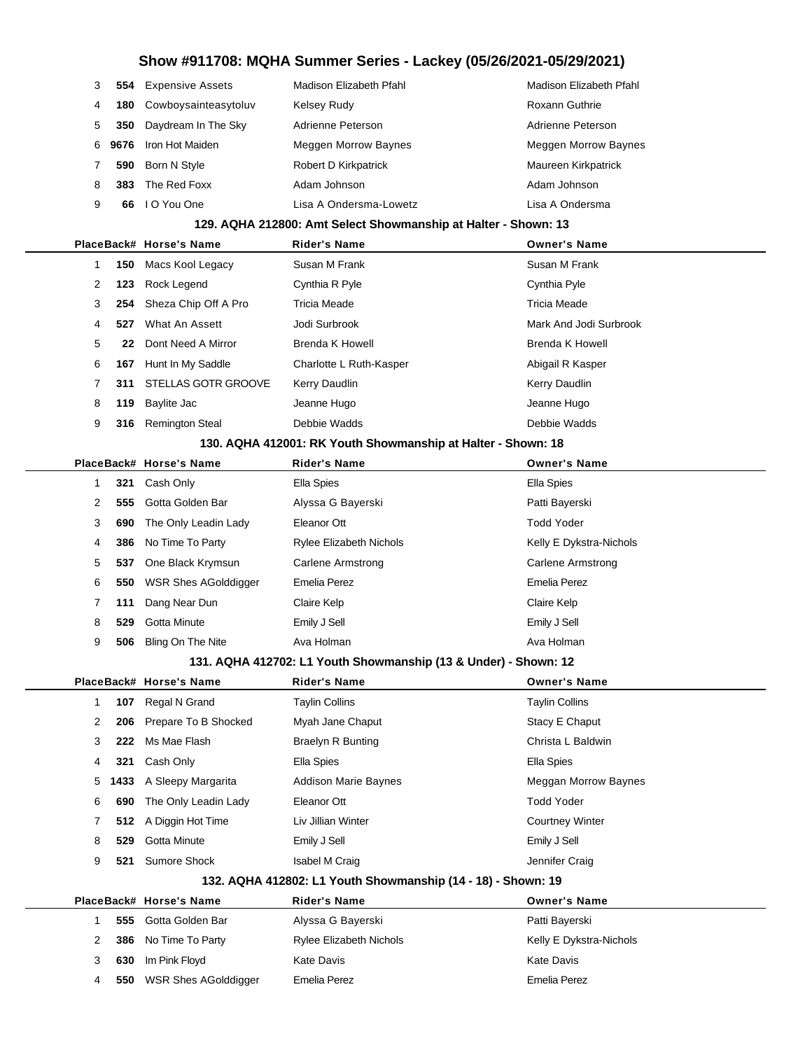| Place | Back# | Horse's Name | Rider's Name | Owner's Name |
|---|---|---|---|---|
| 3 | 554 | Expensive Assets | Madison Elizabeth Pfahl | Madison Elizabeth Pfahl |
| 4 | 180 | Cowboysainteasytoluv | Kelsey Rudy | Roxann Guthrie |
| 5 | 350 | Daydream In The Sky | Adrienne Peterson | Adrienne Peterson |
| 6 | 9676 | Iron Hot Maiden | Meggen Morrow Baynes | Meggen Morrow Baynes |
| 7 | 590 | Born N Style | Robert D Kirkpatrick | Maureen Kirkpatrick |
| 8 | 383 | The Red Foxx | Adam Johnson | Adam Johnson |
| 9 | 66 | I O You One | Lisa A Ondersma-Lowetz | Lisa A Ondersma |

### 129. AQHA 212800: Amt Select Showmanship at Halter - Shown: 13

| Place | Back# | Horse's Name | Rider's Name | Owner's Name |
|---|---|---|---|---|
| 1 | 150 | Macs Kool Legacy | Susan M Frank | Susan M Frank |
| 2 | 123 | Rock Legend | Cynthia R Pyle | Cynthia Pyle |
| 3 | 254 | Sheza Chip Off A Pro | Tricia Meade | Tricia Meade |
| 4 | 527 | What An Assett | Jodi Surbrook | Mark And Jodi Surbrook |
| 5 | 22 | Dont Need A Mirror | Brenda K Howell | Brenda K Howell |
| 6 | 167 | Hunt In My Saddle | Charlotte L Ruth-Kasper | Abigail R Kasper |
| 7 | 311 | STELLAS GOTR GROOVE | Kerry Daudlin | Kerry Daudlin |
| 8 | 119 | Baylite Jac | Jeanne Hugo | Jeanne Hugo |
| 9 | 316 | Remington Steal | Debbie Wadds | Debbie Wadds |

### 130. AQHA 412001: RK Youth Showmanship at Halter - Shown: 18

| Place | Back# | Horse's Name | Rider's Name | Owner's Name |
|---|---|---|---|---|
| 1 | 321 | Cash Only | Ella Spies | Ella Spies |
| 2 | 555 | Gotta Golden Bar | Alyssa G Bayerski | Patti Bayerski |
| 3 | 690 | The Only Leadin Lady | Eleanor Ott | Todd Yoder |
| 4 | 386 | No Time To Party | Rylee Elizabeth Nichols | Kelly E Dykstra-Nichols |
| 5 | 537 | One Black Krymsun | Carlene Armstrong | Carlene Armstrong |
| 6 | 550 | WSR Shes AGolddigger | Emelia Perez | Emelia Perez |
| 7 | 111 | Dang Near Dun | Claire Kelp | Claire Kelp |
| 8 | 529 | Gotta Minute | Emily J Sell | Emily J Sell |
| 9 | 506 | Bling On The Nite | Ava Holman | Ava Holman |

### 131. AQHA 412702: L1 Youth Showmanship (13 & Under) - Shown: 12

| Place | Back# | Horse's Name | Rider's Name | Owner's Name |
|---|---|---|---|---|
| 1 | 107 | Regal N Grand | Taylin Collins | Taylin Collins |
| 2 | 206 | Prepare To B Shocked | Myah Jane Chaput | Stacy E Chaput |
| 3 | 222 | Ms Mae Flash | Braelyn R Bunting | Christa L Baldwin |
| 4 | 321 | Cash Only | Ella Spies | Ella Spies |
| 5 | 1433 | A Sleepy Margarita | Addison Marie Baynes | Meggan Morrow Baynes |
| 6 | 690 | The Only Leadin Lady | Eleanor Ott | Todd Yoder |
| 7 | 512 | A Diggin Hot Time | Liv Jillian Winter | Courtney Winter |
| 8 | 529 | Gotta Minute | Emily J Sell | Emily J Sell |
| 9 | 521 | Sumore Shock | Isabel M Craig | Jennifer Craig |

### 132. AQHA 412802: L1 Youth Showmanship (14 - 18) - Shown: 19

| Place | Back# | Horse's Name | Rider's Name | Owner's Name |
|---|---|---|---|---|
| 1 | 555 | Gotta Golden Bar | Alyssa G Bayerski | Patti Bayerski |
| 2 | 386 | No Time To Party | Rylee Elizabeth Nichols | Kelly E Dykstra-Nichols |
| 3 | 630 | Im Pink Floyd | Kate Davis | Kate Davis |
| 4 | 550 | WSR Shes AGolddigger | Emelia Perez | Emelia Perez |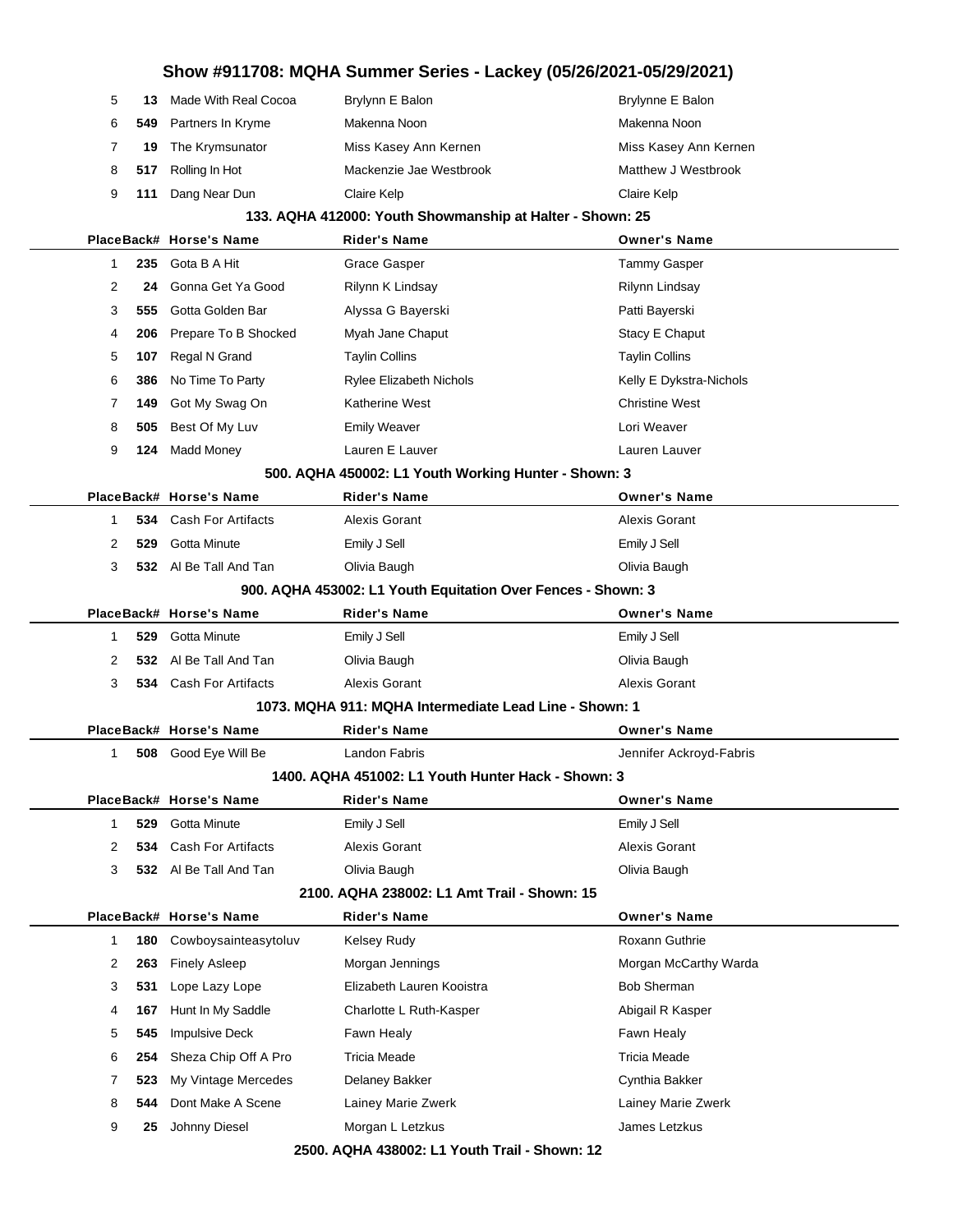| Place | Back# | Horse's Name | Rider's Name | Owner's Name |
|---|---|---|---|---|
| 5 | 13 | Made With Real Cocoa | Brylynn E Balon | Brylynne E Balon |
| 6 | 549 | Partners In Kryme | Makenna Noon | Makenna Noon |
| 7 | 19 | The Krymsunator | Miss Kasey Ann Kernen | Miss Kasey Ann Kernen |
| 8 | 517 | Rolling In Hot | Mackenzie Jae Westbrook | Matthew J Westbrook |
| 9 | 111 | Dang Near Dun | Claire Kelp | Claire Kelp |

### 133. AQHA 412000: Youth Showmanship at Halter - Shown: 25

| Place | Back# | Horse's Name | Rider's Name | Owner's Name |
|---|---|---|---|---|
| 1 | 235 | Gota B A Hit | Grace Gasper | Tammy Gasper |
| 2 | 24 | Gonna Get Ya Good | Rilynn K Lindsay | Rilynn Lindsay |
| 3 | 555 | Gotta Golden Bar | Alyssa G Bayerski | Patti Bayerski |
| 4 | 206 | Prepare To B Shocked | Myah Jane Chaput | Stacy E Chaput |
| 5 | 107 | Regal N Grand | Taylin Collins | Taylin Collins |
| 6 | 386 | No Time To Party | Rylee Elizabeth Nichols | Kelly E Dykstra-Nichols |
| 7 | 149 | Got My Swag On | Katherine West | Christine West |
| 8 | 505 | Best Of My Luv | Emily Weaver | Lori Weaver |
| 9 | 124 | Madd Money | Lauren E Lauver | Lauren Lauver |

### 500. AQHA 450002: L1 Youth Working Hunter - Shown: 3

| Place | Back# | Horse's Name | Rider's Name | Owner's Name |
|---|---|---|---|---|
| 1 | 534 | Cash For Artifacts | Alexis Gorant | Alexis Gorant |
| 2 | 529 | Gotta Minute | Emily J Sell | Emily J Sell |
| 3 | 532 | Al Be Tall And Tan | Olivia Baugh | Olivia Baugh |

### 900. AQHA 453002: L1 Youth Equitation Over Fences - Shown: 3

| Place | Back# | Horse's Name | Rider's Name | Owner's Name |
|---|---|---|---|---|
| 1 | 529 | Gotta Minute | Emily J Sell | Emily J Sell |
| 2 | 532 | Al Be Tall And Tan | Olivia Baugh | Olivia Baugh |
| 3 | 534 | Cash For Artifacts | Alexis Gorant | Alexis Gorant |

### 1073. MQHA 911: MQHA Intermediate Lead Line - Shown: 1

| Place | Back# | Horse's Name | Rider's Name | Owner's Name |
|---|---|---|---|---|
| 1 | 508 | Good Eye Will Be | Landon Fabris | Jennifer Ackroyd-Fabris |

### 1400. AQHA 451002: L1 Youth Hunter Hack - Shown: 3

| Place | Back# | Horse's Name | Rider's Name | Owner's Name |
|---|---|---|---|---|
| 1 | 529 | Gotta Minute | Emily J Sell | Emily J Sell |
| 2 | 534 | Cash For Artifacts | Alexis Gorant | Alexis Gorant |
| 3 | 532 | Al Be Tall And Tan | Olivia Baugh | Olivia Baugh |

### 2100. AQHA 238002: L1 Amt Trail - Shown: 15

| Place | Back# | Horse's Name | Rider's Name | Owner's Name |
|---|---|---|---|---|
| 1 | 180 | Cowboysainteasytoluv | Kelsey Rudy | Roxann Guthrie |
| 2 | 263 | Finely Asleep | Morgan Jennings | Morgan McCarthy Warda |
| 3 | 531 | Lope Lazy Lope | Elizabeth Lauren Kooistra | Bob Sherman |
| 4 | 167 | Hunt In My Saddle | Charlotte L Ruth-Kasper | Abigail R Kasper |
| 5 | 545 | Impulsive Deck | Fawn Healy | Fawn Healy |
| 6 | 254 | Sheza Chip Off A Pro | Tricia Meade | Tricia Meade |
| 7 | 523 | My Vintage Mercedes | Delaney Bakker | Cynthia Bakker |
| 8 | 544 | Dont Make A Scene | Lainey Marie Zwerk | Lainey Marie Zwerk |
| 9 | 25 | Johnny Diesel | Morgan L Letzkus | James Letzkus |

### 2500. AQHA 438002: L1 Youth Trail - Shown: 12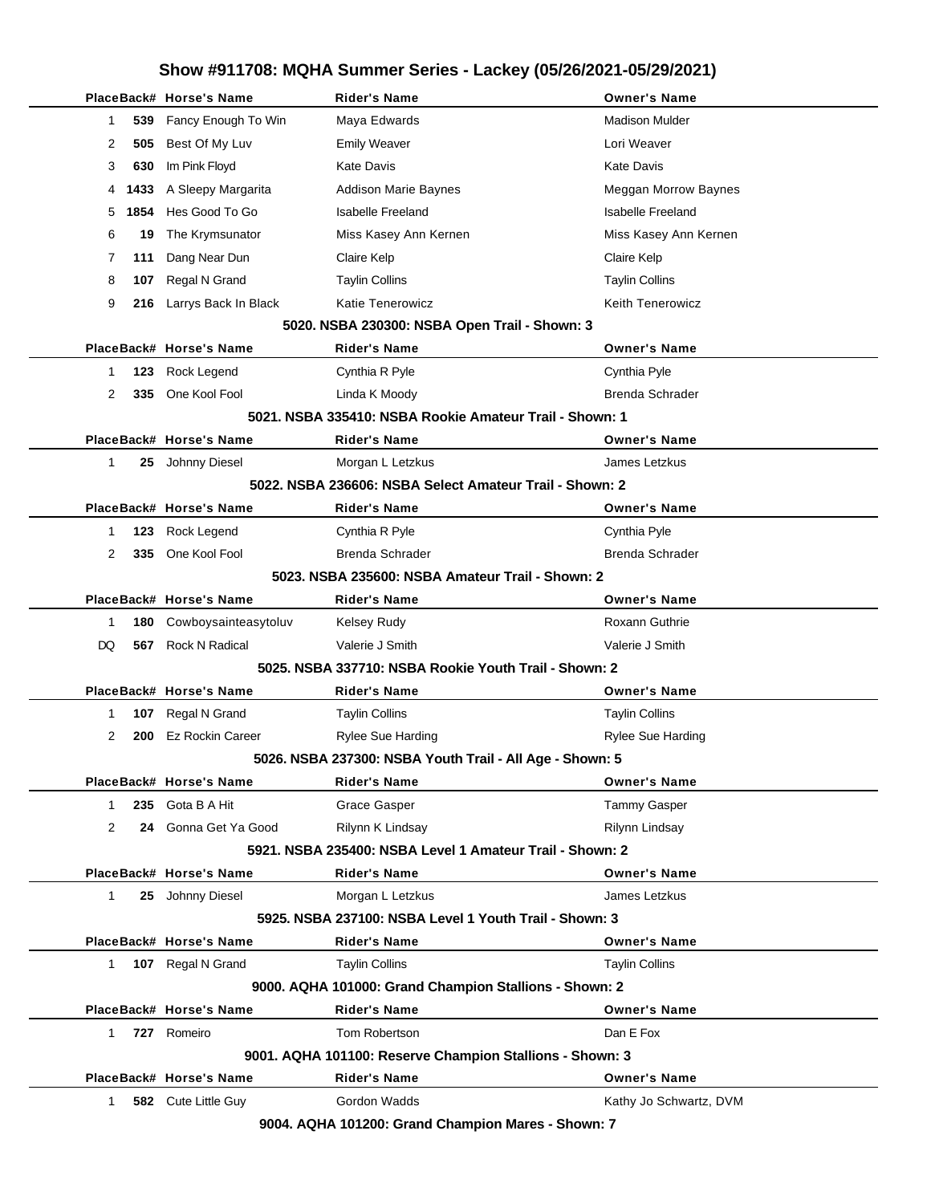# Show #911708: MQHA Summer Series - Lackey (05/26/2021-05/29/2021)

| Place | Back# | Horse's Name | Rider's Name | Owner's Name |
|---|---|---|---|---|
| 1 | 539 | Fancy Enough To Win | Maya Edwards | Madison Mulder |
| 2 | 505 | Best Of My Luv | Emily Weaver | Lori Weaver |
| 3 | 630 | Im Pink Floyd | Kate Davis | Kate Davis |
| 4 | 1433 | A Sleepy Margarita | Addison Marie Baynes | Meggan Morrow Baynes |
| 5 | 1854 | Hes Good To Go | Isabelle Freeland | Isabelle Freeland |
| 6 | 19 | The Krymsunator | Miss Kasey Ann Kernen | Miss Kasey Ann Kernen |
| 7 | 111 | Dang Near Dun | Claire Kelp | Claire Kelp |
| 8 | 107 | Regal N Grand | Taylin Collins | Taylin Collins |
| 9 | 216 | Larrys Back In Black | Katie Tenerowicz | Keith Tenerowicz |

**5020. NSBA 230300: NSBA Open Trail - Shown: 3**

| Place | Back# | Horse's Name | Rider's Name | Owner's Name |
|---|---|---|---|---|
| 1 | 123 | Rock Legend | Cynthia R Pyle | Cynthia Pyle |
| 2 | 335 | One Kool Fool | Linda K Moody | Brenda Schrader |

**5021. NSBA 335410: NSBA Rookie Amateur Trail - Shown: 1**

| Place | Back# | Horse's Name | Rider's Name | Owner's Name |
|---|---|---|---|---|
| 1 | 25 | Johnny Diesel | Morgan L Letzkus | James Letzkus |

**5022. NSBA 236606: NSBA Select Amateur Trail - Shown: 2**

| Place | Back# | Horse's Name | Rider's Name | Owner's Name |
|---|---|---|---|---|
| 1 | 123 | Rock Legend | Cynthia R Pyle | Cynthia Pyle |
| 2 | 335 | One Kool Fool | Brenda Schrader | Brenda Schrader |

**5023. NSBA 235600: NSBA Amateur Trail - Shown: 2**

| Place | Back# | Horse's Name | Rider's Name | Owner's Name |
|---|---|---|---|---|
| 1 | 180 | Cowboysainteasytoluv | Kelsey Rudy | Roxann Guthrie |
| DQ | 567 | Rock N Radical | Valerie J Smith | Valerie J Smith |

**5025. NSBA 337710: NSBA Rookie Youth Trail - Shown: 2**

| Place | Back# | Horse's Name | Rider's Name | Owner's Name |
|---|---|---|---|---|
| 1 | 107 | Regal N Grand | Taylin Collins | Taylin Collins |
| 2 | 200 | Ez Rockin Career | Rylee Sue Harding | Rylee Sue Harding |

**5026. NSBA 237300: NSBA Youth Trail - All Age - Shown: 5**

| Place | Back# | Horse's Name | Rider's Name | Owner's Name |
|---|---|---|---|---|
| 1 | 235 | Gota B A Hit | Grace Gasper | Tammy Gasper |
| 2 | 24 | Gonna Get Ya Good | Rilynn K Lindsay | Rilynn Lindsay |

**5921. NSBA 235400: NSBA Level 1 Amateur Trail - Shown: 2**

| Place | Back# | Horse's Name | Rider's Name | Owner's Name |
|---|---|---|---|---|
| 1 | 25 | Johnny Diesel | Morgan L Letzkus | James Letzkus |

**5925. NSBA 237100: NSBA Level 1 Youth Trail - Shown: 3**

| Place | Back# | Horse's Name | Rider's Name | Owner's Name |
|---|---|---|---|---|
| 1 | 107 | Regal N Grand | Taylin Collins | Taylin Collins |

**9000. AQHA 101000: Grand Champion Stallions - Shown: 2**

| Place | Back# | Horse's Name | Rider's Name | Owner's Name |
|---|---|---|---|---|
| 1 | 727 | Romeiro | Tom Robertson | Dan E Fox |

**9001. AQHA 101100: Reserve Champion Stallions - Shown: 3**

| Place | Back# | Horse's Name | Rider's Name | Owner's Name |
|---|---|---|---|---|
| 1 | 582 | Cute Little Guy | Gordon Wadds | Kathy Jo Schwartz, DVM |

**9004. AQHA 101200: Grand Champion Mares - Shown: 7**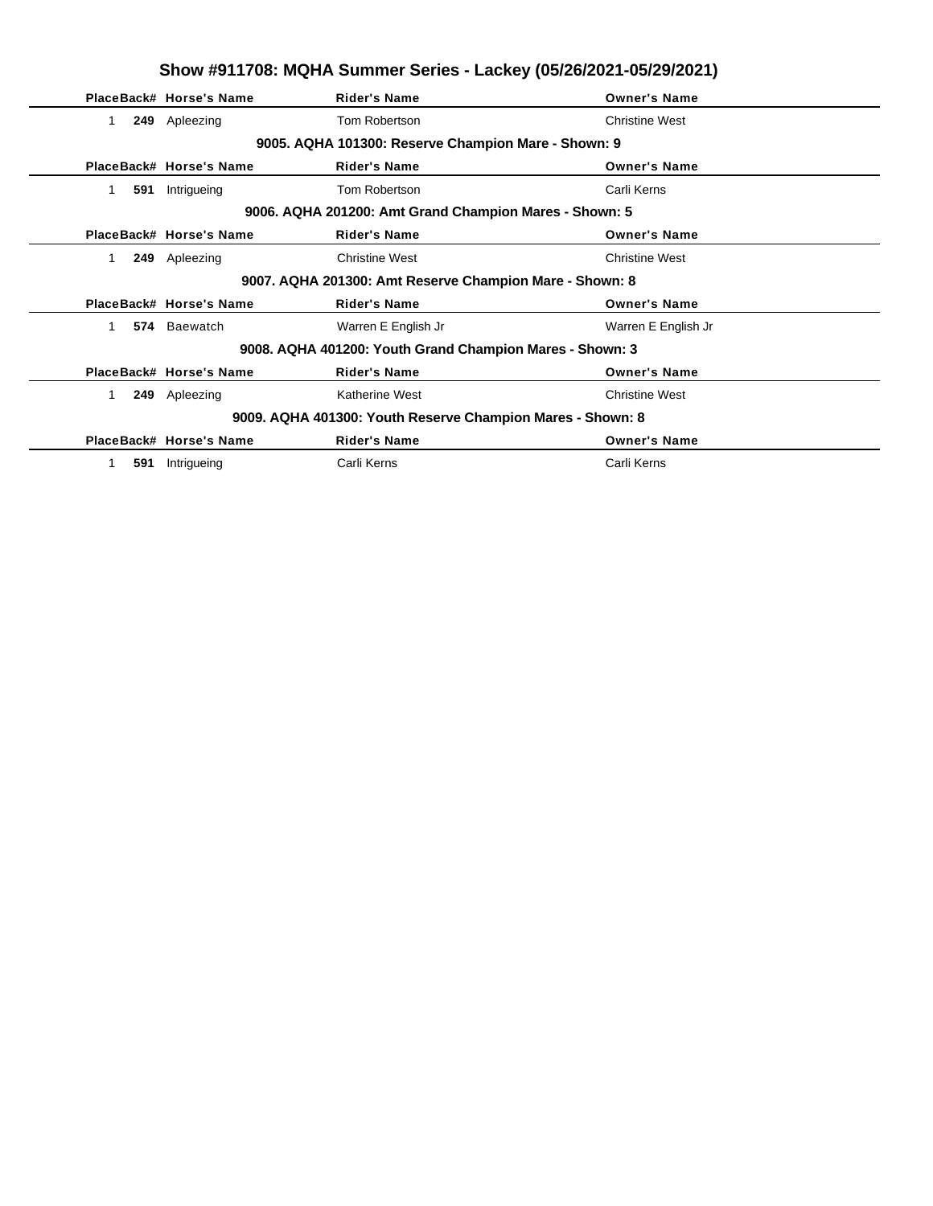# Show #911708: MQHA Summer Series - Lackey (05/26/2021-05/29/2021)

| Place | Back# | Horse's Name | Rider's Name | Owner's Name |
|---|---|---|---|---|
| 1 | **249** | Apleezing | Tom Robertson | Christine West |

### 9005. AQHA 101300: Reserve Champion Mare - Shown: 9

| Place | Back# | Horse's Name | Rider's Name | Owner's Name |
|---|---|---|---|---|
| 1 | **591** | Intrigueing | Tom Robertson | Carli Kerns |

### 9006. AQHA 201200: Amt Grand Champion Mares - Shown: 5

| Place | Back# | Horse's Name | Rider's Name | Owner's Name |
|---|---|---|---|---|
| 1 | **249** | Apleezing | Christine West | Christine West |

### 9007. AQHA 201300: Amt Reserve Champion Mare - Shown: 8

| Place | Back# | Horse's Name | Rider's Name | Owner's Name |
|---|---|---|---|---|
| 1 | **574** | Baewatch | Warren E English Jr | Warren E English Jr |

### 9008. AQHA 401200: Youth Grand Champion Mares - Shown: 3

| Place | Back# | Horse's Name | Rider's Name | Owner's Name |
|---|---|---|---|---|
| 1 | **249** | Apleezing | Katherine West | Christine West |

### 9009. AQHA 401300: Youth Reserve Champion Mares - Shown: 8

| Place | Back# | Horse's Name | Rider's Name | Owner's Name |
|---|---|---|---|---|
| 1 | **591** | Intrigueing | Carli Kerns | Carli Kerns |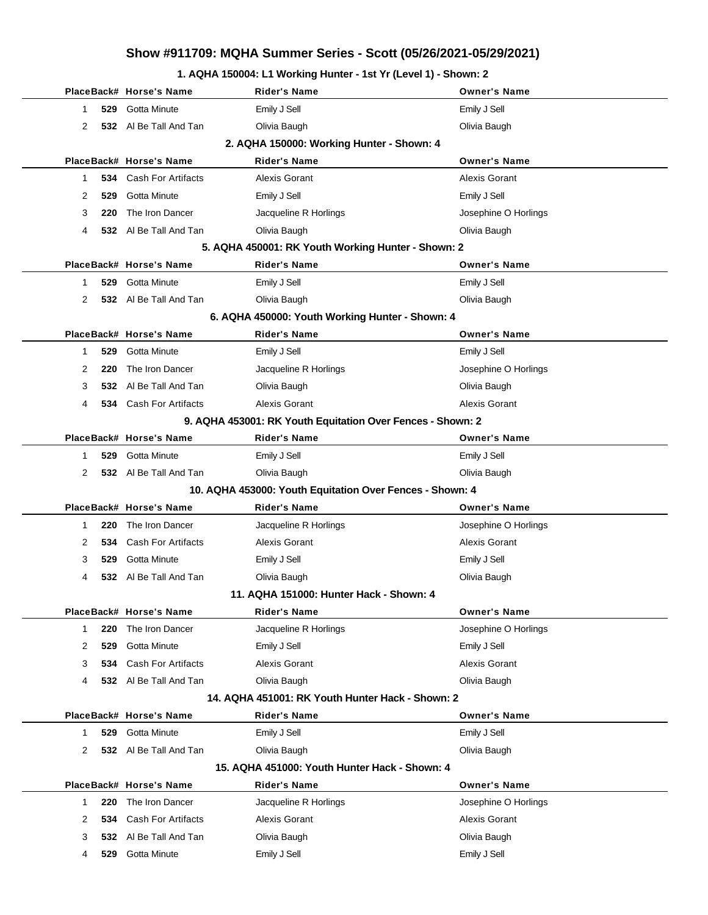# Show #911709: MQHA Summer Series - Scott (05/26/2021-05/29/2021)

## 1. AQHA 150004: L1 Working Hunter - 1st Yr (Level 1) - Shown: 2

| Place | Back# | Horse's Name | Rider's Name | Owner's Name |
|---|---|---|---|---|
| 1 | 529 | Gotta Minute | Emily J Sell | Emily J Sell |
| 2 | 532 | Al Be Tall And Tan | Olivia Baugh | Olivia Baugh |

## 2. AQHA 150000: Working Hunter - Shown: 4

| Place | Back# | Horse's Name | Rider's Name | Owner's Name |
|---|---|---|---|---|
| 1 | 534 | Cash For Artifacts | Alexis Gorant | Alexis Gorant |
| 2 | 529 | Gotta Minute | Emily J Sell | Emily J Sell |
| 3 | 220 | The Iron Dancer | Jacqueline R Horlings | Josephine O Horlings |
| 4 | 532 | Al Be Tall And Tan | Olivia Baugh | Olivia Baugh |

## 5. AQHA 450001: RK Youth Working Hunter - Shown: 2

| Place | Back# | Horse's Name | Rider's Name | Owner's Name |
|---|---|---|---|---|
| 1 | 529 | Gotta Minute | Emily J Sell | Emily J Sell |
| 2 | 532 | Al Be Tall And Tan | Olivia Baugh | Olivia Baugh |

## 6. AQHA 450000: Youth Working Hunter - Shown: 4

| Place | Back# | Horse's Name | Rider's Name | Owner's Name |
|---|---|---|---|---|
| 1 | 529 | Gotta Minute | Emily J Sell | Emily J Sell |
| 2 | 220 | The Iron Dancer | Jacqueline R Horlings | Josephine O Horlings |
| 3 | 532 | Al Be Tall And Tan | Olivia Baugh | Olivia Baugh |
| 4 | 534 | Cash For Artifacts | Alexis Gorant | Alexis Gorant |

## 9. AQHA 453001: RK Youth Equitation Over Fences - Shown: 2

| Place | Back# | Horse's Name | Rider's Name | Owner's Name |
|---|---|---|---|---|
| 1 | 529 | Gotta Minute | Emily J Sell | Emily J Sell |
| 2 | 532 | Al Be Tall And Tan | Olivia Baugh | Olivia Baugh |

## 10. AQHA 453000: Youth Equitation Over Fences - Shown: 4

| Place | Back# | Horse's Name | Rider's Name | Owner's Name |
|---|---|---|---|---|
| 1 | 220 | The Iron Dancer | Jacqueline R Horlings | Josephine O Horlings |
| 2 | 534 | Cash For Artifacts | Alexis Gorant | Alexis Gorant |
| 3 | 529 | Gotta Minute | Emily J Sell | Emily J Sell |
| 4 | 532 | Al Be Tall And Tan | Olivia Baugh | Olivia Baugh |

## 11. AQHA 151000: Hunter Hack - Shown: 4

| Place | Back# | Horse's Name | Rider's Name | Owner's Name |
|---|---|---|---|---|
| 1 | 220 | The Iron Dancer | Jacqueline R Horlings | Josephine O Horlings |
| 2 | 529 | Gotta Minute | Emily J Sell | Emily J Sell |
| 3 | 534 | Cash For Artifacts | Alexis Gorant | Alexis Gorant |
| 4 | 532 | Al Be Tall And Tan | Olivia Baugh | Olivia Baugh |

## 14. AQHA 451001: RK Youth Hunter Hack - Shown: 2

| Place | Back# | Horse's Name | Rider's Name | Owner's Name |
|---|---|---|---|---|
| 1 | 529 | Gotta Minute | Emily J Sell | Emily J Sell |
| 2 | 532 | Al Be Tall And Tan | Olivia Baugh | Olivia Baugh |

## 15. AQHA 451000: Youth Hunter Hack - Shown: 4

| Place | Back# | Horse's Name | Rider's Name | Owner's Name |
|---|---|---|---|---|
| 1 | 220 | The Iron Dancer | Jacqueline R Horlings | Josephine O Horlings |
| 2 | 534 | Cash For Artifacts | Alexis Gorant | Alexis Gorant |
| 3 | 532 | Al Be Tall And Tan | Olivia Baugh | Olivia Baugh |
| 4 | 529 | Gotta Minute | Emily J Sell | Emily J Sell |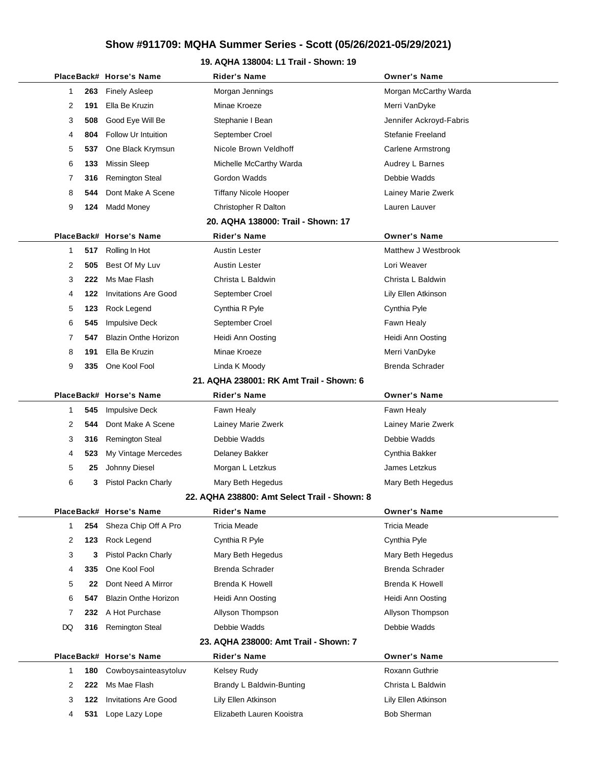# Show #911709: MQHA Summer Series - Scott (05/26/2021-05/29/2021)

## 19. AQHA 138004: L1 Trail - Shown: 19

| Place | Back# | Horse's Name | Rider's Name | Owner's Name |
|---|---|---|---|---|
| 1 | 263 | Finely Asleep | Morgan Jennings | Morgan McCarthy Warda |
| 2 | 191 | Ella Be Kruzin | Minae Kroeze | Merri VanDyke |
| 3 | 508 | Good Eye Will Be | Stephanie I Bean | Jennifer Ackroyd-Fabris |
| 4 | 804 | Follow Ur Intuition | September Croel | Stefanie Freeland |
| 5 | 537 | One Black Krymsun | Nicole Brown Veldhoff | Carlene Armstrong |
| 6 | 133 | Missin Sleep | Michelle McCarthy Warda | Audrey L Barnes |
| 7 | 316 | Remington Steal | Gordon Wadds | Debbie Wadds |
| 8 | 544 | Dont Make A Scene | Tiffany Nicole Hooper | Lainey Marie Zwerk |
| 9 | 124 | Madd Money | Christopher R Dalton | Lauren Lauver |

## 20. AQHA 138000: Trail - Shown: 17

| Place | Back# | Horse's Name | Rider's Name | Owner's Name |
|---|---|---|---|---|
| 1 | 517 | Rolling In Hot | Austin Lester | Matthew J Westbrook |
| 2 | 505 | Best Of My Luv | Austin Lester | Lori Weaver |
| 3 | 222 | Ms Mae Flash | Christa L Baldwin | Christa L Baldwin |
| 4 | 122 | Invitations Are Good | September Croel | Lily Ellen Atkinson |
| 5 | 123 | Rock Legend | Cynthia R Pyle | Cynthia Pyle |
| 6 | 545 | Impulsive Deck | September Croel | Fawn Healy |
| 7 | 547 | Blazin Onthe Horizon | Heidi Ann Oosting | Heidi Ann Oosting |
| 8 | 191 | Ella Be Kruzin | Minae Kroeze | Merri VanDyke |
| 9 | 335 | One Kool Fool | Linda K Moody | Brenda Schrader |

## 21. AQHA 238001: RK Amt Trail - Shown: 6

| Place | Back# | Horse's Name | Rider's Name | Owner's Name |
|---|---|---|---|---|
| 1 | 545 | Impulsive Deck | Fawn Healy | Fawn Healy |
| 2 | 544 | Dont Make A Scene | Lainey Marie Zwerk | Lainey Marie Zwerk |
| 3 | 316 | Remington Steal | Debbie Wadds | Debbie Wadds |
| 4 | 523 | My Vintage Mercedes | Delaney Bakker | Cynthia Bakker |
| 5 | 25 | Johnny Diesel | Morgan L Letzkus | James Letzkus |
| 6 | 3 | Pistol Packn Charly | Mary Beth Hegedus | Mary Beth Hegedus |

## 22. AQHA 238800: Amt Select Trail - Shown: 8

| Place | Back# | Horse's Name | Rider's Name | Owner's Name |
|---|---|---|---|---|
| 1 | 254 | Sheza Chip Off A Pro | Tricia Meade | Tricia Meade |
| 2 | 123 | Rock Legend | Cynthia R Pyle | Cynthia Pyle |
| 3 | 3 | Pistol Packn Charly | Mary Beth Hegedus | Mary Beth Hegedus |
| 4 | 335 | One Kool Fool | Brenda Schrader | Brenda Schrader |
| 5 | 22 | Dont Need A Mirror | Brenda K Howell | Brenda K Howell |
| 6 | 547 | Blazin Onthe Horizon | Heidi Ann Oosting | Heidi Ann Oosting |
| 7 | 232 | A Hot Purchase | Allyson Thompson | Allyson Thompson |
| DQ | 316 | Remington Steal | Debbie Wadds | Debbie Wadds |

## 23. AQHA 238000: Amt Trail - Shown: 7

| Place | Back# | Horse's Name | Rider's Name | Owner's Name |
|---|---|---|---|---|
| 1 | 180 | Cowboysainteasytoluv | Kelsey Rudy | Roxann Guthrie |
| 2 | 222 | Ms Mae Flash | Brandy L Baldwin-Bunting | Christa L Baldwin |
| 3 | 122 | Invitations Are Good | Lily Ellen Atkinson | Lily Ellen Atkinson |
| 4 | 531 | Lope Lazy Lope | Elizabeth Lauren Kooistra | Bob Sherman |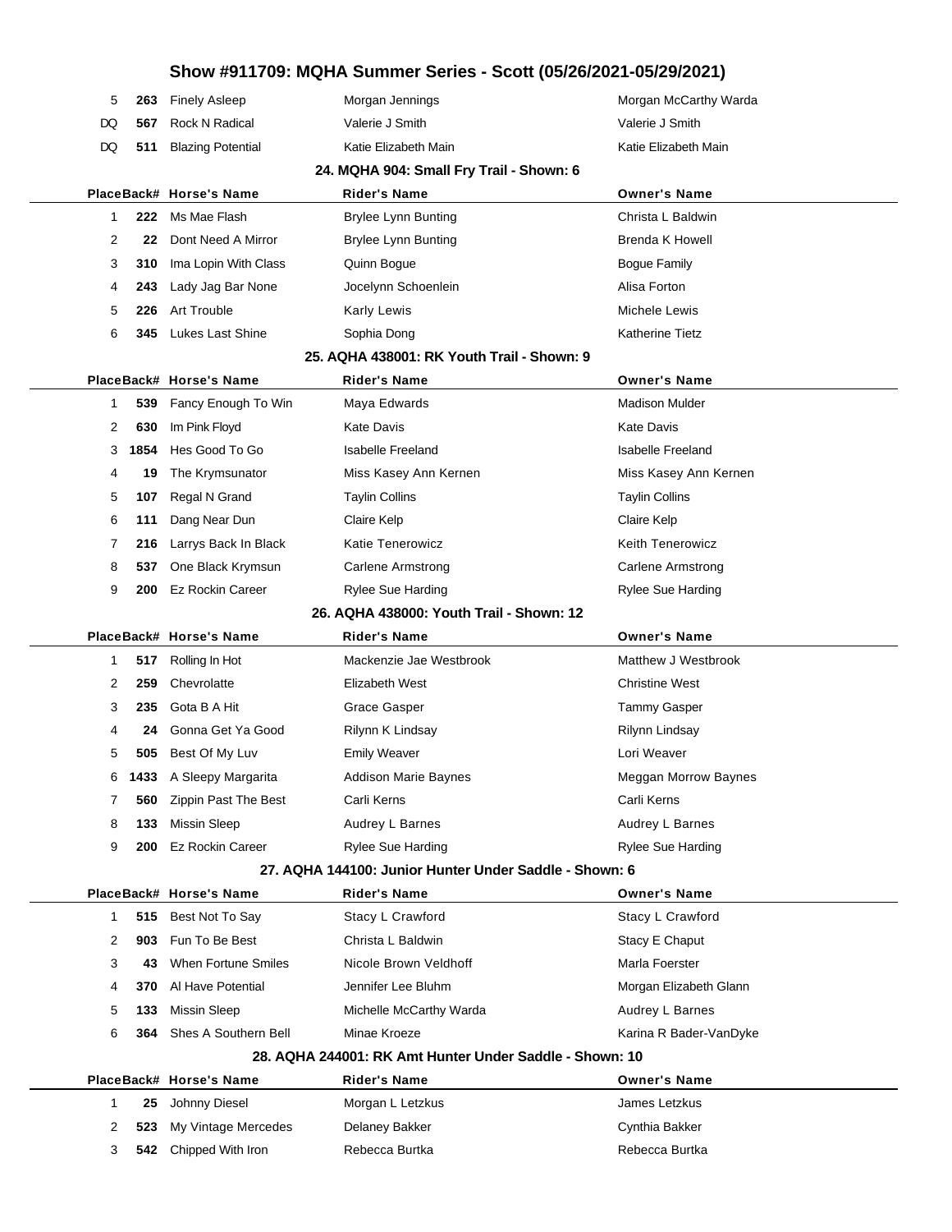## Show #911709: MQHA Summer Series - Scott (05/26/2021-05/29/2021)

| Place | Back# | Horse's Name | Rider's Name | Owner's Name |
| --- | --- | --- | --- | --- |
| 5 | 263 | Finely Asleep | Morgan Jennings | Morgan McCarthy Warda |
| DQ | 567 | Rock N Radical | Valerie J Smith | Valerie J Smith |
| DQ | 511 | Blazing Potential | Katie Elizabeth Main | Katie Elizabeth Main |

### 24. MQHA 904: Small Fry Trail - Shown: 6

| Place | Back# | Horse's Name | Rider's Name | Owner's Name |
| --- | --- | --- | --- | --- |
| 1 | 222 | Ms Mae Flash | Brylee Lynn Bunting | Christa L Baldwin |
| 2 | 22 | Dont Need A Mirror | Brylee Lynn Bunting | Brenda K Howell |
| 3 | 310 | Ima Lopin With Class | Quinn Bogue | Bogue Family |
| 4 | 243 | Lady Jag Bar None | Jocelynn Schoenlein | Alisa Forton |
| 5 | 226 | Art Trouble | Karly Lewis | Michele Lewis |
| 6 | 345 | Lukes Last Shine | Sophia Dong | Katherine Tietz |

### 25. AQHA 438001: RK Youth Trail - Shown: 9

| Place | Back# | Horse's Name | Rider's Name | Owner's Name |
| --- | --- | --- | --- | --- |
| 1 | 539 | Fancy Enough To Win | Maya Edwards | Madison Mulder |
| 2 | 630 | Im Pink Floyd | Kate Davis | Kate Davis |
| 3 | 1854 | Hes Good To Go | Isabelle Freeland | Isabelle Freeland |
| 4 | 19 | The Krymsunator | Miss Kasey Ann Kernen | Miss Kasey Ann Kernen |
| 5 | 107 | Regal N Grand | Taylin Collins | Taylin Collins |
| 6 | 111 | Dang Near Dun | Claire Kelp | Claire Kelp |
| 7 | 216 | Larrys Back In Black | Katie Tenerowicz | Keith Tenerowicz |
| 8 | 537 | One Black Krymsun | Carlene Armstrong | Carlene Armstrong |
| 9 | 200 | Ez Rockin Career | Rylee Sue Harding | Rylee Sue Harding |

### 26. AQHA 438000: Youth Trail - Shown: 12

| Place | Back# | Horse's Name | Rider's Name | Owner's Name |
| --- | --- | --- | --- | --- |
| 1 | 517 | Rolling In Hot | Mackenzie Jae Westbrook | Matthew J Westbrook |
| 2 | 259 | Chevrolatte | Elizabeth West | Christine West |
| 3 | 235 | Gota B A Hit | Grace Gasper | Tammy Gasper |
| 4 | 24 | Gonna Get Ya Good | Rilynn K Lindsay | Rilynn Lindsay |
| 5 | 505 | Best Of My Luv | Emily Weaver | Lori Weaver |
| 6 | 1433 | A Sleepy Margarita | Addison Marie Baynes | Meggan Morrow Baynes |
| 7 | 560 | Zippin Past The Best | Carli Kerns | Carli Kerns |
| 8 | 133 | Missin Sleep | Audrey L Barnes | Audrey L Barnes |
| 9 | 200 | Ez Rockin Career | Rylee Sue Harding | Rylee Sue Harding |

### 27. AQHA 144100: Junior Hunter Under Saddle - Shown: 6

| Place | Back# | Horse's Name | Rider's Name | Owner's Name |
| --- | --- | --- | --- | --- |
| 1 | 515 | Best Not To Say | Stacy L Crawford | Stacy L Crawford |
| 2 | 903 | Fun To Be Best | Christa L Baldwin | Stacy E Chaput |
| 3 | 43 | When Fortune Smiles | Nicole Brown Veldhoff | Marla Foerster |
| 4 | 370 | Al Have Potential | Jennifer Lee Bluhm | Morgan Elizabeth Glann |
| 5 | 133 | Missin Sleep | Michelle McCarthy Warda | Audrey L Barnes |
| 6 | 364 | Shes A Southern Bell | Minae Kroeze | Karina R Bader-VanDyke |

### 28. AQHA 244001: RK Amt Hunter Under Saddle - Shown: 10

| Place | Back# | Horse's Name | Rider's Name | Owner's Name |
| --- | --- | --- | --- | --- |
| 1 | 25 | Johnny Diesel | Morgan L Letzkus | James Letzkus |
| 2 | 523 | My Vintage Mercedes | Delaney Bakker | Cynthia Bakker |
| 3 | 542 | Chipped With Iron | Rebecca Burtka | Rebecca Burtka |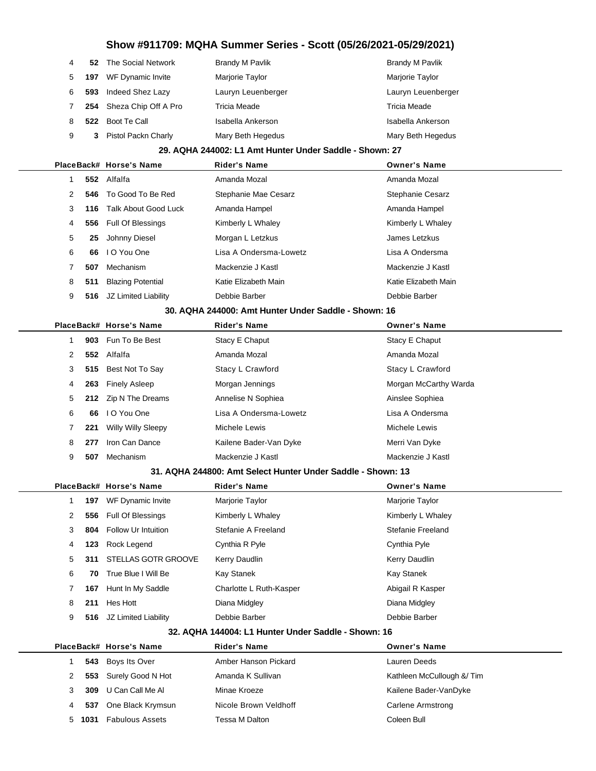# Show #911709: MQHA Summer Series - Scott (05/26/2021-05/29/2021)

| Place | Back# | Horse's Name | Rider's Name | Owner's Name |
|---|---|---|---|---|
| 4 | 52 | The Social Network | Brandy M Pavlik | Brandy M Pavlik |
| 5 | 197 | WF Dynamic Invite | Marjorie Taylor | Marjorie Taylor |
| 6 | 593 | Indeed Shez Lazy | Lauryn Leuenberger | Lauryn Leuenberger |
| 7 | 254 | Sheza Chip Off A Pro | Tricia Meade | Tricia Meade |
| 8 | 522 | Boot Te Call | Isabella Ankerson | Isabella Ankerson |
| 9 | 3 | Pistol Packn Charly | Mary Beth Hegedus | Mary Beth Hegedus |

## 29. AQHA 244002: L1 Amt Hunter Under Saddle - Shown: 27

| Place | Back# | Horse's Name | Rider's Name | Owner's Name |
|---|---|---|---|---|
| 1 | 552 | Alfalfa | Amanda Mozal | Amanda Mozal |
| 2 | 546 | To Good To Be Red | Stephanie Mae Cesarz | Stephanie Cesarz |
| 3 | 116 | Talk About Good Luck | Amanda Hampel | Amanda Hampel |
| 4 | 556 | Full Of Blessings | Kimberly L Whaley | Kimberly L Whaley |
| 5 | 25 | Johnny Diesel | Morgan L Letzkus | James Letzkus |
| 6 | 66 | I O You One | Lisa A Ondersma-Lowetz | Lisa A Ondersma |
| 7 | 507 | Mechanism | Mackenzie J Kastl | Mackenzie J Kastl |
| 8 | 511 | Blazing Potential | Katie Elizabeth Main | Katie Elizabeth Main |
| 9 | 516 | JZ Limited Liability | Debbie Barber | Debbie Barber |

## 30. AQHA 244000: Amt Hunter Under Saddle - Shown: 16

| Place | Back# | Horse's Name | Rider's Name | Owner's Name |
|---|---|---|---|---|
| 1 | 903 | Fun To Be Best | Stacy E Chaput | Stacy E Chaput |
| 2 | 552 | Alfalfa | Amanda Mozal | Amanda Mozal |
| 3 | 515 | Best Not To Say | Stacy L Crawford | Stacy L Crawford |
| 4 | 263 | Finely Asleep | Morgan Jennings | Morgan McCarthy Warda |
| 5 | 212 | Zip N The Dreams | Annelise N Sophiea | Ainslee Sophiea |
| 6 | 66 | I O You One | Lisa A Ondersma-Lowetz | Lisa A Ondersma |
| 7 | 221 | Willy Willy Sleepy | Michele Lewis | Michele Lewis |
| 8 | 277 | Iron Can Dance | Kailene Bader-Van Dyke | Merri Van Dyke |
| 9 | 507 | Mechanism | Mackenzie J Kastl | Mackenzie J Kastl |

## 31. AQHA 244800: Amt Select Hunter Under Saddle - Shown: 13

| Place | Back# | Horse's Name | Rider's Name | Owner's Name |
|---|---|---|---|---|
| 1 | 197 | WF Dynamic Invite | Marjorie Taylor | Marjorie Taylor |
| 2 | 556 | Full Of Blessings | Kimberly L Whaley | Kimberly L Whaley |
| 3 | 804 | Follow Ur Intuition | Stefanie A Freeland | Stefanie Freeland |
| 4 | 123 | Rock Legend | Cynthia R Pyle | Cynthia Pyle |
| 5 | 311 | STELLAS GOTR GROOVE | Kerry Daudlin | Kerry Daudlin |
| 6 | 70 | True Blue I Will Be | Kay Stanek | Kay Stanek |
| 7 | 167 | Hunt In My Saddle | Charlotte L Ruth-Kasper | Abigail R Kasper |
| 8 | 211 | Hes Hott | Diana Midgley | Diana Midgley |
| 9 | 516 | JZ Limited Liability | Debbie Barber | Debbie Barber |

## 32. AQHA 144004: L1 Hunter Under Saddle - Shown: 16

| Place | Back# | Horse's Name | Rider's Name | Owner's Name |
|---|---|---|---|---|
| 1 | 543 | Boys Its Over | Amber Hanson Pickard | Lauren Deeds |
| 2 | 553 | Surely Good N Hot | Amanda K Sullivan | Kathleen McCullough &/ Tim |
| 3 | 309 | U Can Call Me Al | Minae Kroeze | Kailene Bader-VanDyke |
| 4 | 537 | One Black Krymsun | Nicole Brown Veldhoff | Carlene Armstrong |
| 5 | 1031 | Fabulous Assets | Tessa M Dalton | Coleen Bull |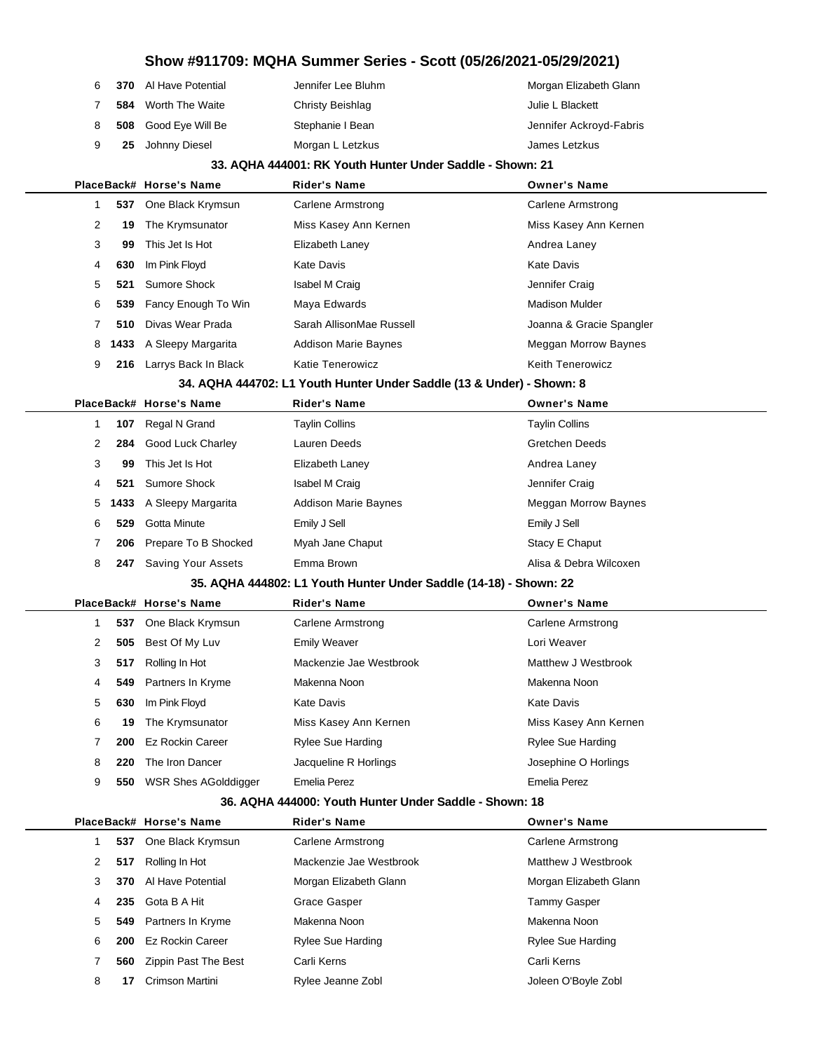| Place | Back# | Horse's Name | Rider's Name | Owner's Name |
|---|---|---|---|---|
| 6 | **370** | Al Have Potential | Jennifer Lee Bluhm | Morgan Elizabeth Glann |
| 7 | **584** | Worth The Waite | Christy Beishlag | Julie L Blackett |
| 8 | **508** | Good Eye Will Be | Stephanie I Bean | Jennifer Ackroyd-Fabris |
| 9 | **25** | Johnny Diesel | Morgan L Letzkus | James Letzkus |

### 33. AQHA 444001: RK Youth Hunter Under Saddle - Shown: 21

| Place | Back# | Horse's Name | Rider's Name | Owner's Name |
|---|---|---|---|---|
| 1 | **537** | One Black Krymsun | Carlene Armstrong | Carlene Armstrong |
| 2 | **19** | The Krymsunator | Miss Kasey Ann Kernen | Miss Kasey Ann Kernen |
| 3 | **99** | This Jet Is Hot | Elizabeth Laney | Andrea Laney |
| 4 | **630** | Im Pink Floyd | Kate Davis | Kate Davis |
| 5 | **521** | Sumore Shock | Isabel M Craig | Jennifer Craig |
| 6 | **539** | Fancy Enough To Win | Maya Edwards | Madison Mulder |
| 7 | **510** | Divas Wear Prada | Sarah AllisonMae Russell | Joanna & Gracie Spangler |
| 8 | **1433** | A Sleepy Margarita | Addison Marie Baynes | Meggan Morrow Baynes |
| 9 | **216** | Larrys Back In Black | Katie Tenerowicz | Keith Tenerowicz |

### 34. AQHA 444702: L1 Youth Hunter Under Saddle (13 & Under) - Shown: 8

| Place | Back# | Horse's Name | Rider's Name | Owner's Name |
|---|---|---|---|---|
| 1 | **107** | Regal N Grand | Taylin Collins | Taylin Collins |
| 2 | **284** | Good Luck Charley | Lauren Deeds | Gretchen Deeds |
| 3 | **99** | This Jet Is Hot | Elizabeth Laney | Andrea Laney |
| 4 | **521** | Sumore Shock | Isabel M Craig | Jennifer Craig |
| 5 | **1433** | A Sleepy Margarita | Addison Marie Baynes | Meggan Morrow Baynes |
| 6 | **529** | Gotta Minute | Emily J Sell | Emily J Sell |
| 7 | **206** | Prepare To B Shocked | Myah Jane Chaput | Stacy E Chaput |
| 8 | **247** | Saving Your Assets | Emma Brown | Alisa & Debra Wilcoxen |

### 35. AQHA 444802: L1 Youth Hunter Under Saddle (14-18) - Shown: 22

| Place | Back# | Horse's Name | Rider's Name | Owner's Name |
|---|---|---|---|---|
| 1 | **537** | One Black Krymsun | Carlene Armstrong | Carlene Armstrong |
| 2 | **505** | Best Of My Luv | Emily Weaver | Lori Weaver |
| 3 | **517** | Rolling In Hot | Mackenzie Jae Westbrook | Matthew J Westbrook |
| 4 | **549** | Partners In Kryme | Makenna Noon | Makenna Noon |
| 5 | **630** | Im Pink Floyd | Kate Davis | Kate Davis |
| 6 | **19** | The Krymsunator | Miss Kasey Ann Kernen | Miss Kasey Ann Kernen |
| 7 | **200** | Ez Rockin Career | Rylee Sue Harding | Rylee Sue Harding |
| 8 | **220** | The Iron Dancer | Jacqueline R Horlings | Josephine O Horlings |
| 9 | **550** | WSR Shes AGolddigger | Emelia Perez | Emelia Perez |

### 36. AQHA 444000: Youth Hunter Under Saddle - Shown: 18

| Place | Back# | Horse's Name | Rider's Name | Owner's Name |
|---|---|---|---|---|
| 1 | **537** | One Black Krymsun | Carlene Armstrong | Carlene Armstrong |
| 2 | **517** | Rolling In Hot | Mackenzie Jae Westbrook | Matthew J Westbrook |
| 3 | **370** | Al Have Potential | Morgan Elizabeth Glann | Morgan Elizabeth Glann |
| 4 | **235** | Gota B A Hit | Grace Gasper | Tammy Gasper |
| 5 | **549** | Partners In Kryme | Makenna Noon | Makenna Noon |
| 6 | **200** | Ez Rockin Career | Rylee Sue Harding | Rylee Sue Harding |
| 7 | **560** | Zippin Past The Best | Carli Kerns | Carli Kerns |
| 8 | **17** | Crimson Martini | Rylee Jeanne Zobl | Joleen O'Boyle Zobl |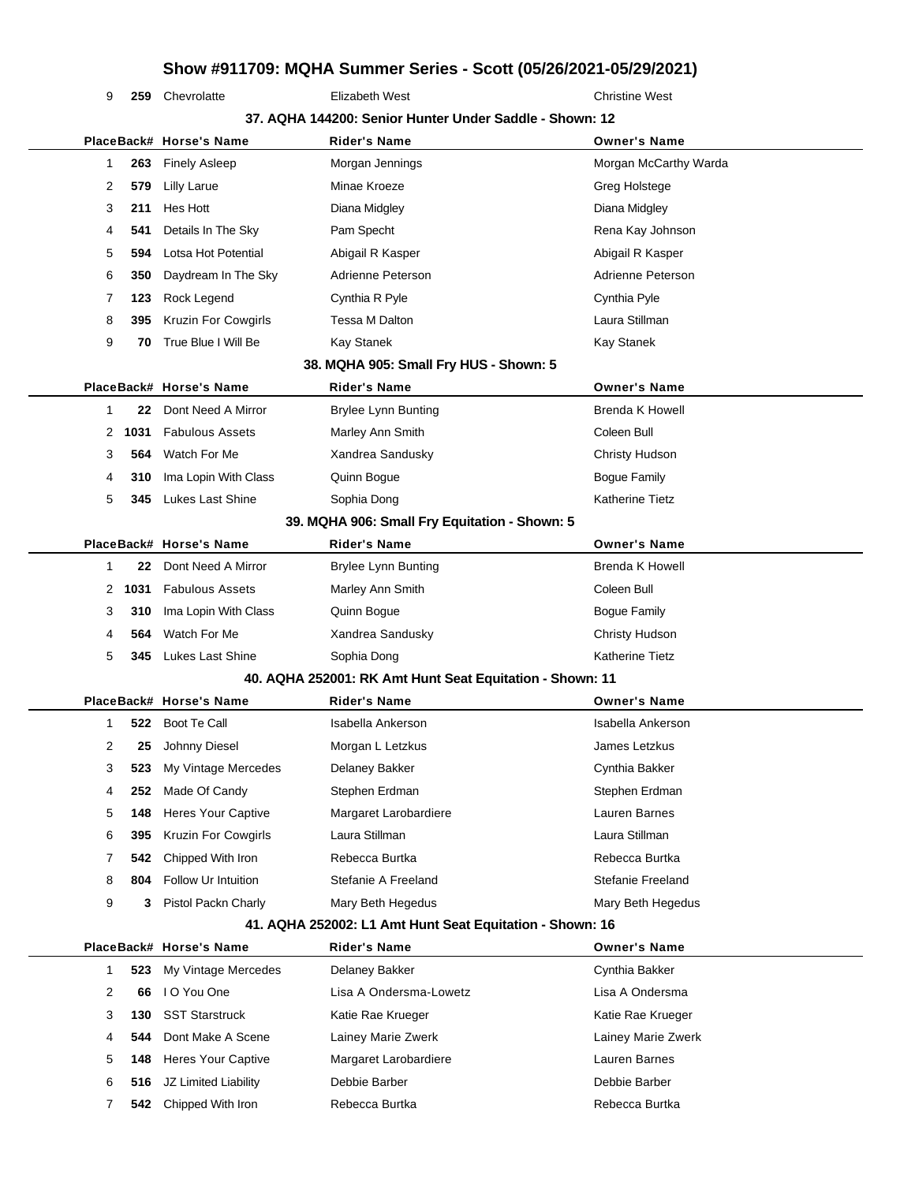# Show #911709: MQHA Summer Series - Scott (05/26/2021-05/29/2021)

| Place | Back# | Horse's Name | Rider's Name | Owner's Name |
|---|---|---|---|---|
| 9 | 259 | Chevrolatte | Elizabeth West | Christine West |

### 37. AQHA 144200: Senior Hunter Under Saddle - Shown: 12

| Place | Back# | Horse's Name | Rider's Name | Owner's Name |
|---|---|---|---|---|
| 1 | 263 | Finely Asleep | Morgan Jennings | Morgan McCarthy Warda |
| 2 | 579 | Lilly Larue | Minae Kroeze | Greg Holstege |
| 3 | 211 | Hes Hott | Diana Midgley | Diana Midgley |
| 4 | 541 | Details In The Sky | Pam Specht | Rena Kay Johnson |
| 5 | 594 | Lotsa Hot Potential | Abigail R Kasper | Abigail R Kasper |
| 6 | 350 | Daydream In The Sky | Adrienne Peterson | Adrienne Peterson |
| 7 | 123 | Rock Legend | Cynthia R Pyle | Cynthia Pyle |
| 8 | 395 | Kruzin For Cowgirls | Tessa M Dalton | Laura Stillman |
| 9 | 70 | True Blue I Will Be | Kay Stanek | Kay Stanek |

### 38. MQHA 905: Small Fry HUS - Shown: 5

| Place | Back# | Horse's Name | Rider's Name | Owner's Name |
|---|---|---|---|---|
| 1 | 22 | Dont Need A Mirror | Brylee Lynn Bunting | Brenda K Howell |
| 2 | 1031 | Fabulous Assets | Marley Ann Smith | Coleen Bull |
| 3 | 564 | Watch For Me | Xandrea Sandusky | Christy Hudson |
| 4 | 310 | Ima Lopin With Class | Quinn Bogue | Bogue Family |
| 5 | 345 | Lukes Last Shine | Sophia Dong | Katherine Tietz |

### 39. MQHA 906: Small Fry Equitation - Shown: 5

| Place | Back# | Horse's Name | Rider's Name | Owner's Name |
|---|---|---|---|---|
| 1 | 22 | Dont Need A Mirror | Brylee Lynn Bunting | Brenda K Howell |
| 2 | 1031 | Fabulous Assets | Marley Ann Smith | Coleen Bull |
| 3 | 310 | Ima Lopin With Class | Quinn Bogue | Bogue Family |
| 4 | 564 | Watch For Me | Xandrea Sandusky | Christy Hudson |
| 5 | 345 | Lukes Last Shine | Sophia Dong | Katherine Tietz |

### 40. AQHA 252001: RK Amt Hunt Seat Equitation - Shown: 11

| Place | Back# | Horse's Name | Rider's Name | Owner's Name |
|---|---|---|---|---|
| 1 | 522 | Boot Te Call | Isabella Ankerson | Isabella Ankerson |
| 2 | 25 | Johnny Diesel | Morgan L Letzkus | James Letzkus |
| 3 | 523 | My Vintage Mercedes | Delaney Bakker | Cynthia Bakker |
| 4 | 252 | Made Of Candy | Stephen Erdman | Stephen Erdman |
| 5 | 148 | Heres Your Captive | Margaret Larobardiere | Lauren Barnes |
| 6 | 395 | Kruzin For Cowgirls | Laura Stillman | Laura Stillman |
| 7 | 542 | Chipped With Iron | Rebecca Burtka | Rebecca Burtka |
| 8 | 804 | Follow Ur Intuition | Stefanie A Freeland | Stefanie Freeland |
| 9 | 3 | Pistol Packn Charly | Mary Beth Hegedus | Mary Beth Hegedus |

### 41. AQHA 252002: L1 Amt Hunt Seat Equitation - Shown: 16

| Place | Back# | Horse's Name | Rider's Name | Owner's Name |
|---|---|---|---|---|
| 1 | 523 | My Vintage Mercedes | Delaney Bakker | Cynthia Bakker |
| 2 | 66 | I O You One | Lisa A Ondersma-Lowetz | Lisa A Ondersma |
| 3 | 130 | SST Starstruck | Katie Rae Krueger | Katie Rae Krueger |
| 4 | 544 | Dont Make A Scene | Lainey Marie Zwerk | Lainey Marie Zwerk |
| 5 | 148 | Heres Your Captive | Margaret Larobardiere | Lauren Barnes |
| 6 | 516 | JZ Limited Liability | Debbie Barber | Debbie Barber |
| 7 | 542 | Chipped With Iron | Rebecca Burtka | Rebecca Burtka |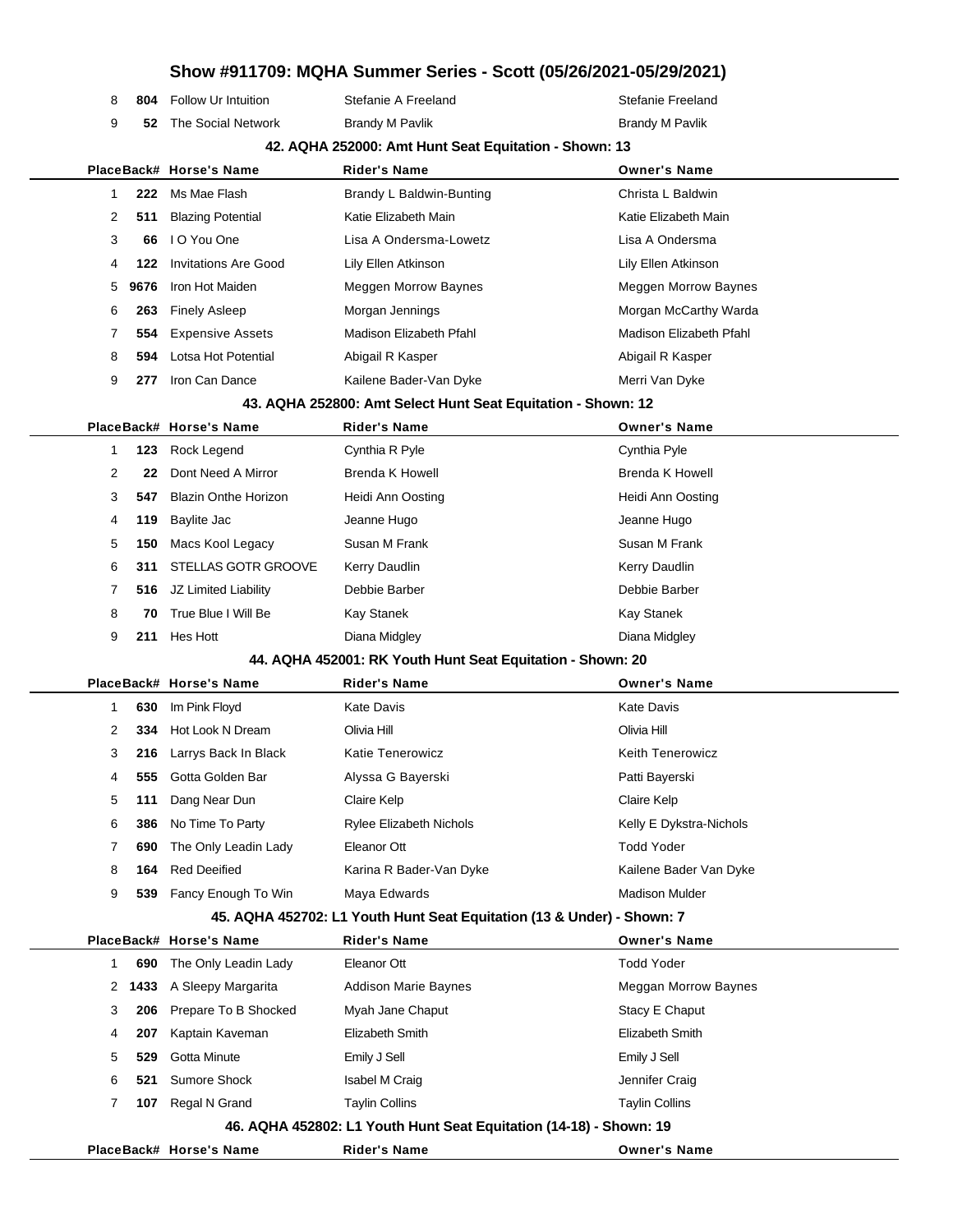| Place | Back# | Horse's Name | Rider's Name | Owner's Name |
|---|---|---|---|---|
| 8 | 804 | Follow Ur Intuition | Stefanie A Freeland | Stefanie Freeland |
| 9 | 52 | The Social Network | Brandy M Pavlik | Brandy M Pavlik |

### 42. AQHA 252000: Amt Hunt Seat Equitation - Shown: 13

| Place | Back# | Horse's Name | Rider's Name | Owner's Name |
|---|---|---|---|---|
| 1 | 222 | Ms Mae Flash | Brandy L Baldwin-Bunting | Christa L Baldwin |
| 2 | 511 | Blazing Potential | Katie Elizabeth Main | Katie Elizabeth Main |
| 3 | 66 | I O You One | Lisa A Ondersma-Lowetz | Lisa A Ondersma |
| 4 | 122 | Invitations Are Good | Lily Ellen Atkinson | Lily Ellen Atkinson |
| 5 | 9676 | Iron Hot Maiden | Meggen Morrow Baynes | Meggen Morrow Baynes |
| 6 | 263 | Finely Asleep | Morgan Jennings | Morgan McCarthy Warda |
| 7 | 554 | Expensive Assets | Madison Elizabeth Pfahl | Madison Elizabeth Pfahl |
| 8 | 594 | Lotsa Hot Potential | Abigail R Kasper | Abigail R Kasper |
| 9 | 277 | Iron Can Dance | Kailene Bader-Van Dyke | Merri Van Dyke |

### 43. AQHA 252800: Amt Select Hunt Seat Equitation - Shown: 12

| Place | Back# | Horse's Name | Rider's Name | Owner's Name |
|---|---|---|---|---|
| 1 | 123 | Rock Legend | Cynthia R Pyle | Cynthia Pyle |
| 2 | 22 | Dont Need A Mirror | Brenda K Howell | Brenda K Howell |
| 3 | 547 | Blazin Onthe Horizon | Heidi Ann Oosting | Heidi Ann Oosting |
| 4 | 119 | Baylite Jac | Jeanne Hugo | Jeanne Hugo |
| 5 | 150 | Macs Kool Legacy | Susan M Frank | Susan M Frank |
| 6 | 311 | STELLAS GOTR GROOVE | Kerry Daudlin | Kerry Daudlin |
| 7 | 516 | JZ Limited Liability | Debbie Barber | Debbie Barber |
| 8 | 70 | True Blue I Will Be | Kay Stanek | Kay Stanek |
| 9 | 211 | Hes Hott | Diana Midgley | Diana Midgley |

### 44. AQHA 452001: RK Youth Hunt Seat Equitation - Shown: 20

| Place | Back# | Horse's Name | Rider's Name | Owner's Name |
|---|---|---|---|---|
| 1 | 630 | Im Pink Floyd | Kate Davis | Kate Davis |
| 2 | 334 | Hot Look N Dream | Olivia Hill | Olivia Hill |
| 3 | 216 | Larrys Back In Black | Katie Tenerowicz | Keith Tenerowicz |
| 4 | 555 | Gotta Golden Bar | Alyssa G Bayerski | Patti Bayerski |
| 5 | 111 | Dang Near Dun | Claire Kelp | Claire Kelp |
| 6 | 386 | No Time To Party | Rylee Elizabeth Nichols | Kelly E Dykstra-Nichols |
| 7 | 690 | The Only Leadin Lady | Eleanor Ott | Todd Yoder |
| 8 | 164 | Red Deeified | Karina R Bader-Van Dyke | Kailene Bader Van Dyke |
| 9 | 539 | Fancy Enough To Win | Maya Edwards | Madison Mulder |

### 45. AQHA 452702: L1 Youth Hunt Seat Equitation (13 & Under) - Shown: 7

| Place | Back# | Horse's Name | Rider's Name | Owner's Name |
|---|---|---|---|---|
| 1 | 690 | The Only Leadin Lady | Eleanor Ott | Todd Yoder |
| 2 | 1433 | A Sleepy Margarita | Addison Marie Baynes | Meggan Morrow Baynes |
| 3 | 206 | Prepare To B Shocked | Myah Jane Chaput | Stacy E Chaput |
| 4 | 207 | Kaptain Kaveman | Elizabeth Smith | Elizabeth Smith |
| 5 | 529 | Gotta Minute | Emily J Sell | Emily J Sell |
| 6 | 521 | Sumore Shock | Isabel M Craig | Jennifer Craig |
| 7 | 107 | Regal N Grand | Taylin Collins | Taylin Collins |

### 46. AQHA 452802: L1 Youth Hunt Seat Equitation (14-18) - Shown: 19

| Place | Back# | Horse's Name | Rider's Name | Owner's Name |
|---|---|---|---|---|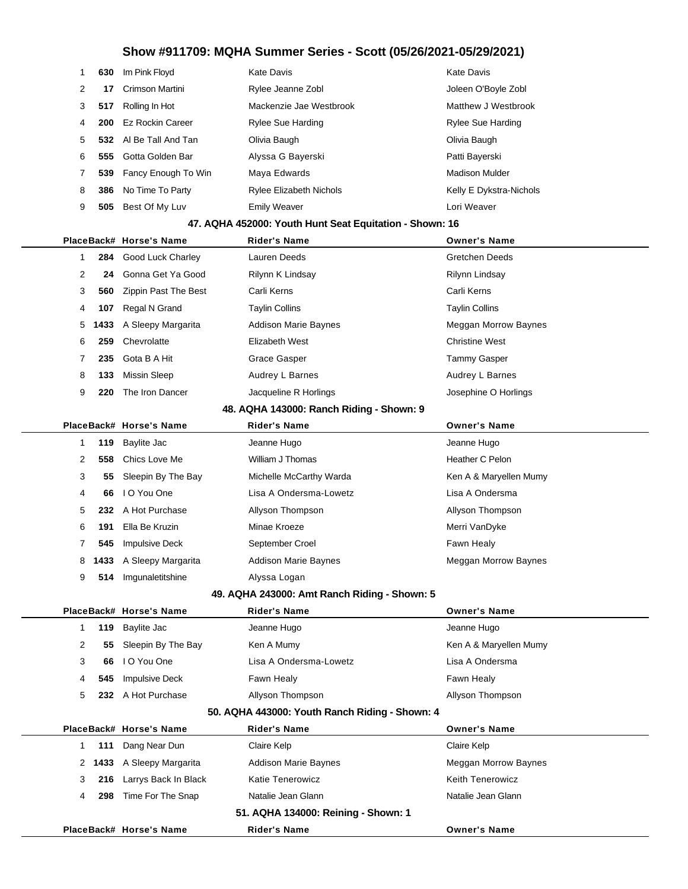## Show #911709: MQHA Summer Series - Scott (05/26/2021-05/29/2021)

| Place | Back# | Horse's Name | Rider's Name | Owner's Name |
|---|---|---|---|---|
| 1 | 630 | Im Pink Floyd | Kate Davis | Kate Davis |
| 2 | 17 | Crimson Martini | Rylee Jeanne Zobl | Joleen O'Boyle Zobl |
| 3 | 517 | Rolling In Hot | Mackenzie Jae Westbrook | Matthew J Westbrook |
| 4 | 200 | Ez Rockin Career | Rylee Sue Harding | Rylee Sue Harding |
| 5 | 532 | Al Be Tall And Tan | Olivia Baugh | Olivia Baugh |
| 6 | 555 | Gotta Golden Bar | Alyssa G Bayerski | Patti Bayerski |
| 7 | 539 | Fancy Enough To Win | Maya Edwards | Madison Mulder |
| 8 | 386 | No Time To Party | Rylee Elizabeth Nichols | Kelly E Dykstra-Nichols |
| 9 | 505 | Best Of My Luv | Emily Weaver | Lori Weaver |

### 47. AQHA 452000: Youth Hunt Seat Equitation - Shown: 16

| Place | Back# | Horse's Name | Rider's Name | Owner's Name |
|---|---|---|---|---|
| 1 | 284 | Good Luck Charley | Lauren Deeds | Gretchen Deeds |
| 2 | 24 | Gonna Get Ya Good | Rilynn K Lindsay | Rilynn Lindsay |
| 3 | 560 | Zippin Past The Best | Carli Kerns | Carli Kerns |
| 4 | 107 | Regal N Grand | Taylin Collins | Taylin Collins |
| 5 | 1433 | A Sleepy Margarita | Addison Marie Baynes | Meggan Morrow Baynes |
| 6 | 259 | Chevrolatte | Elizabeth West | Christine West |
| 7 | 235 | Gota B A Hit | Grace Gasper | Tammy Gasper |
| 8 | 133 | Missin Sleep | Audrey L Barnes | Audrey L Barnes |
| 9 | 220 | The Iron Dancer | Jacqueline R Horlings | Josephine O Horlings |

### 48. AQHA 143000: Ranch Riding - Shown: 9

| Place | Back# | Horse's Name | Rider's Name | Owner's Name |
|---|---|---|---|---|
| 1 | 119 | Baylite Jac | Jeanne Hugo | Jeanne Hugo |
| 2 | 558 | Chics Love Me | William J Thomas | Heather C Pelon |
| 3 | 55 | Sleepin By The Bay | Michelle McCarthy Warda | Ken A & Maryellen Mumy |
| 4 | 66 | I O You One | Lisa A Ondersma-Lowetz | Lisa A Ondersma |
| 5 | 232 | A Hot Purchase | Allyson Thompson | Allyson Thompson |
| 6 | 191 | Ella Be Kruzin | Minae Kroeze | Merri VanDyke |
| 7 | 545 | Impulsive Deck | September Croel | Fawn Healy |
| 8 | 1433 | A Sleepy Margarita | Addison Marie Baynes | Meggan Morrow Baynes |
| 9 | 514 | Imgunaletitshine | Alyssa Logan | |

### 49. AQHA 243000: Amt Ranch Riding - Shown: 5

| Place | Back# | Horse's Name | Rider's Name | Owner's Name |
|---|---|---|---|---|
| 1 | 119 | Baylite Jac | Jeanne Hugo | Jeanne Hugo |
| 2 | 55 | Sleepin By The Bay | Ken A Mumy | Ken A & Maryellen Mumy |
| 3 | 66 | I O You One | Lisa A Ondersma-Lowetz | Lisa A Ondersma |
| 4 | 545 | Impulsive Deck | Fawn Healy | Fawn Healy |
| 5 | 232 | A Hot Purchase | Allyson Thompson | Allyson Thompson |

### 50. AQHA 443000: Youth Ranch Riding - Shown: 4

| Place | Back# | Horse's Name | Rider's Name | Owner's Name |
|---|---|---|---|---|
| 1 | 111 | Dang Near Dun | Claire Kelp | Claire Kelp |
| 2 | 1433 | A Sleepy Margarita | Addison Marie Baynes | Meggan Morrow Baynes |
| 3 | 216 | Larrys Back In Black | Katie Tenerowicz | Keith Tenerowicz |
| 4 | 298 | Time For The Snap | Natalie Jean Glann | Natalie Jean Glann |

### 51. AQHA 134000: Reining - Shown: 1

| Place | Back# | Horse's Name | Rider's Name | Owner's Name |
|---|---|---|---|---|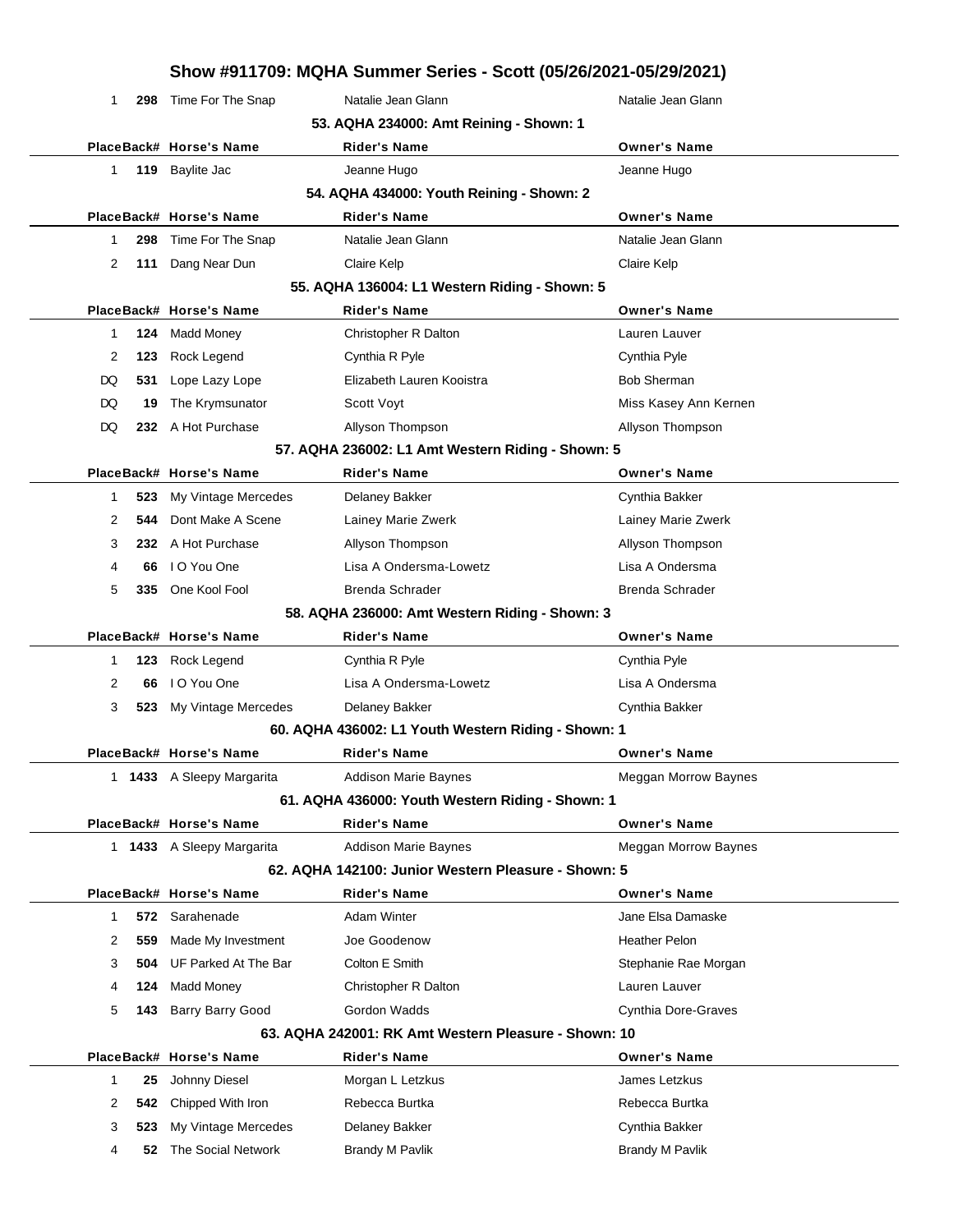| Place | Back# | Horse's Name | Rider's Name | Owner's Name |
|---|---|---|---|---|
| 1 | **298** | Time For The Snap | Natalie Jean Glann | Natalie Jean Glann |

### 53. AQHA 234000: Amt Reining - Shown: 1

| Place | Back# | Horse's Name | Rider's Name | Owner's Name |
|---|---|---|---|---|
| 1 | **119** | Baylite Jac | Jeanne Hugo | Jeanne Hugo |

### 54. AQHA 434000: Youth Reining - Shown: 2

| Place | Back# | Horse's Name | Rider's Name | Owner's Name |
|---|---|---|---|---|
| 1 | **298** | Time For The Snap | Natalie Jean Glann | Natalie Jean Glann |
| 2 | **111** | Dang Near Dun | Claire Kelp | Claire Kelp |

### 55. AQHA 136004: L1 Western Riding - Shown: 5

| Place | Back# | Horse's Name | Rider's Name | Owner's Name |
|---|---|---|---|---|
| 1 | **124** | Madd Money | Christopher R Dalton | Lauren Lauver |
| 2 | **123** | Rock Legend | Cynthia R Pyle | Cynthia Pyle |
| DQ | **531** | Lope Lazy Lope | Elizabeth Lauren Kooistra | Bob Sherman |
| DQ | **19** | The Krymsunator | Scott Voyt | Miss Kasey Ann Kernen |
| DQ | **232** | A Hot Purchase | Allyson Thompson | Allyson Thompson |

### 57. AQHA 236002: L1 Amt Western Riding - Shown: 5

| Place | Back# | Horse's Name | Rider's Name | Owner's Name |
|---|---|---|---|---|
| 1 | **523** | My Vintage Mercedes | Delaney Bakker | Cynthia Bakker |
| 2 | **544** | Dont Make A Scene | Lainey Marie Zwerk | Lainey Marie Zwerk |
| 3 | **232** | A Hot Purchase | Allyson Thompson | Allyson Thompson |
| 4 | **66** | I O You One | Lisa A Ondersma-Lowetz | Lisa A Ondersma |
| 5 | **335** | One Kool Fool | Brenda Schrader | Brenda Schrader |

### 58. AQHA 236000: Amt Western Riding - Shown: 3

| Place | Back# | Horse's Name | Rider's Name | Owner's Name |
|---|---|---|---|---|
| 1 | **123** | Rock Legend | Cynthia R Pyle | Cynthia Pyle |
| 2 | **66** | I O You One | Lisa A Ondersma-Lowetz | Lisa A Ondersma |
| 3 | **523** | My Vintage Mercedes | Delaney Bakker | Cynthia Bakker |

### 60. AQHA 436002: L1 Youth Western Riding - Shown: 1

| Place | Back# | Horse's Name | Rider's Name | Owner's Name |
|---|---|---|---|---|
| 1 | **1433** | A Sleepy Margarita | Addison Marie Baynes | Meggan Morrow Baynes |

### 61. AQHA 436000: Youth Western Riding - Shown: 1

| Place | Back# | Horse's Name | Rider's Name | Owner's Name |
|---|---|---|---|---|
| 1 | **1433** | A Sleepy Margarita | Addison Marie Baynes | Meggan Morrow Baynes |

### 62. AQHA 142100: Junior Western Pleasure - Shown: 5

| Place | Back# | Horse's Name | Rider's Name | Owner's Name |
|---|---|---|---|---|
| 1 | **572** | Sarahenade | Adam Winter | Jane Elsa Damaske |
| 2 | **559** | Made My Investment | Joe Goodenow | Heather Pelon |
| 3 | **504** | UF Parked At The Bar | Colton E Smith | Stephanie Rae Morgan |
| 4 | **124** | Madd Money | Christopher R Dalton | Lauren Lauver |
| 5 | **143** | Barry Barry Good | Gordon Wadds | Cynthia Dore-Graves |

### 63. AQHA 242001: RK Amt Western Pleasure - Shown: 10

| Place | Back# | Horse's Name | Rider's Name | Owner's Name |
|---|---|---|---|---|
| 1 | **25** | Johnny Diesel | Morgan L Letzkus | James Letzkus |
| 2 | **542** | Chipped With Iron | Rebecca Burtka | Rebecca Burtka |
| 3 | **523** | My Vintage Mercedes | Delaney Bakker | Cynthia Bakker |
| 4 | **52** | The Social Network | Brandy M Pavlik | Brandy M Pavlik |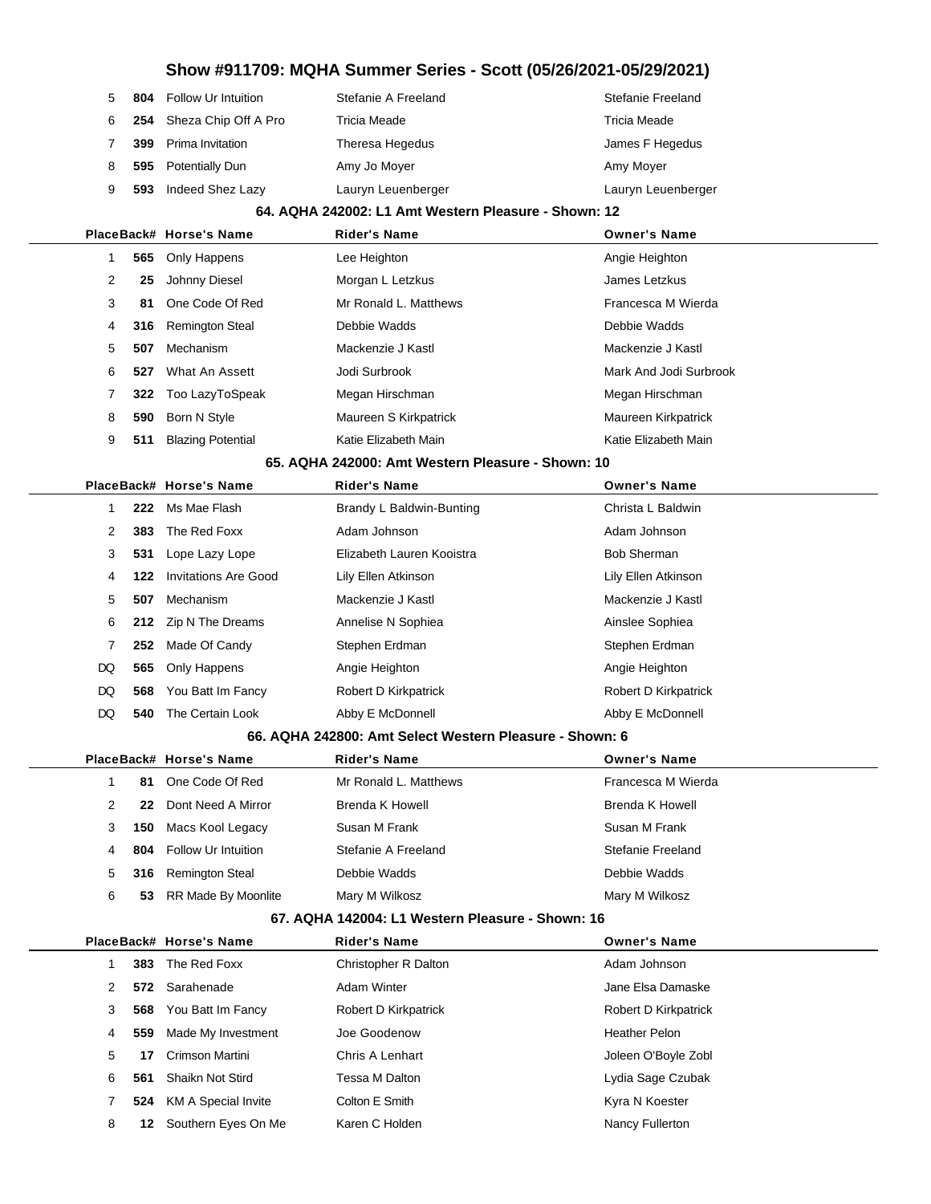# Show #911709: MQHA Summer Series - Scott (05/26/2021-05/29/2021)

| Place | Back# | Horse's Name | Rider's Name | Owner's Name |
|---|---|---|---|---|
| 5 | 804 | Follow Ur Intuition | Stefanie A Freeland | Stefanie Freeland |
| 6 | 254 | Sheza Chip Off A Pro | Tricia Meade | Tricia Meade |
| 7 | 399 | Prima Invitation | Theresa Hegedus | James F Hegedus |
| 8 | 595 | Potentially Dun | Amy Jo Moyer | Amy Moyer |
| 9 | 593 | Indeed Shez Lazy | Lauryn Leuenberger | Lauryn Leuenberger |

## 64. AQHA 242002: L1 Amt Western Pleasure - Shown: 12

| Place | Back# | Horse's Name | Rider's Name | Owner's Name |
|---|---|---|---|---|
| 1 | 565 | Only Happens | Lee Heighton | Angie Heighton |
| 2 | 25 | Johnny Diesel | Morgan L Letzkus | James Letzkus |
| 3 | 81 | One Code Of Red | Mr Ronald L. Matthews | Francesca M Wierda |
| 4 | 316 | Remington Steal | Debbie Wadds | Debbie Wadds |
| 5 | 507 | Mechanism | Mackenzie J Kastl | Mackenzie J Kastl |
| 6 | 527 | What An Assett | Jodi Surbrook | Mark And Jodi Surbrook |
| 7 | 322 | Too LazyToSpeak | Megan Hirschman | Megan Hirschman |
| 8 | 590 | Born N Style | Maureen S Kirkpatrick | Maureen Kirkpatrick |
| 9 | 511 | Blazing Potential | Katie Elizabeth Main | Katie Elizabeth Main |

## 65. AQHA 242000: Amt Western Pleasure - Shown: 10

| Place | Back# | Horse's Name | Rider's Name | Owner's Name |
|---|---|---|---|---|
| 1 | 222 | Ms Mae Flash | Brandy L Baldwin-Bunting | Christa L Baldwin |
| 2 | 383 | The Red Foxx | Adam Johnson | Adam Johnson |
| 3 | 531 | Lope Lazy Lope | Elizabeth Lauren Kooistra | Bob Sherman |
| 4 | 122 | Invitations Are Good | Lily Ellen Atkinson | Lily Ellen Atkinson |
| 5 | 507 | Mechanism | Mackenzie J Kastl | Mackenzie J Kastl |
| 6 | 212 | Zip N The Dreams | Annelise N Sophiea | Ainslee Sophiea |
| 7 | 252 | Made Of Candy | Stephen Erdman | Stephen Erdman |
| DQ | 565 | Only Happens | Angie Heighton | Angie Heighton |
| DQ | 568 | You Batt Im Fancy | Robert D Kirkpatrick | Robert D Kirkpatrick |
| DQ | 540 | The Certain Look | Abby E McDonnell | Abby E McDonnell |

## 66. AQHA 242800: Amt Select Western Pleasure - Shown: 6

| Place | Back# | Horse's Name | Rider's Name | Owner's Name |
|---|---|---|---|---|
| 1 | 81 | One Code Of Red | Mr Ronald L. Matthews | Francesca M Wierda |
| 2 | 22 | Dont Need A Mirror | Brenda K Howell | Brenda K Howell |
| 3 | 150 | Macs Kool Legacy | Susan M Frank | Susan M Frank |
| 4 | 804 | Follow Ur Intuition | Stefanie A Freeland | Stefanie Freeland |
| 5 | 316 | Remington Steal | Debbie Wadds | Debbie Wadds |
| 6 | 53 | RR Made By Moonlite | Mary M Wilkosz | Mary M Wilkosz |

## 67. AQHA 142004: L1 Western Pleasure - Shown: 16

| Place | Back# | Horse's Name | Rider's Name | Owner's Name |
|---|---|---|---|---|
| 1 | 383 | The Red Foxx | Christopher R Dalton | Adam Johnson |
| 2 | 572 | Sarahenade | Adam Winter | Jane Elsa Damaske |
| 3 | 568 | You Batt Im Fancy | Robert D Kirkpatrick | Robert D Kirkpatrick |
| 4 | 559 | Made My Investment | Joe Goodenow | Heather Pelon |
| 5 | 17 | Crimson Martini | Chris A Lenhart | Joleen O'Boyle Zobl |
| 6 | 561 | Shaikn Not Stird | Tessa M Dalton | Lydia Sage Czubak |
| 7 | 524 | KM A Special Invite | Colton E Smith | Kyra N Koester |
| 8 | 12 | Southern Eyes On Me | Karen C Holden | Nancy Fullerton |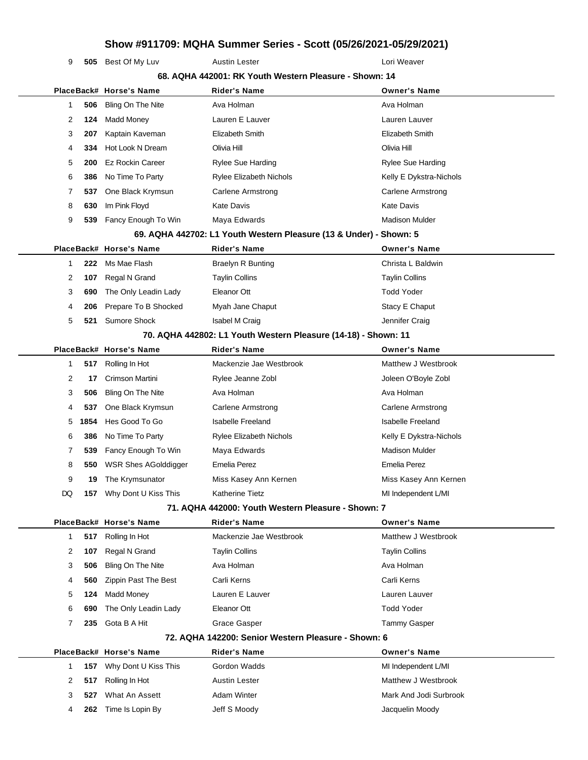# Show #911709: MQHA Summer Series - Scott (05/26/2021-05/29/2021)

| 9 | 505 | Best Of My Luv | Austin Lester | Lori Weaver |
|---|---|---|---|---|

### 68. AQHA 442001: RK Youth Western Pleasure - Shown: 14

| Place | Back# | Horse's Name | Rider's Name | Owner's Name |
|---|---|---|---|---|
| 1 | 506 | Bling On The Nite | Ava Holman | Ava Holman |
| 2 | 124 | Madd Money | Lauren E Lauver | Lauren Lauver |
| 3 | 207 | Kaptain Kaveman | Elizabeth Smith | Elizabeth Smith |
| 4 | 334 | Hot Look N Dream | Olivia Hill | Olivia Hill |
| 5 | 200 | Ez Rockin Career | Rylee Sue Harding | Rylee Sue Harding |
| 6 | 386 | No Time To Party | Rylee Elizabeth Nichols | Kelly E Dykstra-Nichols |
| 7 | 537 | One Black Krymsun | Carlene Armstrong | Carlene Armstrong |
| 8 | 630 | Im Pink Floyd | Kate Davis | Kate Davis |
| 9 | 539 | Fancy Enough To Win | Maya Edwards | Madison Mulder |

### 69. AQHA 442702: L1 Youth Western Pleasure (13 & Under) - Shown: 5

| Place | Back# | Horse's Name | Rider's Name | Owner's Name |
|---|---|---|---|---|
| 1 | 222 | Ms Mae Flash | Braelyn R Bunting | Christa L Baldwin |
| 2 | 107 | Regal N Grand | Taylin Collins | Taylin Collins |
| 3 | 690 | The Only Leadin Lady | Eleanor Ott | Todd Yoder |
| 4 | 206 | Prepare To B Shocked | Myah Jane Chaput | Stacy E Chaput |
| 5 | 521 | Sumore Shock | Isabel M Craig | Jennifer Craig |

### 70. AQHA 442802: L1 Youth Western Pleasure (14-18) - Shown: 11

| Place | Back# | Horse's Name | Rider's Name | Owner's Name |
|---|---|---|---|---|
| 1 | 517 | Rolling In Hot | Mackenzie Jae Westbrook | Matthew J Westbrook |
| 2 | 17 | Crimson Martini | Rylee Jeanne Zobl | Joleen O'Boyle Zobl |
| 3 | 506 | Bling On The Nite | Ava Holman | Ava Holman |
| 4 | 537 | One Black Krymsun | Carlene Armstrong | Carlene Armstrong |
| 5 | 1854 | Hes Good To Go | Isabelle Freeland | Isabelle Freeland |
| 6 | 386 | No Time To Party | Rylee Elizabeth Nichols | Kelly E Dykstra-Nichols |
| 7 | 539 | Fancy Enough To Win | Maya Edwards | Madison Mulder |
| 8 | 550 | WSR Shes AGolddigger | Emelia Perez | Emelia Perez |
| 9 | 19 | The Krymsunator | Miss Kasey Ann Kernen | Miss Kasey Ann Kernen |
| DQ | 157 | Why Dont U Kiss This | Katherine Tietz | MI Independent L/MI |

### 71. AQHA 442000: Youth Western Pleasure - Shown: 7

| Place | Back# | Horse's Name | Rider's Name | Owner's Name |
|---|---|---|---|---|
| 1 | 517 | Rolling In Hot | Mackenzie Jae Westbrook | Matthew J Westbrook |
| 2 | 107 | Regal N Grand | Taylin Collins | Taylin Collins |
| 3 | 506 | Bling On The Nite | Ava Holman | Ava Holman |
| 4 | 560 | Zippin Past The Best | Carli Kerns | Carli Kerns |
| 5 | 124 | Madd Money | Lauren E Lauver | Lauren Lauver |
| 6 | 690 | The Only Leadin Lady | Eleanor Ott | Todd Yoder |
| 7 | 235 | Gota B A Hit | Grace Gasper | Tammy Gasper |

### 72. AQHA 142200: Senior Western Pleasure - Shown: 6

| Place | Back# | Horse's Name | Rider's Name | Owner's Name |
|---|---|---|---|---|
| 1 | 157 | Why Dont U Kiss This | Gordon Wadds | MI Independent L/MI |
| 2 | 517 | Rolling In Hot | Austin Lester | Matthew J Westbrook |
| 3 | 527 | What An Assett | Adam Winter | Mark And Jodi Surbrook |
| 4 | 262 | Time Is Lopin By | Jeff S Moody | Jacquelin Moody |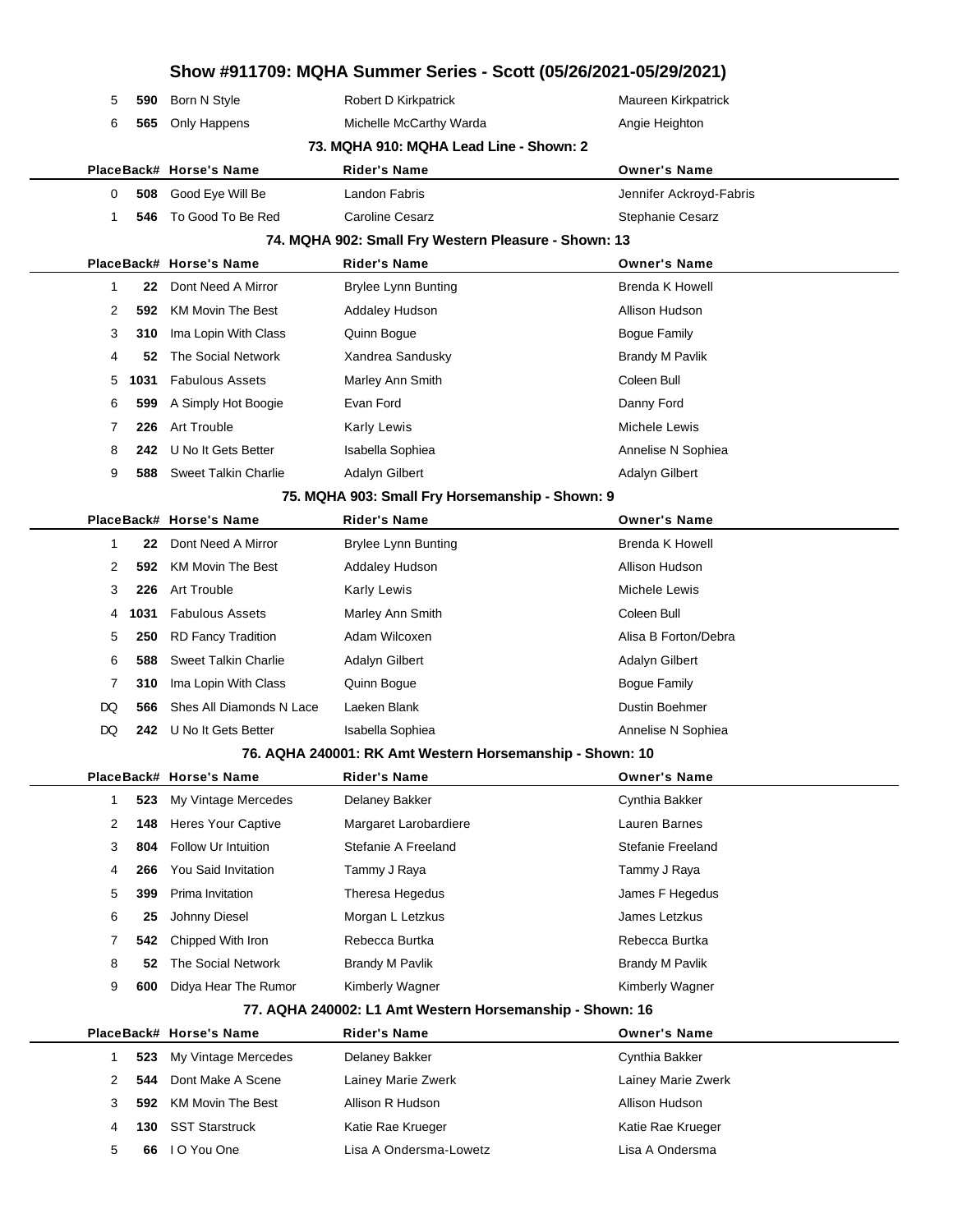# Show #911709: MQHA Summer Series - Scott (05/26/2021-05/29/2021)

| Place | Back# | Horse's Name | Rider's Name | Owner's Name |
|---|---|---|---|---|
| 5 | **590** | Born N Style | Robert D Kirkpatrick | Maureen Kirkpatrick |
| 6 | **565** | Only Happens | Michelle McCarthy Warda | Angie Heighton |

### 73. MQHA 910: MQHA Lead Line - Shown: 2

| Place | Back# | Horse's Name | Rider's Name | Owner's Name |
|---|---|---|---|---|
| 0 | **508** | Good Eye Will Be | Landon Fabris | Jennifer Ackroyd-Fabris |
| 1 | **546** | To Good To Be Red | Caroline Cesarz | Stephanie Cesarz |

### 74. MQHA 902: Small Fry Western Pleasure - Shown: 13

| Place | Back# | Horse's Name | Rider's Name | Owner's Name |
|---|---|---|---|---|
| 1 | **22** | Dont Need A Mirror | Brylee Lynn Bunting | Brenda K Howell |
| 2 | **592** | KM Movin The Best | Addaley Hudson | Allison Hudson |
| 3 | **310** | Ima Lopin With Class | Quinn Bogue | Bogue Family |
| 4 | **52** | The Social Network | Xandrea Sandusky | Brandy M Pavlik |
| 5 | **1031** | Fabulous Assets | Marley Ann Smith | Coleen Bull |
| 6 | **599** | A Simply Hot Boogie | Evan Ford | Danny Ford |
| 7 | **226** | Art Trouble | Karly Lewis | Michele Lewis |
| 8 | **242** | U No It Gets Better | Isabella Sophiea | Annelise N Sophiea |
| 9 | **588** | Sweet Talkin Charlie | Adalyn Gilbert | Adalyn Gilbert |

### 75. MQHA 903: Small Fry Horsemanship - Shown: 9

| Place | Back# | Horse's Name | Rider's Name | Owner's Name |
|---|---|---|---|---|
| 1 | **22** | Dont Need A Mirror | Brylee Lynn Bunting | Brenda K Howell |
| 2 | **592** | KM Movin The Best | Addaley Hudson | Allison Hudson |
| 3 | **226** | Art Trouble | Karly Lewis | Michele Lewis |
| 4 | **1031** | Fabulous Assets | Marley Ann Smith | Coleen Bull |
| 5 | **250** | RD Fancy Tradition | Adam Wilcoxen | Alisa B Forton/Debra |
| 6 | **588** | Sweet Talkin Charlie | Adalyn Gilbert | Adalyn Gilbert |
| 7 | **310** | Ima Lopin With Class | Quinn Bogue | Bogue Family |
| DQ | **566** | Shes All Diamonds N Lace | Laeken Blank | Dustin Boehmer |
| DQ | **242** | U No It Gets Better | Isabella Sophiea | Annelise N Sophiea |

### 76. AQHA 240001: RK Amt Western Horsemanship - Shown: 10

| Place | Back# | Horse's Name | Rider's Name | Owner's Name |
|---|---|---|---|---|
| 1 | **523** | My Vintage Mercedes | Delaney Bakker | Cynthia Bakker |
| 2 | **148** | Heres Your Captive | Margaret Larobardiere | Lauren Barnes |
| 3 | **804** | Follow Ur Intuition | Stefanie A Freeland | Stefanie Freeland |
| 4 | **266** | You Said Invitation | Tammy J Raya | Tammy J Raya |
| 5 | **399** | Prima Invitation | Theresa Hegedus | James F Hegedus |
| 6 | **25** | Johnny Diesel | Morgan L Letzkus | James Letzkus |
| 7 | **542** | Chipped With Iron | Rebecca Burtka | Rebecca Burtka |
| 8 | **52** | The Social Network | Brandy M Pavlik | Brandy M Pavlik |
| 9 | **600** | Didya Hear The Rumor | Kimberly Wagner | Kimberly Wagner |

### 77. AQHA 240002: L1 Amt Western Horsemanship - Shown: 16

| Place | Back# | Horse's Name | Rider's Name | Owner's Name |
|---|---|---|---|---|
| 1 | **523** | My Vintage Mercedes | Delaney Bakker | Cynthia Bakker |
| 2 | **544** | Dont Make A Scene | Lainey Marie Zwerk | Lainey Marie Zwerk |
| 3 | **592** | KM Movin The Best | Allison R Hudson | Allison Hudson |
| 4 | **130** | SST Starstruck | Katie Rae Krueger | Katie Rae Krueger |
| 5 | **66** | I O You One | Lisa A Ondersma-Lowetz | Lisa A Ondersma |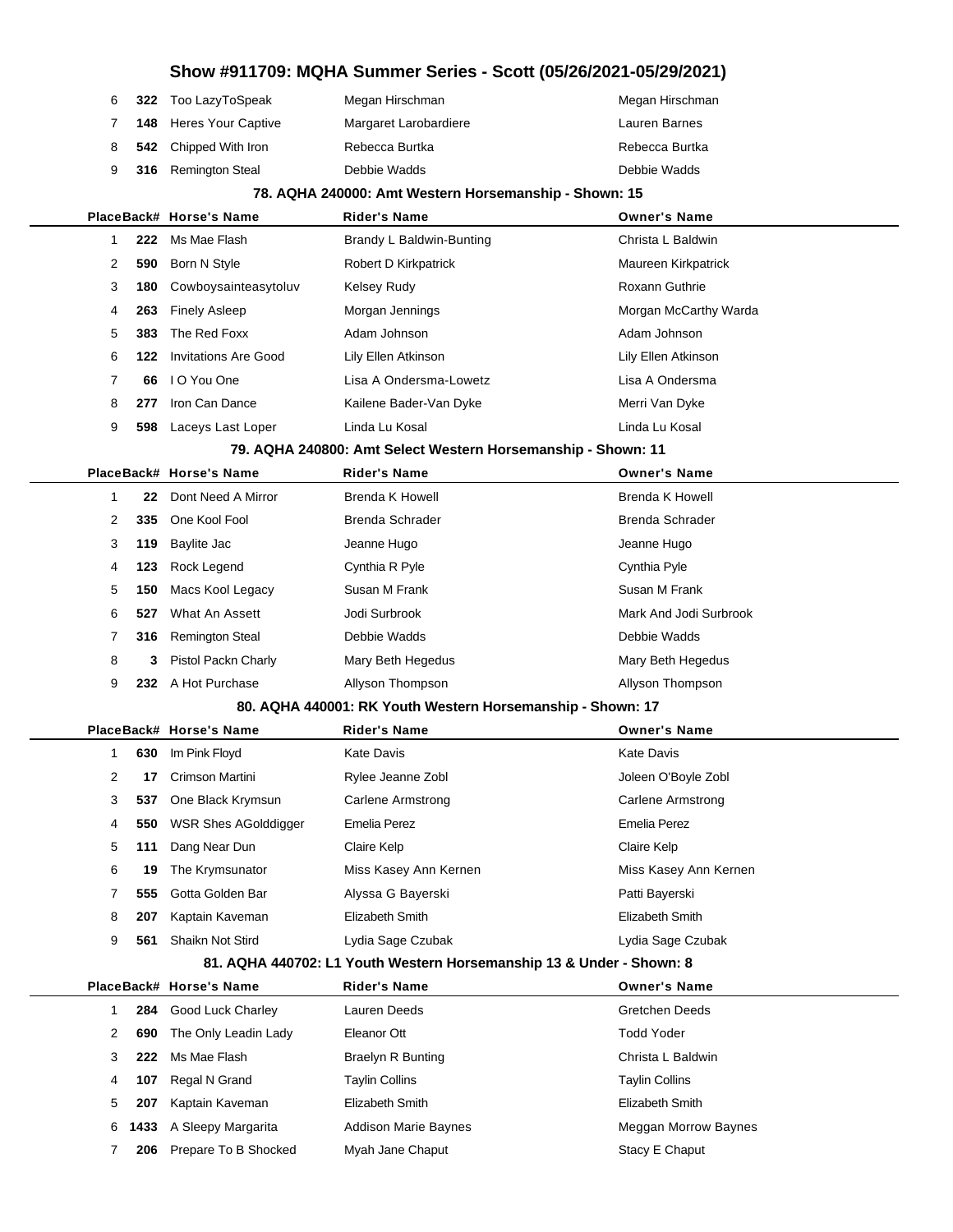| Place | Back# | Horse's Name | Rider's Name | Owner's Name |
|---|---|---|---|---|
| 6 | 322 | Too LazyToSpeak | Megan Hirschman | Megan Hirschman |
| 7 | 148 | Heres Your Captive | Margaret Larobardiere | Lauren Barnes |
| 8 | 542 | Chipped With Iron | Rebecca Burtka | Rebecca Burtka |
| 9 | 316 | Remington Steal | Debbie Wadds | Debbie Wadds |

### 78. AQHA 240000: Amt Western Horsemanship - Shown: 15

| Place | Back# | Horse's Name | Rider's Name | Owner's Name |
|---|---|---|---|---|
| 1 | 222 | Ms Mae Flash | Brandy L Baldwin-Bunting | Christa L Baldwin |
| 2 | 590 | Born N Style | Robert D Kirkpatrick | Maureen Kirkpatrick |
| 3 | 180 | Cowboysainteasytoluv | Kelsey Rudy | Roxann Guthrie |
| 4 | 263 | Finely Asleep | Morgan Jennings | Morgan McCarthy Warda |
| 5 | 383 | The Red Foxx | Adam Johnson | Adam Johnson |
| 6 | 122 | Invitations Are Good | Lily Ellen Atkinson | Lily Ellen Atkinson |
| 7 | 66 | I O You One | Lisa A Ondersma-Lowetz | Lisa A Ondersma |
| 8 | 277 | Iron Can Dance | Kailene Bader-Van Dyke | Merri Van Dyke |
| 9 | 598 | Laceys Last Loper | Linda Lu Kosal | Linda Lu Kosal |

### 79. AQHA 240800: Amt Select Western Horsemanship - Shown: 11

| Place | Back# | Horse's Name | Rider's Name | Owner's Name |
|---|---|---|---|---|
| 1 | 22 | Dont Need A Mirror | Brenda K Howell | Brenda K Howell |
| 2 | 335 | One Kool Fool | Brenda Schrader | Brenda Schrader |
| 3 | 119 | Baylite Jac | Jeanne Hugo | Jeanne Hugo |
| 4 | 123 | Rock Legend | Cynthia R Pyle | Cynthia Pyle |
| 5 | 150 | Macs Kool Legacy | Susan M Frank | Susan M Frank |
| 6 | 527 | What An Assett | Jodi Surbrook | Mark And Jodi Surbrook |
| 7 | 316 | Remington Steal | Debbie Wadds | Debbie Wadds |
| 8 | 3 | Pistol Packn Charly | Mary Beth Hegedus | Mary Beth Hegedus |
| 9 | 232 | A Hot Purchase | Allyson Thompson | Allyson Thompson |

### 80. AQHA 440001: RK Youth Western Horsemanship - Shown: 17

| Place | Back# | Horse's Name | Rider's Name | Owner's Name |
|---|---|---|---|---|
| 1 | 630 | Im Pink Floyd | Kate Davis | Kate Davis |
| 2 | 17 | Crimson Martini | Rylee Jeanne Zobl | Joleen O'Boyle Zobl |
| 3 | 537 | One Black Krymsun | Carlene Armstrong | Carlene Armstrong |
| 4 | 550 | WSR Shes AGolddigger | Emelia Perez | Emelia Perez |
| 5 | 111 | Dang Near Dun | Claire Kelp | Claire Kelp |
| 6 | 19 | The Krymsunator | Miss Kasey Ann Kernen | Miss Kasey Ann Kernen |
| 7 | 555 | Gotta Golden Bar | Alyssa G Bayerski | Patti Bayerski |
| 8 | 207 | Kaptain Kaveman | Elizabeth Smith | Elizabeth Smith |
| 9 | 561 | Shaikn Not Stird | Lydia Sage Czubak | Lydia Sage Czubak |

### 81. AQHA 440702: L1 Youth Western Horsemanship 13 & Under - Shown: 8

| Place | Back# | Horse's Name | Rider's Name | Owner's Name |
|---|---|---|---|---|
| 1 | 284 | Good Luck Charley | Lauren Deeds | Gretchen Deeds |
| 2 | 690 | The Only Leadin Lady | Eleanor Ott | Todd Yoder |
| 3 | 222 | Ms Mae Flash | Braelyn R Bunting | Christa L Baldwin |
| 4 | 107 | Regal N Grand | Taylin Collins | Taylin Collins |
| 5 | 207 | Kaptain Kaveman | Elizabeth Smith | Elizabeth Smith |
| 6 | 1433 | A Sleepy Margarita | Addison Marie Baynes | Meggan Morrow Baynes |
| 7 | 206 | Prepare To B Shocked | Myah Jane Chaput | Stacy E Chaput |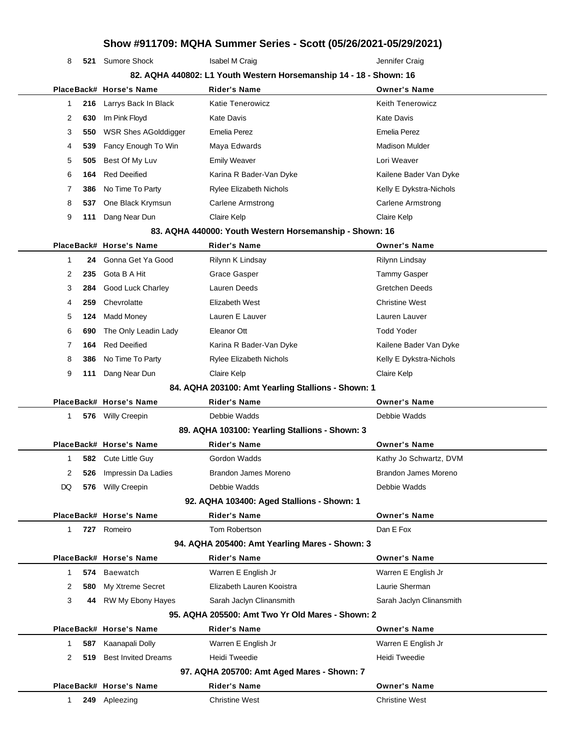# Show #911709: MQHA Summer Series - Scott (05/26/2021-05/29/2021)

| Place | Back# | Horse's Name | Rider's Name | Owner's Name |
|---|---|---|---|---|
| 8 | 521 | Sumore Shock | Isabel M Craig | Jennifer Craig |

### 82. AQHA 440802: L1 Youth Western Horsemanship 14 - 18 - Shown: 16

| Place | Back# | Horse's Name | Rider's Name | Owner's Name |
|---|---|---|---|---|
| 1 | 216 | Larrys Back In Black | Katie Tenerowicz | Keith Tenerowicz |
| 2 | 630 | Im Pink Floyd | Kate Davis | Kate Davis |
| 3 | 550 | WSR Shes AGolddigger | Emelia Perez | Emelia Perez |
| 4 | 539 | Fancy Enough To Win | Maya Edwards | Madison Mulder |
| 5 | 505 | Best Of My Luv | Emily Weaver | Lori Weaver |
| 6 | 164 | Red Deeified | Karina R Bader-Van Dyke | Kailene Bader Van Dyke |
| 7 | 386 | No Time To Party | Rylee Elizabeth Nichols | Kelly E Dykstra-Nichols |
| 8 | 537 | One Black Krymsun | Carlene Armstrong | Carlene Armstrong |
| 9 | 111 | Dang Near Dun | Claire Kelp | Claire Kelp |

### 83. AQHA 440000: Youth Western Horsemanship - Shown: 16

| Place | Back# | Horse's Name | Rider's Name | Owner's Name |
|---|---|---|---|---|
| 1 | 24 | Gonna Get Ya Good | Rilynn K Lindsay | Rilynn Lindsay |
| 2 | 235 | Gota B A Hit | Grace Gasper | Tammy Gasper |
| 3 | 284 | Good Luck Charley | Lauren Deeds | Gretchen Deeds |
| 4 | 259 | Chevrolatte | Elizabeth West | Christine West |
| 5 | 124 | Madd Money | Lauren E Lauver | Lauren Lauver |
| 6 | 690 | The Only Leadin Lady | Eleanor Ott | Todd Yoder |
| 7 | 164 | Red Deeified | Karina R Bader-Van Dyke | Kailene Bader Van Dyke |
| 8 | 386 | No Time To Party | Rylee Elizabeth Nichols | Kelly E Dykstra-Nichols |
| 9 | 111 | Dang Near Dun | Claire Kelp | Claire Kelp |

### 84. AQHA 203100: Amt Yearling Stallions - Shown: 1

| Place | Back# | Horse's Name | Rider's Name | Owner's Name |
|---|---|---|---|---|
| 1 | 576 | Willy Creepin | Debbie Wadds | Debbie Wadds |

### 89. AQHA 103100: Yearling Stallions - Shown: 3

| Place | Back# | Horse's Name | Rider's Name | Owner's Name |
|---|---|---|---|---|
| 1 | 582 | Cute Little Guy | Gordon Wadds | Kathy Jo Schwartz, DVM |
| 2 | 526 | Impressin Da Ladies | Brandon James Moreno | Brandon James Moreno |
| DQ | 576 | Willy Creepin | Debbie Wadds | Debbie Wadds |

### 92. AQHA 103400: Aged Stallions - Shown: 1

| Place | Back# | Horse's Name | Rider's Name | Owner's Name |
|---|---|---|---|---|
| 1 | 727 | Romeiro | Tom Robertson | Dan E Fox |

### 94. AQHA 205400: Amt Yearling Mares - Shown: 3

| Place | Back# | Horse's Name | Rider's Name | Owner's Name |
|---|---|---|---|---|
| 1 | 574 | Baewatch | Warren E English Jr | Warren E English Jr |
| 2 | 580 | My Xtreme Secret | Elizabeth Lauren Kooistra | Laurie Sherman |
| 3 | 44 | RW My Ebony Hayes | Sarah Jaclyn Clinansmith | Sarah Jaclyn Clinansmith |

### 95. AQHA 205500: Amt Two Yr Old Mares - Shown: 2

| Place | Back# | Horse's Name | Rider's Name | Owner's Name |
|---|---|---|---|---|
| 1 | 587 | Kaanapali Dolly | Warren E English Jr | Warren E English Jr |
| 2 | 519 | Best Invited Dreams | Heidi Tweedie | Heidi Tweedie |

### 97. AQHA 205700: Amt Aged Mares - Shown: 7

| Place | Back# | Horse's Name | Rider's Name | Owner's Name |
|---|---|---|---|---|
| 1 | 249 | Apleezing | Christine West | Christine West |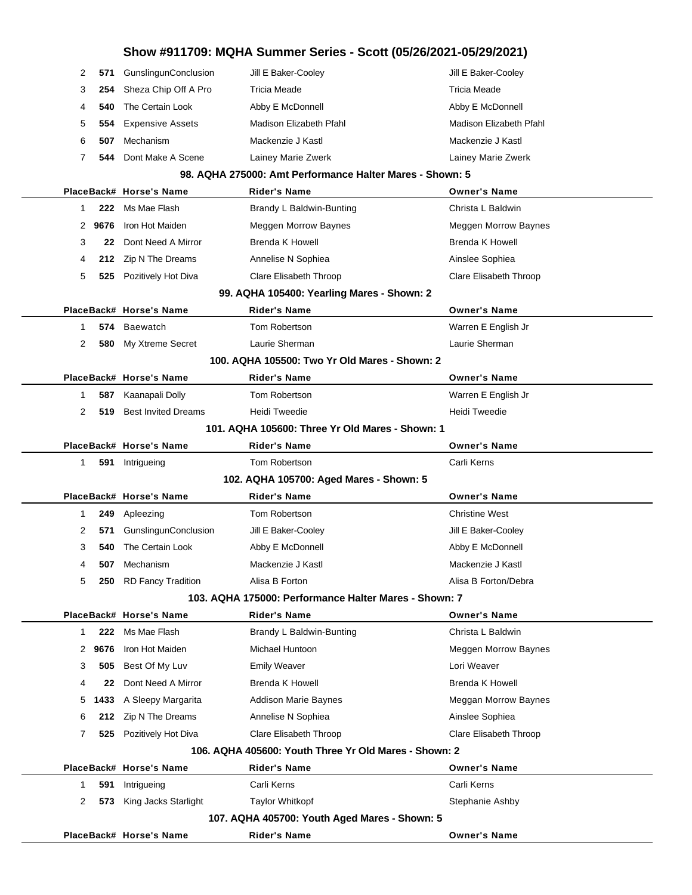| Place | Back# | Horse's Name | Rider's Name | Owner's Name |
|---|---|---|---|---|
| 2 | 571 | GunslingunConclusion | Jill E Baker-Cooley | Jill E Baker-Cooley |
| 3 | 254 | Sheza Chip Off A Pro | Tricia Meade | Tricia Meade |
| 4 | 540 | The Certain Look | Abby E McDonnell | Abby E McDonnell |
| 5 | 554 | Expensive Assets | Madison Elizabeth Pfahl | Madison Elizabeth Pfahl |
| 6 | 507 | Mechanism | Mackenzie J Kastl | Mackenzie J Kastl |
| 7 | 544 | Dont Make A Scene | Lainey Marie Zwerk | Lainey Marie Zwerk |

### 98. AQHA 275000: Amt Performance Halter Mares - Shown: 5

| Place | Back# | Horse's Name | Rider's Name | Owner's Name |
|---|---|---|---|---|
| 1 | 222 | Ms Mae Flash | Brandy L Baldwin-Bunting | Christa L Baldwin |
| 2 | 9676 | Iron Hot Maiden | Meggen Morrow Baynes | Meggen Morrow Baynes |
| 3 | 22 | Dont Need A Mirror | Brenda K Howell | Brenda K Howell |
| 4 | 212 | Zip N The Dreams | Annelise N Sophiea | Ainslee Sophiea |
| 5 | 525 | Pozitively Hot Diva | Clare Elisabeth Throop | Clare Elisabeth Throop |

### 99. AQHA 105400: Yearling Mares - Shown: 2

| Place | Back# | Horse's Name | Rider's Name | Owner's Name |
|---|---|---|---|---|
| 1 | 574 | Baewatch | Tom Robertson | Warren E English Jr |
| 2 | 580 | My Xtreme Secret | Laurie Sherman | Laurie Sherman |

### 100. AQHA 105500: Two Yr Old Mares - Shown: 2

| Place | Back# | Horse's Name | Rider's Name | Owner's Name |
|---|---|---|---|---|
| 1 | 587 | Kaanapali Dolly | Tom Robertson | Warren E English Jr |
| 2 | 519 | Best Invited Dreams | Heidi Tweedie | Heidi Tweedie |

### 101. AQHA 105600: Three Yr Old Mares - Shown: 1

| Place | Back# | Horse's Name | Rider's Name | Owner's Name |
|---|---|---|---|---|
| 1 | 591 | Intrigueing | Tom Robertson | Carli Kerns |

### 102. AQHA 105700: Aged Mares - Shown: 5

| Place | Back# | Horse's Name | Rider's Name | Owner's Name |
|---|---|---|---|---|
| 1 | 249 | Apleezing | Tom Robertson | Christine West |
| 2 | 571 | GunslingunConclusion | Jill E Baker-Cooley | Jill E Baker-Cooley |
| 3 | 540 | The Certain Look | Abby E McDonnell | Abby E McDonnell |
| 4 | 507 | Mechanism | Mackenzie J Kastl | Mackenzie J Kastl |
| 5 | 250 | RD Fancy Tradition | Alisa B Forton | Alisa B Forton/Debra |

### 103. AQHA 175000: Performance Halter Mares - Shown: 7

| Place | Back# | Horse's Name | Rider's Name | Owner's Name |
|---|---|---|---|---|
| 1 | 222 | Ms Mae Flash | Brandy L Baldwin-Bunting | Christa L Baldwin |
| 2 | 9676 | Iron Hot Maiden | Michael Huntoon | Meggen Morrow Baynes |
| 3 | 505 | Best Of My Luv | Emily Weaver | Lori Weaver |
| 4 | 22 | Dont Need A Mirror | Brenda K Howell | Brenda K Howell |
| 5 | 1433 | A Sleepy Margarita | Addison Marie Baynes | Meggan Morrow Baynes |
| 6 | 212 | Zip N The Dreams | Annelise N Sophiea | Ainslee Sophiea |
| 7 | 525 | Pozitively Hot Diva | Clare Elisabeth Throop | Clare Elisabeth Throop |

### 106. AQHA 405600: Youth Three Yr Old Mares - Shown: 2

| Place | Back# | Horse's Name | Rider's Name | Owner's Name |
|---|---|---|---|---|
| 1 | 591 | Intrigueing | Carli Kerns | Carli Kerns |
| 2 | 573 | King Jacks Starlight | Taylor Whitkopf | Stephanie Ashby |

### 107. AQHA 405700: Youth Aged Mares - Shown: 5

| Place | Back# | Horse's Name | Rider's Name | Owner's Name |
|---|---|---|---|---|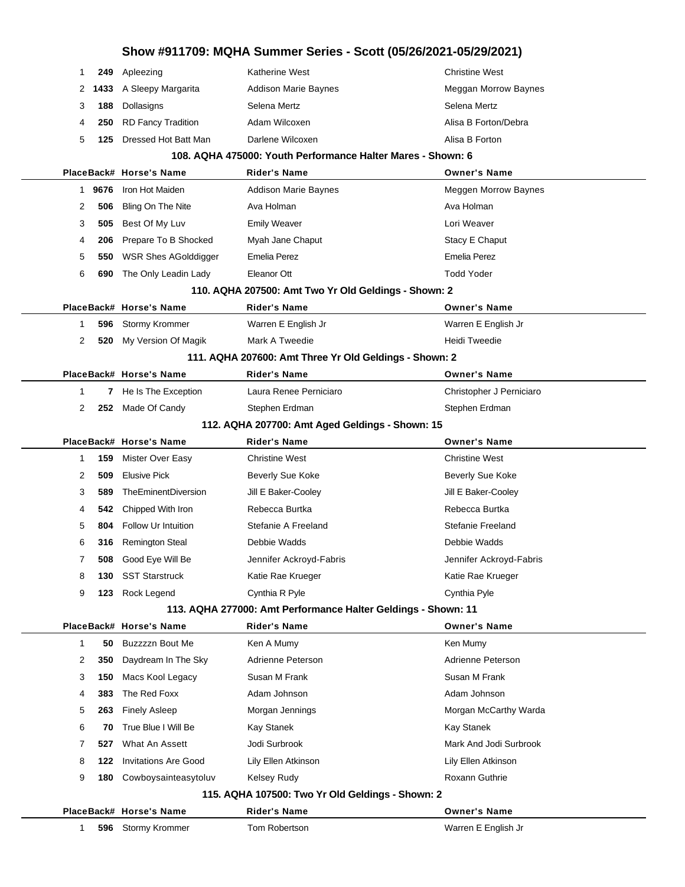# Show #911709: MQHA Summer Series - Scott (05/26/2021-05/29/2021)

| Place | Back# | Horse's Name | Rider's Name | Owner's Name |
|---|---|---|---|---|
| 1 | 249 | Apleezing | Katherine West | Christine West |
| 2 | 1433 | A Sleepy Margarita | Addison Marie Baynes | Meggan Morrow Baynes |
| 3 | 188 | Dollasigns | Selena Mertz | Selena Mertz |
| 4 | 250 | RD Fancy Tradition | Adam Wilcoxen | Alisa B Forton/Debra |
| 5 | 125 | Dressed Hot Batt Man | Darlene Wilcoxen | Alisa B Forton |

### 108. AQHA 475000: Youth Performance Halter Mares - Shown: 6

| Place | Back# | Horse's Name | Rider's Name | Owner's Name |
|---|---|---|---|---|
| 1 | 9676 | Iron Hot Maiden | Addison Marie Baynes | Meggen Morrow Baynes |
| 2 | 506 | Bling On The Nite | Ava Holman | Ava Holman |
| 3 | 505 | Best Of My Luv | Emily Weaver | Lori Weaver |
| 4 | 206 | Prepare To B Shocked | Myah Jane Chaput | Stacy E Chaput |
| 5 | 550 | WSR Shes AGolddigger | Emelia Perez | Emelia Perez |
| 6 | 690 | The Only Leadin Lady | Eleanor Ott | Todd Yoder |

### 110. AQHA 207500: Amt Two Yr Old Geldings - Shown: 2

| Place | Back# | Horse's Name | Rider's Name | Owner's Name |
|---|---|---|---|---|
| 1 | 596 | Stormy Krommer | Warren E English Jr | Warren E English Jr |
| 2 | 520 | My Version Of Magik | Mark A Tweedie | Heidi Tweedie |

### 111. AQHA 207600: Amt Three Yr Old Geldings - Shown: 2

| Place | Back# | Horse's Name | Rider's Name | Owner's Name |
|---|---|---|---|---|
| 1 | 7 | He Is The Exception | Laura Renee Perniciaro | Christopher J Perniciaro |
| 2 | 252 | Made Of Candy | Stephen Erdman | Stephen Erdman |

### 112. AQHA 207700: Amt Aged Geldings - Shown: 15

| Place | Back# | Horse's Name | Rider's Name | Owner's Name |
|---|---|---|---|---|
| 1 | 159 | Mister Over Easy | Christine West | Christine West |
| 2 | 509 | Elusive Pick | Beverly Sue Koke | Beverly Sue Koke |
| 3 | 589 | TheEminentDiversion | Jill E Baker-Cooley | Jill E Baker-Cooley |
| 4 | 542 | Chipped With Iron | Rebecca Burtka | Rebecca Burtka |
| 5 | 804 | Follow Ur Intuition | Stefanie A Freeland | Stefanie Freeland |
| 6 | 316 | Remington Steal | Debbie Wadds | Debbie Wadds |
| 7 | 508 | Good Eye Will Be | Jennifer Ackroyd-Fabris | Jennifer Ackroyd-Fabris |
| 8 | 130 | SST Starstruck | Katie Rae Krueger | Katie Rae Krueger |
| 9 | 123 | Rock Legend | Cynthia R Pyle | Cynthia Pyle |

### 113. AQHA 277000: Amt Performance Halter Geldings - Shown: 11

| Place | Back# | Horse's Name | Rider's Name | Owner's Name |
|---|---|---|---|---|
| 1 | 50 | Buzzzzn Bout Me | Ken A Mumy | Ken Mumy |
| 2 | 350 | Daydream In The Sky | Adrienne Peterson | Adrienne Peterson |
| 3 | 150 | Macs Kool Legacy | Susan M Frank | Susan M Frank |
| 4 | 383 | The Red Foxx | Adam Johnson | Adam Johnson |
| 5 | 263 | Finely Asleep | Morgan Jennings | Morgan McCarthy Warda |
| 6 | 70 | True Blue I Will Be | Kay Stanek | Kay Stanek |
| 7 | 527 | What An Assett | Jodi Surbrook | Mark And Jodi Surbrook |
| 8 | 122 | Invitations Are Good | Lily Ellen Atkinson | Lily Ellen Atkinson |
| 9 | 180 | Cowboysainteasytoluv | Kelsey Rudy | Roxann Guthrie |

### 115. AQHA 107500: Two Yr Old Geldings - Shown: 2

| Place | Back# | Horse's Name | Rider's Name | Owner's Name |
|---|---|---|---|---|
| 1 | 596 | Stormy Krommer | Tom Robertson | Warren E English Jr |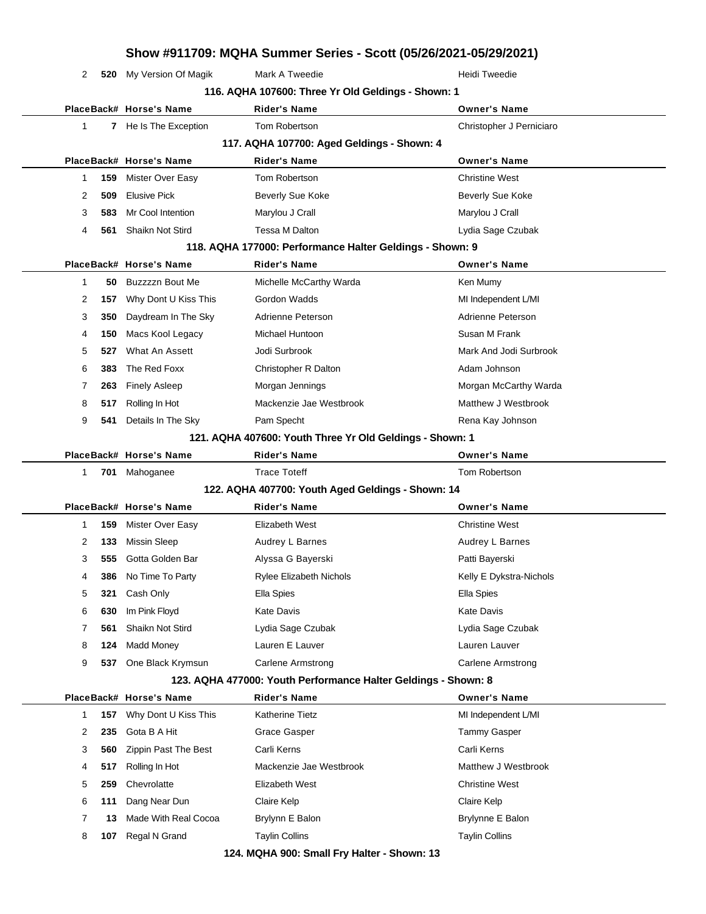# Show #911709: MQHA Summer Series - Scott (05/26/2021-05/29/2021)

| Place | Back# | Horse's Name | Rider's Name | Owner's Name |
|---|---|---|---|---|
| 2 | 520 | My Version Of Magik | Mark A Tweedie | Heidi Tweedie |

### 116. AQHA 107600: Three Yr Old Geldings - Shown: 1

| Place | Back# | Horse's Name | Rider's Name | Owner's Name |
|---|---|---|---|---|
| 1 | 7 | He Is The Exception | Tom Robertson | Christopher J Perniciaro |

### 117. AQHA 107700: Aged Geldings - Shown: 4

| Place | Back# | Horse's Name | Rider's Name | Owner's Name |
|---|---|---|---|---|
| 1 | 159 | Mister Over Easy | Tom Robertson | Christine West |
| 2 | 509 | Elusive Pick | Beverly Sue Koke | Beverly Sue Koke |
| 3 | 583 | Mr Cool Intention | Marylou J Crall | Marylou J Crall |
| 4 | 561 | Shaikn Not Stird | Tessa M Dalton | Lydia Sage Czubak |

### 118. AQHA 177000: Performance Halter Geldings - Shown: 9

| Place | Back# | Horse's Name | Rider's Name | Owner's Name |
|---|---|---|---|---|
| 1 | 50 | Buzzzzn Bout Me | Michelle McCarthy Warda | Ken Mumy |
| 2 | 157 | Why Dont U Kiss This | Gordon Wadds | MI Independent L/MI |
| 3 | 350 | Daydream In The Sky | Adrienne Peterson | Adrienne Peterson |
| 4 | 150 | Macs Kool Legacy | Michael Huntoon | Susan M Frank |
| 5 | 527 | What An Assett | Jodi Surbrook | Mark And Jodi Surbrook |
| 6 | 383 | The Red Foxx | Christopher R Dalton | Adam Johnson |
| 7 | 263 | Finely Asleep | Morgan Jennings | Morgan McCarthy Warda |
| 8 | 517 | Rolling In Hot | Mackenzie Jae Westbrook | Matthew J Westbrook |
| 9 | 541 | Details In The Sky | Pam Specht | Rena Kay Johnson |

### 121. AQHA 407600: Youth Three Yr Old Geldings - Shown: 1

| Place | Back# | Horse's Name | Rider's Name | Owner's Name |
|---|---|---|---|---|
| 1 | 701 | Mahoganee | Trace Toteff | Tom Robertson |

### 122. AQHA 407700: Youth Aged Geldings - Shown: 14

| Place | Back# | Horse's Name | Rider's Name | Owner's Name |
|---|---|---|---|---|
| 1 | 159 | Mister Over Easy | Elizabeth West | Christine West |
| 2 | 133 | Missin Sleep | Audrey L Barnes | Audrey L Barnes |
| 3 | 555 | Gotta Golden Bar | Alyssa G Bayerski | Patti Bayerski |
| 4 | 386 | No Time To Party | Rylee Elizabeth Nichols | Kelly E Dykstra-Nichols |
| 5 | 321 | Cash Only | Ella Spies | Ella Spies |
| 6 | 630 | Im Pink Floyd | Kate Davis | Kate Davis |
| 7 | 561 | Shaikn Not Stird | Lydia Sage Czubak | Lydia Sage Czubak |
| 8 | 124 | Madd Money | Lauren E Lauver | Lauren Lauver |
| 9 | 537 | One Black Krymsun | Carlene Armstrong | Carlene Armstrong |

### 123. AQHA 477000: Youth Performance Halter Geldings - Shown: 8

| Place | Back# | Horse's Name | Rider's Name | Owner's Name |
|---|---|---|---|---|
| 1 | 157 | Why Dont U Kiss This | Katherine Tietz | MI Independent L/MI |
| 2 | 235 | Gota B A Hit | Grace Gasper | Tammy Gasper |
| 3 | 560 | Zippin Past The Best | Carli Kerns | Carli Kerns |
| 4 | 517 | Rolling In Hot | Mackenzie Jae Westbrook | Matthew J Westbrook |
| 5 | 259 | Chevrolatte | Elizabeth West | Christine West |
| 6 | 111 | Dang Near Dun | Claire Kelp | Claire Kelp |
| 7 | 13 | Made With Real Cocoa | Brylynn E Balon | Brylynne E Balon |
| 8 | 107 | Regal N Grand | Taylin Collins | Taylin Collins |

### 124. MQHA 900: Small Fry Halter - Shown: 13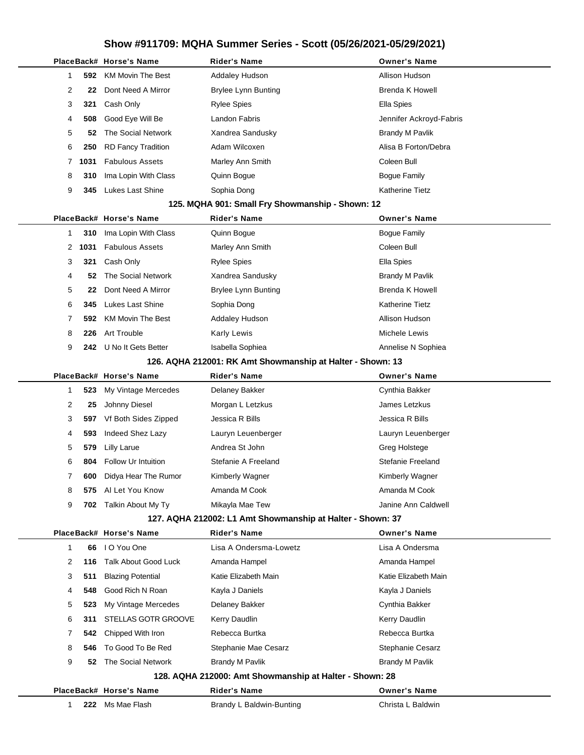# Show #911709: MQHA Summer Series - Scott (05/26/2021-05/29/2021)

| Place | Back# | Horse's Name | Rider's Name | Owner's Name |
|---|---|---|---|---|
| 1 | 592 | KM Movin The Best | Addaley Hudson | Allison Hudson |
| 2 | 22 | Dont Need A Mirror | Brylee Lynn Bunting | Brenda K Howell |
| 3 | 321 | Cash Only | Rylee Spies | Ella Spies |
| 4 | 508 | Good Eye Will Be | Landon Fabris | Jennifer Ackroyd-Fabris |
| 5 | 52 | The Social Network | Xandrea Sandusky | Brandy M Pavlik |
| 6 | 250 | RD Fancy Tradition | Adam Wilcoxen | Alisa B Forton/Debra |
| 7 | 1031 | Fabulous Assets | Marley Ann Smith | Coleen Bull |
| 8 | 310 | Ima Lopin With Class | Quinn Bogue | Bogue Family |
| 9 | 345 | Lukes Last Shine | Sophia Dong | Katherine Tietz |

### 125. MQHA 901: Small Fry Showmanship - Shown: 12

| Place | Back# | Horse's Name | Rider's Name | Owner's Name |
|---|---|---|---|---|
| 1 | 310 | Ima Lopin With Class | Quinn Bogue | Bogue Family |
| 2 | 1031 | Fabulous Assets | Marley Ann Smith | Coleen Bull |
| 3 | 321 | Cash Only | Rylee Spies | Ella Spies |
| 4 | 52 | The Social Network | Xandrea Sandusky | Brandy M Pavlik |
| 5 | 22 | Dont Need A Mirror | Brylee Lynn Bunting | Brenda K Howell |
| 6 | 345 | Lukes Last Shine | Sophia Dong | Katherine Tietz |
| 7 | 592 | KM Movin The Best | Addaley Hudson | Allison Hudson |
| 8 | 226 | Art Trouble | Karly Lewis | Michele Lewis |
| 9 | 242 | U No It Gets Better | Isabella Sophiea | Annelise N Sophiea |

### 126. AQHA 212001: RK Amt Showmanship at Halter - Shown: 13

| Place | Back# | Horse's Name | Rider's Name | Owner's Name |
|---|---|---|---|---|
| 1 | 523 | My Vintage Mercedes | Delaney Bakker | Cynthia Bakker |
| 2 | 25 | Johnny Diesel | Morgan L Letzkus | James Letzkus |
| 3 | 597 | Vf Both Sides Zipped | Jessica R Bills | Jessica R Bills |
| 4 | 593 | Indeed Shez Lazy | Lauryn Leuenberger | Lauryn Leuenberger |
| 5 | 579 | Lilly Larue | Andrea St John | Greg Holstege |
| 6 | 804 | Follow Ur Intuition | Stefanie A Freeland | Stefanie Freeland |
| 7 | 600 | Didya Hear The Rumor | Kimberly Wagner | Kimberly Wagner |
| 8 | 575 | Al Let You Know | Amanda M Cook | Amanda M Cook |
| 9 | 702 | Talkin About My Ty | Mikayla Mae Tew | Janine Ann Caldwell |

### 127. AQHA 212002: L1 Amt Showmanship at Halter - Shown: 37

| Place | Back# | Horse's Name | Rider's Name | Owner's Name |
|---|---|---|---|---|
| 1 | 66 | I O You One | Lisa A Ondersma-Lowetz | Lisa A Ondersma |
| 2 | 116 | Talk About Good Luck | Amanda Hampel | Amanda Hampel |
| 3 | 511 | Blazing Potential | Katie Elizabeth Main | Katie Elizabeth Main |
| 4 | 548 | Good Rich N Roan | Kayla J Daniels | Kayla J Daniels |
| 5 | 523 | My Vintage Mercedes | Delaney Bakker | Cynthia Bakker |
| 6 | 311 | STELLAS GOTR GROOVE | Kerry Daudlin | Kerry Daudlin |
| 7 | 542 | Chipped With Iron | Rebecca Burtka | Rebecca Burtka |
| 8 | 546 | To Good To Be Red | Stephanie Mae Cesarz | Stephanie Cesarz |
| 9 | 52 | The Social Network | Brandy M Pavlik | Brandy M Pavlik |

### 128. AQHA 212000: Amt Showmanship at Halter - Shown: 28

| Place | Back# | Horse's Name | Rider's Name | Owner's Name |
|---|---|---|---|---|
| 1 | 222 | Ms Mae Flash | Brandy L Baldwin-Bunting | Christa L Baldwin |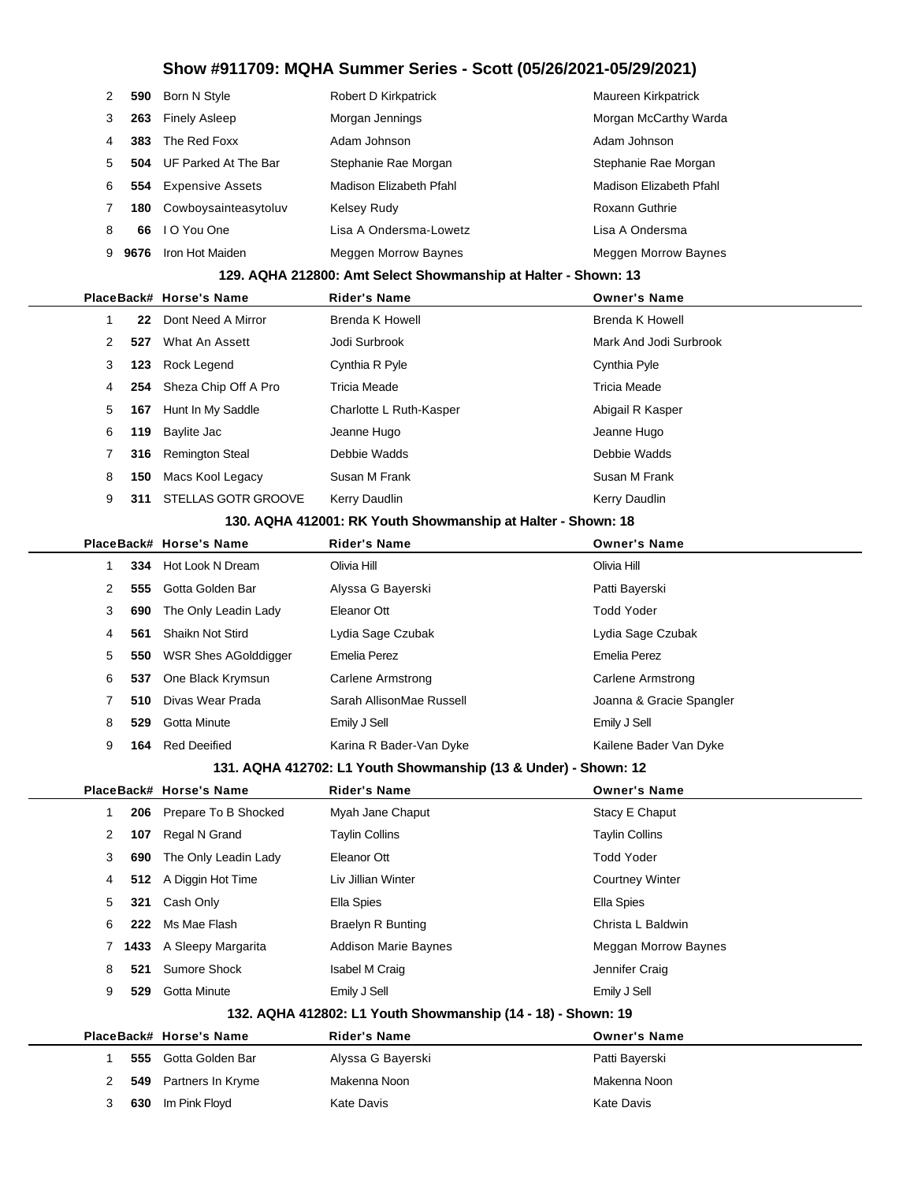## Show #911709: MQHA Summer Series - Scott (05/26/2021-05/29/2021)

| Place | Back# | Horse's Name | Rider's Name | Owner's Name |
|---|---|---|---|---|
| 2 | 590 | Born N Style | Robert D Kirkpatrick | Maureen Kirkpatrick |
| 3 | 263 | Finely Asleep | Morgan Jennings | Morgan McCarthy Warda |
| 4 | 383 | The Red Foxx | Adam Johnson | Adam Johnson |
| 5 | 504 | UF Parked At The Bar | Stephanie Rae Morgan | Stephanie Rae Morgan |
| 6 | 554 | Expensive Assets | Madison Elizabeth Pfahl | Madison Elizabeth Pfahl |
| 7 | 180 | Cowboysainteasytoluv | Kelsey Rudy | Roxann Guthrie |
| 8 | 66 | I O You One | Lisa A Ondersma-Lowetz | Lisa A Ondersma |
| 9 | 9676 | Iron Hot Maiden | Meggen Morrow Baynes | Meggen Morrow Baynes |

### 129. AQHA 212800: Amt Select Showmanship at Halter - Shown: 13

| Place | Back# | Horse's Name | Rider's Name | Owner's Name |
|---|---|---|---|---|
| 1 | 22 | Dont Need A Mirror | Brenda K Howell | Brenda K Howell |
| 2 | 527 | What An Assett | Jodi Surbrook | Mark And Jodi Surbrook |
| 3 | 123 | Rock Legend | Cynthia R Pyle | Cynthia Pyle |
| 4 | 254 | Sheza Chip Off A Pro | Tricia Meade | Tricia Meade |
| 5 | 167 | Hunt In My Saddle | Charlotte L Ruth-Kasper | Abigail R Kasper |
| 6 | 119 | Baylite Jac | Jeanne Hugo | Jeanne Hugo |
| 7 | 316 | Remington Steal | Debbie Wadds | Debbie Wadds |
| 8 | 150 | Macs Kool Legacy | Susan M Frank | Susan M Frank |
| 9 | 311 | STELLAS GOTR GROOVE | Kerry Daudlin | Kerry Daudlin |

### 130. AQHA 412001: RK Youth Showmanship at Halter - Shown: 18

| Place | Back# | Horse's Name | Rider's Name | Owner's Name |
|---|---|---|---|---|
| 1 | 334 | Hot Look N Dream | Olivia Hill | Olivia Hill |
| 2 | 555 | Gotta Golden Bar | Alyssa G Bayerski | Patti Bayerski |
| 3 | 690 | The Only Leadin Lady | Eleanor Ott | Todd Yoder |
| 4 | 561 | Shaikn Not Stird | Lydia Sage Czubak | Lydia Sage Czubak |
| 5 | 550 | WSR Shes AGolddigger | Emelia Perez | Emelia Perez |
| 6 | 537 | One Black Krymsun | Carlene Armstrong | Carlene Armstrong |
| 7 | 510 | Divas Wear Prada | Sarah AllisonMae Russell | Joanna & Gracie Spangler |
| 8 | 529 | Gotta Minute | Emily J Sell | Emily J Sell |
| 9 | 164 | Red Deeified | Karina R Bader-Van Dyke | Kailene Bader Van Dyke |

### 131. AQHA 412702: L1 Youth Showmanship (13 & Under) - Shown: 12

| Place | Back# | Horse's Name | Rider's Name | Owner's Name |
|---|---|---|---|---|
| 1 | 206 | Prepare To B Shocked | Myah Jane Chaput | Stacy E Chaput |
| 2 | 107 | Regal N Grand | Taylin Collins | Taylin Collins |
| 3 | 690 | The Only Leadin Lady | Eleanor Ott | Todd Yoder |
| 4 | 512 | A Diggin Hot Time | Liv Jillian Winter | Courtney Winter |
| 5 | 321 | Cash Only | Ella Spies | Ella Spies |
| 6 | 222 | Ms Mae Flash | Braelyn R Bunting | Christa L Baldwin |
| 7 | 1433 | A Sleepy Margarita | Addison Marie Baynes | Meggan Morrow Baynes |
| 8 | 521 | Sumore Shock | Isabel M Craig | Jennifer Craig |
| 9 | 529 | Gotta Minute | Emily J Sell | Emily J Sell |

### 132. AQHA 412802: L1 Youth Showmanship (14 - 18) - Shown: 19

| Place | Back# | Horse's Name | Rider's Name | Owner's Name |
|---|---|---|---|---|
| 1 | 555 | Gotta Golden Bar | Alyssa G Bayerski | Patti Bayerski |
| 2 | 549 | Partners In Kryme | Makenna Noon | Makenna Noon |
| 3 | 630 | Im Pink Floyd | Kate Davis | Kate Davis |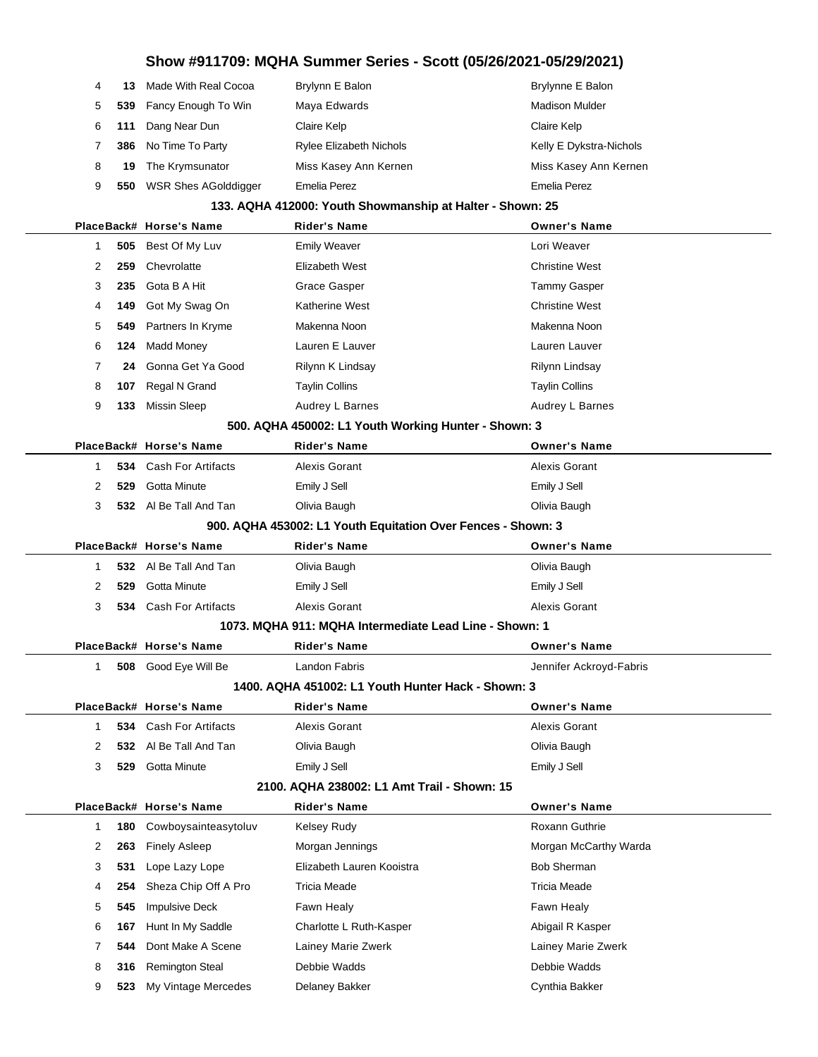# Show #911709: MQHA Summer Series - Scott (05/26/2021-05/29/2021)

| Place | Back# | Horse's Name | Rider's Name | Owner's Name |
|---|---|---|---|---|
| 4 | 13 | Made With Real Cocoa | Brylynn E Balon | Brylynne E Balon |
| 5 | 539 | Fancy Enough To Win | Maya Edwards | Madison Mulder |
| 6 | 111 | Dang Near Dun | Claire Kelp | Claire Kelp |
| 7 | 386 | No Time To Party | Rylee Elizabeth Nichols | Kelly E Dykstra-Nichols |
| 8 | 19 | The Krymsunator | Miss Kasey Ann Kernen | Miss Kasey Ann Kernen |
| 9 | 550 | WSR Shes AGolddigger | Emelia Perez | Emelia Perez |

### 133. AQHA 412000: Youth Showmanship at Halter - Shown: 25

| Place | Back# | Horse's Name | Rider's Name | Owner's Name |
|---|---|---|---|---|
| 1 | 505 | Best Of My Luv | Emily Weaver | Lori Weaver |
| 2 | 259 | Chevrolatte | Elizabeth West | Christine West |
| 3 | 235 | Gota B A Hit | Grace Gasper | Tammy Gasper |
| 4 | 149 | Got My Swag On | Katherine West | Christine West |
| 5 | 549 | Partners In Kryme | Makenna Noon | Makenna Noon |
| 6 | 124 | Madd Money | Lauren E Lauver | Lauren Lauver |
| 7 | 24 | Gonna Get Ya Good | Rilynn K Lindsay | Rilynn Lindsay |
| 8 | 107 | Regal N Grand | Taylin Collins | Taylin Collins |
| 9 | 133 | Missin Sleep | Audrey L Barnes | Audrey L Barnes |

### 500. AQHA 450002: L1 Youth Working Hunter - Shown: 3

| Place | Back# | Horse's Name | Rider's Name | Owner's Name |
|---|---|---|---|---|
| 1 | 534 | Cash For Artifacts | Alexis Gorant | Alexis Gorant |
| 2 | 529 | Gotta Minute | Emily J Sell | Emily J Sell |
| 3 | 532 | Al Be Tall And Tan | Olivia Baugh | Olivia Baugh |

### 900. AQHA 453002: L1 Youth Equitation Over Fences - Shown: 3

| Place | Back# | Horse's Name | Rider's Name | Owner's Name |
|---|---|---|---|---|
| 1 | 532 | Al Be Tall And Tan | Olivia Baugh | Olivia Baugh |
| 2 | 529 | Gotta Minute | Emily J Sell | Emily J Sell |
| 3 | 534 | Cash For Artifacts | Alexis Gorant | Alexis Gorant |

### 1073. MQHA 911: MQHA Intermediate Lead Line - Shown: 1

| Place | Back# | Horse's Name | Rider's Name | Owner's Name |
|---|---|---|---|---|
| 1 | 508 | Good Eye Will Be | Landon Fabris | Jennifer Ackroyd-Fabris |

### 1400. AQHA 451002: L1 Youth Hunter Hack - Shown: 3

| Place | Back# | Horse's Name | Rider's Name | Owner's Name |
|---|---|---|---|---|
| 1 | 534 | Cash For Artifacts | Alexis Gorant | Alexis Gorant |
| 2 | 532 | Al Be Tall And Tan | Olivia Baugh | Olivia Baugh |
| 3 | 529 | Gotta Minute | Emily J Sell | Emily J Sell |

### 2100. AQHA 238002: L1 Amt Trail - Shown: 15

| Place | Back# | Horse's Name | Rider's Name | Owner's Name |
|---|---|---|---|---|
| 1 | 180 | Cowboysainteasytoluv | Kelsey Rudy | Roxann Guthrie |
| 2 | 263 | Finely Asleep | Morgan Jennings | Morgan McCarthy Warda |
| 3 | 531 | Lope Lazy Lope | Elizabeth Lauren Kooistra | Bob Sherman |
| 4 | 254 | Sheza Chip Off A Pro | Tricia Meade | Tricia Meade |
| 5 | 545 | Impulsive Deck | Fawn Healy | Fawn Healy |
| 6 | 167 | Hunt In My Saddle | Charlotte L Ruth-Kasper | Abigail R Kasper |
| 7 | 544 | Dont Make A Scene | Lainey Marie Zwerk | Lainey Marie Zwerk |
| 8 | 316 | Remington Steal | Debbie Wadds | Debbie Wadds |
| 9 | 523 | My Vintage Mercedes | Delaney Bakker | Cynthia Bakker |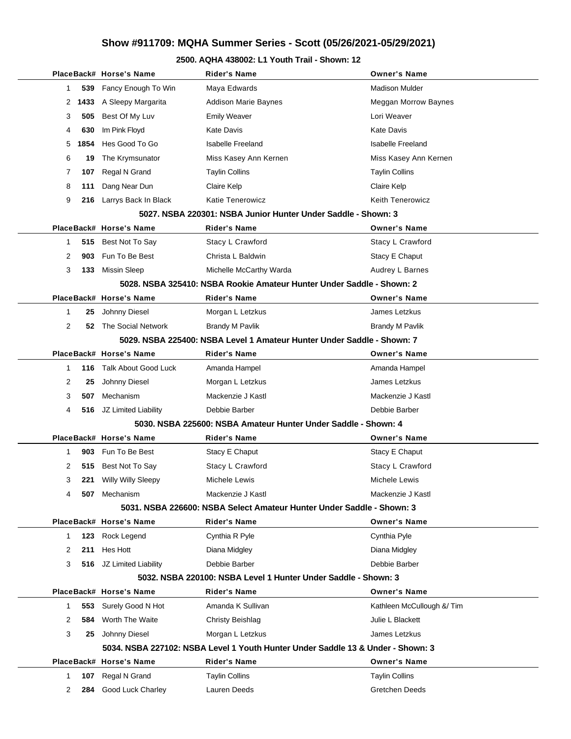# Show #911709: MQHA Summer Series - Scott (05/26/2021-05/29/2021)

### 2500. AQHA 438002: L1 Youth Trail - Shown: 12

| Place | Back# | Horse's Name | Rider's Name | Owner's Name |
|---|---|---|---|---|
| 1 | 539 | Fancy Enough To Win | Maya Edwards | Madison Mulder |
| 2 | 1433 | A Sleepy Margarita | Addison Marie Baynes | Meggan Morrow Baynes |
| 3 | 505 | Best Of My Luv | Emily Weaver | Lori Weaver |
| 4 | 630 | Im Pink Floyd | Kate Davis | Kate Davis |
| 5 | 1854 | Hes Good To Go | Isabelle Freeland | Isabelle Freeland |
| 6 | 19 | The Krymsunator | Miss Kasey Ann Kernen | Miss Kasey Ann Kernen |
| 7 | 107 | Regal N Grand | Taylin Collins | Taylin Collins |
| 8 | 111 | Dang Near Dun | Claire Kelp | Claire Kelp |
| 9 | 216 | Larrys Back In Black | Katie Tenerowicz | Keith Tenerowicz |

### 5027. NSBA 220301: NSBA Junior Hunter Under Saddle - Shown: 3

| Place | Back# | Horse's Name | Rider's Name | Owner's Name |
|---|---|---|---|---|
| 1 | 515 | Best Not To Say | Stacy L Crawford | Stacy L Crawford |
| 2 | 903 | Fun To Be Best | Christa L Baldwin | Stacy E Chaput |
| 3 | 133 | Missin Sleep | Michelle McCarthy Warda | Audrey L Barnes |

### 5028. NSBA 325410: NSBA Rookie Amateur Hunter Under Saddle - Shown: 2

| Place | Back# | Horse's Name | Rider's Name | Owner's Name |
|---|---|---|---|---|
| 1 | 25 | Johnny Diesel | Morgan L Letzkus | James Letzkus |
| 2 | 52 | The Social Network | Brandy M Pavlik | Brandy M Pavlik |

### 5029. NSBA 225400: NSBA Level 1 Amateur Hunter Under Saddle - Shown: 7

| Place | Back# | Horse's Name | Rider's Name | Owner's Name |
|---|---|---|---|---|
| 1 | 116 | Talk About Good Luck | Amanda Hampel | Amanda Hampel |
| 2 | 25 | Johnny Diesel | Morgan L Letzkus | James Letzkus |
| 3 | 507 | Mechanism | Mackenzie J Kastl | Mackenzie J Kastl |
| 4 | 516 | JZ Limited Liability | Debbie Barber | Debbie Barber |

### 5030. NSBA 225600: NSBA Amateur Hunter Under Saddle - Shown: 4

| Place | Back# | Horse's Name | Rider's Name | Owner's Name |
|---|---|---|---|---|
| 1 | 903 | Fun To Be Best | Stacy E Chaput | Stacy E Chaput |
| 2 | 515 | Best Not To Say | Stacy L Crawford | Stacy L Crawford |
| 3 | 221 | Willy Willy Sleepy | Michele Lewis | Michele Lewis |
| 4 | 507 | Mechanism | Mackenzie J Kastl | Mackenzie J Kastl |

### 5031. NSBA 226600: NSBA Select Amateur Hunter Under Saddle - Shown: 3

| Place | Back# | Horse's Name | Rider's Name | Owner's Name |
|---|---|---|---|---|
| 1 | 123 | Rock Legend | Cynthia R Pyle | Cynthia Pyle |
| 2 | 211 | Hes Hott | Diana Midgley | Diana Midgley |
| 3 | 516 | JZ Limited Liability | Debbie Barber | Debbie Barber |

### 5032. NSBA 220100: NSBA Level 1 Hunter Under Saddle - Shown: 3

| Place | Back# | Horse's Name | Rider's Name | Owner's Name |
|---|---|---|---|---|
| 1 | 553 | Surely Good N Hot | Amanda K Sullivan | Kathleen McCullough &/ Tim |
| 2 | 584 | Worth The Waite | Christy Beishlag | Julie L Blackett |
| 3 | 25 | Johnny Diesel | Morgan L Letzkus | James Letzkus |

### 5034. NSBA 227102: NSBA Level 1 Youth Hunter Under Saddle 13 & Under - Shown: 3

| Place | Back# | Horse's Name | Rider's Name | Owner's Name |
|---|---|---|---|---|
| 1 | 107 | Regal N Grand | Taylin Collins | Taylin Collins |
| 2 | 284 | Good Luck Charley | Lauren Deeds | Gretchen Deeds |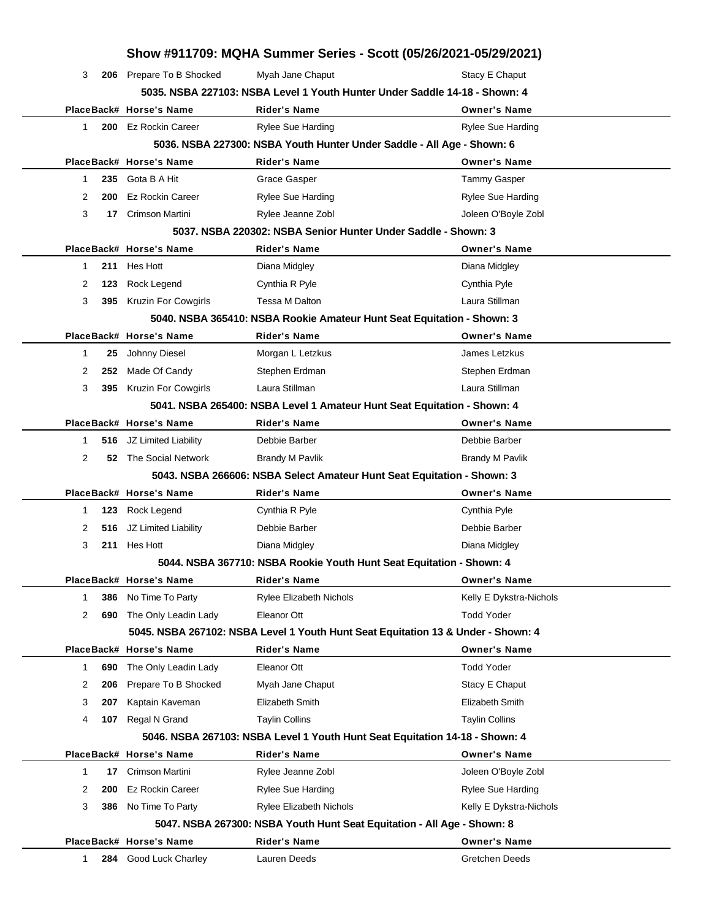## Show #911709: MQHA Summer Series - Scott (05/26/2021-05/29/2021)

| Place | Back# | Horse's Name | Rider's Name | Owner's Name |
|---|---|---|---|---|
| 3 | 206 | Prepare To B Shocked | Myah Jane Chaput | Stacy E Chaput |

### 5035. NSBA 227103: NSBA Level 1 Youth Hunter Under Saddle 14-18 - Shown: 4

| Place | Back# | Horse's Name | Rider's Name | Owner's Name |
|---|---|---|---|---|
| 1 | 200 | Ez Rockin Career | Rylee Sue Harding | Rylee Sue Harding |

### 5036. NSBA 227300: NSBA Youth Hunter Under Saddle - All Age - Shown: 6

| Place | Back# | Horse's Name | Rider's Name | Owner's Name |
|---|---|---|---|---|
| 1 | 235 | Gota B A Hit | Grace Gasper | Tammy Gasper |
| 2 | 200 | Ez Rockin Career | Rylee Sue Harding | Rylee Sue Harding |
| 3 | 17 | Crimson Martini | Rylee Jeanne Zobl | Joleen O'Boyle Zobl |

### 5037. NSBA 220302: NSBA Senior Hunter Under Saddle - Shown: 3

| Place | Back# | Horse's Name | Rider's Name | Owner's Name |
|---|---|---|---|---|
| 1 | 211 | Hes Hott | Diana Midgley | Diana Midgley |
| 2 | 123 | Rock Legend | Cynthia R Pyle | Cynthia Pyle |
| 3 | 395 | Kruzin For Cowgirls | Tessa M Dalton | Laura Stillman |

### 5040. NSBA 365410: NSBA Rookie Amateur Hunt Seat Equitation - Shown: 3

| Place | Back# | Horse's Name | Rider's Name | Owner's Name |
|---|---|---|---|---|
| 1 | 25 | Johnny Diesel | Morgan L Letzkus | James Letzkus |
| 2 | 252 | Made Of Candy | Stephen Erdman | Stephen Erdman |
| 3 | 395 | Kruzin For Cowgirls | Laura Stillman | Laura Stillman |

### 5041. NSBA 265400: NSBA Level 1 Amateur Hunt Seat Equitation - Shown: 4

| Place | Back# | Horse's Name | Rider's Name | Owner's Name |
|---|---|---|---|---|
| 1 | 516 | JZ Limited Liability | Debbie Barber | Debbie Barber |
| 2 | 52 | The Social Network | Brandy M Pavlik | Brandy M Pavlik |

### 5043. NSBA 266606: NSBA Select Amateur Hunt Seat Equitation - Shown: 3

| Place | Back# | Horse's Name | Rider's Name | Owner's Name |
|---|---|---|---|---|
| 1 | 123 | Rock Legend | Cynthia R Pyle | Cynthia Pyle |
| 2 | 516 | JZ Limited Liability | Debbie Barber | Debbie Barber |
| 3 | 211 | Hes Hott | Diana Midgley | Diana Midgley |

### 5044. NSBA 367710: NSBA Rookie Youth Hunt Seat Equitation - Shown: 4

| Place | Back# | Horse's Name | Rider's Name | Owner's Name |
|---|---|---|---|---|
| 1 | 386 | No Time To Party | Rylee Elizabeth Nichols | Kelly E Dykstra-Nichols |
| 2 | 690 | The Only Leadin Lady | Eleanor Ott | Todd Yoder |

### 5045. NSBA 267102: NSBA Level 1 Youth Hunt Seat Equitation 13 & Under - Shown: 4

| Place | Back# | Horse's Name | Rider's Name | Owner's Name |
|---|---|---|---|---|
| 1 | 690 | The Only Leadin Lady | Eleanor Ott | Todd Yoder |
| 2 | 206 | Prepare To B Shocked | Myah Jane Chaput | Stacy E Chaput |
| 3 | 207 | Kaptain Kaveman | Elizabeth Smith | Elizabeth Smith |
| 4 | 107 | Regal N Grand | Taylin Collins | Taylin Collins |

### 5046. NSBA 267103: NSBA Level 1 Youth Hunt Seat Equitation 14-18 - Shown: 4

| Place | Back# | Horse's Name | Rider's Name | Owner's Name |
|---|---|---|---|---|
| 1 | 17 | Crimson Martini | Rylee Jeanne Zobl | Joleen O'Boyle Zobl |
| 2 | 200 | Ez Rockin Career | Rylee Sue Harding | Rylee Sue Harding |
| 3 | 386 | No Time To Party | Rylee Elizabeth Nichols | Kelly E Dykstra-Nichols |

### 5047. NSBA 267300: NSBA Youth Hunt Seat Equitation - All Age - Shown: 8

| Place | Back# | Horse's Name | Rider's Name | Owner's Name |
|---|---|---|---|---|
| 1 | 284 | Good Luck Charley | Lauren Deeds | Gretchen Deeds |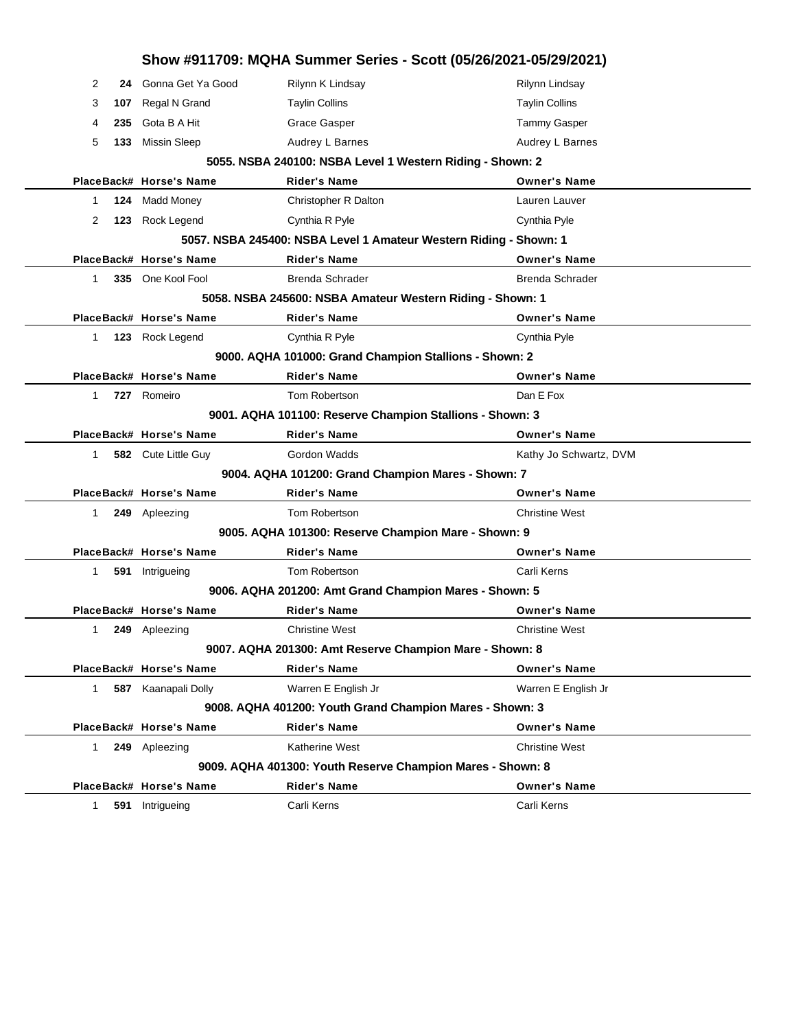# Show #911709: MQHA Summer Series - Scott (05/26/2021-05/29/2021)

| Place | Back# | Horse's Name | Rider's Name | Owner's Name |
|---|---|---|---|---|
| 2 | 24 | Gonna Get Ya Good | Rilynn K Lindsay | Rilynn Lindsay |
| 3 | 107 | Regal N Grand | Taylin Collins | Taylin Collins |
| 4 | 235 | Gota B A Hit | Grace Gasper | Tammy Gasper |
| 5 | 133 | Missin Sleep | Audrey L Barnes | Audrey L Barnes |

### 5055. NSBA 240100: NSBA Level 1 Western Riding - Shown: 2

| Place | Back# | Horse's Name | Rider's Name | Owner's Name |
|---|---|---|---|---|
| 1 | 124 | Madd Money | Christopher R Dalton | Lauren Lauver |
| 2 | 123 | Rock Legend | Cynthia R Pyle | Cynthia Pyle |

### 5057. NSBA 245400: NSBA Level 1 Amateur Western Riding - Shown: 1

| Place | Back# | Horse's Name | Rider's Name | Owner's Name |
|---|---|---|---|---|
| 1 | 335 | One Kool Fool | Brenda Schrader | Brenda Schrader |

### 5058. NSBA 245600: NSBA Amateur Western Riding - Shown: 1

| Place | Back# | Horse's Name | Rider's Name | Owner's Name |
|---|---|---|---|---|
| 1 | 123 | Rock Legend | Cynthia R Pyle | Cynthia Pyle |

### 9000. AQHA 101000: Grand Champion Stallions - Shown: 2

| Place | Back# | Horse's Name | Rider's Name | Owner's Name |
|---|---|---|---|---|
| 1 | 727 | Romeiro | Tom Robertson | Dan E Fox |

### 9001. AQHA 101100: Reserve Champion Stallions - Shown: 3

| Place | Back# | Horse's Name | Rider's Name | Owner's Name |
|---|---|---|---|---|
| 1 | 582 | Cute Little Guy | Gordon Wadds | Kathy Jo Schwartz, DVM |

### 9004. AQHA 101200: Grand Champion Mares - Shown: 7

| Place | Back# | Horse's Name | Rider's Name | Owner's Name |
|---|---|---|---|---|
| 1 | 249 | Apleezing | Tom Robertson | Christine West |

### 9005. AQHA 101300: Reserve Champion Mare - Shown: 9

| Place | Back# | Horse's Name | Rider's Name | Owner's Name |
|---|---|---|---|---|
| 1 | 591 | Intrigueing | Tom Robertson | Carli Kerns |

### 9006. AQHA 201200: Amt Grand Champion Mares - Shown: 5

| Place | Back# | Horse's Name | Rider's Name | Owner's Name |
|---|---|---|---|---|
| 1 | 249 | Apleezing | Christine West | Christine West |

### 9007. AQHA 201300: Amt Reserve Champion Mare - Shown: 8

| Place | Back# | Horse's Name | Rider's Name | Owner's Name |
|---|---|---|---|---|
| 1 | 587 | Kaanapali Dolly | Warren E English Jr | Warren E English Jr |

### 9008. AQHA 401200: Youth Grand Champion Mares - Shown: 3

| Place | Back# | Horse's Name | Rider's Name | Owner's Name |
|---|---|---|---|---|
| 1 | 249 | Apleezing | Katherine West | Christine West |

### 9009. AQHA 401300: Youth Reserve Champion Mares - Shown: 8

| Place | Back# | Horse's Name | Rider's Name | Owner's Name |
|---|---|---|---|---|
| 1 | 591 | Intrigueing | Carli Kerns | Carli Kerns |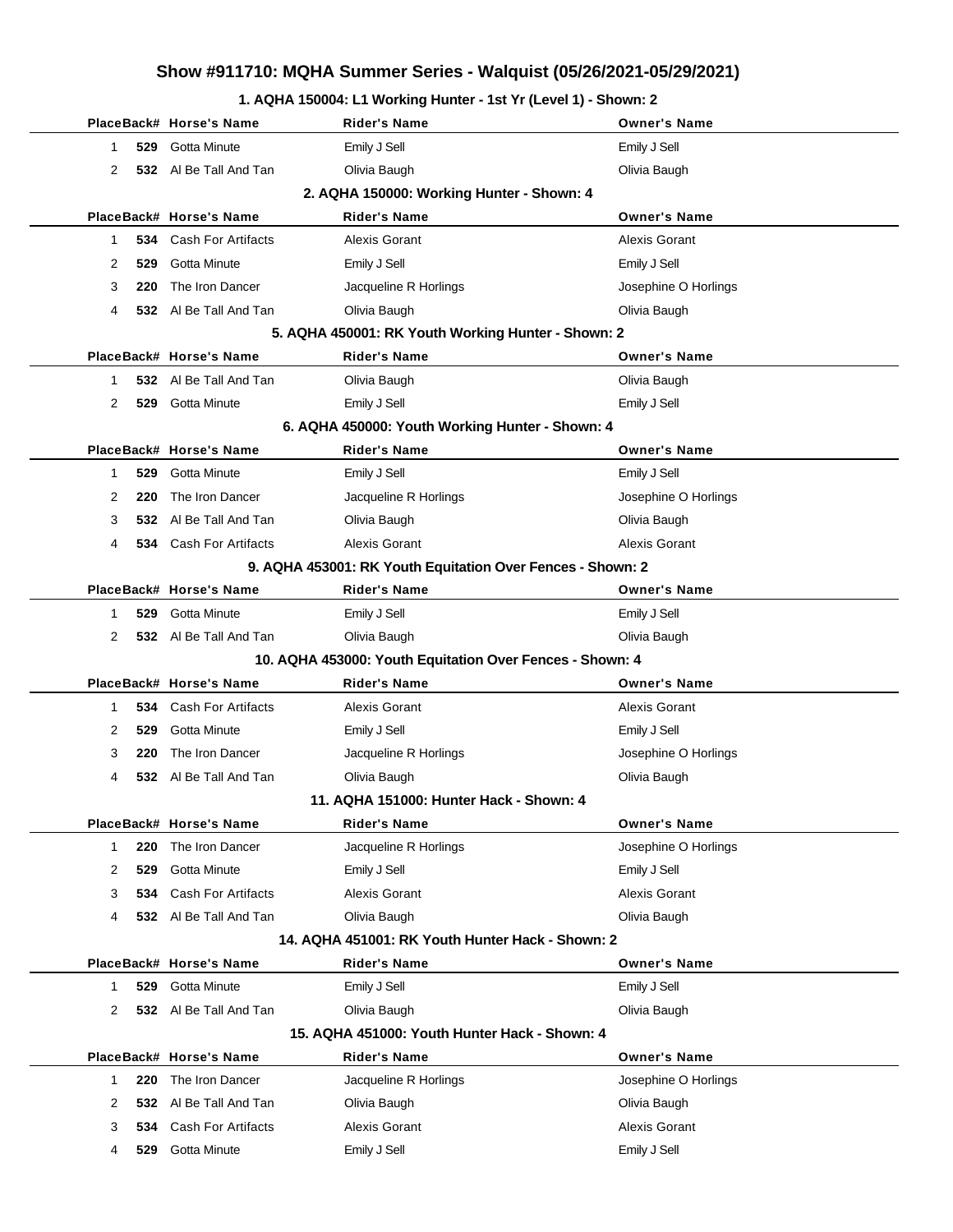# Show #911710: MQHA Summer Series - Walquist (05/26/2021-05/29/2021)

### 1. AQHA 150004: L1 Working Hunter - 1st Yr (Level 1) - Shown: 2

| Place | Back# | Horse's Name | Rider's Name | Owner's Name |
|---|---|---|---|---|
| 1 | **529** | Gotta Minute | Emily J Sell | Emily J Sell |
| 2 | **532** | Al Be Tall And Tan | Olivia Baugh | Olivia Baugh |

### 2. AQHA 150000: Working Hunter - Shown: 4

| Place | Back# | Horse's Name | Rider's Name | Owner's Name |
|---|---|---|---|---|
| 1 | **534** | Cash For Artifacts | Alexis Gorant | Alexis Gorant |
| 2 | **529** | Gotta Minute | Emily J Sell | Emily J Sell |
| 3 | **220** | The Iron Dancer | Jacqueline R Horlings | Josephine O Horlings |
| 4 | **532** | Al Be Tall And Tan | Olivia Baugh | Olivia Baugh |

### 5. AQHA 450001: RK Youth Working Hunter - Shown: 2

| Place | Back# | Horse's Name | Rider's Name | Owner's Name |
|---|---|---|---|---|
| 1 | **532** | Al Be Tall And Tan | Olivia Baugh | Olivia Baugh |
| 2 | **529** | Gotta Minute | Emily J Sell | Emily J Sell |

### 6. AQHA 450000: Youth Working Hunter - Shown: 4

| Place | Back# | Horse's Name | Rider's Name | Owner's Name |
|---|---|---|---|---|
| 1 | **529** | Gotta Minute | Emily J Sell | Emily J Sell |
| 2 | **220** | The Iron Dancer | Jacqueline R Horlings | Josephine O Horlings |
| 3 | **532** | Al Be Tall And Tan | Olivia Baugh | Olivia Baugh |
| 4 | **534** | Cash For Artifacts | Alexis Gorant | Alexis Gorant |

### 9. AQHA 453001: RK Youth Equitation Over Fences - Shown: 2

| Place | Back# | Horse's Name | Rider's Name | Owner's Name |
|---|---|---|---|---|
| 1 | **529** | Gotta Minute | Emily J Sell | Emily J Sell |
| 2 | **532** | Al Be Tall And Tan | Olivia Baugh | Olivia Baugh |

### 10. AQHA 453000: Youth Equitation Over Fences - Shown: 4

| Place | Back# | Horse's Name | Rider's Name | Owner's Name |
|---|---|---|---|---|
| 1 | **534** | Cash For Artifacts | Alexis Gorant | Alexis Gorant |
| 2 | **529** | Gotta Minute | Emily J Sell | Emily J Sell |
| 3 | **220** | The Iron Dancer | Jacqueline R Horlings | Josephine O Horlings |
| 4 | **532** | Al Be Tall And Tan | Olivia Baugh | Olivia Baugh |

### 11. AQHA 151000: Hunter Hack - Shown: 4

| Place | Back# | Horse's Name | Rider's Name | Owner's Name |
|---|---|---|---|---|
| 1 | **220** | The Iron Dancer | Jacqueline R Horlings | Josephine O Horlings |
| 2 | **529** | Gotta Minute | Emily J Sell | Emily J Sell |
| 3 | **534** | Cash For Artifacts | Alexis Gorant | Alexis Gorant |
| 4 | **532** | Al Be Tall And Tan | Olivia Baugh | Olivia Baugh |

### 14. AQHA 451001: RK Youth Hunter Hack - Shown: 2

| Place | Back# | Horse's Name | Rider's Name | Owner's Name |
|---|---|---|---|---|
| 1 | **529** | Gotta Minute | Emily J Sell | Emily J Sell |
| 2 | **532** | Al Be Tall And Tan | Olivia Baugh | Olivia Baugh |

### 15. AQHA 451000: Youth Hunter Hack - Shown: 4

| Place | Back# | Horse's Name | Rider's Name | Owner's Name |
|---|---|---|---|---|
| 1 | **220** | The Iron Dancer | Jacqueline R Horlings | Josephine O Horlings |
| 2 | **532** | Al Be Tall And Tan | Olivia Baugh | Olivia Baugh |
| 3 | **534** | Cash For Artifacts | Alexis Gorant | Alexis Gorant |
| 4 | **529** | Gotta Minute | Emily J Sell | Emily J Sell |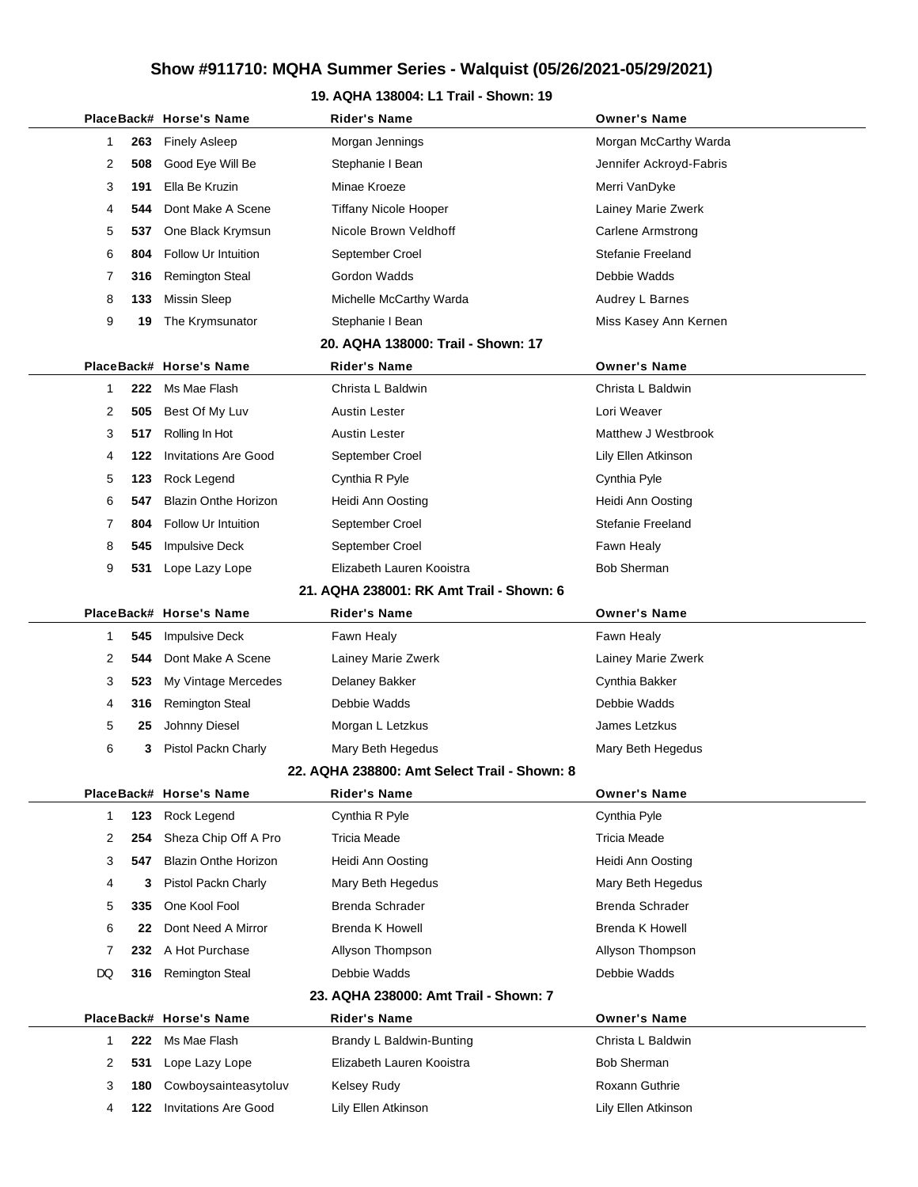# Show #911710: MQHA Summer Series - Walquist (05/26/2021-05/29/2021)

## 19. AQHA 138004: L1 Trail - Shown: 19

| Place | Back# | Horse's Name | Rider's Name | Owner's Name |
|---|---|---|---|---|
| 1 | 263 | Finely Asleep | Morgan Jennings | Morgan McCarthy Warda |
| 2 | 508 | Good Eye Will Be | Stephanie I Bean | Jennifer Ackroyd-Fabris |
| 3 | 191 | Ella Be Kruzin | Minae Kroeze | Merri VanDyke |
| 4 | 544 | Dont Make A Scene | Tiffany Nicole Hooper | Lainey Marie Zwerk |
| 5 | 537 | One Black Krymsun | Nicole Brown Veldhoff | Carlene Armstrong |
| 6 | 804 | Follow Ur Intuition | September Croel | Stefanie Freeland |
| 7 | 316 | Remington Steal | Gordon Wadds | Debbie Wadds |
| 8 | 133 | Missin Sleep | Michelle McCarthy Warda | Audrey L Barnes |
| 9 | 19 | The Krymsunator | Stephanie I Bean | Miss Kasey Ann Kernen |

## 20. AQHA 138000: Trail - Shown: 17

| Place | Back# | Horse's Name | Rider's Name | Owner's Name |
|---|---|---|---|---|
| 1 | 222 | Ms Mae Flash | Christa L Baldwin | Christa L Baldwin |
| 2 | 505 | Best Of My Luv | Austin Lester | Lori Weaver |
| 3 | 517 | Rolling In Hot | Austin Lester | Matthew J Westbrook |
| 4 | 122 | Invitations Are Good | September Croel | Lily Ellen Atkinson |
| 5 | 123 | Rock Legend | Cynthia R Pyle | Cynthia Pyle |
| 6 | 547 | Blazin Onthe Horizon | Heidi Ann Oosting | Heidi Ann Oosting |
| 7 | 804 | Follow Ur Intuition | September Croel | Stefanie Freeland |
| 8 | 545 | Impulsive Deck | September Croel | Fawn Healy |
| 9 | 531 | Lope Lazy Lope | Elizabeth Lauren Kooistra | Bob Sherman |

## 21. AQHA 238001: RK Amt Trail - Shown: 6

| Place | Back# | Horse's Name | Rider's Name | Owner's Name |
|---|---|---|---|---|
| 1 | 545 | Impulsive Deck | Fawn Healy | Fawn Healy |
| 2 | 544 | Dont Make A Scene | Lainey Marie Zwerk | Lainey Marie Zwerk |
| 3 | 523 | My Vintage Mercedes | Delaney Bakker | Cynthia Bakker |
| 4 | 316 | Remington Steal | Debbie Wadds | Debbie Wadds |
| 5 | 25 | Johnny Diesel | Morgan L Letzkus | James Letzkus |
| 6 | 3 | Pistol Packn Charly | Mary Beth Hegedus | Mary Beth Hegedus |

## 22. AQHA 238800: Amt Select Trail - Shown: 8

| Place | Back# | Horse's Name | Rider's Name | Owner's Name |
|---|---|---|---|---|
| 1 | 123 | Rock Legend | Cynthia R Pyle | Cynthia Pyle |
| 2 | 254 | Sheza Chip Off A Pro | Tricia Meade | Tricia Meade |
| 3 | 547 | Blazin Onthe Horizon | Heidi Ann Oosting | Heidi Ann Oosting |
| 4 | 3 | Pistol Packn Charly | Mary Beth Hegedus | Mary Beth Hegedus |
| 5 | 335 | One Kool Fool | Brenda Schrader | Brenda Schrader |
| 6 | 22 | Dont Need A Mirror | Brenda K Howell | Brenda K Howell |
| 7 | 232 | A Hot Purchase | Allyson Thompson | Allyson Thompson |
| DQ | 316 | Remington Steal | Debbie Wadds | Debbie Wadds |

## 23. AQHA 238000: Amt Trail - Shown: 7

| Place | Back# | Horse's Name | Rider's Name | Owner's Name |
|---|---|---|---|---|
| 1 | 222 | Ms Mae Flash | Brandy L Baldwin-Bunting | Christa L Baldwin |
| 2 | 531 | Lope Lazy Lope | Elizabeth Lauren Kooistra | Bob Sherman |
| 3 | 180 | Cowboysainteasytoluv | Kelsey Rudy | Roxann Guthrie |
| 4 | 122 | Invitations Are Good | Lily Ellen Atkinson | Lily Ellen Atkinson |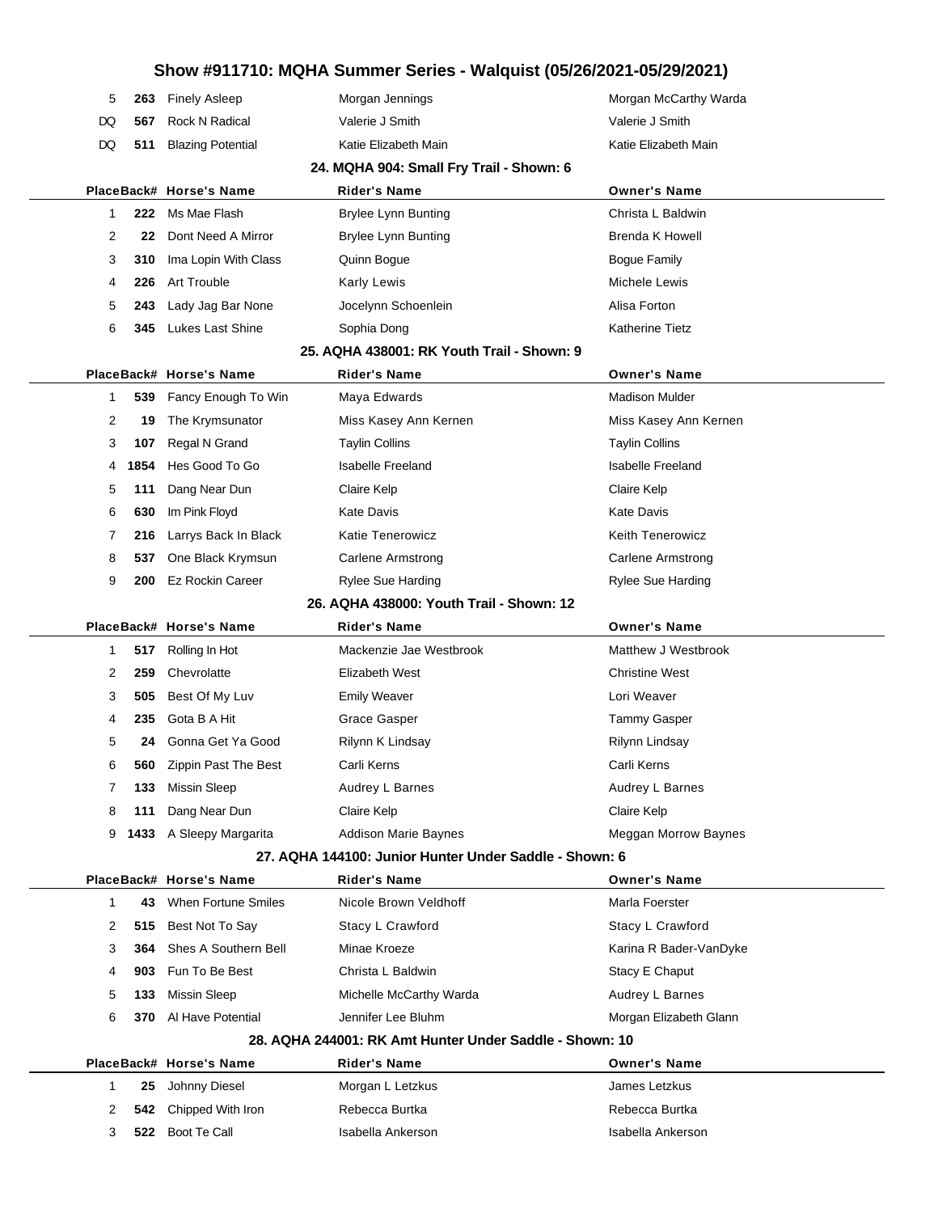# Show #911710: MQHA Summer Series - Walquist (05/26/2021-05/29/2021)

| Place | Back# | Horse's Name | Rider's Name | Owner's Name |
|---|---|---|---|---|
| 5 | 263 | Finely Asleep | Morgan Jennings | Morgan McCarthy Warda |
| DQ | 567 | Rock N Radical | Valerie J Smith | Valerie J Smith |
| DQ | 511 | Blazing Potential | Katie Elizabeth Main | Katie Elizabeth Main |

### 24. MQHA 904: Small Fry Trail - Shown: 6

| Place | Back# | Horse's Name | Rider's Name | Owner's Name |
|---|---|---|---|---|
| 1 | 222 | Ms Mae Flash | Brylee Lynn Bunting | Christa L Baldwin |
| 2 | 22 | Dont Need A Mirror | Brylee Lynn Bunting | Brenda K Howell |
| 3 | 310 | Ima Lopin With Class | Quinn Bogue | Bogue Family |
| 4 | 226 | Art Trouble | Karly Lewis | Michele Lewis |
| 5 | 243 | Lady Jag Bar None | Jocelynn Schoenlein | Alisa Forton |
| 6 | 345 | Lukes Last Shine | Sophia Dong | Katherine Tietz |

### 25. AQHA 438001: RK Youth Trail - Shown: 9

| Place | Back# | Horse's Name | Rider's Name | Owner's Name |
|---|---|---|---|---|
| 1 | 539 | Fancy Enough To Win | Maya Edwards | Madison Mulder |
| 2 | 19 | The Krymsunator | Miss Kasey Ann Kernen | Miss Kasey Ann Kernen |
| 3 | 107 | Regal N Grand | Taylin Collins | Taylin Collins |
| 4 | 1854 | Hes Good To Go | Isabelle Freeland | Isabelle Freeland |
| 5 | 111 | Dang Near Dun | Claire Kelp | Claire Kelp |
| 6 | 630 | Im Pink Floyd | Kate Davis | Kate Davis |
| 7 | 216 | Larrys Back In Black | Katie Tenerowicz | Keith Tenerowicz |
| 8 | 537 | One Black Krymsun | Carlene Armstrong | Carlene Armstrong |
| 9 | 200 | Ez Rockin Career | Rylee Sue Harding | Rylee Sue Harding |

### 26. AQHA 438000: Youth Trail - Shown: 12

| Place | Back# | Horse's Name | Rider's Name | Owner's Name |
|---|---|---|---|---|
| 1 | 517 | Rolling In Hot | Mackenzie Jae Westbrook | Matthew J Westbrook |
| 2 | 259 | Chevrolatte | Elizabeth West | Christine West |
| 3 | 505 | Best Of My Luv | Emily Weaver | Lori Weaver |
| 4 | 235 | Gota B A Hit | Grace Gasper | Tammy Gasper |
| 5 | 24 | Gonna Get Ya Good | Rilynn K Lindsay | Rilynn Lindsay |
| 6 | 560 | Zippin Past The Best | Carli Kerns | Carli Kerns |
| 7 | 133 | Missin Sleep | Audrey L Barnes | Audrey L Barnes |
| 8 | 111 | Dang Near Dun | Claire Kelp | Claire Kelp |
| 9 | 1433 | A Sleepy Margarita | Addison Marie Baynes | Meggan Morrow Baynes |

### 27. AQHA 144100: Junior Hunter Under Saddle - Shown: 6

| Place | Back# | Horse's Name | Rider's Name | Owner's Name |
|---|---|---|---|---|
| 1 | 43 | When Fortune Smiles | Nicole Brown Veldhoff | Marla Foerster |
| 2 | 515 | Best Not To Say | Stacy L Crawford | Stacy L Crawford |
| 3 | 364 | Shes A Southern Bell | Minae Kroeze | Karina R Bader-VanDyke |
| 4 | 903 | Fun To Be Best | Christa L Baldwin | Stacy E Chaput |
| 5 | 133 | Missin Sleep | Michelle McCarthy Warda | Audrey L Barnes |
| 6 | 370 | Al Have Potential | Jennifer Lee Bluhm | Morgan Elizabeth Glann |

### 28. AQHA 244001: RK Amt Hunter Under Saddle - Shown: 10

| Place | Back# | Horse's Name | Rider's Name | Owner's Name |
|---|---|---|---|---|
| 1 | 25 | Johnny Diesel | Morgan L Letzkus | James Letzkus |
| 2 | 542 | Chipped With Iron | Rebecca Burtka | Rebecca Burtka |
| 3 | 522 | Boot Te Call | Isabella Ankerson | Isabella Ankerson |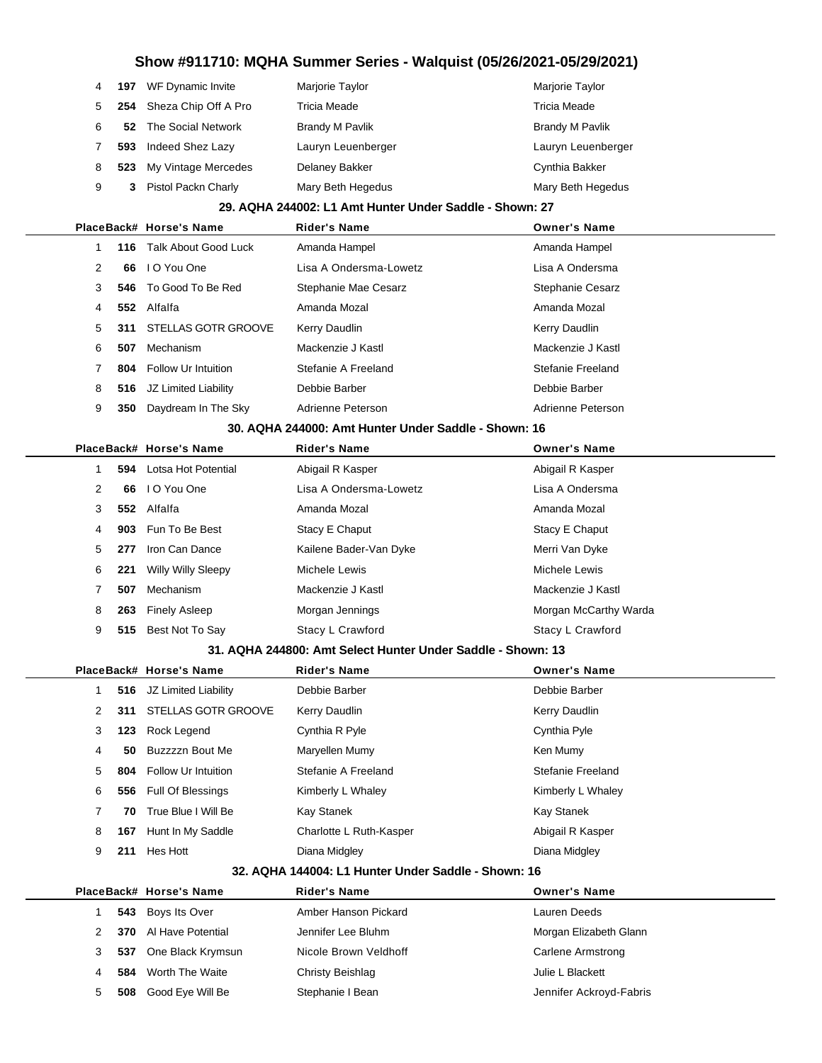# Show #911710: MQHA Summer Series - Walquist (05/26/2021-05/29/2021)

| Place | Back# | Horse's Name | Rider's Name | Owner's Name |
|---|---|---|---|---|
| 4 | 197 | WF Dynamic Invite | Marjorie Taylor | Marjorie Taylor |
| 5 | 254 | Sheza Chip Off A Pro | Tricia Meade | Tricia Meade |
| 6 | 52 | The Social Network | Brandy M Pavlik | Brandy M Pavlik |
| 7 | 593 | Indeed Shez Lazy | Lauryn Leuenberger | Lauryn Leuenberger |
| 8 | 523 | My Vintage Mercedes | Delaney Bakker | Cynthia Bakker |
| 9 | 3 | Pistol Packn Charly | Mary Beth Hegedus | Mary Beth Hegedus |

### 29. AQHA 244002: L1 Amt Hunter Under Saddle - Shown: 27

| Place | Back# | Horse's Name | Rider's Name | Owner's Name |
|---|---|---|---|---|
| 1 | 116 | Talk About Good Luck | Amanda Hampel | Amanda Hampel |
| 2 | 66 | I O You One | Lisa A Ondersma-Lowetz | Lisa A Ondersma |
| 3 | 546 | To Good To Be Red | Stephanie Mae Cesarz | Stephanie Cesarz |
| 4 | 552 | Alfalfa | Amanda Mozal | Amanda Mozal |
| 5 | 311 | STELLAS GOTR GROOVE | Kerry Daudlin | Kerry Daudlin |
| 6 | 507 | Mechanism | Mackenzie J Kastl | Mackenzie J Kastl |
| 7 | 804 | Follow Ur Intuition | Stefanie A Freeland | Stefanie Freeland |
| 8 | 516 | JZ Limited Liability | Debbie Barber | Debbie Barber |
| 9 | 350 | Daydream In The Sky | Adrienne Peterson | Adrienne Peterson |

### 30. AQHA 244000: Amt Hunter Under Saddle - Shown: 16

| Place | Back# | Horse's Name | Rider's Name | Owner's Name |
|---|---|---|---|---|
| 1 | 594 | Lotsa Hot Potential | Abigail R Kasper | Abigail R Kasper |
| 2 | 66 | I O You One | Lisa A Ondersma-Lowetz | Lisa A Ondersma |
| 3 | 552 | Alfalfa | Amanda Mozal | Amanda Mozal |
| 4 | 903 | Fun To Be Best | Stacy E Chaput | Stacy E Chaput |
| 5 | 277 | Iron Can Dance | Kailene Bader-Van Dyke | Merri Van Dyke |
| 6 | 221 | Willy Willy Sleepy | Michele Lewis | Michele Lewis |
| 7 | 507 | Mechanism | Mackenzie J Kastl | Mackenzie J Kastl |
| 8 | 263 | Finely Asleep | Morgan Jennings | Morgan McCarthy Warda |
| 9 | 515 | Best Not To Say | Stacy L Crawford | Stacy L Crawford |

### 31. AQHA 244800: Amt Select Hunter Under Saddle - Shown: 13

| Place | Back# | Horse's Name | Rider's Name | Owner's Name |
|---|---|---|---|---|
| 1 | 516 | JZ Limited Liability | Debbie Barber | Debbie Barber |
| 2 | 311 | STELLAS GOTR GROOVE | Kerry Daudlin | Kerry Daudlin |
| 3 | 123 | Rock Legend | Cynthia R Pyle | Cynthia Pyle |
| 4 | 50 | Buzzzzn Bout Me | Maryellen Mumy | Ken Mumy |
| 5 | 804 | Follow Ur Intuition | Stefanie A Freeland | Stefanie Freeland |
| 6 | 556 | Full Of Blessings | Kimberly L Whaley | Kimberly L Whaley |
| 7 | 70 | True Blue I Will Be | Kay Stanek | Kay Stanek |
| 8 | 167 | Hunt In My Saddle | Charlotte L Ruth-Kasper | Abigail R Kasper |
| 9 | 211 | Hes Hott | Diana Midgley | Diana Midgley |

### 32. AQHA 144004: L1 Hunter Under Saddle - Shown: 16

| Place | Back# | Horse's Name | Rider's Name | Owner's Name |
|---|---|---|---|---|
| 1 | 543 | Boys Its Over | Amber Hanson Pickard | Lauren Deeds |
| 2 | 370 | Al Have Potential | Jennifer Lee Bluhm | Morgan Elizabeth Glann |
| 3 | 537 | One Black Krymsun | Nicole Brown Veldhoff | Carlene Armstrong |
| 4 | 584 | Worth The Waite | Christy Beishlag | Julie L Blackett |
| 5 | 508 | Good Eye Will Be | Stephanie I Bean | Jennifer Ackroyd-Fabris |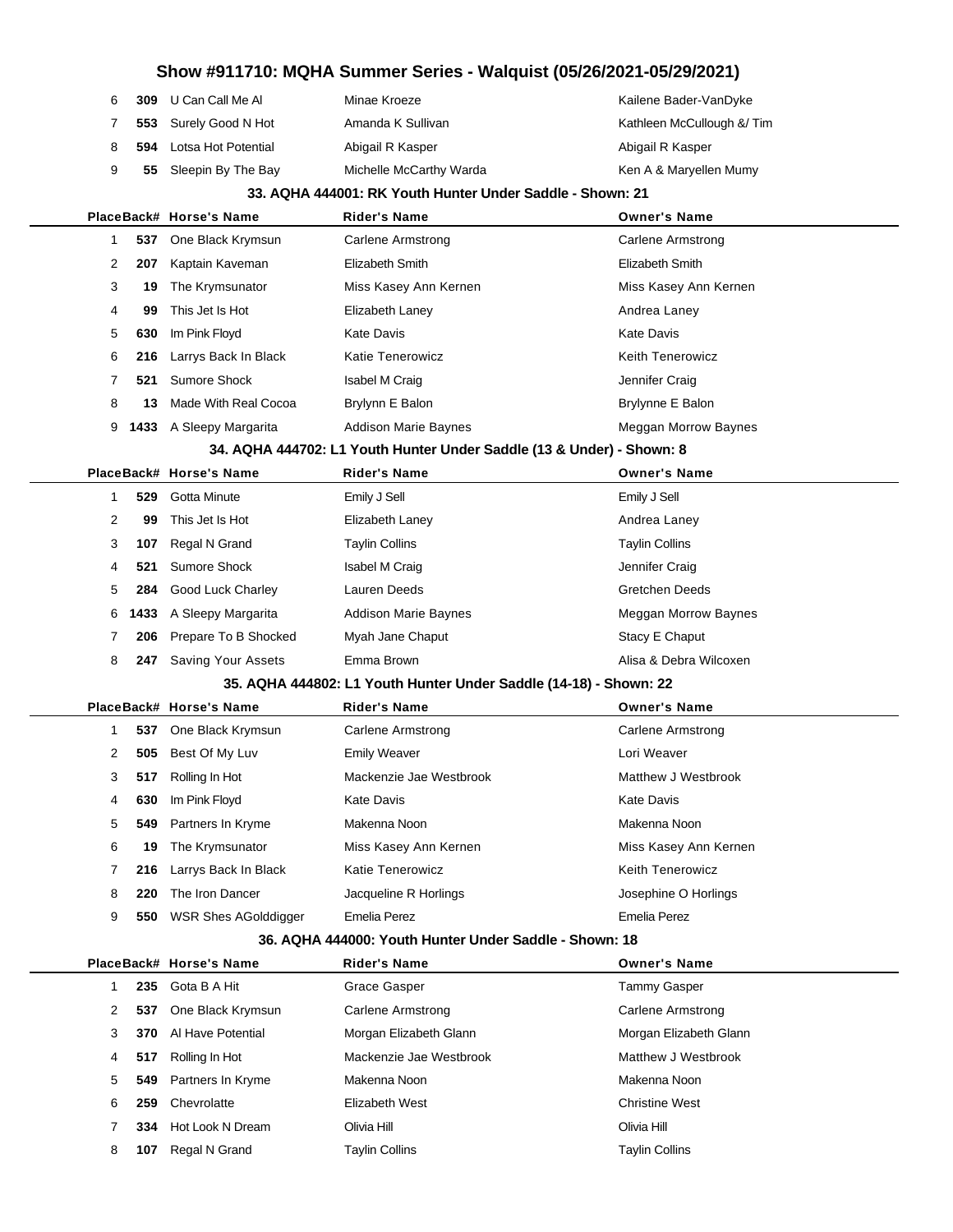| Place | Back# | Horse's Name | Rider's Name | Owner's Name |
|---|---|---|---|---|
| 6 | 309 | U Can Call Me Al | Minae Kroeze | Kailene Bader-VanDyke |
| 7 | 553 | Surely Good N Hot | Amanda K Sullivan | Kathleen McCullough &/ Tim |
| 8 | 594 | Lotsa Hot Potential | Abigail R Kasper | Abigail R Kasper |
| 9 | 55 | Sleepin By The Bay | Michelle McCarthy Warda | Ken A & Maryellen Mumy |

### 33. AQHA 444001: RK Youth Hunter Under Saddle - Shown: 21

| Place | Back# | Horse's Name | Rider's Name | Owner's Name |
|---|---|---|---|---|
| 1 | 537 | One Black Krymsun | Carlene Armstrong | Carlene Armstrong |
| 2 | 207 | Kaptain Kaveman | Elizabeth Smith | Elizabeth Smith |
| 3 | 19 | The Krymsunator | Miss Kasey Ann Kernen | Miss Kasey Ann Kernen |
| 4 | 99 | This Jet Is Hot | Elizabeth Laney | Andrea Laney |
| 5 | 630 | Im Pink Floyd | Kate Davis | Kate Davis |
| 6 | 216 | Larrys Back In Black | Katie Tenerowicz | Keith Tenerowicz |
| 7 | 521 | Sumore Shock | Isabel M Craig | Jennifer Craig |
| 8 | 13 | Made With Real Cocoa | Brylynn E Balon | Brylynne E Balon |
| 9 | 1433 | A Sleepy Margarita | Addison Marie Baynes | Meggan Morrow Baynes |

### 34. AQHA 444702: L1 Youth Hunter Under Saddle (13 & Under) - Shown: 8

| Place | Back# | Horse's Name | Rider's Name | Owner's Name |
|---|---|---|---|---|
| 1 | 529 | Gotta Minute | Emily J Sell | Emily J Sell |
| 2 | 99 | This Jet Is Hot | Elizabeth Laney | Andrea Laney |
| 3 | 107 | Regal N Grand | Taylin Collins | Taylin Collins |
| 4 | 521 | Sumore Shock | Isabel M Craig | Jennifer Craig |
| 5 | 284 | Good Luck Charley | Lauren Deeds | Gretchen Deeds |
| 6 | 1433 | A Sleepy Margarita | Addison Marie Baynes | Meggan Morrow Baynes |
| 7 | 206 | Prepare To B Shocked | Myah Jane Chaput | Stacy E Chaput |
| 8 | 247 | Saving Your Assets | Emma Brown | Alisa & Debra Wilcoxen |

### 35. AQHA 444802: L1 Youth Hunter Under Saddle (14-18) - Shown: 22

| Place | Back# | Horse's Name | Rider's Name | Owner's Name |
|---|---|---|---|---|
| 1 | 537 | One Black Krymsun | Carlene Armstrong | Carlene Armstrong |
| 2 | 505 | Best Of My Luv | Emily Weaver | Lori Weaver |
| 3 | 517 | Rolling In Hot | Mackenzie Jae Westbrook | Matthew J Westbrook |
| 4 | 630 | Im Pink Floyd | Kate Davis | Kate Davis |
| 5 | 549 | Partners In Kryme | Makenna Noon | Makenna Noon |
| 6 | 19 | The Krymsunator | Miss Kasey Ann Kernen | Miss Kasey Ann Kernen |
| 7 | 216 | Larrys Back In Black | Katie Tenerowicz | Keith Tenerowicz |
| 8 | 220 | The Iron Dancer | Jacqueline R Horlings | Josephine O Horlings |
| 9 | 550 | WSR Shes AGolddigger | Emelia Perez | Emelia Perez |

### 36. AQHA 444000: Youth Hunter Under Saddle - Shown: 18

| Place | Back# | Horse's Name | Rider's Name | Owner's Name |
|---|---|---|---|---|
| 1 | 235 | Gota B A Hit | Grace Gasper | Tammy Gasper |
| 2 | 537 | One Black Krymsun | Carlene Armstrong | Carlene Armstrong |
| 3 | 370 | Al Have Potential | Morgan Elizabeth Glann | Morgan Elizabeth Glann |
| 4 | 517 | Rolling In Hot | Mackenzie Jae Westbrook | Matthew J Westbrook |
| 5 | 549 | Partners In Kryme | Makenna Noon | Makenna Noon |
| 6 | 259 | Chevrolatte | Elizabeth West | Christine West |
| 7 | 334 | Hot Look N Dream | Olivia Hill | Olivia Hill |
| 8 | 107 | Regal N Grand | Taylin Collins | Taylin Collins |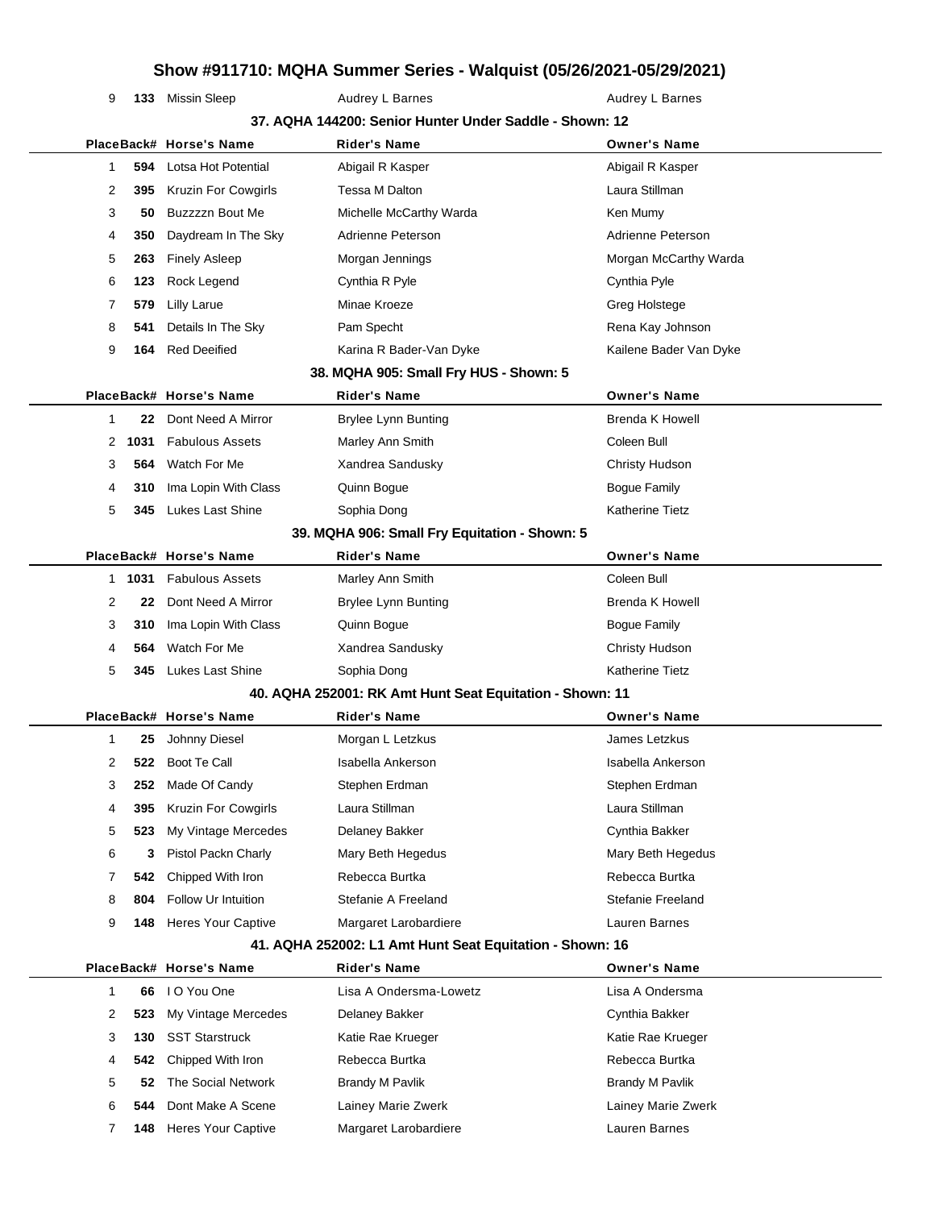| 9 | 133 | Missin Sleep | Audrey L Barnes | Audrey L Barnes |
|---|---|---|---|---|

### 37. AQHA 144200: Senior Hunter Under Saddle - Shown: 12

| Place | Back# | Horse's Name | Rider's Name | Owner's Name |
|---|---|---|---|---|
| 1 | 594 | Lotsa Hot Potential | Abigail R Kasper | Abigail R Kasper |
| 2 | 395 | Kruzin For Cowgirls | Tessa M Dalton | Laura Stillman |
| 3 | 50 | Buzzzzn Bout Me | Michelle McCarthy Warda | Ken Mumy |
| 4 | 350 | Daydream In The Sky | Adrienne Peterson | Adrienne Peterson |
| 5 | 263 | Finely Asleep | Morgan Jennings | Morgan McCarthy Warda |
| 6 | 123 | Rock Legend | Cynthia R Pyle | Cynthia Pyle |
| 7 | 579 | Lilly Larue | Minae Kroeze | Greg Holstege |
| 8 | 541 | Details In The Sky | Pam Specht | Rena Kay Johnson |
| 9 | 164 | Red Deeified | Karina R Bader-Van Dyke | Kailene Bader Van Dyke |

### 38. MQHA 905: Small Fry HUS - Shown: 5

| Place | Back# | Horse's Name | Rider's Name | Owner's Name |
|---|---|---|---|---|
| 1 | 22 | Dont Need A Mirror | Brylee Lynn Bunting | Brenda K Howell |
| 2 | 1031 | Fabulous Assets | Marley Ann Smith | Coleen Bull |
| 3 | 564 | Watch For Me | Xandrea Sandusky | Christy Hudson |
| 4 | 310 | Ima Lopin With Class | Quinn Bogue | Bogue Family |
| 5 | 345 | Lukes Last Shine | Sophia Dong | Katherine Tietz |

### 39. MQHA 906: Small Fry Equitation - Shown: 5

| Place | Back# | Horse's Name | Rider's Name | Owner's Name |
|---|---|---|---|---|
| 1 | 1031 | Fabulous Assets | Marley Ann Smith | Coleen Bull |
| 2 | 22 | Dont Need A Mirror | Brylee Lynn Bunting | Brenda K Howell |
| 3 | 310 | Ima Lopin With Class | Quinn Bogue | Bogue Family |
| 4 | 564 | Watch For Me | Xandrea Sandusky | Christy Hudson |
| 5 | 345 | Lukes Last Shine | Sophia Dong | Katherine Tietz |

### 40. AQHA 252001: RK Amt Hunt Seat Equitation - Shown: 11

| Place | Back# | Horse's Name | Rider's Name | Owner's Name |
|---|---|---|---|---|
| 1 | 25 | Johnny Diesel | Morgan L Letzkus | James Letzkus |
| 2 | 522 | Boot Te Call | Isabella Ankerson | Isabella Ankerson |
| 3 | 252 | Made Of Candy | Stephen Erdman | Stephen Erdman |
| 4 | 395 | Kruzin For Cowgirls | Laura Stillman | Laura Stillman |
| 5 | 523 | My Vintage Mercedes | Delaney Bakker | Cynthia Bakker |
| 6 | 3 | Pistol Packn Charly | Mary Beth Hegedus | Mary Beth Hegedus |
| 7 | 542 | Chipped With Iron | Rebecca Burtka | Rebecca Burtka |
| 8 | 804 | Follow Ur Intuition | Stefanie A Freeland | Stefanie Freeland |
| 9 | 148 | Heres Your Captive | Margaret Larobardiere | Lauren Barnes |

### 41. AQHA 252002: L1 Amt Hunt Seat Equitation - Shown: 16

| Place | Back# | Horse's Name | Rider's Name | Owner's Name |
|---|---|---|---|---|
| 1 | 66 | I O You One | Lisa A Ondersma-Lowetz | Lisa A Ondersma |
| 2 | 523 | My Vintage Mercedes | Delaney Bakker | Cynthia Bakker |
| 3 | 130 | SST Starstruck | Katie Rae Krueger | Katie Rae Krueger |
| 4 | 542 | Chipped With Iron | Rebecca Burtka | Rebecca Burtka |
| 5 | 52 | The Social Network | Brandy M Pavlik | Brandy M Pavlik |
| 6 | 544 | Dont Make A Scene | Lainey Marie Zwerk | Lainey Marie Zwerk |
| 7 | 148 | Heres Your Captive | Margaret Larobardiere | Lauren Barnes |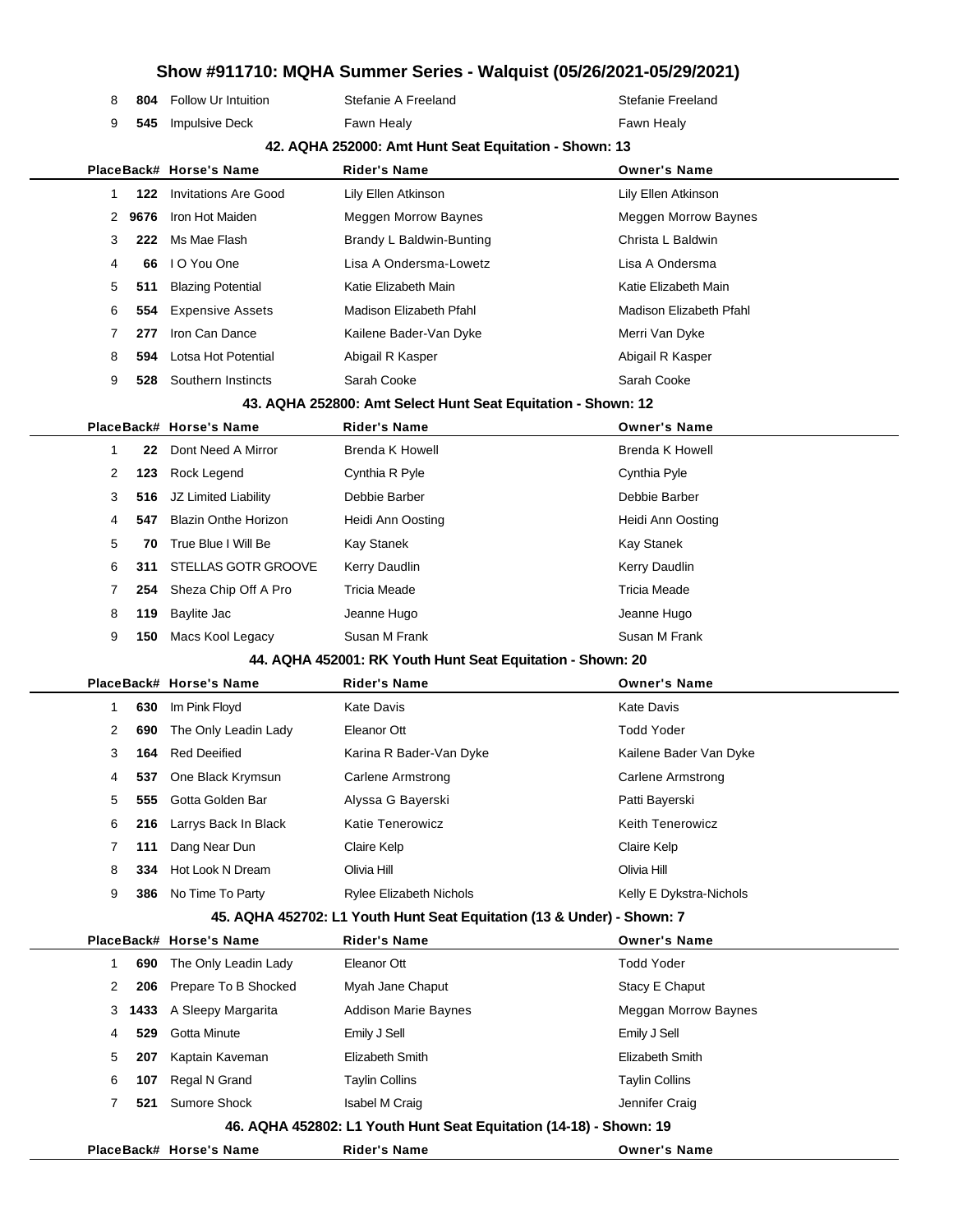# Show #911710: MQHA Summer Series - Walquist (05/26/2021-05/29/2021)

| Place | Back# | Horse's Name | Rider's Name | Owner's Name |
|---|---|---|---|---|
| 8 | 804 | Follow Ur Intuition | Stefanie A Freeland | Stefanie Freeland |
| 9 | 545 | Impulsive Deck | Fawn Healy | Fawn Healy |

### 42. AQHA 252000: Amt Hunt Seat Equitation - Shown: 13

| Place | Back# | Horse's Name | Rider's Name | Owner's Name |
|---|---|---|---|---|
| 1 | 122 | Invitations Are Good | Lily Ellen Atkinson | Lily Ellen Atkinson |
| 2 | 9676 | Iron Hot Maiden | Meggen Morrow Baynes | Meggen Morrow Baynes |
| 3 | 222 | Ms Mae Flash | Brandy L Baldwin-Bunting | Christa L Baldwin |
| 4 | 66 | I O You One | Lisa A Ondersma-Lowetz | Lisa A Ondersma |
| 5 | 511 | Blazing Potential | Katie Elizabeth Main | Katie Elizabeth Main |
| 6 | 554 | Expensive Assets | Madison Elizabeth Pfahl | Madison Elizabeth Pfahl |
| 7 | 277 | Iron Can Dance | Kailene Bader-Van Dyke | Merri Van Dyke |
| 8 | 594 | Lotsa Hot Potential | Abigail R Kasper | Abigail R Kasper |
| 9 | 528 | Southern Instincts | Sarah Cooke | Sarah Cooke |

### 43. AQHA 252800: Amt Select Hunt Seat Equitation - Shown: 12

| Place | Back# | Horse's Name | Rider's Name | Owner's Name |
|---|---|---|---|---|
| 1 | 22 | Dont Need A Mirror | Brenda K Howell | Brenda K Howell |
| 2 | 123 | Rock Legend | Cynthia R Pyle | Cynthia Pyle |
| 3 | 516 | JZ Limited Liability | Debbie Barber | Debbie Barber |
| 4 | 547 | Blazin Onthe Horizon | Heidi Ann Oosting | Heidi Ann Oosting |
| 5 | 70 | True Blue I Will Be | Kay Stanek | Kay Stanek |
| 6 | 311 | STELLAS GOTR GROOVE | Kerry Daudlin | Kerry Daudlin |
| 7 | 254 | Sheza Chip Off A Pro | Tricia Meade | Tricia Meade |
| 8 | 119 | Baylite Jac | Jeanne Hugo | Jeanne Hugo |
| 9 | 150 | Macs Kool Legacy | Susan M Frank | Susan M Frank |

### 44. AQHA 452001: RK Youth Hunt Seat Equitation - Shown: 20

| Place | Back# | Horse's Name | Rider's Name | Owner's Name |
|---|---|---|---|---|
| 1 | 630 | Im Pink Floyd | Kate Davis | Kate Davis |
| 2 | 690 | The Only Leadin Lady | Eleanor Ott | Todd Yoder |
| 3 | 164 | Red Deeified | Karina R Bader-Van Dyke | Kailene Bader Van Dyke |
| 4 | 537 | One Black Krymsun | Carlene Armstrong | Carlene Armstrong |
| 5 | 555 | Gotta Golden Bar | Alyssa G Bayerski | Patti Bayerski |
| 6 | 216 | Larrys Back In Black | Katie Tenerowicz | Keith Tenerowicz |
| 7 | 111 | Dang Near Dun | Claire Kelp | Claire Kelp |
| 8 | 334 | Hot Look N Dream | Olivia Hill | Olivia Hill |
| 9 | 386 | No Time To Party | Rylee Elizabeth Nichols | Kelly E Dykstra-Nichols |

### 45. AQHA 452702: L1 Youth Hunt Seat Equitation (13 & Under) - Shown: 7

| Place | Back# | Horse's Name | Rider's Name | Owner's Name |
|---|---|---|---|---|
| 1 | 690 | The Only Leadin Lady | Eleanor Ott | Todd Yoder |
| 2 | 206 | Prepare To B Shocked | Myah Jane Chaput | Stacy E Chaput |
| 3 | 1433 | A Sleepy Margarita | Addison Marie Baynes | Meggan Morrow Baynes |
| 4 | 529 | Gotta Minute | Emily J Sell | Emily J Sell |
| 5 | 207 | Kaptain Kaveman | Elizabeth Smith | Elizabeth Smith |
| 6 | 107 | Regal N Grand | Taylin Collins | Taylin Collins |
| 7 | 521 | Sumore Shock | Isabel M Craig | Jennifer Craig |

### 46. AQHA 452802: L1 Youth Hunt Seat Equitation (14-18) - Shown: 19

| Place | Back# | Horse's Name | Rider's Name | Owner's Name |
|---|---|---|---|---|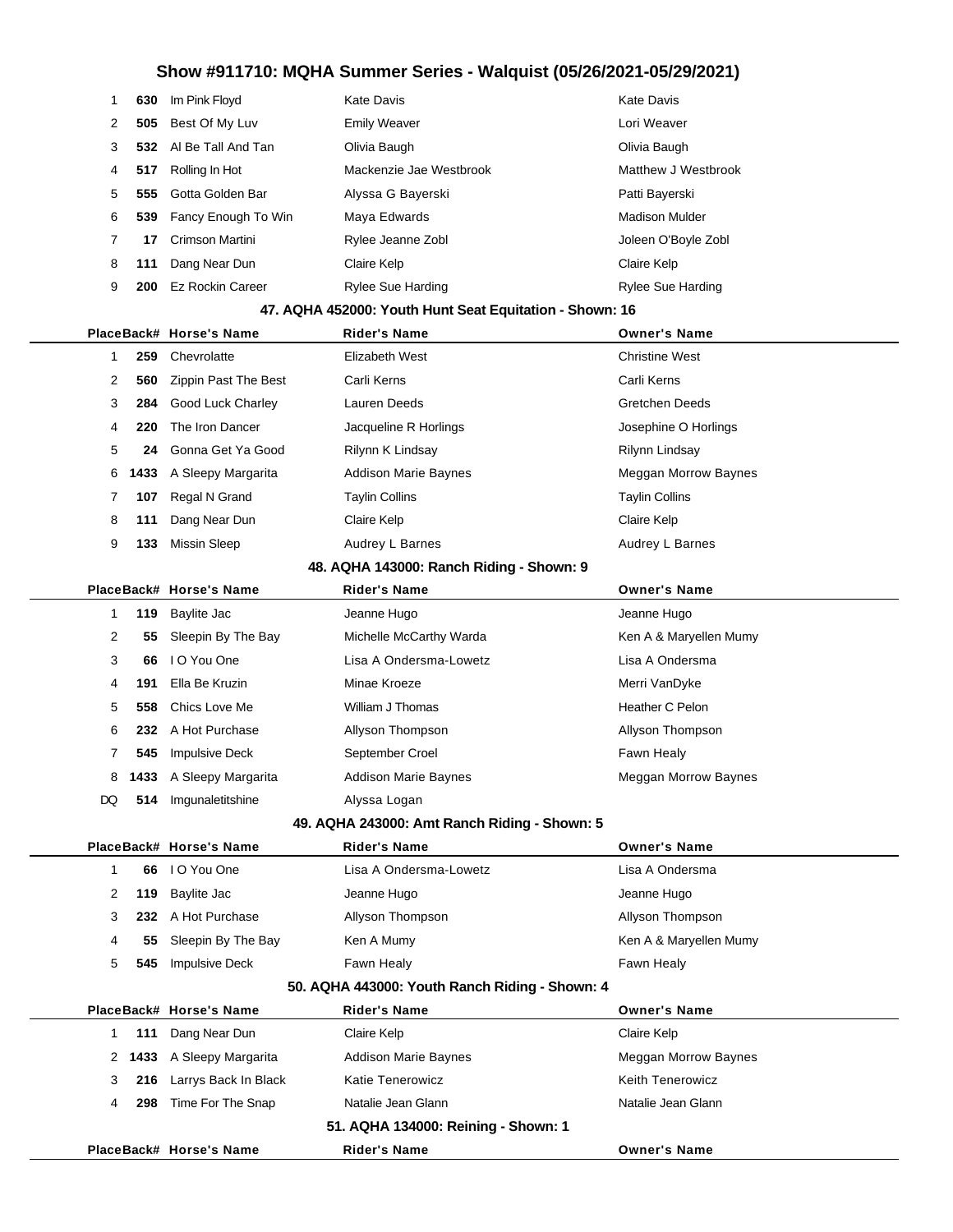# Show #911710: MQHA Summer Series - Walquist (05/26/2021-05/29/2021)

| Place | Back# | Horse's Name | Rider's Name | Owner's Name |
|---|---|---|---|---|
| 1 | 630 | Im Pink Floyd | Kate Davis | Kate Davis |
| 2 | 505 | Best Of My Luv | Emily Weaver | Lori Weaver |
| 3 | 532 | Al Be Tall And Tan | Olivia Baugh | Olivia Baugh |
| 4 | 517 | Rolling In Hot | Mackenzie Jae Westbrook | Matthew J Westbrook |
| 5 | 555 | Gotta Golden Bar | Alyssa G Bayerski | Patti Bayerski |
| 6 | 539 | Fancy Enough To Win | Maya Edwards | Madison Mulder |
| 7 | 17 | Crimson Martini | Rylee Jeanne Zobl | Joleen O'Boyle Zobl |
| 8 | 111 | Dang Near Dun | Claire Kelp | Claire Kelp |
| 9 | 200 | Ez Rockin Career | Rylee Sue Harding | Rylee Sue Harding |

### 47. AQHA 452000: Youth Hunt Seat Equitation - Shown: 16

| Place | Back# | Horse's Name | Rider's Name | Owner's Name |
|---|---|---|---|---|
| 1 | 259 | Chevrolatte | Elizabeth West | Christine West |
| 2 | 560 | Zippin Past The Best | Carli Kerns | Carli Kerns |
| 3 | 284 | Good Luck Charley | Lauren Deeds | Gretchen Deeds |
| 4 | 220 | The Iron Dancer | Jacqueline R Horlings | Josephine O Horlings |
| 5 | 24 | Gonna Get Ya Good | Rilynn K Lindsay | Rilynn Lindsay |
| 6 | 1433 | A Sleepy Margarita | Addison Marie Baynes | Meggan Morrow Baynes |
| 7 | 107 | Regal N Grand | Taylin Collins | Taylin Collins |
| 8 | 111 | Dang Near Dun | Claire Kelp | Claire Kelp |
| 9 | 133 | Missin Sleep | Audrey L Barnes | Audrey L Barnes |

### 48. AQHA 143000: Ranch Riding - Shown: 9

| Place | Back# | Horse's Name | Rider's Name | Owner's Name |
|---|---|---|---|---|
| 1 | 119 | Baylite Jac | Jeanne Hugo | Jeanne Hugo |
| 2 | 55 | Sleepin By The Bay | Michelle McCarthy Warda | Ken A & Maryellen Mumy |
| 3 | 66 | I O You One | Lisa A Ondersma-Lowetz | Lisa A Ondersma |
| 4 | 191 | Ella Be Kruzin | Minae Kroeze | Merri VanDyke |
| 5 | 558 | Chics Love Me | William J Thomas | Heather C Pelon |
| 6 | 232 | A Hot Purchase | Allyson Thompson | Allyson Thompson |
| 7 | 545 | Impulsive Deck | September Croel | Fawn Healy |
| 8 | 1433 | A Sleepy Margarita | Addison Marie Baynes | Meggan Morrow Baynes |
| DQ | 514 | Imgunaletitshine | Alyssa Logan | |

### 49. AQHA 243000: Amt Ranch Riding - Shown: 5

| Place | Back# | Horse's Name | Rider's Name | Owner's Name |
|---|---|---|---|---|
| 1 | 66 | I O You One | Lisa A Ondersma-Lowetz | Lisa A Ondersma |
| 2 | 119 | Baylite Jac | Jeanne Hugo | Jeanne Hugo |
| 3 | 232 | A Hot Purchase | Allyson Thompson | Allyson Thompson |
| 4 | 55 | Sleepin By The Bay | Ken A Mumy | Ken A & Maryellen Mumy |
| 5 | 545 | Impulsive Deck | Fawn Healy | Fawn Healy |

### 50. AQHA 443000: Youth Ranch Riding - Shown: 4

| Place | Back# | Horse's Name | Rider's Name | Owner's Name |
|---|---|---|---|---|
| 1 | 111 | Dang Near Dun | Claire Kelp | Claire Kelp |
| 2 | 1433 | A Sleepy Margarita | Addison Marie Baynes | Meggan Morrow Baynes |
| 3 | 216 | Larrys Back In Black | Katie Tenerowicz | Keith Tenerowicz |
| 4 | 298 | Time For The Snap | Natalie Jean Glann | Natalie Jean Glann |

### 51. AQHA 134000: Reining - Shown: 1

| Place | Back# | Horse's Name | Rider's Name | Owner's Name |
|---|---|---|---|---|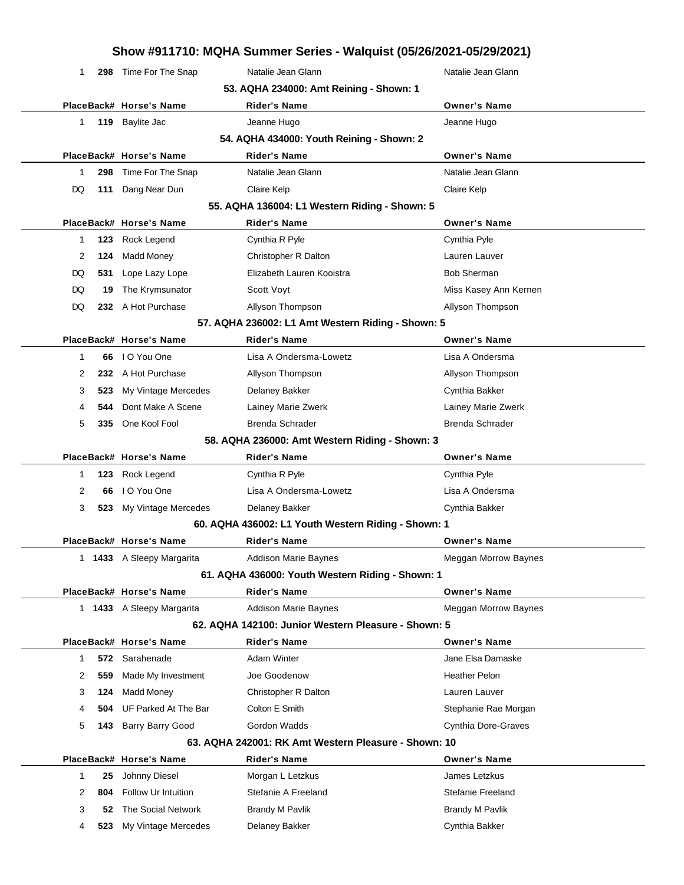# Show #911710: MQHA Summer Series - Walquist (05/26/2021-05/29/2021)

| Place | Back# | Horse's Name | Rider's Name | Owner's Name |
|---|---|---|---|---|
| 1 | 298 | Time For The Snap | Natalie Jean Glann | Natalie Jean Glann |

### 53. AQHA 234000: Amt Reining - Shown: 1

| Place | Back# | Horse's Name | Rider's Name | Owner's Name |
|---|---|---|---|---|
| 1 | 119 | Baylite Jac | Jeanne Hugo | Jeanne Hugo |

### 54. AQHA 434000: Youth Reining - Shown: 2

| Place | Back# | Horse's Name | Rider's Name | Owner's Name |
|---|---|---|---|---|
| 1 | 298 | Time For The Snap | Natalie Jean Glann | Natalie Jean Glann |
| DQ | 111 | Dang Near Dun | Claire Kelp | Claire Kelp |

### 55. AQHA 136004: L1 Western Riding - Shown: 5

| Place | Back# | Horse's Name | Rider's Name | Owner's Name |
|---|---|---|---|---|
| 1 | 123 | Rock Legend | Cynthia R Pyle | Cynthia Pyle |
| 2 | 124 | Madd Money | Christopher R Dalton | Lauren Lauver |
| DQ | 531 | Lope Lazy Lope | Elizabeth Lauren Kooistra | Bob Sherman |
| DQ | 19 | The Krymsunator | Scott Voyt | Miss Kasey Ann Kernen |
| DQ | 232 | A Hot Purchase | Allyson Thompson | Allyson Thompson |

### 57. AQHA 236002: L1 Amt Western Riding - Shown: 5

| Place | Back# | Horse's Name | Rider's Name | Owner's Name |
|---|---|---|---|---|
| 1 | 66 | I O You One | Lisa A Ondersma-Lowetz | Lisa A Ondersma |
| 2 | 232 | A Hot Purchase | Allyson Thompson | Allyson Thompson |
| 3 | 523 | My Vintage Mercedes | Delaney Bakker | Cynthia Bakker |
| 4 | 544 | Dont Make A Scene | Lainey Marie Zwerk | Lainey Marie Zwerk |
| 5 | 335 | One Kool Fool | Brenda Schrader | Brenda Schrader |

### 58. AQHA 236000: Amt Western Riding - Shown: 3

| Place | Back# | Horse's Name | Rider's Name | Owner's Name |
|---|---|---|---|---|
| 1 | 123 | Rock Legend | Cynthia R Pyle | Cynthia Pyle |
| 2 | 66 | I O You One | Lisa A Ondersma-Lowetz | Lisa A Ondersma |
| 3 | 523 | My Vintage Mercedes | Delaney Bakker | Cynthia Bakker |

### 60. AQHA 436002: L1 Youth Western Riding - Shown: 1

| Place | Back# | Horse's Name | Rider's Name | Owner's Name |
|---|---|---|---|---|
| 1 | 1433 | A Sleepy Margarita | Addison Marie Baynes | Meggan Morrow Baynes |

### 61. AQHA 436000: Youth Western Riding - Shown: 1

| Place | Back# | Horse's Name | Rider's Name | Owner's Name |
|---|---|---|---|---|
| 1 | 1433 | A Sleepy Margarita | Addison Marie Baynes | Meggan Morrow Baynes |

### 62. AQHA 142100: Junior Western Pleasure - Shown: 5

| Place | Back# | Horse's Name | Rider's Name | Owner's Name |
|---|---|---|---|---|
| 1 | 572 | Sarahenade | Adam Winter | Jane Elsa Damaske |
| 2 | 559 | Made My Investment | Joe Goodenow | Heather Pelon |
| 3 | 124 | Madd Money | Christopher R Dalton | Lauren Lauver |
| 4 | 504 | UF Parked At The Bar | Colton E Smith | Stephanie Rae Morgan |
| 5 | 143 | Barry Barry Good | Gordon Wadds | Cynthia Dore-Graves |

### 63. AQHA 242001: RK Amt Western Pleasure - Shown: 10

| Place | Back# | Horse's Name | Rider's Name | Owner's Name |
|---|---|---|---|---|
| 1 | 25 | Johnny Diesel | Morgan L Letzkus | James Letzkus |
| 2 | 804 | Follow Ur Intuition | Stefanie A Freeland | Stefanie Freeland |
| 3 | 52 | The Social Network | Brandy M Pavlik | Brandy M Pavlik |
| 4 | 523 | My Vintage Mercedes | Delaney Bakker | Cynthia Bakker |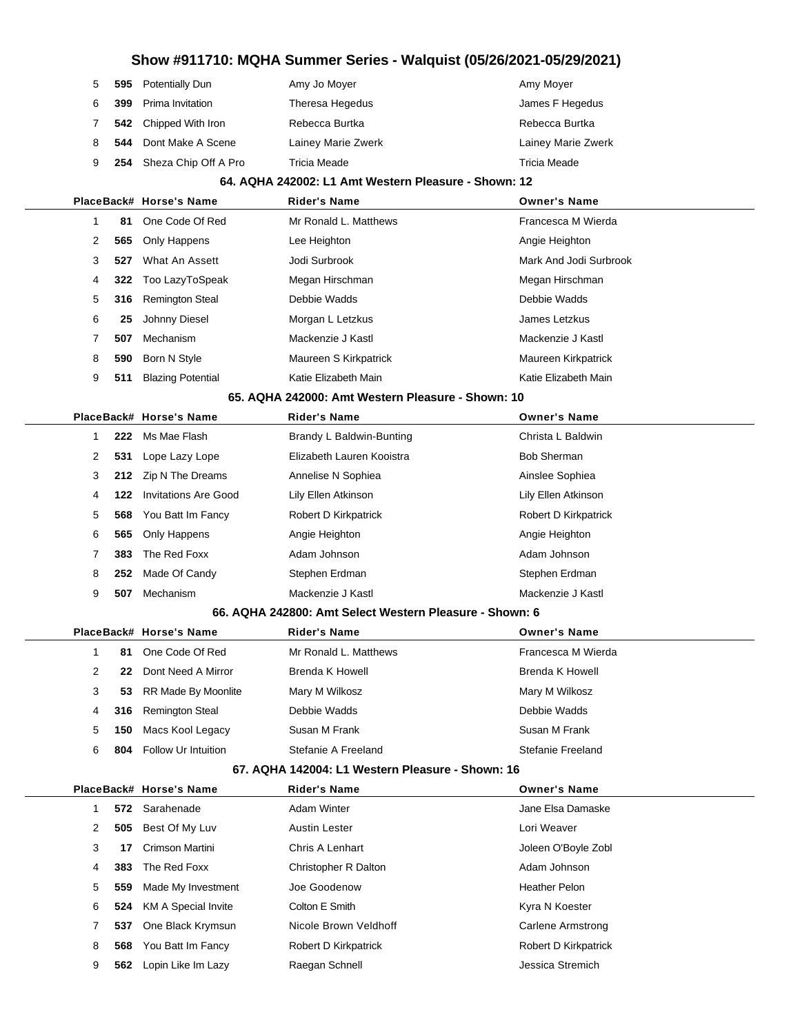| Place | Back# | Horse's Name | Rider's Name | Owner's Name |
|---|---|---|---|---|
| 5 | 595 | Potentially Dun | Amy Jo Moyer | Amy Moyer |
| 6 | 399 | Prima Invitation | Theresa Hegedus | James F Hegedus |
| 7 | 542 | Chipped With Iron | Rebecca Burtka | Rebecca Burtka |
| 8 | 544 | Dont Make A Scene | Lainey Marie Zwerk | Lainey Marie Zwerk |
| 9 | 254 | Sheza Chip Off A Pro | Tricia Meade | Tricia Meade |

### 64. AQHA 242002: L1 Amt Western Pleasure - Shown: 12

| Place | Back# | Horse's Name | Rider's Name | Owner's Name |
|---|---|---|---|---|
| 1 | 81 | One Code Of Red | Mr Ronald L. Matthews | Francesca M Wierda |
| 2 | 565 | Only Happens | Lee Heighton | Angie Heighton |
| 3 | 527 | What An Assett | Jodi Surbrook | Mark And Jodi Surbrook |
| 4 | 322 | Too LazyToSpeak | Megan Hirschman | Megan Hirschman |
| 5 | 316 | Remington Steal | Debbie Wadds | Debbie Wadds |
| 6 | 25 | Johnny Diesel | Morgan L Letzkus | James Letzkus |
| 7 | 507 | Mechanism | Mackenzie J Kastl | Mackenzie J Kastl |
| 8 | 590 | Born N Style | Maureen S Kirkpatrick | Maureen Kirkpatrick |
| 9 | 511 | Blazing Potential | Katie Elizabeth Main | Katie Elizabeth Main |

### 65. AQHA 242000: Amt Western Pleasure - Shown: 10

| Place | Back# | Horse's Name | Rider's Name | Owner's Name |
|---|---|---|---|---|
| 1 | 222 | Ms Mae Flash | Brandy L Baldwin-Bunting | Christa L Baldwin |
| 2 | 531 | Lope Lazy Lope | Elizabeth Lauren Kooistra | Bob Sherman |
| 3 | 212 | Zip N The Dreams | Annelise N Sophiea | Ainslee Sophiea |
| 4 | 122 | Invitations Are Good | Lily Ellen Atkinson | Lily Ellen Atkinson |
| 5 | 568 | You Batt Im Fancy | Robert D Kirkpatrick | Robert D Kirkpatrick |
| 6 | 565 | Only Happens | Angie Heighton | Angie Heighton |
| 7 | 383 | The Red Foxx | Adam Johnson | Adam Johnson |
| 8 | 252 | Made Of Candy | Stephen Erdman | Stephen Erdman |
| 9 | 507 | Mechanism | Mackenzie J Kastl | Mackenzie J Kastl |

### 66. AQHA 242800: Amt Select Western Pleasure - Shown: 6

| Place | Back# | Horse's Name | Rider's Name | Owner's Name |
|---|---|---|---|---|
| 1 | 81 | One Code Of Red | Mr Ronald L. Matthews | Francesca M Wierda |
| 2 | 22 | Dont Need A Mirror | Brenda K Howell | Brenda K Howell |
| 3 | 53 | RR Made By Moonlite | Mary M Wilkosz | Mary M Wilkosz |
| 4 | 316 | Remington Steal | Debbie Wadds | Debbie Wadds |
| 5 | 150 | Macs Kool Legacy | Susan M Frank | Susan M Frank |
| 6 | 804 | Follow Ur Intuition | Stefanie A Freeland | Stefanie Freeland |

### 67. AQHA 142004: L1 Western Pleasure - Shown: 16

| Place | Back# | Horse's Name | Rider's Name | Owner's Name |
|---|---|---|---|---|
| 1 | 572 | Sarahenade | Adam Winter | Jane Elsa Damaske |
| 2 | 505 | Best Of My Luv | Austin Lester | Lori Weaver |
| 3 | 17 | Crimson Martini | Chris A Lenhart | Joleen O'Boyle Zobl |
| 4 | 383 | The Red Foxx | Christopher R Dalton | Adam Johnson |
| 5 | 559 | Made My Investment | Joe Goodenow | Heather Pelon |
| 6 | 524 | KM A Special Invite | Colton E Smith | Kyra N Koester |
| 7 | 537 | One Black Krymsun | Nicole Brown Veldhoff | Carlene Armstrong |
| 8 | 568 | You Batt Im Fancy | Robert D Kirkpatrick | Robert D Kirkpatrick |
| 9 | 562 | Lopin Like Im Lazy | Raegan Schnell | Jessica Stremich |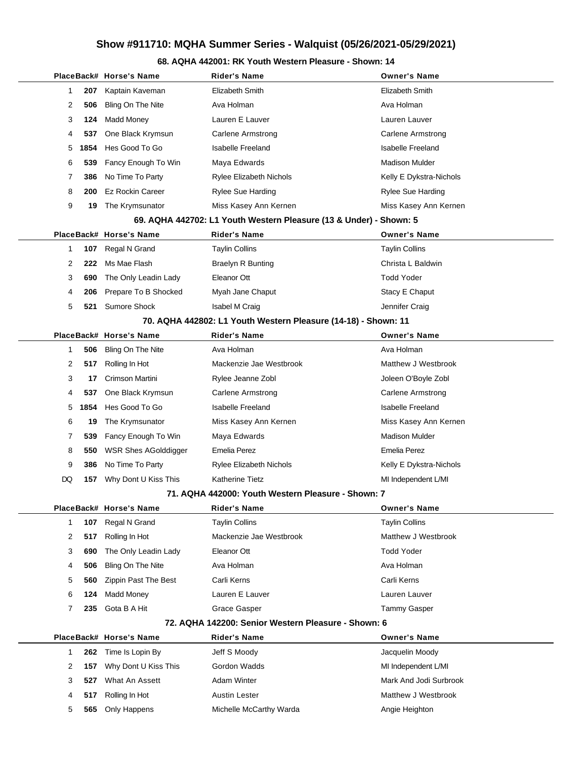# Show #911710: MQHA Summer Series - Walquist (05/26/2021-05/29/2021)

### 68. AQHA 442001: RK Youth Western Pleasure - Shown: 14

| Place | Back# | Horse's Name | Rider's Name | Owner's Name |
|---|---|---|---|---|
| 1 | 207 | Kaptain Kaveman | Elizabeth Smith | Elizabeth Smith |
| 2 | 506 | Bling On The Nite | Ava Holman | Ava Holman |
| 3 | 124 | Madd Money | Lauren E Lauver | Lauren Lauver |
| 4 | 537 | One Black Krymsun | Carlene Armstrong | Carlene Armstrong |
| 5 | 1854 | Hes Good To Go | Isabelle Freeland | Isabelle Freeland |
| 6 | 539 | Fancy Enough To Win | Maya Edwards | Madison Mulder |
| 7 | 386 | No Time To Party | Rylee Elizabeth Nichols | Kelly E Dykstra-Nichols |
| 8 | 200 | Ez Rockin Career | Rylee Sue Harding | Rylee Sue Harding |
| 9 | 19 | The Krymsunator | Miss Kasey Ann Kernen | Miss Kasey Ann Kernen |

### 69. AQHA 442702: L1 Youth Western Pleasure (13 & Under) - Shown: 5

| Place | Back# | Horse's Name | Rider's Name | Owner's Name |
|---|---|---|---|---|
| 1 | 107 | Regal N Grand | Taylin Collins | Taylin Collins |
| 2 | 222 | Ms Mae Flash | Braelyn R Bunting | Christa L Baldwin |
| 3 | 690 | The Only Leadin Lady | Eleanor Ott | Todd Yoder |
| 4 | 206 | Prepare To B Shocked | Myah Jane Chaput | Stacy E Chaput |
| 5 | 521 | Sumore Shock | Isabel M Craig | Jennifer Craig |

### 70. AQHA 442802: L1 Youth Western Pleasure (14-18) - Shown: 11

| Place | Back# | Horse's Name | Rider's Name | Owner's Name |
|---|---|---|---|---|
| 1 | 506 | Bling On The Nite | Ava Holman | Ava Holman |
| 2 | 517 | Rolling In Hot | Mackenzie Jae Westbrook | Matthew J Westbrook |
| 3 | 17 | Crimson Martini | Rylee Jeanne Zobl | Joleen O'Boyle Zobl |
| 4 | 537 | One Black Krymsun | Carlene Armstrong | Carlene Armstrong |
| 5 | 1854 | Hes Good To Go | Isabelle Freeland | Isabelle Freeland |
| 6 | 19 | The Krymsunator | Miss Kasey Ann Kernen | Miss Kasey Ann Kernen |
| 7 | 539 | Fancy Enough To Win | Maya Edwards | Madison Mulder |
| 8 | 550 | WSR Shes AGolddigger | Emelia Perez | Emelia Perez |
| 9 | 386 | No Time To Party | Rylee Elizabeth Nichols | Kelly E Dykstra-Nichols |
| DQ | 157 | Why Dont U Kiss This | Katherine Tietz | MI Independent L/MI |

### 71. AQHA 442000: Youth Western Pleasure - Shown: 7

| Place | Back# | Horse's Name | Rider's Name | Owner's Name |
|---|---|---|---|---|
| 1 | 107 | Regal N Grand | Taylin Collins | Taylin Collins |
| 2 | 517 | Rolling In Hot | Mackenzie Jae Westbrook | Matthew J Westbrook |
| 3 | 690 | The Only Leadin Lady | Eleanor Ott | Todd Yoder |
| 4 | 506 | Bling On The Nite | Ava Holman | Ava Holman |
| 5 | 560 | Zippin Past The Best | Carli Kerns | Carli Kerns |
| 6 | 124 | Madd Money | Lauren E Lauver | Lauren Lauver |
| 7 | 235 | Gota B A Hit | Grace Gasper | Tammy Gasper |

### 72. AQHA 142200: Senior Western Pleasure - Shown: 6

| Place | Back# | Horse's Name | Rider's Name | Owner's Name |
|---|---|---|---|---|
| 1 | 262 | Time Is Lopin By | Jeff S Moody | Jacquelin Moody |
| 2 | 157 | Why Dont U Kiss This | Gordon Wadds | MI Independent L/MI |
| 3 | 527 | What An Assett | Adam Winter | Mark And Jodi Surbrook |
| 4 | 517 | Rolling In Hot | Austin Lester | Matthew J Westbrook |
| 5 | 565 | Only Happens | Michelle McCarthy Warda | Angie Heighton |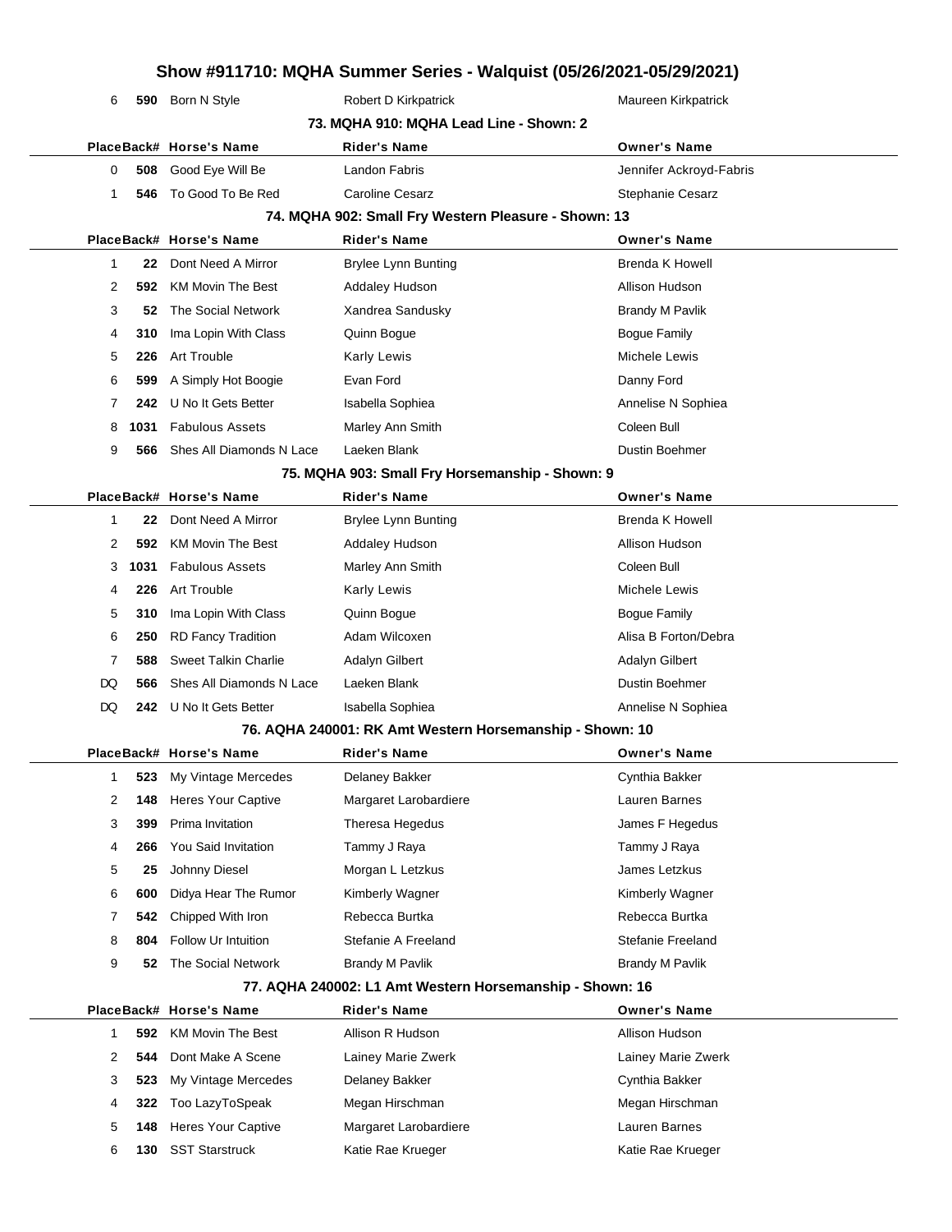# Show #911710: MQHA Summer Series - Walquist (05/26/2021-05/29/2021)

| Place | Back# | Horse's Name | Rider's Name | Owner's Name |
|---|---|---|---|---|
| 6 | 590 | Born N Style | Robert D Kirkpatrick | Maureen Kirkpatrick |

### 73. MQHA 910: MQHA Lead Line - Shown: 2

| Place | Back# | Horse's Name | Rider's Name | Owner's Name |
|---|---|---|---|---|
| 0 | 508 | Good Eye Will Be | Landon Fabris | Jennifer Ackroyd-Fabris |
| 1 | 546 | To Good To Be Red | Caroline Cesarz | Stephanie Cesarz |

### 74. MQHA 902: Small Fry Western Pleasure - Shown: 13

| Place | Back# | Horse's Name | Rider's Name | Owner's Name |
|---|---|---|---|---|
| 1 | 22 | Dont Need A Mirror | Brylee Lynn Bunting | Brenda K Howell |
| 2 | 592 | KM Movin The Best | Addaley Hudson | Allison Hudson |
| 3 | 52 | The Social Network | Xandrea Sandusky | Brandy M Pavlik |
| 4 | 310 | Ima Lopin With Class | Quinn Bogue | Bogue Family |
| 5 | 226 | Art Trouble | Karly Lewis | Michele Lewis |
| 6 | 599 | A Simply Hot Boogie | Evan Ford | Danny Ford |
| 7 | 242 | U No It Gets Better | Isabella Sophiea | Annelise N Sophiea |
| 8 | 1031 | Fabulous Assets | Marley Ann Smith | Coleen Bull |
| 9 | 566 | Shes All Diamonds N Lace | Laeken Blank | Dustin Boehmer |

### 75. MQHA 903: Small Fry Horsemanship - Shown: 9

| Place | Back# | Horse's Name | Rider's Name | Owner's Name |
|---|---|---|---|---|
| 1 | 22 | Dont Need A Mirror | Brylee Lynn Bunting | Brenda K Howell |
| 2 | 592 | KM Movin The Best | Addaley Hudson | Allison Hudson |
| 3 | 1031 | Fabulous Assets | Marley Ann Smith | Coleen Bull |
| 4 | 226 | Art Trouble | Karly Lewis | Michele Lewis |
| 5 | 310 | Ima Lopin With Class | Quinn Bogue | Bogue Family |
| 6 | 250 | RD Fancy Tradition | Adam Wilcoxen | Alisa B Forton/Debra |
| 7 | 588 | Sweet Talkin Charlie | Adalyn Gilbert | Adalyn Gilbert |
| DQ | 566 | Shes All Diamonds N Lace | Laeken Blank | Dustin Boehmer |
| DQ | 242 | U No It Gets Better | Isabella Sophiea | Annelise N Sophiea |

### 76. AQHA 240001: RK Amt Western Horsemanship - Shown: 10

| Place | Back# | Horse's Name | Rider's Name | Owner's Name |
|---|---|---|---|---|
| 1 | 523 | My Vintage Mercedes | Delaney Bakker | Cynthia Bakker |
| 2 | 148 | Heres Your Captive | Margaret Larobardiere | Lauren Barnes |
| 3 | 399 | Prima Invitation | Theresa Hegedus | James F Hegedus |
| 4 | 266 | You Said Invitation | Tammy J Raya | Tammy J Raya |
| 5 | 25 | Johnny Diesel | Morgan L Letzkus | James Letzkus |
| 6 | 600 | Didya Hear The Rumor | Kimberly Wagner | Kimberly Wagner |
| 7 | 542 | Chipped With Iron | Rebecca Burtka | Rebecca Burtka |
| 8 | 804 | Follow Ur Intuition | Stefanie A Freeland | Stefanie Freeland |
| 9 | 52 | The Social Network | Brandy M Pavlik | Brandy M Pavlik |

### 77. AQHA 240002: L1 Amt Western Horsemanship - Shown: 16

| Place | Back# | Horse's Name | Rider's Name | Owner's Name |
|---|---|---|---|---|
| 1 | 592 | KM Movin The Best | Allison R Hudson | Allison Hudson |
| 2 | 544 | Dont Make A Scene | Lainey Marie Zwerk | Lainey Marie Zwerk |
| 3 | 523 | My Vintage Mercedes | Delaney Bakker | Cynthia Bakker |
| 4 | 322 | Too LazyToSpeak | Megan Hirschman | Megan Hirschman |
| 5 | 148 | Heres Your Captive | Margaret Larobardiere | Lauren Barnes |
| 6 | 130 | SST Starstruck | Katie Rae Krueger | Katie Rae Krueger |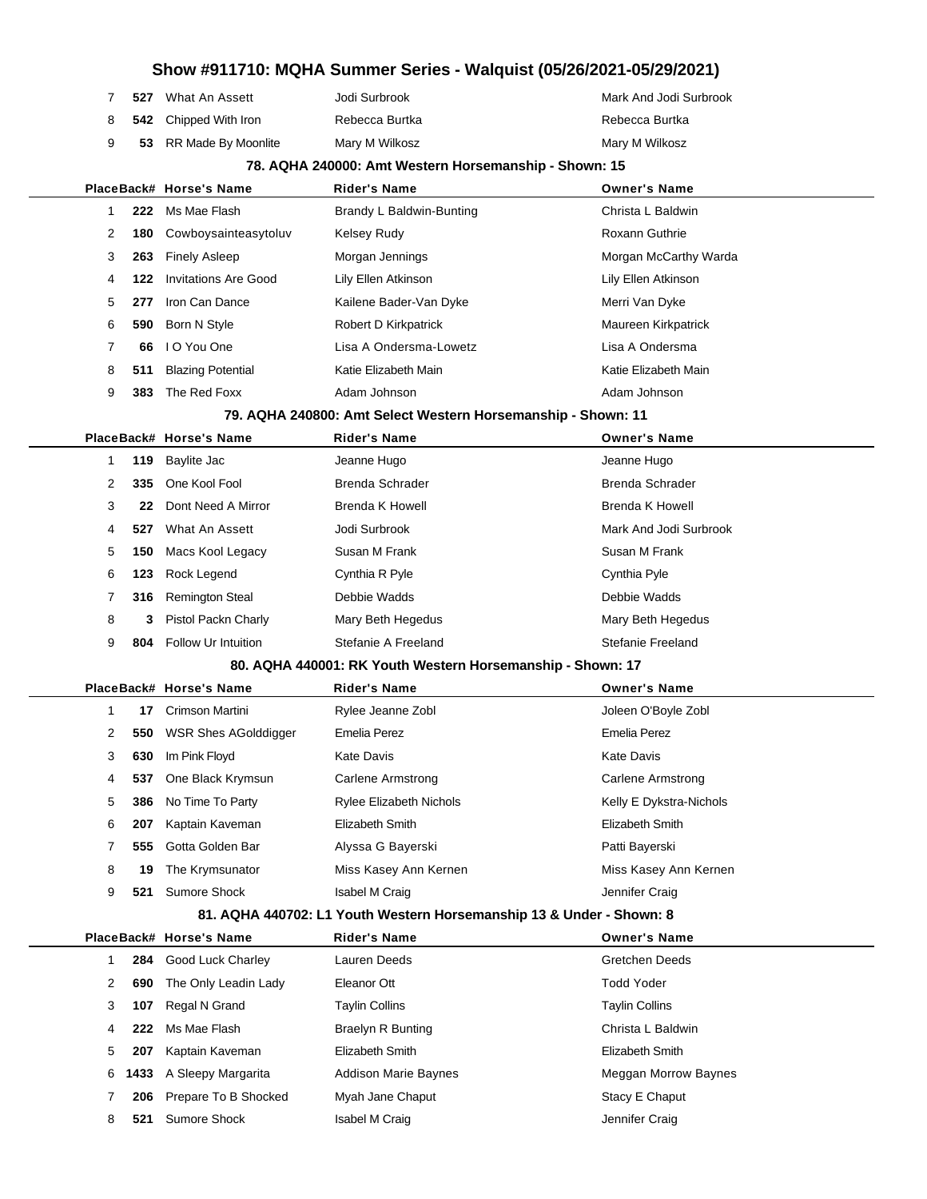# Show #911710: MQHA Summer Series - Walquist (05/26/2021-05/29/2021)

| Place | Back# | Horse's Name | Rider's Name | Owner's Name |
|---|---|---|---|---|
| 7 | 527 | What An Assett | Jodi Surbrook | Mark And Jodi Surbrook |
| 8 | 542 | Chipped With Iron | Rebecca Burtka | Rebecca Burtka |
| 9 | 53 | RR Made By Moonlite | Mary M Wilkosz | Mary M Wilkosz |

### 78. AQHA 240000: Amt Western Horsemanship - Shown: 15

| Place | Back# | Horse's Name | Rider's Name | Owner's Name |
|---|---|---|---|---|
| 1 | 222 | Ms Mae Flash | Brandy L Baldwin-Bunting | Christa L Baldwin |
| 2 | 180 | Cowboysainteasytoluv | Kelsey Rudy | Roxann Guthrie |
| 3 | 263 | Finely Asleep | Morgan Jennings | Morgan McCarthy Warda |
| 4 | 122 | Invitations Are Good | Lily Ellen Atkinson | Lily Ellen Atkinson |
| 5 | 277 | Iron Can Dance | Kailene Bader-Van Dyke | Merri Van Dyke |
| 6 | 590 | Born N Style | Robert D Kirkpatrick | Maureen Kirkpatrick |
| 7 | 66 | I O You One | Lisa A Ondersma-Lowetz | Lisa A Ondersma |
| 8 | 511 | Blazing Potential | Katie Elizabeth Main | Katie Elizabeth Main |
| 9 | 383 | The Red Foxx | Adam Johnson | Adam Johnson |

### 79. AQHA 240800: Amt Select Western Horsemanship - Shown: 11

| Place | Back# | Horse's Name | Rider's Name | Owner's Name |
|---|---|---|---|---|
| 1 | 119 | Baylite Jac | Jeanne Hugo | Jeanne Hugo |
| 2 | 335 | One Kool Fool | Brenda Schrader | Brenda Schrader |
| 3 | 22 | Dont Need A Mirror | Brenda K Howell | Brenda K Howell |
| 4 | 527 | What An Assett | Jodi Surbrook | Mark And Jodi Surbrook |
| 5 | 150 | Macs Kool Legacy | Susan M Frank | Susan M Frank |
| 6 | 123 | Rock Legend | Cynthia R Pyle | Cynthia Pyle |
| 7 | 316 | Remington Steal | Debbie Wadds | Debbie Wadds |
| 8 | 3 | Pistol Packn Charly | Mary Beth Hegedus | Mary Beth Hegedus |
| 9 | 804 | Follow Ur Intuition | Stefanie A Freeland | Stefanie Freeland |

### 80. AQHA 440001: RK Youth Western Horsemanship - Shown: 17

| Place | Back# | Horse's Name | Rider's Name | Owner's Name |
|---|---|---|---|---|
| 1 | 17 | Crimson Martini | Rylee Jeanne Zobl | Joleen O'Boyle Zobl |
| 2 | 550 | WSR Shes AGolddigger | Emelia Perez | Emelia Perez |
| 3 | 630 | Im Pink Floyd | Kate Davis | Kate Davis |
| 4 | 537 | One Black Krymsun | Carlene Armstrong | Carlene Armstrong |
| 5 | 386 | No Time To Party | Rylee Elizabeth Nichols | Kelly E Dykstra-Nichols |
| 6 | 207 | Kaptain Kaveman | Elizabeth Smith | Elizabeth Smith |
| 7 | 555 | Gotta Golden Bar | Alyssa G Bayerski | Patti Bayerski |
| 8 | 19 | The Krymsunator | Miss Kasey Ann Kernen | Miss Kasey Ann Kernen |
| 9 | 521 | Sumore Shock | Isabel M Craig | Jennifer Craig |

### 81. AQHA 440702: L1 Youth Western Horsemanship 13 & Under - Shown: 8

| Place | Back# | Horse's Name | Rider's Name | Owner's Name |
|---|---|---|---|---|
| 1 | 284 | Good Luck Charley | Lauren Deeds | Gretchen Deeds |
| 2 | 690 | The Only Leadin Lady | Eleanor Ott | Todd Yoder |
| 3 | 107 | Regal N Grand | Taylin Collins | Taylin Collins |
| 4 | 222 | Ms Mae Flash | Braelyn R Bunting | Christa L Baldwin |
| 5 | 207 | Kaptain Kaveman | Elizabeth Smith | Elizabeth Smith |
| 6 | 1433 | A Sleepy Margarita | Addison Marie Baynes | Meggan Morrow Baynes |
| 7 | 206 | Prepare To B Shocked | Myah Jane Chaput | Stacy E Chaput |
| 8 | 521 | Sumore Shock | Isabel M Craig | Jennifer Craig |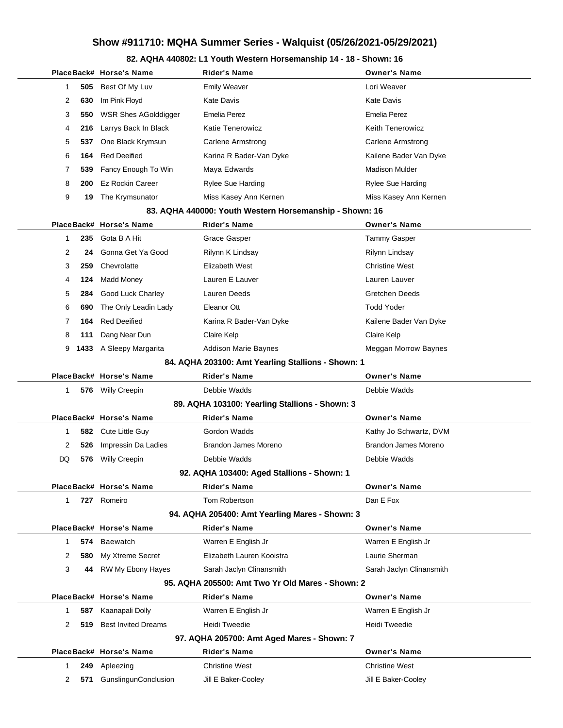# Show #911710: MQHA Summer Series - Walquist (05/26/2021-05/29/2021)

## 82. AQHA 440802: L1 Youth Western Horsemanship 14 - 18 - Shown: 16

| Place | Back# | Horse's Name | Rider's Name | Owner's Name |
|---|---|---|---|---|
| 1 | 505 | Best Of My Luv | Emily Weaver | Lori Weaver |
| 2 | 630 | Im Pink Floyd | Kate Davis | Kate Davis |
| 3 | 550 | WSR Shes AGolddigger | Emelia Perez | Emelia Perez |
| 4 | 216 | Larrys Back In Black | Katie Tenerowicz | Keith Tenerowicz |
| 5 | 537 | One Black Krymsun | Carlene Armstrong | Carlene Armstrong |
| 6 | 164 | Red Deeified | Karina R Bader-Van Dyke | Kailene Bader Van Dyke |
| 7 | 539 | Fancy Enough To Win | Maya Edwards | Madison Mulder |
| 8 | 200 | Ez Rockin Career | Rylee Sue Harding | Rylee Sue Harding |
| 9 | 19 | The Krymsunator | Miss Kasey Ann Kernen | Miss Kasey Ann Kernen |

## 83. AQHA 440000: Youth Western Horsemanship - Shown: 16

| Place | Back# | Horse's Name | Rider's Name | Owner's Name |
|---|---|---|---|---|
| 1 | 235 | Gota B A Hit | Grace Gasper | Tammy Gasper |
| 2 | 24 | Gonna Get Ya Good | Rilynn K Lindsay | Rilynn Lindsay |
| 3 | 259 | Chevrolatte | Elizabeth West | Christine West |
| 4 | 124 | Madd Money | Lauren E Lauver | Lauren Lauver |
| 5 | 284 | Good Luck Charley | Lauren Deeds | Gretchen Deeds |
| 6 | 690 | The Only Leadin Lady | Eleanor Ott | Todd Yoder |
| 7 | 164 | Red Deeified | Karina R Bader-Van Dyke | Kailene Bader Van Dyke |
| 8 | 111 | Dang Near Dun | Claire Kelp | Claire Kelp |
| 9 | 1433 | A Sleepy Margarita | Addison Marie Baynes | Meggan Morrow Baynes |

## 84. AQHA 203100: Amt Yearling Stallions - Shown: 1

| Place | Back# | Horse's Name | Rider's Name | Owner's Name |
|---|---|---|---|---|
| 1 | 576 | Willy Creepin | Debbie Wadds | Debbie Wadds |

## 89. AQHA 103100: Yearling Stallions - Shown: 3

| Place | Back# | Horse's Name | Rider's Name | Owner's Name |
|---|---|---|---|---|
| 1 | 582 | Cute Little Guy | Gordon Wadds | Kathy Jo Schwartz, DVM |
| 2 | 526 | Impressin Da Ladies | Brandon James Moreno | Brandon James Moreno |
| DQ | 576 | Willy Creepin | Debbie Wadds | Debbie Wadds |

## 92. AQHA 103400: Aged Stallions - Shown: 1

| Place | Back# | Horse's Name | Rider's Name | Owner's Name |
|---|---|---|---|---|
| 1 | 727 | Romeiro | Tom Robertson | Dan E Fox |

## 94. AQHA 205400: Amt Yearling Mares - Shown: 3

| Place | Back# | Horse's Name | Rider's Name | Owner's Name |
|---|---|---|---|---|
| 1 | 574 | Baewatch | Warren E English Jr | Warren E English Jr |
| 2 | 580 | My Xtreme Secret | Elizabeth Lauren Kooistra | Laurie Sherman |
| 3 | 44 | RW My Ebony Hayes | Sarah Jaclyn Clinansmith | Sarah Jaclyn Clinansmith |

## 95. AQHA 205500: Amt Two Yr Old Mares - Shown: 2

| Place | Back# | Horse's Name | Rider's Name | Owner's Name |
|---|---|---|---|---|
| 1 | 587 | Kaanapali Dolly | Warren E English Jr | Warren E English Jr |
| 2 | 519 | Best Invited Dreams | Heidi Tweedie | Heidi Tweedie |

## 97. AQHA 205700: Amt Aged Mares - Shown: 7

| Place | Back# | Horse's Name | Rider's Name | Owner's Name |
|---|---|---|---|---|
| 1 | 249 | Apleezing | Christine West | Christine West |
| 2 | 571 | GunslingunConclusion | Jill E Baker-Cooley | Jill E Baker-Cooley |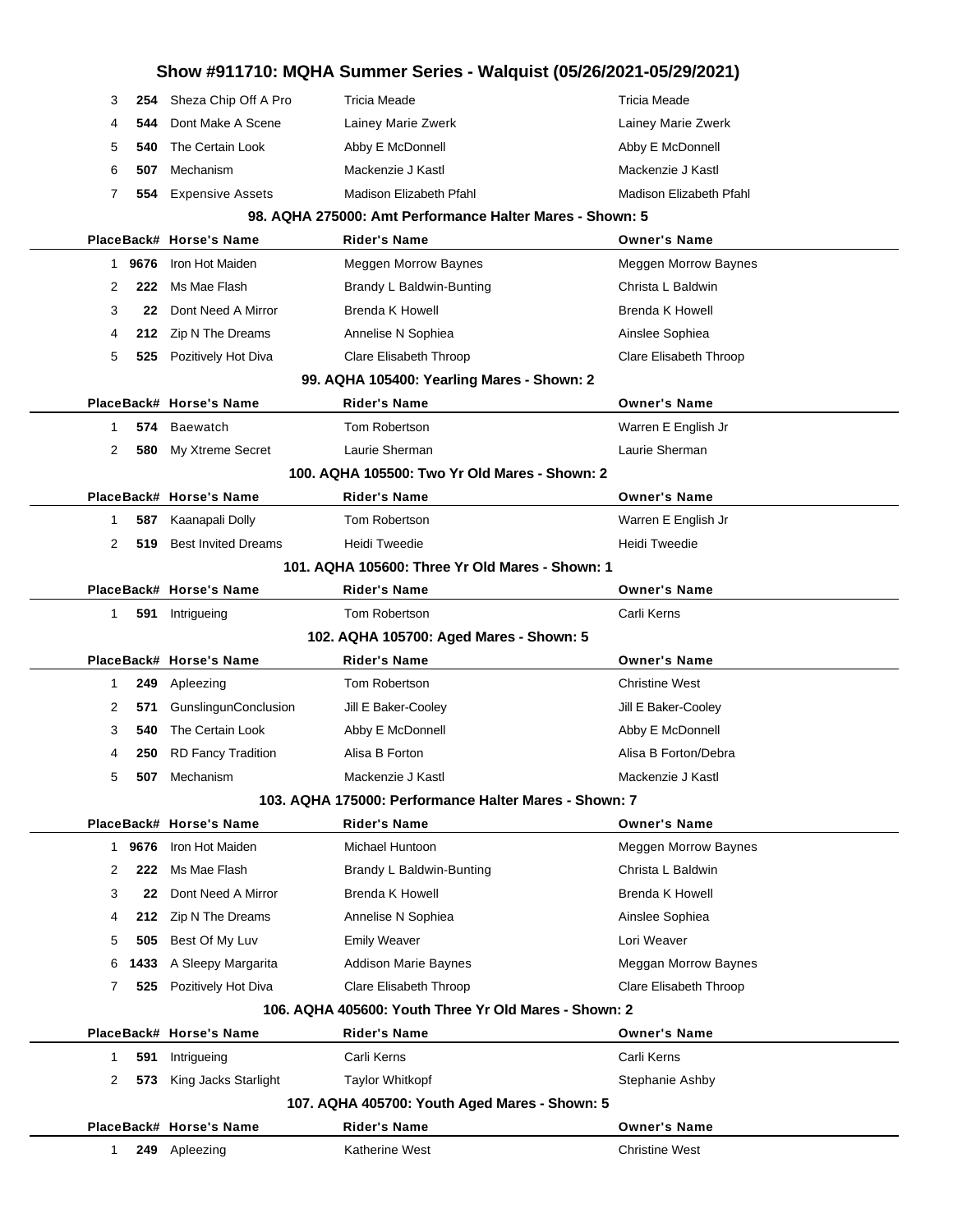# Show #911710: MQHA Summer Series - Walquist (05/26/2021-05/29/2021)

| Place | Back# | Horse's Name | Rider's Name | Owner's Name |
|---|---|---|---|---|
| 3 | 254 | Sheza Chip Off A Pro | Tricia Meade | Tricia Meade |
| 4 | 544 | Dont Make A Scene | Lainey Marie Zwerk | Lainey Marie Zwerk |
| 5 | 540 | The Certain Look | Abby E McDonnell | Abby E McDonnell |
| 6 | 507 | Mechanism | Mackenzie J Kastl | Mackenzie J Kastl |
| 7 | 554 | Expensive Assets | Madison Elizabeth Pfahl | Madison Elizabeth Pfahl |

### 98. AQHA 275000: Amt Performance Halter Mares - Shown: 5

| Place | Back# | Horse's Name | Rider's Name | Owner's Name |
|---|---|---|---|---|
| 1 | 9676 | Iron Hot Maiden | Meggen Morrow Baynes | Meggen Morrow Baynes |
| 2 | 222 | Ms Mae Flash | Brandy L Baldwin-Bunting | Christa L Baldwin |
| 3 | 22 | Dont Need A Mirror | Brenda K Howell | Brenda K Howell |
| 4 | 212 | Zip N The Dreams | Annelise N Sophiea | Ainslee Sophiea |
| 5 | 525 | Pozitively Hot Diva | Clare Elisabeth Throop | Clare Elisabeth Throop |

### 99. AQHA 105400: Yearling Mares - Shown: 2

| Place | Back# | Horse's Name | Rider's Name | Owner's Name |
|---|---|---|---|---|
| 1 | 574 | Baewatch | Tom Robertson | Warren E English Jr |
| 2 | 580 | My Xtreme Secret | Laurie Sherman | Laurie Sherman |

### 100. AQHA 105500: Two Yr Old Mares - Shown: 2

| Place | Back# | Horse's Name | Rider's Name | Owner's Name |
|---|---|---|---|---|
| 1 | 587 | Kaanapali Dolly | Tom Robertson | Warren E English Jr |
| 2 | 519 | Best Invited Dreams | Heidi Tweedie | Heidi Tweedie |

### 101. AQHA 105600: Three Yr Old Mares - Shown: 1

| Place | Back# | Horse's Name | Rider's Name | Owner's Name |
|---|---|---|---|---|
| 1 | 591 | Intrigueing | Tom Robertson | Carli Kerns |

### 102. AQHA 105700: Aged Mares - Shown: 5

| Place | Back# | Horse's Name | Rider's Name | Owner's Name |
|---|---|---|---|---|
| 1 | 249 | Apleezing | Tom Robertson | Christine West |
| 2 | 571 | GunslingunConclusion | Jill E Baker-Cooley | Jill E Baker-Cooley |
| 3 | 540 | The Certain Look | Abby E McDonnell | Abby E McDonnell |
| 4 | 250 | RD Fancy Tradition | Alisa B Forton | Alisa B Forton/Debra |
| 5 | 507 | Mechanism | Mackenzie J Kastl | Mackenzie J Kastl |

### 103. AQHA 175000: Performance Halter Mares - Shown: 7

| Place | Back# | Horse's Name | Rider's Name | Owner's Name |
|---|---|---|---|---|
| 1 | 9676 | Iron Hot Maiden | Michael Huntoon | Meggen Morrow Baynes |
| 2 | 222 | Ms Mae Flash | Brandy L Baldwin-Bunting | Christa L Baldwin |
| 3 | 22 | Dont Need A Mirror | Brenda K Howell | Brenda K Howell |
| 4 | 212 | Zip N The Dreams | Annelise N Sophiea | Ainslee Sophiea |
| 5 | 505 | Best Of My Luv | Emily Weaver | Lori Weaver |
| 6 | 1433 | A Sleepy Margarita | Addison Marie Baynes | Meggan Morrow Baynes |
| 7 | 525 | Pozitively Hot Diva | Clare Elisabeth Throop | Clare Elisabeth Throop |

### 106. AQHA 405600: Youth Three Yr Old Mares - Shown: 2

| Place | Back# | Horse's Name | Rider's Name | Owner's Name |
|---|---|---|---|---|
| 1 | 591 | Intrigueing | Carli Kerns | Carli Kerns |
| 2 | 573 | King Jacks Starlight | Taylor Whitkopf | Stephanie Ashby |

### 107. AQHA 405700: Youth Aged Mares - Shown: 5

| Place | Back# | Horse's Name | Rider's Name | Owner's Name |
|---|---|---|---|---|
| 1 | 249 | Apleezing | Katherine West | Christine West |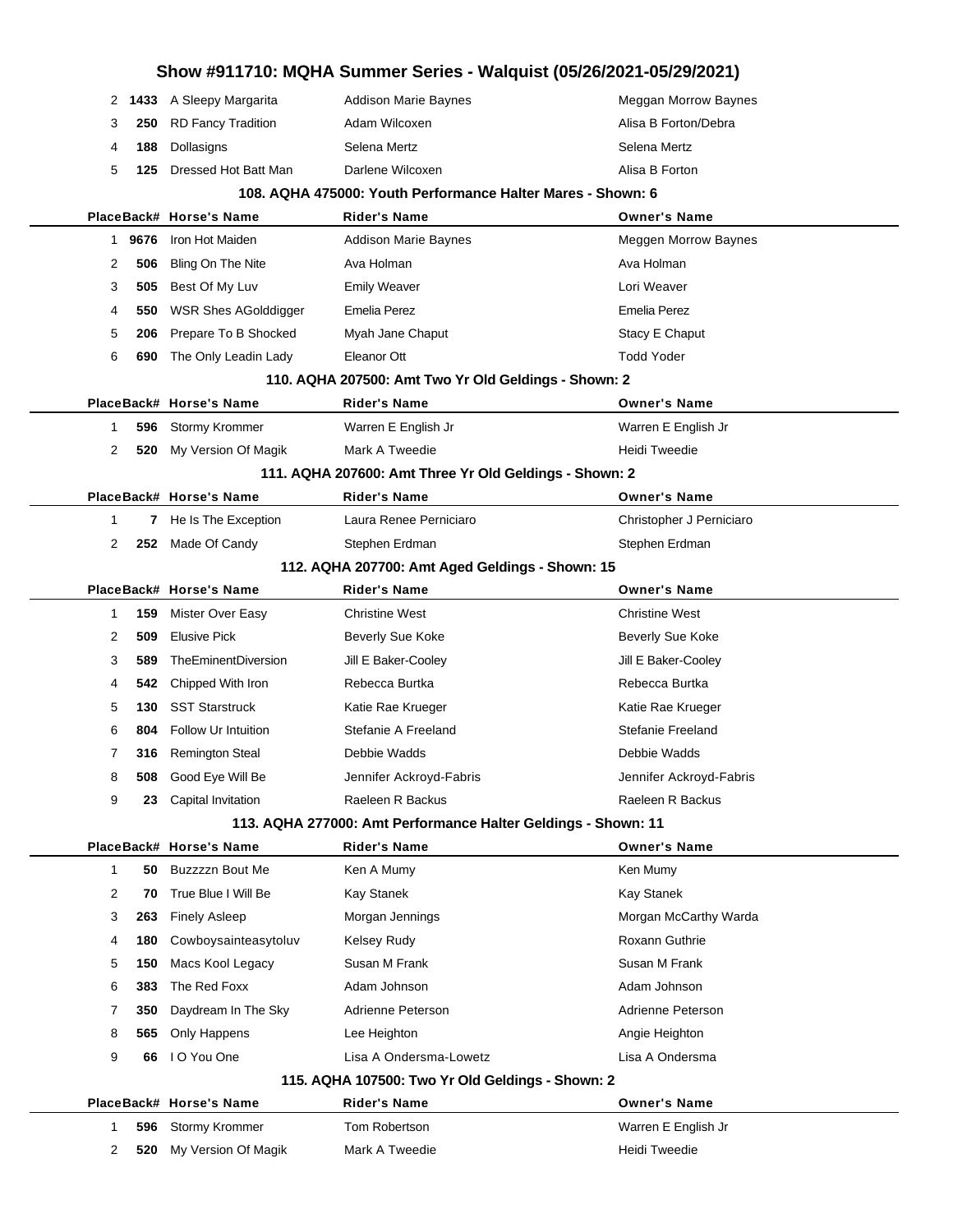| Place | Back# | Horse's Name | Rider's Name | Owner's Name |
|---|---|---|---|---|
| 2 | 1433 | A Sleepy Margarita | Addison Marie Baynes | Meggan Morrow Baynes |
| 3 | 250 | RD Fancy Tradition | Adam Wilcoxen | Alisa B Forton/Debra |
| 4 | 188 | Dollasigns | Selena Mertz | Selena Mertz |
| 5 | 125 | Dressed Hot Batt Man | Darlene Wilcoxen | Alisa B Forton |

### 108. AQHA 475000: Youth Performance Halter Mares - Shown: 6

| Place | Back# | Horse's Name | Rider's Name | Owner's Name |
|---|---|---|---|---|
| 1 | 9676 | Iron Hot Maiden | Addison Marie Baynes | Meggen Morrow Baynes |
| 2 | 506 | Bling On The Nite | Ava Holman | Ava Holman |
| 3 | 505 | Best Of My Luv | Emily Weaver | Lori Weaver |
| 4 | 550 | WSR Shes AGolddigger | Emelia Perez | Emelia Perez |
| 5 | 206 | Prepare To B Shocked | Myah Jane Chaput | Stacy E Chaput |
| 6 | 690 | The Only Leadin Lady | Eleanor Ott | Todd Yoder |

### 110. AQHA 207500: Amt Two Yr Old Geldings - Shown: 2

| Place | Back# | Horse's Name | Rider's Name | Owner's Name |
|---|---|---|---|---|
| 1 | 596 | Stormy Krommer | Warren E English Jr | Warren E English Jr |
| 2 | 520 | My Version Of Magik | Mark A Tweedie | Heidi Tweedie |

### 111. AQHA 207600: Amt Three Yr Old Geldings - Shown: 2

| Place | Back# | Horse's Name | Rider's Name | Owner's Name |
|---|---|---|---|---|
| 1 | 7 | He Is The Exception | Laura Renee Perniciaro | Christopher J Perniciaro |
| 2 | 252 | Made Of Candy | Stephen Erdman | Stephen Erdman |

### 112. AQHA 207700: Amt Aged Geldings - Shown: 15

| Place | Back# | Horse's Name | Rider's Name | Owner's Name |
|---|---|---|---|---|
| 1 | 159 | Mister Over Easy | Christine West | Christine West |
| 2 | 509 | Elusive Pick | Beverly Sue Koke | Beverly Sue Koke |
| 3 | 589 | TheEminentDiversion | Jill E Baker-Cooley | Jill E Baker-Cooley |
| 4 | 542 | Chipped With Iron | Rebecca Burtka | Rebecca Burtka |
| 5 | 130 | SST Starstruck | Katie Rae Krueger | Katie Rae Krueger |
| 6 | 804 | Follow Ur Intuition | Stefanie A Freeland | Stefanie Freeland |
| 7 | 316 | Remington Steal | Debbie Wadds | Debbie Wadds |
| 8 | 508 | Good Eye Will Be | Jennifer Ackroyd-Fabris | Jennifer Ackroyd-Fabris |
| 9 | 23 | Capital Invitation | Raeleen R Backus | Raeleen R Backus |

### 113. AQHA 277000: Amt Performance Halter Geldings - Shown: 11

| Place | Back# | Horse's Name | Rider's Name | Owner's Name |
|---|---|---|---|---|
| 1 | 50 | Buzzzzn Bout Me | Ken A Mumy | Ken Mumy |
| 2 | 70 | True Blue I Will Be | Kay Stanek | Kay Stanek |
| 3 | 263 | Finely Asleep | Morgan Jennings | Morgan McCarthy Warda |
| 4 | 180 | Cowboysainteasytoluv | Kelsey Rudy | Roxann Guthrie |
| 5 | 150 | Macs Kool Legacy | Susan M Frank | Susan M Frank |
| 6 | 383 | The Red Foxx | Adam Johnson | Adam Johnson |
| 7 | 350 | Daydream In The Sky | Adrienne Peterson | Adrienne Peterson |
| 8 | 565 | Only Happens | Lee Heighton | Angie Heighton |
| 9 | 66 | I O You One | Lisa A Ondersma-Lowetz | Lisa A Ondersma |

### 115. AQHA 107500: Two Yr Old Geldings - Shown: 2

| Place | Back# | Horse's Name | Rider's Name | Owner's Name |
|---|---|---|---|---|
| 1 | 596 | Stormy Krommer | Tom Robertson | Warren E English Jr |
| 2 | 520 | My Version Of Magik | Mark A Tweedie | Heidi Tweedie |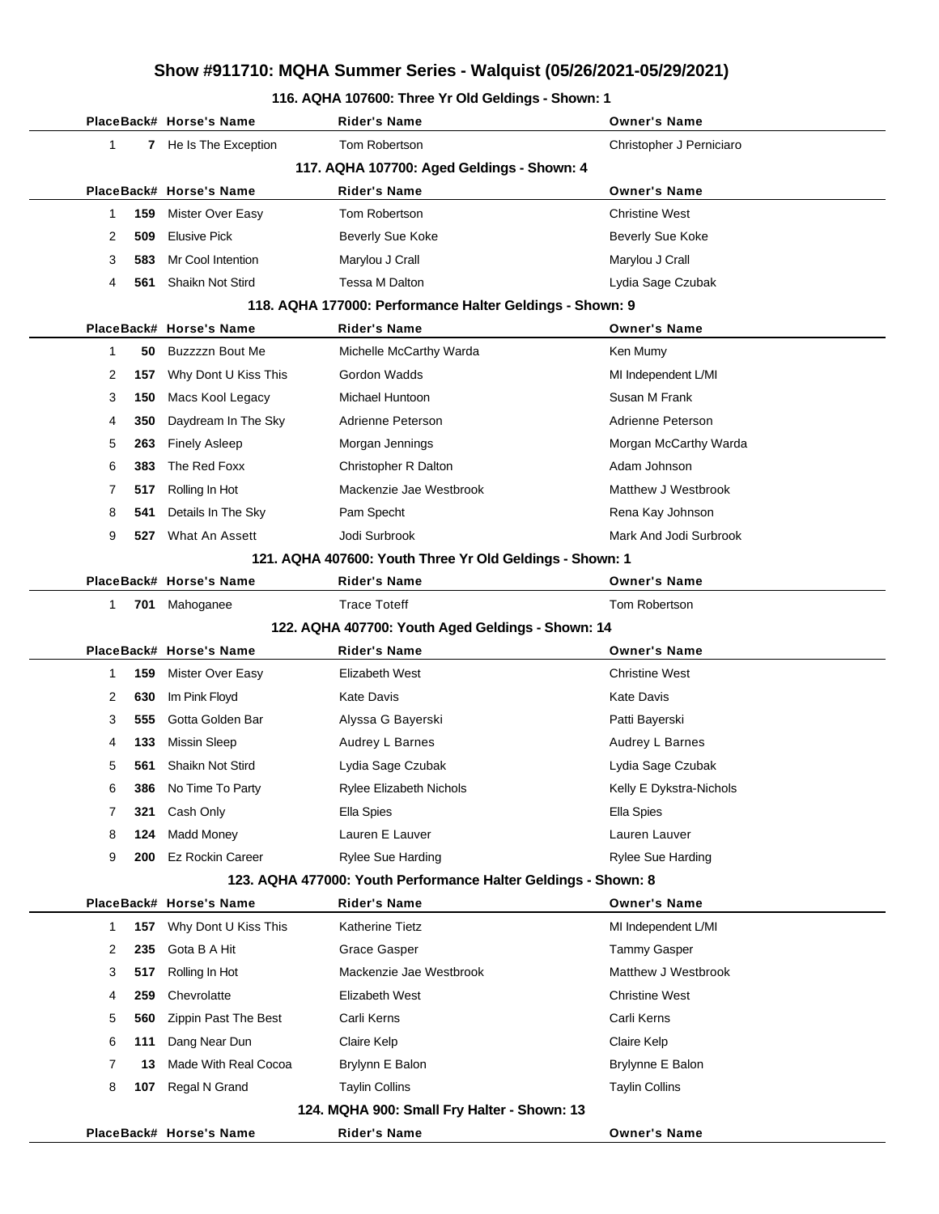# Show #911710: MQHA Summer Series - Walquist (05/26/2021-05/29/2021)

## 116. AQHA 107600: Three Yr Old Geldings - Shown: 1

| Place | Back# | Horse's Name | Rider's Name | Owner's Name |
|---|---|---|---|---|
| 1 | 7 | He Is The Exception | Tom Robertson | Christopher J Perniciaro |

## 117. AQHA 107700: Aged Geldings - Shown: 4

| Place | Back# | Horse's Name | Rider's Name | Owner's Name |
|---|---|---|---|---|
| 1 | 159 | Mister Over Easy | Tom Robertson | Christine West |
| 2 | 509 | Elusive Pick | Beverly Sue Koke | Beverly Sue Koke |
| 3 | 583 | Mr Cool Intention | Marylou J Crall | Marylou J Crall |
| 4 | 561 | Shaikn Not Stird | Tessa M Dalton | Lydia Sage Czubak |

## 118. AQHA 177000: Performance Halter Geldings - Shown: 9

| Place | Back# | Horse's Name | Rider's Name | Owner's Name |
|---|---|---|---|---|
| 1 | 50 | Buzzzzn Bout Me | Michelle McCarthy Warda | Ken Mumy |
| 2 | 157 | Why Dont U Kiss This | Gordon Wadds | MI Independent L/MI |
| 3 | 150 | Macs Kool Legacy | Michael Huntoon | Susan M Frank |
| 4 | 350 | Daydream In The Sky | Adrienne Peterson | Adrienne Peterson |
| 5 | 263 | Finely Asleep | Morgan Jennings | Morgan McCarthy Warda |
| 6 | 383 | The Red Foxx | Christopher R Dalton | Adam Johnson |
| 7 | 517 | Rolling In Hot | Mackenzie Jae Westbrook | Matthew J Westbrook |
| 8 | 541 | Details In The Sky | Pam Specht | Rena Kay Johnson |
| 9 | 527 | What An Assett | Jodi Surbrook | Mark And Jodi Surbrook |

## 121. AQHA 407600: Youth Three Yr Old Geldings - Shown: 1

| Place | Back# | Horse's Name | Rider's Name | Owner's Name |
|---|---|---|---|---|
| 1 | 701 | Mahoganee | Trace Toteff | Tom Robertson |

## 122. AQHA 407700: Youth Aged Geldings - Shown: 14

| Place | Back# | Horse's Name | Rider's Name | Owner's Name |
|---|---|---|---|---|
| 1 | 159 | Mister Over Easy | Elizabeth West | Christine West |
| 2 | 630 | Im Pink Floyd | Kate Davis | Kate Davis |
| 3 | 555 | Gotta Golden Bar | Alyssa G Bayerski | Patti Bayerski |
| 4 | 133 | Missin Sleep | Audrey L Barnes | Audrey L Barnes |
| 5 | 561 | Shaikn Not Stird | Lydia Sage Czubak | Lydia Sage Czubak |
| 6 | 386 | No Time To Party | Rylee Elizabeth Nichols | Kelly E Dykstra-Nichols |
| 7 | 321 | Cash Only | Ella Spies | Ella Spies |
| 8 | 124 | Madd Money | Lauren E Lauver | Lauren Lauver |
| 9 | 200 | Ez Rockin Career | Rylee Sue Harding | Rylee Sue Harding |

## 123. AQHA 477000: Youth Performance Halter Geldings - Shown: 8

| Place | Back# | Horse's Name | Rider's Name | Owner's Name |
|---|---|---|---|---|
| 1 | 157 | Why Dont U Kiss This | Katherine Tietz | MI Independent L/MI |
| 2 | 235 | Gota B A Hit | Grace Gasper | Tammy Gasper |
| 3 | 517 | Rolling In Hot | Mackenzie Jae Westbrook | Matthew J Westbrook |
| 4 | 259 | Chevrolatte | Elizabeth West | Christine West |
| 5 | 560 | Zippin Past The Best | Carli Kerns | Carli Kerns |
| 6 | 111 | Dang Near Dun | Claire Kelp | Claire Kelp |
| 7 | 13 | Made With Real Cocoa | Brylynn E Balon | Brylynne E Balon |
| 8 | 107 | Regal N Grand | Taylin Collins | Taylin Collins |

## 124. MQHA 900: Small Fry Halter - Shown: 13

| Place | Back# | Horse's Name | Rider's Name | Owner's Name |
|---|---|---|---|---|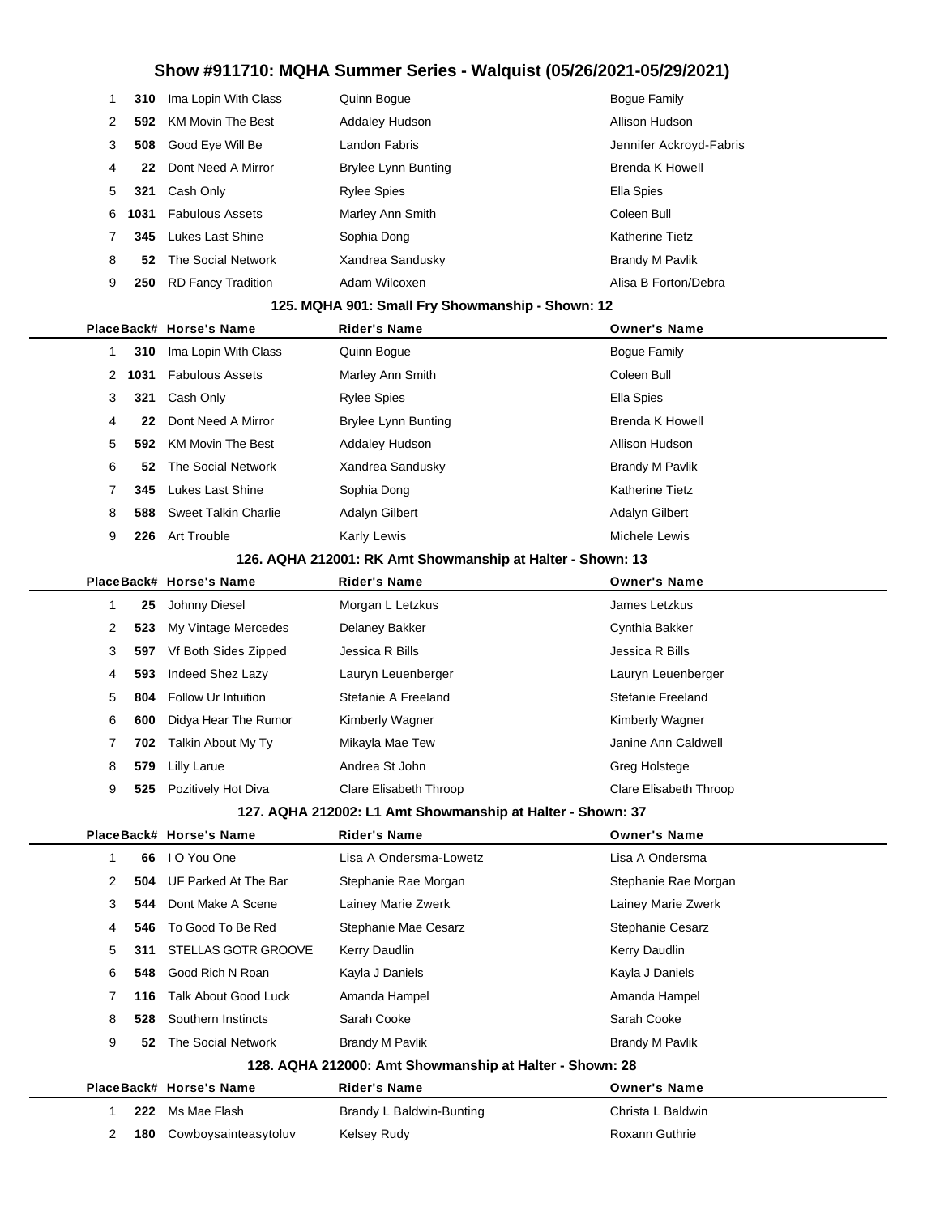# Show #911710: MQHA Summer Series - Walquist (05/26/2021-05/29/2021)

| Place | Back# | Horse's Name | Rider's Name | Owner's Name |
|---|---|---|---|---|
| 1 | 310 | Ima Lopin With Class | Quinn Bogue | Bogue Family |
| 2 | 592 | KM Movin The Best | Addaley Hudson | Allison Hudson |
| 3 | 508 | Good Eye Will Be | Landon Fabris | Jennifer Ackroyd-Fabris |
| 4 | 22 | Dont Need A Mirror | Brylee Lynn Bunting | Brenda K Howell |
| 5 | 321 | Cash Only | Rylee Spies | Ella Spies |
| 6 | 1031 | Fabulous Assets | Marley Ann Smith | Coleen Bull |
| 7 | 345 | Lukes Last Shine | Sophia Dong | Katherine Tietz |
| 8 | 52 | The Social Network | Xandrea Sandusky | Brandy M Pavlik |
| 9 | 250 | RD Fancy Tradition | Adam Wilcoxen | Alisa B Forton/Debra |

### 125. MQHA 901: Small Fry Showmanship - Shown: 12

| Place | Back# | Horse's Name | Rider's Name | Owner's Name |
|---|---|---|---|---|
| 1 | 310 | Ima Lopin With Class | Quinn Bogue | Bogue Family |
| 2 | 1031 | Fabulous Assets | Marley Ann Smith | Coleen Bull |
| 3 | 321 | Cash Only | Rylee Spies | Ella Spies |
| 4 | 22 | Dont Need A Mirror | Brylee Lynn Bunting | Brenda K Howell |
| 5 | 592 | KM Movin The Best | Addaley Hudson | Allison Hudson |
| 6 | 52 | The Social Network | Xandrea Sandusky | Brandy M Pavlik |
| 7 | 345 | Lukes Last Shine | Sophia Dong | Katherine Tietz |
| 8 | 588 | Sweet Talkin Charlie | Adalyn Gilbert | Adalyn Gilbert |
| 9 | 226 | Art Trouble | Karly Lewis | Michele Lewis |

### 126. AQHA 212001: RK Amt Showmanship at Halter - Shown: 13

| Place | Back# | Horse's Name | Rider's Name | Owner's Name |
|---|---|---|---|---|
| 1 | 25 | Johnny Diesel | Morgan L Letzkus | James Letzkus |
| 2 | 523 | My Vintage Mercedes | Delaney Bakker | Cynthia Bakker |
| 3 | 597 | Vf Both Sides Zipped | Jessica R Bills | Jessica R Bills |
| 4 | 593 | Indeed Shez Lazy | Lauryn Leuenberger | Lauryn Leuenberger |
| 5 | 804 | Follow Ur Intuition | Stefanie A Freeland | Stefanie Freeland |
| 6 | 600 | Didya Hear The Rumor | Kimberly Wagner | Kimberly Wagner |
| 7 | 702 | Talkin About My Ty | Mikayla Mae Tew | Janine Ann Caldwell |
| 8 | 579 | Lilly Larue | Andrea St John | Greg Holstege |
| 9 | 525 | Pozitively Hot Diva | Clare Elisabeth Throop | Clare Elisabeth Throop |

### 127. AQHA 212002: L1 Amt Showmanship at Halter - Shown: 37

| Place | Back# | Horse's Name | Rider's Name | Owner's Name |
|---|---|---|---|---|
| 1 | 66 | I O You One | Lisa A Ondersma-Lowetz | Lisa A Ondersma |
| 2 | 504 | UF Parked At The Bar | Stephanie Rae Morgan | Stephanie Rae Morgan |
| 3 | 544 | Dont Make A Scene | Lainey Marie Zwerk | Lainey Marie Zwerk |
| 4 | 546 | To Good To Be Red | Stephanie Mae Cesarz | Stephanie Cesarz |
| 5 | 311 | STELLAS GOTR GROOVE | Kerry Daudlin | Kerry Daudlin |
| 6 | 548 | Good Rich N Roan | Kayla J Daniels | Kayla J Daniels |
| 7 | 116 | Talk About Good Luck | Amanda Hampel | Amanda Hampel |
| 8 | 528 | Southern Instincts | Sarah Cooke | Sarah Cooke |
| 9 | 52 | The Social Network | Brandy M Pavlik | Brandy M Pavlik |

### 128. AQHA 212000: Amt Showmanship at Halter - Shown: 28

| Place | Back# | Horse's Name | Rider's Name | Owner's Name |
|---|---|---|---|---|
| 1 | 222 | Ms Mae Flash | Brandy L Baldwin-Bunting | Christa L Baldwin |
| 2 | 180 | Cowboysainteasytoluv | Kelsey Rudy | Roxann Guthrie |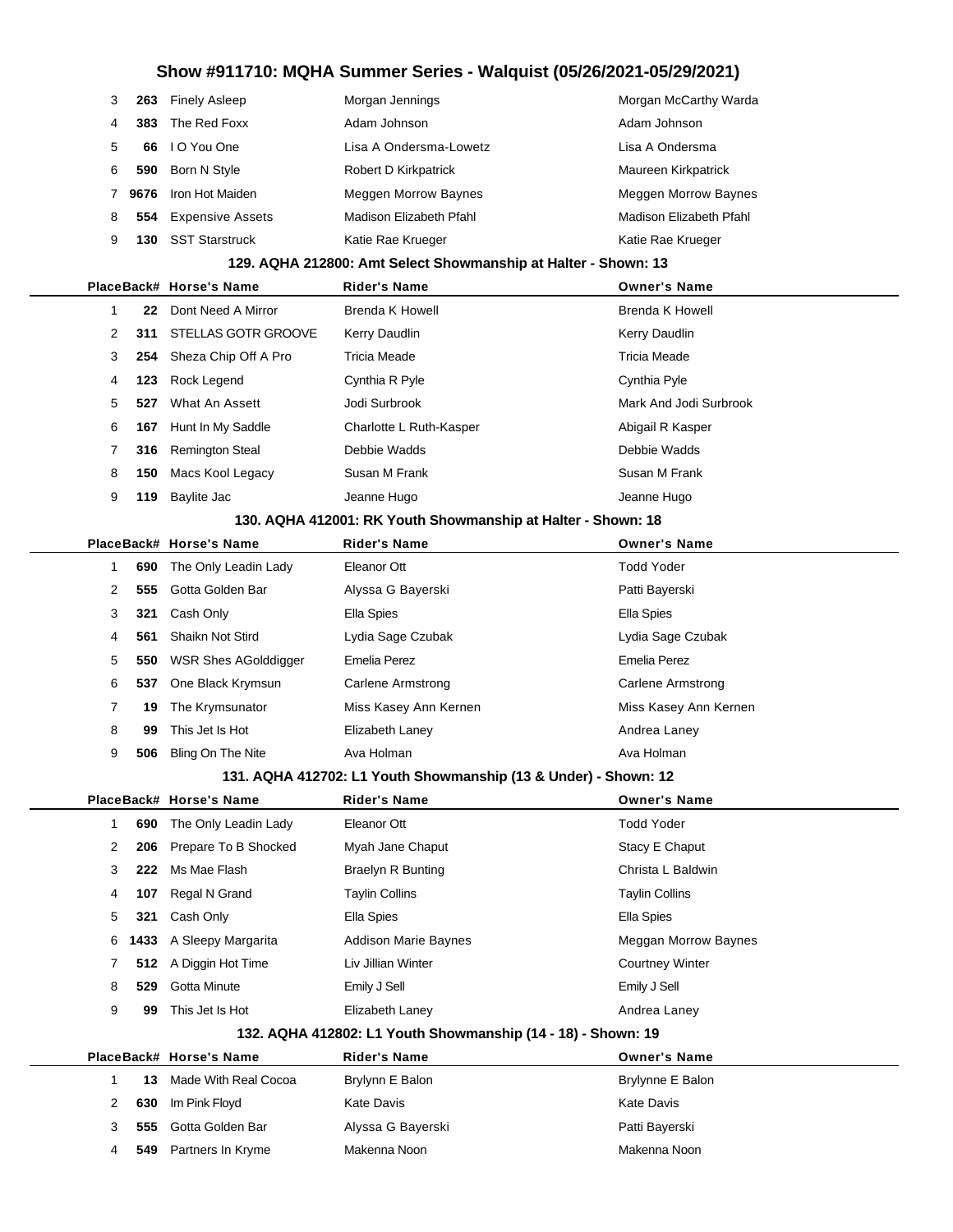| Place | Back# | Horse's Name | Rider's Name | Owner's Name |
|---|---|---|---|---|
| 3 | 263 | Finely Asleep | Morgan Jennings | Morgan McCarthy Warda |
| 4 | 383 | The Red Foxx | Adam Johnson | Adam Johnson |
| 5 | 66 | I O You One | Lisa A Ondersma-Lowetz | Lisa A Ondersma |
| 6 | 590 | Born N Style | Robert D Kirkpatrick | Maureen Kirkpatrick |
| 7 | 9676 | Iron Hot Maiden | Meggen Morrow Baynes | Meggen Morrow Baynes |
| 8 | 554 | Expensive Assets | Madison Elizabeth Pfahl | Madison Elizabeth Pfahl |
| 9 | 130 | SST Starstruck | Katie Rae Krueger | Katie Rae Krueger |

### 129. AQHA 212800: Amt Select Showmanship at Halter - Shown: 13

| Place | Back# | Horse's Name | Rider's Name | Owner's Name |
|---|---|---|---|---|
| 1 | 22 | Dont Need A Mirror | Brenda K Howell | Brenda K Howell |
| 2 | 311 | STELLAS GOTR GROOVE | Kerry Daudlin | Kerry Daudlin |
| 3 | 254 | Sheza Chip Off A Pro | Tricia Meade | Tricia Meade |
| 4 | 123 | Rock Legend | Cynthia R Pyle | Cynthia Pyle |
| 5 | 527 | What An Assett | Jodi Surbrook | Mark And Jodi Surbrook |
| 6 | 167 | Hunt In My Saddle | Charlotte L Ruth-Kasper | Abigail R Kasper |
| 7 | 316 | Remington Steal | Debbie Wadds | Debbie Wadds |
| 8 | 150 | Macs Kool Legacy | Susan M Frank | Susan M Frank |
| 9 | 119 | Baylite Jac | Jeanne Hugo | Jeanne Hugo |

### 130. AQHA 412001: RK Youth Showmanship at Halter - Shown: 18

| Place | Back# | Horse's Name | Rider's Name | Owner's Name |
|---|---|---|---|---|
| 1 | 690 | The Only Leadin Lady | Eleanor Ott | Todd Yoder |
| 2 | 555 | Gotta Golden Bar | Alyssa G Bayerski | Patti Bayerski |
| 3 | 321 | Cash Only | Ella Spies | Ella Spies |
| 4 | 561 | Shaikn Not Stird | Lydia Sage Czubak | Lydia Sage Czubak |
| 5 | 550 | WSR Shes AGolddigger | Emelia Perez | Emelia Perez |
| 6 | 537 | One Black Krymsun | Carlene Armstrong | Carlene Armstrong |
| 7 | 19 | The Krymsunator | Miss Kasey Ann Kernen | Miss Kasey Ann Kernen |
| 8 | 99 | This Jet Is Hot | Elizabeth Laney | Andrea Laney |
| 9 | 506 | Bling On The Nite | Ava Holman | Ava Holman |

### 131. AQHA 412702: L1 Youth Showmanship (13 & Under) - Shown: 12

| Place | Back# | Horse's Name | Rider's Name | Owner's Name |
|---|---|---|---|---|
| 1 | 690 | The Only Leadin Lady | Eleanor Ott | Todd Yoder |
| 2 | 206 | Prepare To B Shocked | Myah Jane Chaput | Stacy E Chaput |
| 3 | 222 | Ms Mae Flash | Braelyn R Bunting | Christa L Baldwin |
| 4 | 107 | Regal N Grand | Taylin Collins | Taylin Collins |
| 5 | 321 | Cash Only | Ella Spies | Ella Spies |
| 6 | 1433 | A Sleepy Margarita | Addison Marie Baynes | Meggan Morrow Baynes |
| 7 | 512 | A Diggin Hot Time | Liv Jillian Winter | Courtney Winter |
| 8 | 529 | Gotta Minute | Emily J Sell | Emily J Sell |
| 9 | 99 | This Jet Is Hot | Elizabeth Laney | Andrea Laney |

### 132. AQHA 412802: L1 Youth Showmanship (14 - 18) - Shown: 19

| Place | Back# | Horse's Name | Rider's Name | Owner's Name |
|---|---|---|---|---|
| 1 | 13 | Made With Real Cocoa | Brylynn E Balon | Brylynne E Balon |
| 2 | 630 | Im Pink Floyd | Kate Davis | Kate Davis |
| 3 | 555 | Gotta Golden Bar | Alyssa G Bayerski | Patti Bayerski |
| 4 | 549 | Partners In Kryme | Makenna Noon | Makenna Noon |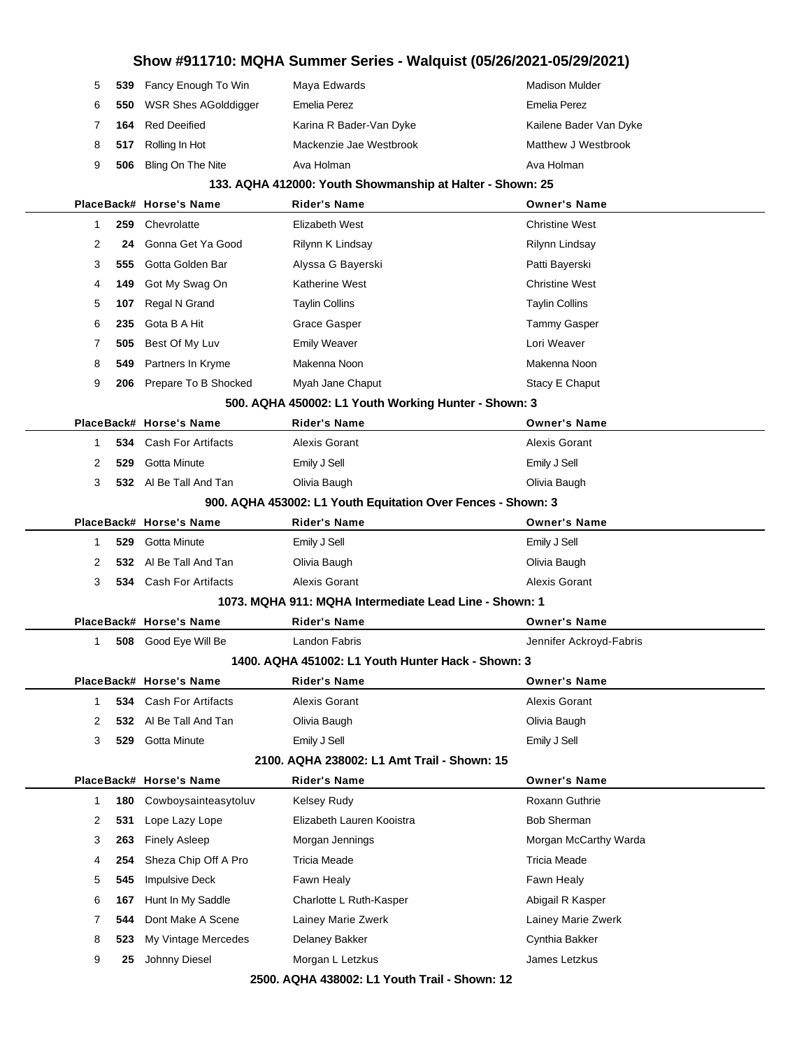# Show #911710: MQHA Summer Series - Walquist (05/26/2021-05/29/2021)

| Place | Back# | Horse's Name | Rider's Name | Owner's Name |
|---|---|---|---|---|
| 5 | 539 | Fancy Enough To Win | Maya Edwards | Madison Mulder |
| 6 | 550 | WSR Shes AGolddigger | Emelia Perez | Emelia Perez |
| 7 | 164 | Red Deeified | Karina R Bader-Van Dyke | Kailene Bader Van Dyke |
| 8 | 517 | Rolling In Hot | Mackenzie Jae Westbrook | Matthew J Westbrook |
| 9 | 506 | Bling On The Nite | Ava Holman | Ava Holman |

### 133. AQHA 412000: Youth Showmanship at Halter - Shown: 25

| Place | Back# | Horse's Name | Rider's Name | Owner's Name |
|---|---|---|---|---|
| 1 | 259 | Chevrolatte | Elizabeth West | Christine West |
| 2 | 24 | Gonna Get Ya Good | Rilynn K Lindsay | Rilynn Lindsay |
| 3 | 555 | Gotta Golden Bar | Alyssa G Bayerski | Patti Bayerski |
| 4 | 149 | Got My Swag On | Katherine West | Christine West |
| 5 | 107 | Regal N Grand | Taylin Collins | Taylin Collins |
| 6 | 235 | Gota B A Hit | Grace Gasper | Tammy Gasper |
| 7 | 505 | Best Of My Luv | Emily Weaver | Lori Weaver |
| 8 | 549 | Partners In Kryme | Makenna Noon | Makenna Noon |
| 9 | 206 | Prepare To B Shocked | Myah Jane Chaput | Stacy E Chaput |

### 500. AQHA 450002: L1 Youth Working Hunter - Shown: 3

| Place | Back# | Horse's Name | Rider's Name | Owner's Name |
|---|---|---|---|---|
| 1 | 534 | Cash For Artifacts | Alexis Gorant | Alexis Gorant |
| 2 | 529 | Gotta Minute | Emily J Sell | Emily J Sell |
| 3 | 532 | Al Be Tall And Tan | Olivia Baugh | Olivia Baugh |

### 900. AQHA 453002: L1 Youth Equitation Over Fences - Shown: 3

| Place | Back# | Horse's Name | Rider's Name | Owner's Name |
|---|---|---|---|---|
| 1 | 529 | Gotta Minute | Emily J Sell | Emily J Sell |
| 2 | 532 | Al Be Tall And Tan | Olivia Baugh | Olivia Baugh |
| 3 | 534 | Cash For Artifacts | Alexis Gorant | Alexis Gorant |

### 1073. MQHA 911: MQHA Intermediate Lead Line - Shown: 1

| Place | Back# | Horse's Name | Rider's Name | Owner's Name |
|---|---|---|---|---|
| 1 | 508 | Good Eye Will Be | Landon Fabris | Jennifer Ackroyd-Fabris |

### 1400. AQHA 451002: L1 Youth Hunter Hack - Shown: 3

| Place | Back# | Horse's Name | Rider's Name | Owner's Name |
|---|---|---|---|---|
| 1 | 534 | Cash For Artifacts | Alexis Gorant | Alexis Gorant |
| 2 | 532 | Al Be Tall And Tan | Olivia Baugh | Olivia Baugh |
| 3 | 529 | Gotta Minute | Emily J Sell | Emily J Sell |

### 2100. AQHA 238002: L1 Amt Trail - Shown: 15

| Place | Back# | Horse's Name | Rider's Name | Owner's Name |
|---|---|---|---|---|
| 1 | 180 | Cowboysainteasytoluv | Kelsey Rudy | Roxann Guthrie |
| 2 | 531 | Lope Lazy Lope | Elizabeth Lauren Kooistra | Bob Sherman |
| 3 | 263 | Finely Asleep | Morgan Jennings | Morgan McCarthy Warda |
| 4 | 254 | Sheza Chip Off A Pro | Tricia Meade | Tricia Meade |
| 5 | 545 | Impulsive Deck | Fawn Healy | Fawn Healy |
| 6 | 167 | Hunt In My Saddle | Charlotte L Ruth-Kasper | Abigail R Kasper |
| 7 | 544 | Dont Make A Scene | Lainey Marie Zwerk | Lainey Marie Zwerk |
| 8 | 523 | My Vintage Mercedes | Delaney Bakker | Cynthia Bakker |
| 9 | 25 | Johnny Diesel | Morgan L Letzkus | James Letzkus |

### 2500. AQHA 438002: L1 Youth Trail - Shown: 12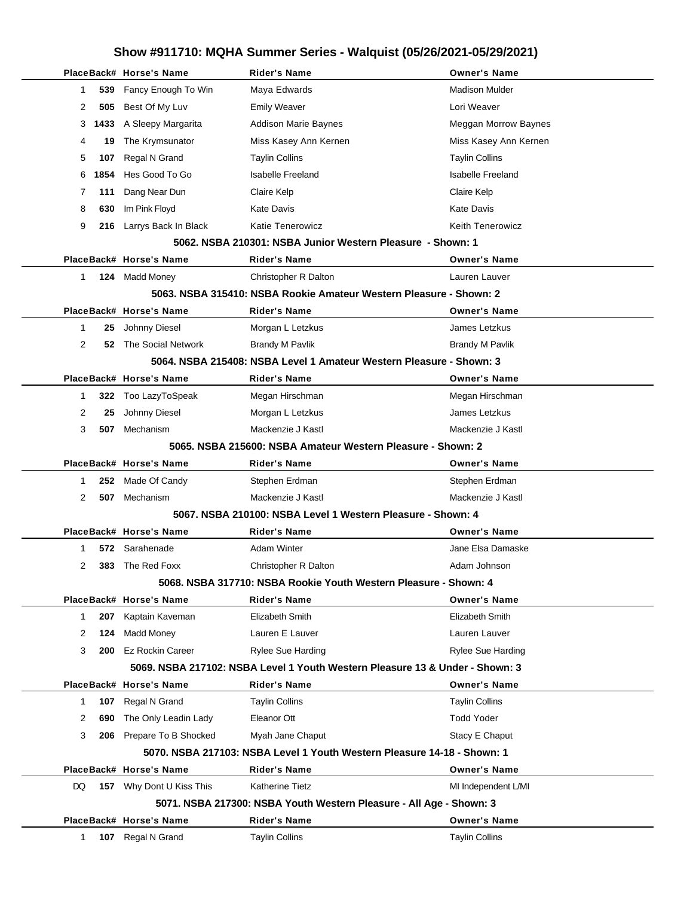# Show #911710: MQHA Summer Series - Walquist (05/26/2021-05/29/2021)

| Place | Back# | Horse's Name | Rider's Name | Owner's Name |
|---|---|---|---|---|
| 1 | 539 | Fancy Enough To Win | Maya Edwards | Madison Mulder |
| 2 | 505 | Best Of My Luv | Emily Weaver | Lori Weaver |
| 3 | 1433 | A Sleepy Margarita | Addison Marie Baynes | Meggan Morrow Baynes |
| 4 | 19 | The Krymsunator | Miss Kasey Ann Kernen | Miss Kasey Ann Kernen |
| 5 | 107 | Regal N Grand | Taylin Collins | Taylin Collins |
| 6 | 1854 | Hes Good To Go | Isabelle Freeland | Isabelle Freeland |
| 7 | 111 | Dang Near Dun | Claire Kelp | Claire Kelp |
| 8 | 630 | Im Pink Floyd | Kate Davis | Kate Davis |
| 9 | 216 | Larrys Back In Black | Katie Tenerowicz | Keith Tenerowicz |

### 5062. NSBA 210301: NSBA Junior Western Pleasure - Shown: 1

| Place | Back# | Horse's Name | Rider's Name | Owner's Name |
|---|---|---|---|---|
| 1 | 124 | Madd Money | Christopher R Dalton | Lauren Lauver |

### 5063. NSBA 315410: NSBA Rookie Amateur Western Pleasure - Shown: 2

| Place | Back# | Horse's Name | Rider's Name | Owner's Name |
|---|---|---|---|---|
| 1 | 25 | Johnny Diesel | Morgan L Letzkus | James Letzkus |
| 2 | 52 | The Social Network | Brandy M Pavlik | Brandy M Pavlik |

### 5064. NSBA 215408: NSBA Level 1 Amateur Western Pleasure - Shown: 3

| Place | Back# | Horse's Name | Rider's Name | Owner's Name |
|---|---|---|---|---|
| 1 | 322 | Too LazyToSpeak | Megan Hirschman | Megan Hirschman |
| 2 | 25 | Johnny Diesel | Morgan L Letzkus | James Letzkus |
| 3 | 507 | Mechanism | Mackenzie J Kastl | Mackenzie J Kastl |

### 5065. NSBA 215600: NSBA Amateur Western Pleasure - Shown: 2

| Place | Back# | Horse's Name | Rider's Name | Owner's Name |
|---|---|---|---|---|
| 1 | 252 | Made Of Candy | Stephen Erdman | Stephen Erdman |
| 2 | 507 | Mechanism | Mackenzie J Kastl | Mackenzie J Kastl |

### 5067. NSBA 210100: NSBA Level 1 Western Pleasure - Shown: 4

| Place | Back# | Horse's Name | Rider's Name | Owner's Name |
|---|---|---|---|---|
| 1 | 572 | Sarahenade | Adam Winter | Jane Elsa Damaske |
| 2 | 383 | The Red Foxx | Christopher R Dalton | Adam Johnson |

### 5068. NSBA 317710: NSBA Rookie Youth Western Pleasure - Shown: 4

| Place | Back# | Horse's Name | Rider's Name | Owner's Name |
|---|---|---|---|---|
| 1 | 207 | Kaptain Kaveman | Elizabeth Smith | Elizabeth Smith |
| 2 | 124 | Madd Money | Lauren E Lauver | Lauren Lauver |
| 3 | 200 | Ez Rockin Career | Rylee Sue Harding | Rylee Sue Harding |

### 5069. NSBA 217102: NSBA Level 1 Youth Western Pleasure 13 & Under - Shown: 3

| Place | Back# | Horse's Name | Rider's Name | Owner's Name |
|---|---|---|---|---|
| 1 | 107 | Regal N Grand | Taylin Collins | Taylin Collins |
| 2 | 690 | The Only Leadin Lady | Eleanor Ott | Todd Yoder |
| 3 | 206 | Prepare To B Shocked | Myah Jane Chaput | Stacy E Chaput |

### 5070. NSBA 217103: NSBA Level 1 Youth Western Pleasure 14-18 - Shown: 1

| Place | Back# | Horse's Name | Rider's Name | Owner's Name |
|---|---|---|---|---|
| DQ | 157 | Why Dont U Kiss This | Katherine Tietz | MI Independent L/MI |

### 5071. NSBA 217300: NSBA Youth Western Pleasure - All Age - Shown: 3

| Place | Back# | Horse's Name | Rider's Name | Owner's Name |
|---|---|---|---|---|
| 1 | 107 | Regal N Grand | Taylin Collins | Taylin Collins |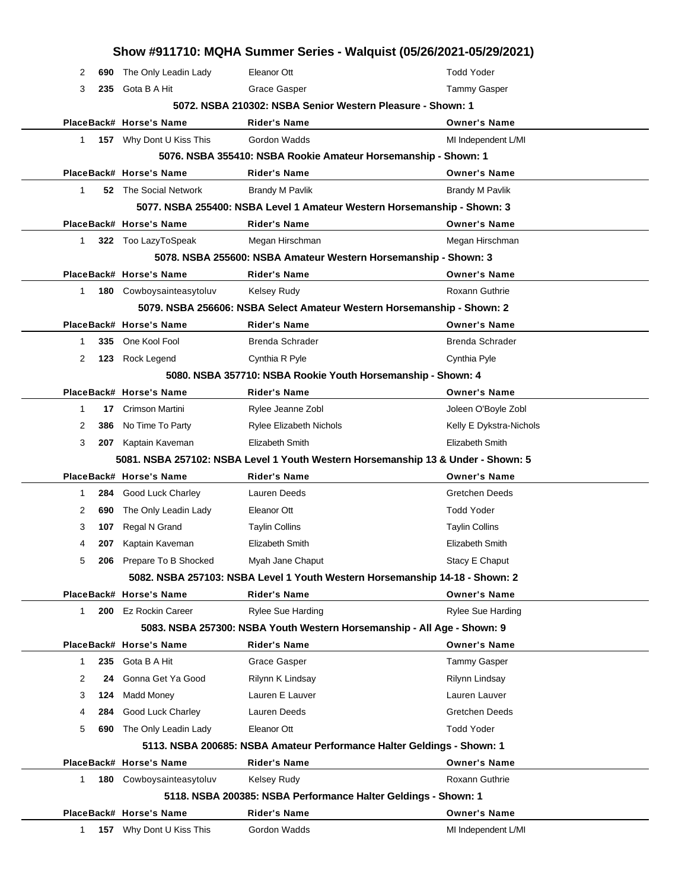# Show #911710: MQHA Summer Series - Walquist (05/26/2021-05/29/2021)

| Place | Back# | Horse's Name | Rider's Name | Owner's Name |
|---|---|---|---|---|
| 2 | 690 | The Only Leadin Lady | Eleanor Ott | Todd Yoder |
| 3 | 235 | Gota B A Hit | Grace Gasper | Tammy Gasper |

**5072. NSBA 210302: NSBA Senior Western Pleasure - Shown: 1**

| Place | Back# | Horse's Name | Rider's Name | Owner's Name |
|---|---|---|---|---|
| 1 | 157 | Why Dont U Kiss This | Gordon Wadds | MI Independent L/MI |

**5076. NSBA 355410: NSBA Rookie Amateur Horsemanship - Shown: 1**

| Place | Back# | Horse's Name | Rider's Name | Owner's Name |
|---|---|---|---|---|
| 1 | 52 | The Social Network | Brandy M Pavlik | Brandy M Pavlik |

**5077. NSBA 255400: NSBA Level 1 Amateur Western Horsemanship - Shown: 3**

| Place | Back# | Horse's Name | Rider's Name | Owner's Name |
|---|---|---|---|---|
| 1 | 322 | Too LazyToSpeak | Megan Hirschman | Megan Hirschman |

**5078. NSBA 255600: NSBA Amateur Western Horsemanship - Shown: 3**

| Place | Back# | Horse's Name | Rider's Name | Owner's Name |
|---|---|---|---|---|
| 1 | 180 | Cowboysainteasytoluv | Kelsey Rudy | Roxann Guthrie |

**5079. NSBA 256606: NSBA Select Amateur Western Horsemanship - Shown: 2**

| Place | Back# | Horse's Name | Rider's Name | Owner's Name |
|---|---|---|---|---|
| 1 | 335 | One Kool Fool | Brenda Schrader | Brenda Schrader |
| 2 | 123 | Rock Legend | Cynthia R Pyle | Cynthia Pyle |

**5080. NSBA 357710: NSBA Rookie Youth Horsemanship - Shown: 4**

| Place | Back# | Horse's Name | Rider's Name | Owner's Name |
|---|---|---|---|---|
| 1 | 17 | Crimson Martini | Rylee Jeanne Zobl | Joleen O'Boyle Zobl |
| 2 | 386 | No Time To Party | Rylee Elizabeth Nichols | Kelly E Dykstra-Nichols |
| 3 | 207 | Kaptain Kaveman | Elizabeth Smith | Elizabeth Smith |

**5081. NSBA 257102: NSBA Level 1 Youth Western Horsemanship 13 & Under - Shown: 5**

| Place | Back# | Horse's Name | Rider's Name | Owner's Name |
|---|---|---|---|---|
| 1 | 284 | Good Luck Charley | Lauren Deeds | Gretchen Deeds |
| 2 | 690 | The Only Leadin Lady | Eleanor Ott | Todd Yoder |
| 3 | 107 | Regal N Grand | Taylin Collins | Taylin Collins |
| 4 | 207 | Kaptain Kaveman | Elizabeth Smith | Elizabeth Smith |
| 5 | 206 | Prepare To B Shocked | Myah Jane Chaput | Stacy E Chaput |

**5082. NSBA 257103: NSBA Level 1 Youth Western Horsemanship 14-18 - Shown: 2**

| Place | Back# | Horse's Name | Rider's Name | Owner's Name |
|---|---|---|---|---|
| 1 | 200 | Ez Rockin Career | Rylee Sue Harding | Rylee Sue Harding |

**5083. NSBA 257300: NSBA Youth Western Horsemanship - All Age - Shown: 9**

| Place | Back# | Horse's Name | Rider's Name | Owner's Name |
|---|---|---|---|---|
| 1 | 235 | Gota B A Hit | Grace Gasper | Tammy Gasper |
| 2 | 24 | Gonna Get Ya Good | Rilynn K Lindsay | Rilynn Lindsay |
| 3 | 124 | Madd Money | Lauren E Lauver | Lauren Lauver |
| 4 | 284 | Good Luck Charley | Lauren Deeds | Gretchen Deeds |
| 5 | 690 | The Only Leadin Lady | Eleanor Ott | Todd Yoder |

**5113. NSBA 200685: NSBA Amateur Performance Halter Geldings - Shown: 1**

| Place | Back# | Horse's Name | Rider's Name | Owner's Name |
|---|---|---|---|---|
| 1 | 180 | Cowboysainteasytoluv | Kelsey Rudy | Roxann Guthrie |

**5118. NSBA 200385: NSBA Performance Halter Geldings - Shown: 1**

| Place | Back# | Horse's Name | Rider's Name | Owner's Name |
|---|---|---|---|---|
| 1 | 157 | Why Dont U Kiss This | Gordon Wadds | MI Independent L/MI |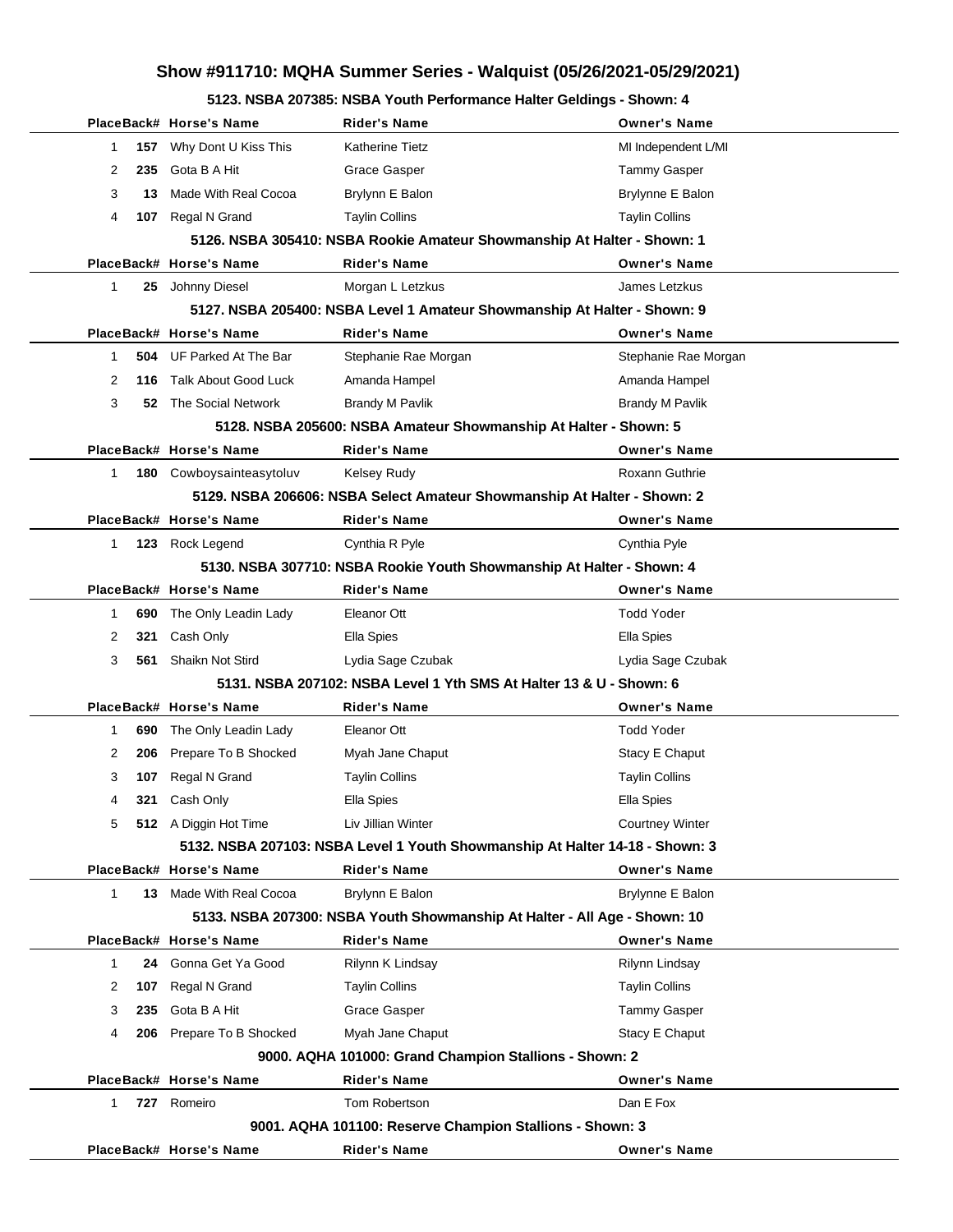# Show #911710: MQHA Summer Series - Walquist (05/26/2021-05/29/2021)

### 5123. NSBA 207385: NSBA Youth Performance Halter Geldings - Shown: 4

| Place | Back# | Horse's Name | Rider's Name | Owner's Name |
|---|---|---|---|---|
| 1 | 157 | Why Dont U Kiss This | Katherine Tietz | MI Independent L/MI |
| 2 | 235 | Gota B A Hit | Grace Gasper | Tammy Gasper |
| 3 | 13 | Made With Real Cocoa | Brylynn E Balon | Brylynne E Balon |
| 4 | 107 | Regal N Grand | Taylin Collins | Taylin Collins |

### 5126. NSBA 305410: NSBA Rookie Amateur Showmanship At Halter - Shown: 1

| Place | Back# | Horse's Name | Rider's Name | Owner's Name |
|---|---|---|---|---|
| 1 | 25 | Johnny Diesel | Morgan L Letzkus | James Letzkus |

### 5127. NSBA 205400: NSBA Level 1 Amateur Showmanship At Halter - Shown: 9

| Place | Back# | Horse's Name | Rider's Name | Owner's Name |
|---|---|---|---|---|
| 1 | 504 | UF Parked At The Bar | Stephanie Rae Morgan | Stephanie Rae Morgan |
| 2 | 116 | Talk About Good Luck | Amanda Hampel | Amanda Hampel |
| 3 | 52 | The Social Network | Brandy M Pavlik | Brandy M Pavlik |

### 5128. NSBA 205600: NSBA Amateur Showmanship At Halter - Shown: 5

| Place | Back# | Horse's Name | Rider's Name | Owner's Name |
|---|---|---|---|---|
| 1 | 180 | Cowboysainteasytoluv | Kelsey Rudy | Roxann Guthrie |

### 5129. NSBA 206606: NSBA Select Amateur Showmanship At Halter - Shown: 2

| Place | Back# | Horse's Name | Rider's Name | Owner's Name |
|---|---|---|---|---|
| 1 | 123 | Rock Legend | Cynthia R Pyle | Cynthia Pyle |

### 5130. NSBA 307710: NSBA Rookie Youth Showmanship At Halter - Shown: 4

| Place | Back# | Horse's Name | Rider's Name | Owner's Name |
|---|---|---|---|---|
| 1 | 690 | The Only Leadin Lady | Eleanor Ott | Todd Yoder |
| 2 | 321 | Cash Only | Ella Spies | Ella Spies |
| 3 | 561 | Shaikn Not Stird | Lydia Sage Czubak | Lydia Sage Czubak |

### 5131. NSBA 207102: NSBA Level 1 Yth SMS At Halter 13 & U - Shown: 6

| Place | Back# | Horse's Name | Rider's Name | Owner's Name |
|---|---|---|---|---|
| 1 | 690 | The Only Leadin Lady | Eleanor Ott | Todd Yoder |
| 2 | 206 | Prepare To B Shocked | Myah Jane Chaput | Stacy E Chaput |
| 3 | 107 | Regal N Grand | Taylin Collins | Taylin Collins |
| 4 | 321 | Cash Only | Ella Spies | Ella Spies |
| 5 | 512 | A Diggin Hot Time | Liv Jillian Winter | Courtney Winter |

### 5132. NSBA 207103: NSBA Level 1 Youth Showmanship At Halter 14-18 - Shown: 3

| Place | Back# | Horse's Name | Rider's Name | Owner's Name |
|---|---|---|---|---|
| 1 | 13 | Made With Real Cocoa | Brylynn E Balon | Brylynne E Balon |

### 5133. NSBA 207300: NSBA Youth Showmanship At Halter - All Age - Shown: 10

| Place | Back# | Horse's Name | Rider's Name | Owner's Name |
|---|---|---|---|---|
| 1 | 24 | Gonna Get Ya Good | Rilynn K Lindsay | Rilynn Lindsay |
| 2 | 107 | Regal N Grand | Taylin Collins | Taylin Collins |
| 3 | 235 | Gota B A Hit | Grace Gasper | Tammy Gasper |
| 4 | 206 | Prepare To B Shocked | Myah Jane Chaput | Stacy E Chaput |

### 9000. AQHA 101000: Grand Champion Stallions - Shown: 2

| Place | Back# | Horse's Name | Rider's Name | Owner's Name |
|---|---|---|---|---|
| 1 | 727 | Romeiro | Tom Robertson | Dan E Fox |

### 9001. AQHA 101100: Reserve Champion Stallions - Shown: 3

| Place | Back# | Horse's Name | Rider's Name | Owner's Name |
|---|---|---|---|---|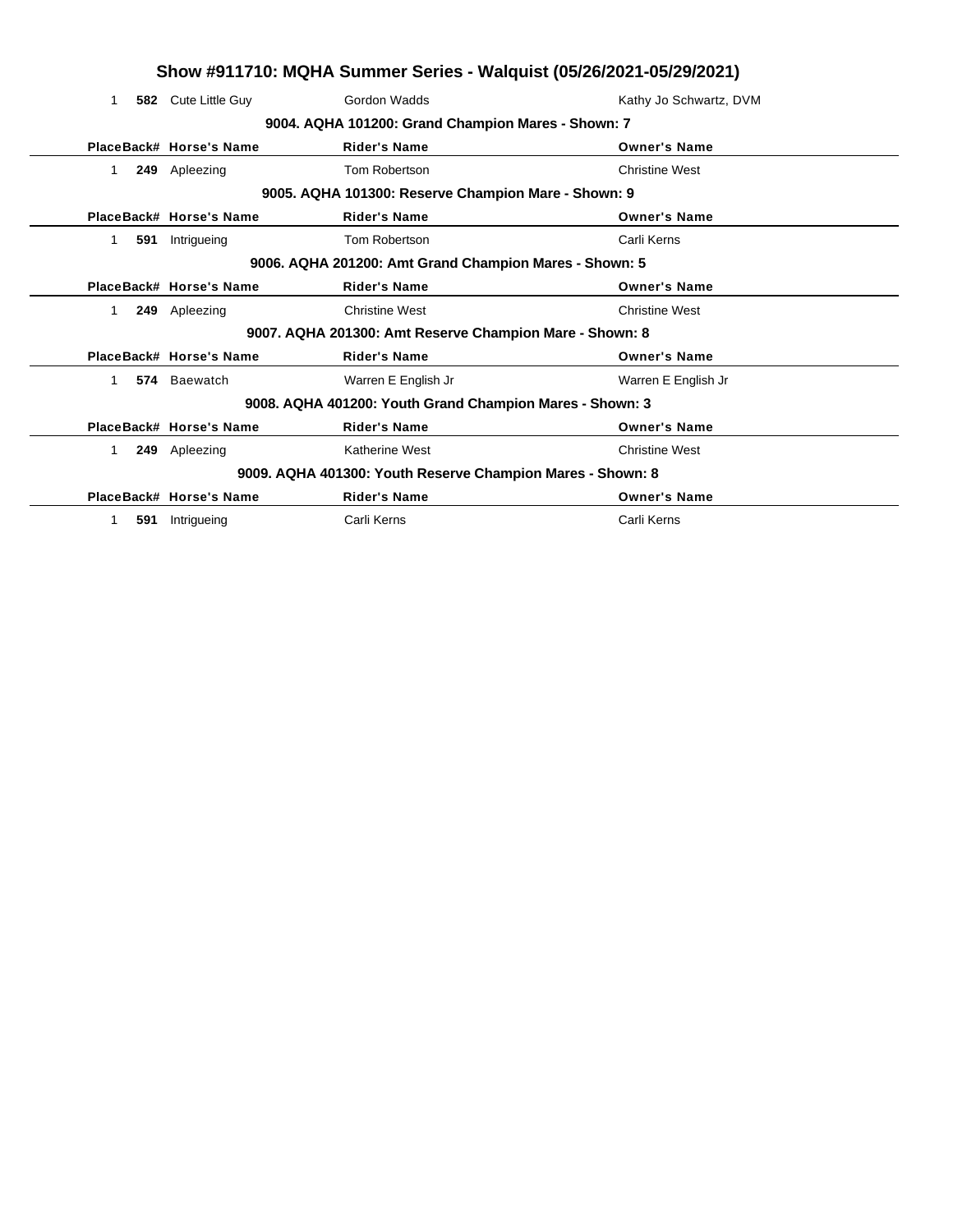## Show #911710: MQHA Summer Series - Walquist (05/26/2021-05/29/2021)

| Place | Back# | Horse's Name | Rider's Name | Owner's Name |
|---|---|---|---|---|
| 1 | **582** | Cute Little Guy | Gordon Wadds | Kathy Jo Schwartz, DVM |

### 9004. AQHA 101200: Grand Champion Mares - Shown: 7

| Place | Back# | Horse's Name | Rider's Name | Owner's Name |
|---|---|---|---|---|
| 1 | **249** | Apleezing | Tom Robertson | Christine West |

### 9005. AQHA 101300: Reserve Champion Mare - Shown: 9

| Place | Back# | Horse's Name | Rider's Name | Owner's Name |
|---|---|---|---|---|
| 1 | **591** | Intrigueing | Tom Robertson | Carli Kerns |

### 9006. AQHA 201200: Amt Grand Champion Mares - Shown: 5

| Place | Back# | Horse's Name | Rider's Name | Owner's Name |
|---|---|---|---|---|
| 1 | **249** | Apleezing | Christine West | Christine West |

### 9007. AQHA 201300: Amt Reserve Champion Mare - Shown: 8

| Place | Back# | Horse's Name | Rider's Name | Owner's Name |
|---|---|---|---|---|
| 1 | **574** | Baewatch | Warren E English Jr | Warren E English Jr |

### 9008. AQHA 401200: Youth Grand Champion Mares - Shown: 3

| Place | Back# | Horse's Name | Rider's Name | Owner's Name |
|---|---|---|---|---|
| 1 | **249** | Apleezing | Katherine West | Christine West |

### 9009. AQHA 401300: Youth Reserve Champion Mares - Shown: 8

| Place | Back# | Horse's Name | Rider's Name | Owner's Name |
|---|---|---|---|---|
| 1 | **591** | Intrigueing | Carli Kerns | Carli Kerns |